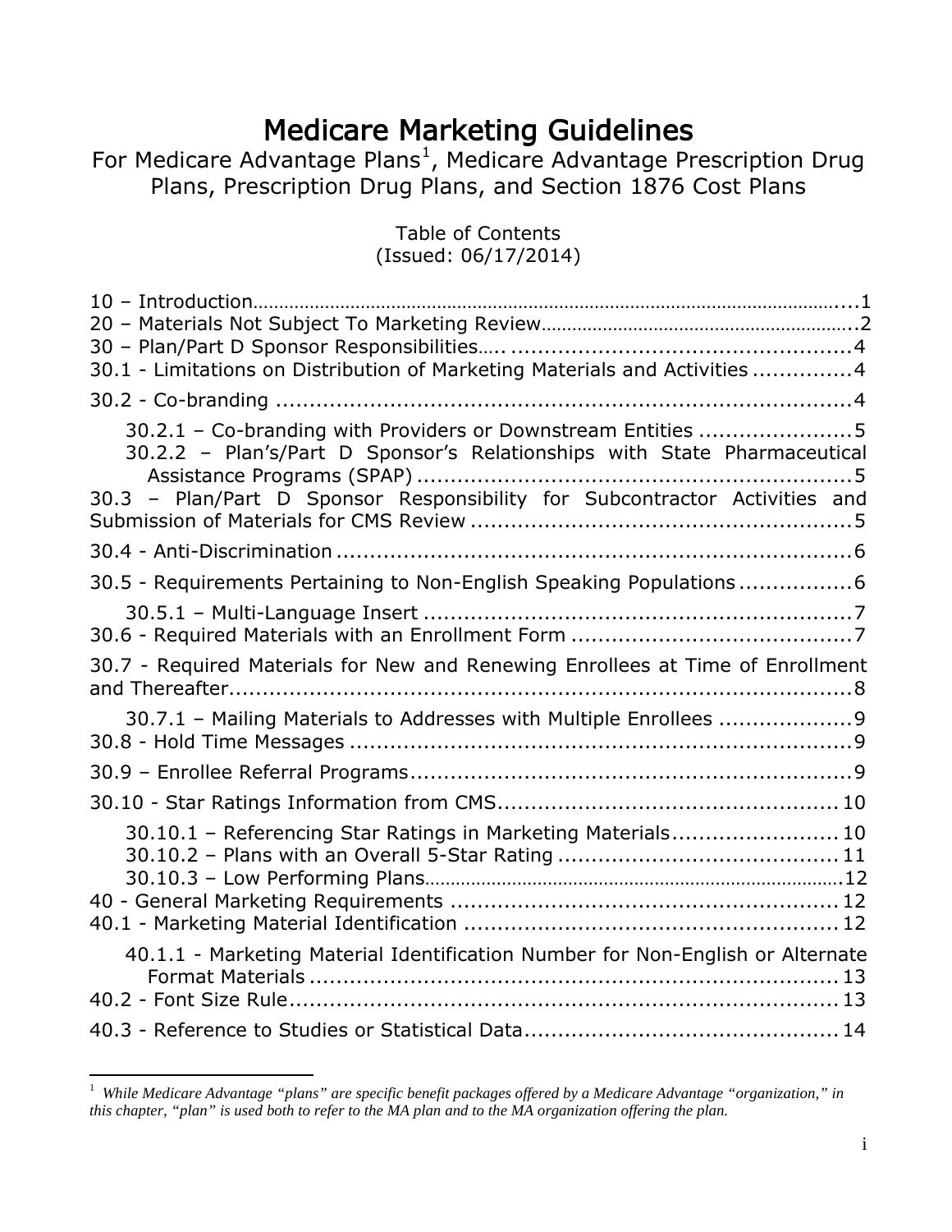# Medicare Marketing Guidelines

For Medicare Advantage Plans[1], Medicare Advantage Prescription Drug Plans, Prescription Drug Plans, and Section 1876 Cost Plans

Table of Contents
(Issued: 06/17/2014)

10 – Introduction....................................................................................................................1
20 – Materials Not Subject To Marketing Review.............................................................2
30 – Plan/Part D Sponsor Responsibilities.... ..................................................4
30.1 - Limitations on Distribution of Marketing Materials and Activities ..............4
30.2 - Co-branding .......................................................................................4
30.2.1 – Co-branding with Providers or Downstream Entities .......................5
30.2.2 – Plan's/Part D Sponsor's Relationships with State Pharmaceutical Assistance Programs (SPAP) ...........................................................................5
30.3 – Plan/Part D Sponsor Responsibility for Subcontractor Activities and Submission of Materials for CMS Review ........................................................5
30.4 - Anti-Discrimination .............................................................................6
30.5 - Requirements Pertaining to Non-English Speaking Populations .................6
30.5.1 – Multi-Language Insert ..................................................................7
30.6 - Required Materials with an Enrollment Form ..........................................7
30.7 - Required Materials for New and Renewing Enrollees at Time of Enrollment and Thereafter...........................................................................................8
30.7.1 – Mailing Materials to Addresses with Multiple Enrollees ....................9
30.8 - Hold Time Messages ...........................................................................9
30.9 – Enrollee Referral Programs..................................................................9
30.10 - Star Ratings Information from CMS...................................................10
30.10.1 – Referencing Star Ratings in Marketing Materials.........................10
30.10.2 – Plans with an Overall 5-Star Rating ..........................................11
30.10.3 – Low Performing Plans.................................................................12
40 - General Marketing Requirements ..........................................................12
40.1 - Marketing Material Identification ........................................................12
40.1.1 - Marketing Material Identification Number for Non-English or Alternate Format Materials ................................................................................13
40.2 - Font Size Rule...................................................................................13
40.3 - Reference to Studies or Statistical Data...............................................14

---

[1] *While Medicare Advantage "plans" are specific benefit packages offered by a Medicare Advantage "organization," in this chapter, "plan" is used both to refer to the MA plan and to the MA organization offering the plan.*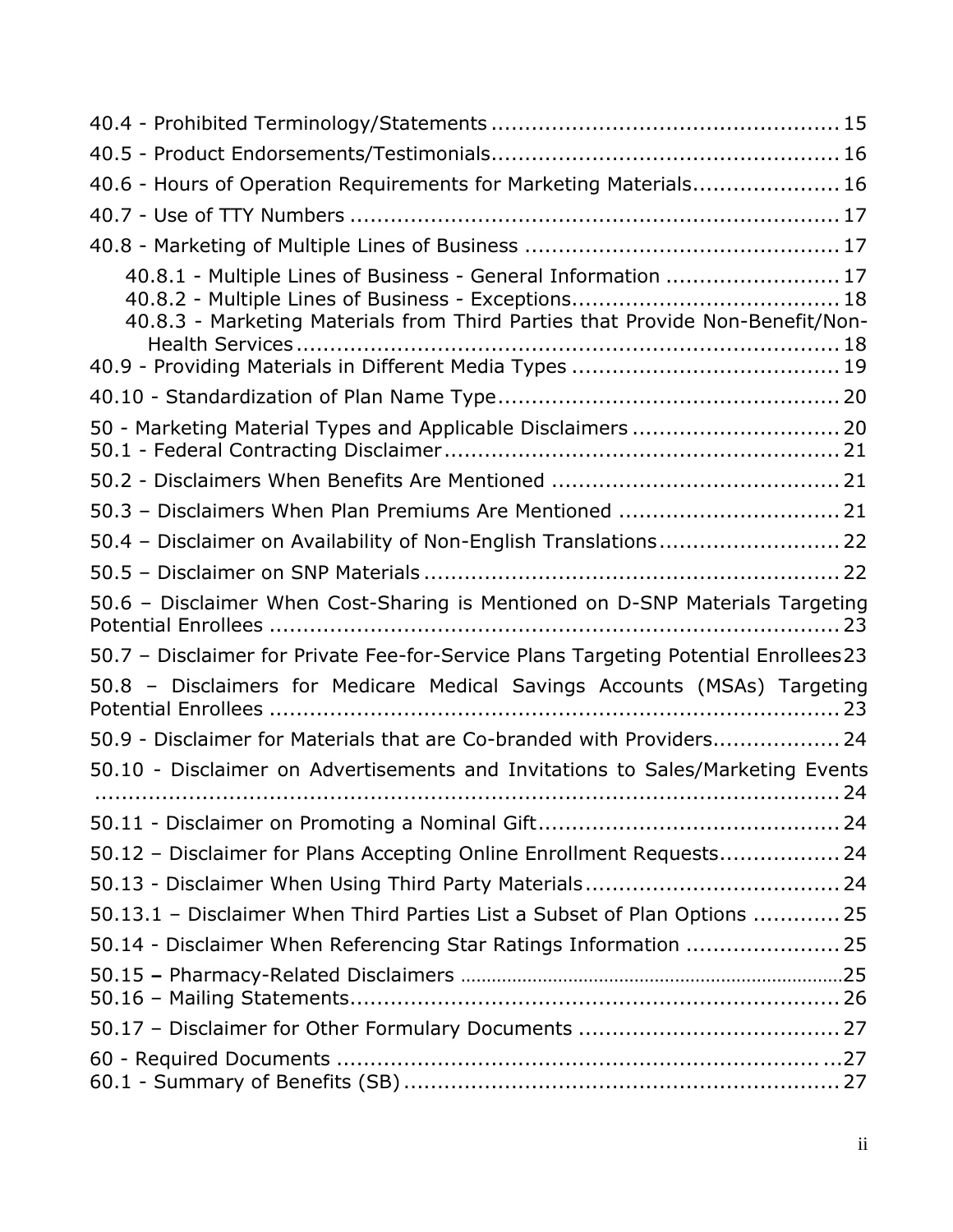40.4 - Prohibited Terminology/Statements .................................................. 15

40.5 - Product Endorsements/Testimonials.................................................. 16

40.6 - Hours of Operation Requirements for Marketing Materials..................... 16

40.7 - Use of TTY Numbers ........................................................................ 17

40.8 - Marketing of Multiple Lines of Business .............................................. 17

40.8.1 - Multiple Lines of Business - General Information ......................... 17
40.8.2 - Multiple Lines of Business - Exceptions....................................... 18
40.8.3 - Marketing Materials from Third Parties that Provide Non-Benefit/Non-Health Services .............................................................................. 18

40.9 - Providing Materials in Different Media Types ....................................... 19

40.10 - Standardization of Plan Name Type.................................................. 20

50 - Marketing Material Types and Applicable Disclaimers .............................. 20
50.1 - Federal Contracting Disclaimer.......................................................... 21

50.2 - Disclaimers When Benefits Are Mentioned .......................................... 21

50.3 – Disclaimers When Plan Premiums Are Mentioned ................................ 21

50.4 – Disclaimer on Availability of Non-English Translations.......................... 22

50.5 – Disclaimer on SNP Materials ............................................................. 22

50.6 – Disclaimer When Cost-Sharing is Mentioned on D-SNP Materials Targeting Potential Enrollees ..................................................................................... 23

50.7 – Disclaimer for Private Fee-for-Service Plans Targeting Potential Enrollees 23

50.8 – Disclaimers for Medicare Medical Savings Accounts (MSAs) Targeting Potential Enrollees ..................................................................................... 23

50.9 - Disclaimer for Materials that are Co-branded with Providers.................. 24

50.10 - Disclaimer on Advertisements and Invitations to Sales/Marketing Events .................................................................................................... 24

50.11 - Disclaimer on Promoting a Nominal Gift............................................ 24

50.12 – Disclaimer for Plans Accepting Online Enrollment Requests................. 24

50.13 - Disclaimer When Using Third Party Materials...................................... 24

50.13.1 – Disclaimer When Third Parties List a Subset of Plan Options ............ 25

50.14 - Disclaimer When Referencing Star Ratings Information ...................... 25

50.15 – Pharmacy-Related Disclaimers ........................................................ 25
50.16 – Mailing Statements........................................................................ 26

50.17 – Disclaimer for Other Formulary Documents ...................................... 27

60 - Required Documents ........................................................................... 27
60.1 - Summary of Benefits (SB)................................................................ 27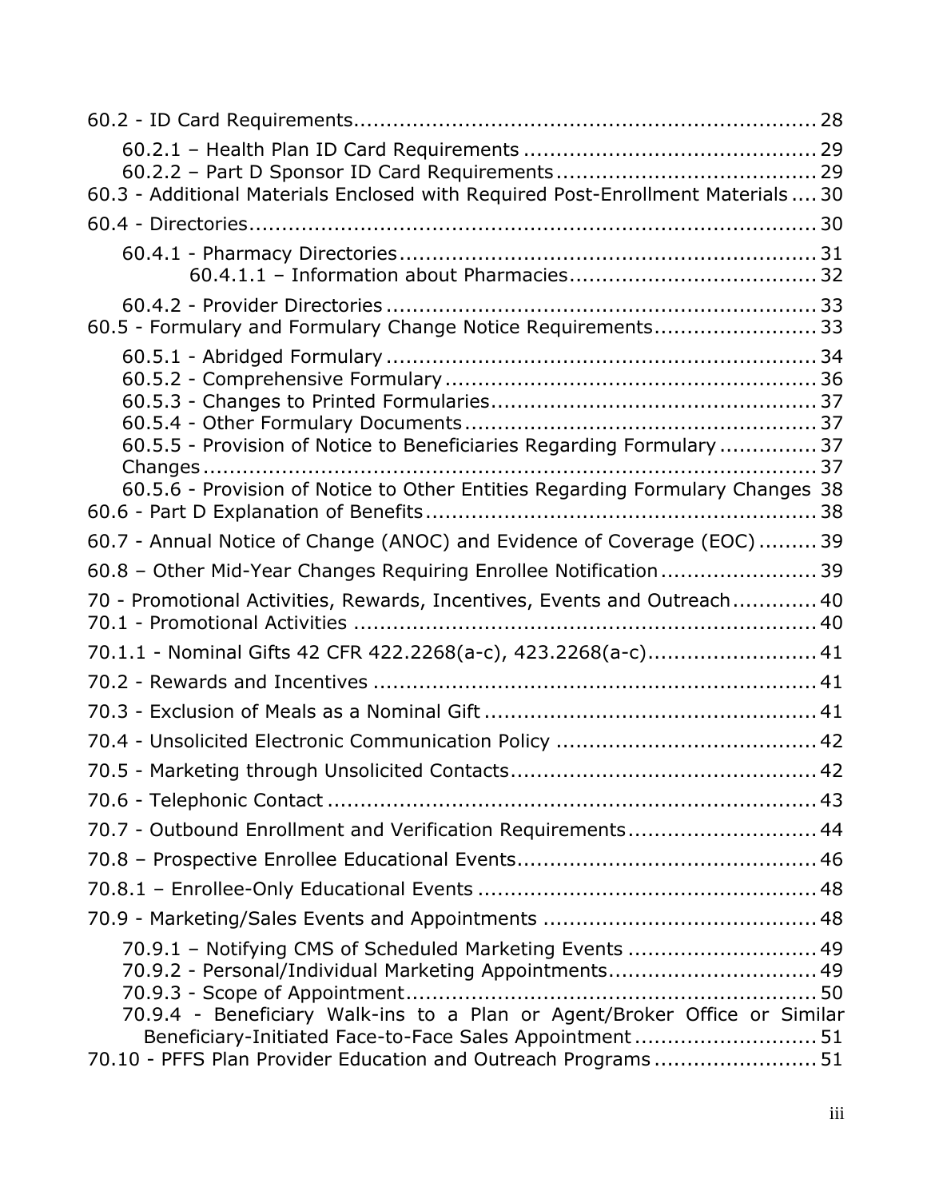60.2 - ID Card Requirements.......................................................................28

60.2.1 – Health Plan ID Card Requirements ..........................................29
60.2.2 – Part D Sponsor ID Card Requirements.....................................29

60.3 - Additional Materials Enclosed with Required Post-Enrollment Materials ....30

60.4 - Directories.........................................................................................30

60.4.1 - Pharmacy Directories.............................................................31
60.4.1.1 – Information about Pharmacies.............................................32

60.4.2 - Provider Directories..............................................................33

60.5 - Formulary and Formulary Change Notice Requirements.........................33

60.5.1 - Abridged Formulary..............................................................34
60.5.2 - Comprehensive Formulary......................................................36
60.5.3 - Changes to Printed Formularies...............................................37
60.5.4 - Other Formulary Documents....................................................37
60.5.5 - Provision of Notice to Beneficiaries Regarding Formulary ..............37
Changes........................................................................................37
60.5.6 - Provision of Notice to Other Entities Regarding Formulary Changes 38

60.6 - Part D Explanation of Benefits..............................................................38

60.7 - Annual Notice of Change (ANOC) and Evidence of Coverage (EOC) .........39

60.8 – Other Mid-Year Changes Requiring Enrollee Notification.......................39

70 - Promotional Activities, Rewards, Incentives, Events and Outreach............40

70.1 - Promotional Activities .......................................................................40

70.1.1 - Nominal Gifts 42 CFR 422.2268(a-c), 423.2268(a-c).........................41

70.2 - Rewards and Incentives ......................................................................41

70.3 - Exclusion of Meals as a Nominal Gift ....................................................41

70.4 - Unsolicited Electronic Communication Policy ..........................................42

70.5 - Marketing through Unsolicited Contacts..................................................42

70.6 - Telephonic Contact ............................................................................43

70.7 - Outbound Enrollment and Verification Requirements...............................44

70.8 – Prospective Enrollee Educational Events................................................46

70.8.1 – Enrollee-Only Educational Events .....................................................48

70.9 - Marketing/Sales Events and Appointments ............................................48

70.9.1 – Notifying CMS of Scheduled Marketing Events ...........................49
70.9.2 - Personal/Individual Marketing Appointments...............................49
70.9.3 - Scope of Appointment.............................................................50
70.9.4 - Beneficiary Walk-ins to a Plan or Agent/Broker Office or Similar Beneficiary-Initiated Face-to-Face Sales Appointment ...........................51

70.10 - PFFS Plan Provider Education and Outreach Programs .........................51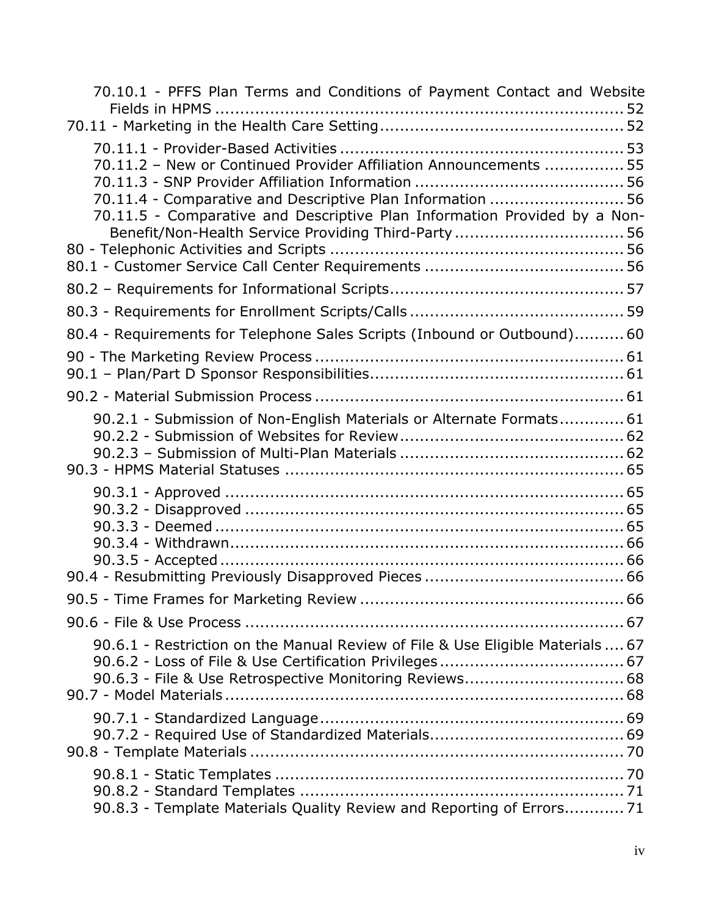70.10.1 - PFFS Plan Terms and Conditions of Payment Contact and Website Fields in HPMS ................................................................................ 52
70.11 - Marketing in the Health Care Setting................................................ 52
70.11.1 - Provider-Based Activities ........................................................ 53
70.11.2 – New or Continued Provider Affiliation Announcements ................ 55
70.11.3 - SNP Provider Affiliation Information ......................................... 56
70.11.4 - Comparative and Descriptive Plan Information .......................... 56
70.11.5 - Comparative and Descriptive Plan Information Provided by a Non-Benefit/Non-Health Service Providing Third-Party ................................. 56
80 - Telephonic Activities and Scripts .......................................................... 56
80.1 - Customer Service Call Center Requirements ....................................... 56
80.2 – Requirements for Informational Scripts.............................................. 57
80.3 - Requirements for Enrollment Scripts/Calls .......................................... 59
80.4 - Requirements for Telephone Sales Scripts (Inbound or Outbound).......... 60
90 - The Marketing Review Process ............................................................. 61
90.1 – Plan/Part D Sponsor Responsibilities................................................... 61
90.2 - Material Submission Process ............................................................. 61
90.2.1 - Submission of Non-English Materials or Alternate Formats............ 61
90.2.2 - Submission of Websites for Review............................................ 62
90.2.3 – Submission of Multi-Plan Materials ............................................ 62
90.3 - HPMS Material Statuses ................................................................... 65
90.3.1 - Approved ............................................................................... 65
90.3.2 - Disapproved .......................................................................... 65
90.3.3 - Deemed ................................................................................ 65
90.3.4 - Withdrawn............................................................................. 66
90.3.5 - Accepted ............................................................................... 66
90.4 - Resubmitting Previously Disapproved Pieces ....................................... 66
90.5 - Time Frames for Marketing Review .................................................... 66
90.6 - File & Use Process ........................................................................... 67
90.6.1 - Restriction on the Manual Review of File & Use Eligible Materials .... 67
90.6.2 - Loss of File & Use Certification Privileges.................................... 67
90.6.3 - File & Use Retrospective Monitoring Reviews............................... 68
90.7 - Model Materials ............................................................................... 68
90.7.1 - Standardized Language............................................................ 69
90.7.2 - Required Use of Standardized Materials...................................... 69
90.8 - Template Materials .......................................................................... 70
90.8.1 - Static Templates ..................................................................... 70
90.8.2 - Standard Templates ................................................................ 71
90.8.3 - Template Materials Quality Review and Reporting of Errors........... 71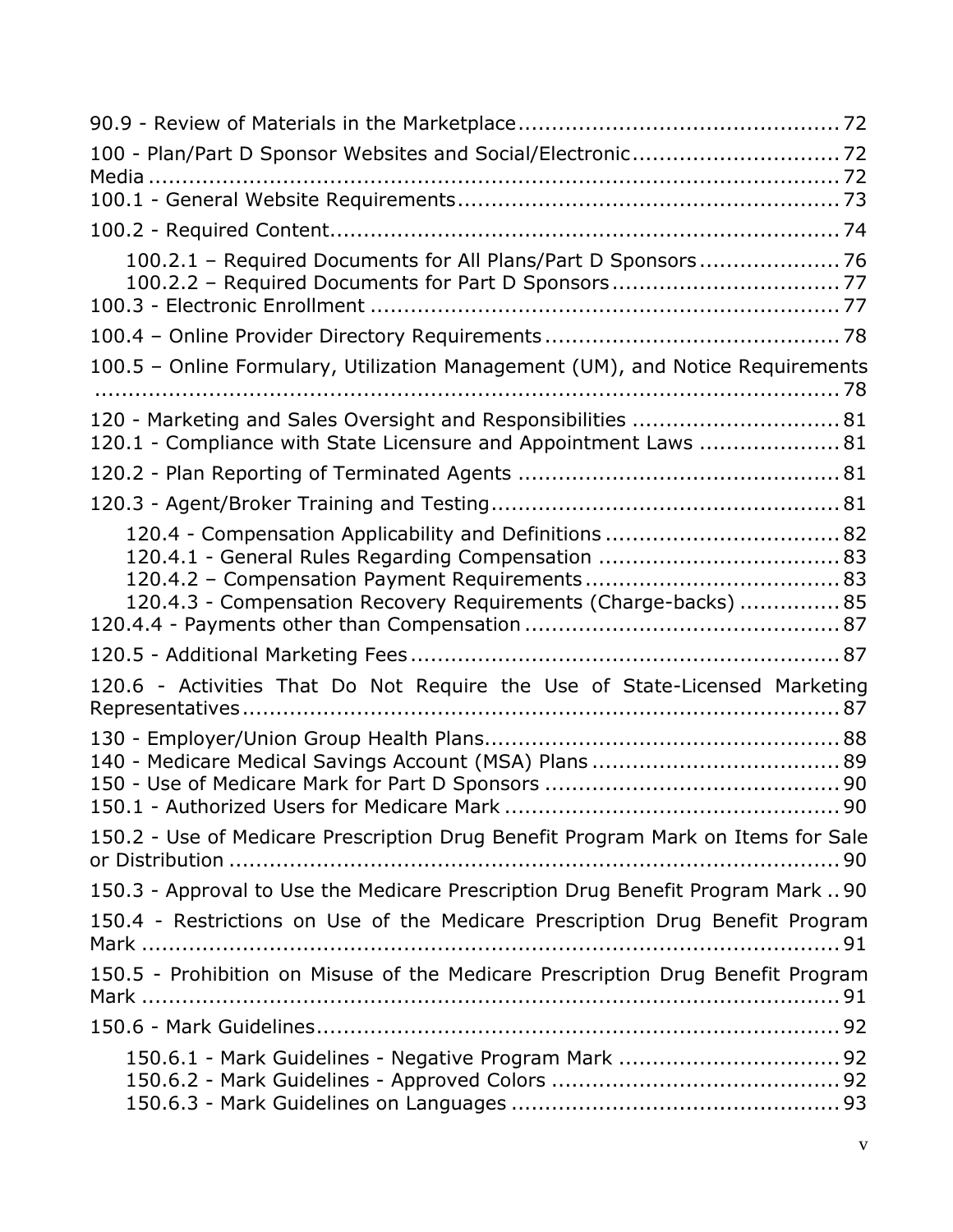90.9 - Review of Materials in the Marketplace................................................ 72

100 - Plan/Part D Sponsor Websites and Social/Electronic................................ 72
Media ............................................................................................ 72
100.1 - General Website Requirements......................................................... 73

100.2 - Required Content........................................................................... 74

100.2.1 – Required Documents for All Plans/Part D Sponsors..................... 76
100.2.2 – Required Documents for Part D Sponsors.................................. 77
100.3 - Electronic Enrollment ..................................................................... 77

100.4 – Online Provider Directory Requirements............................................ 78

100.5 – Online Formulary, Utilization Management (UM), and Notice Requirements ........................................................................................................ 78

120 - Marketing and Sales Oversight and Responsibilities ............................... 81
120.1 - Compliance with State Licensure and Appointment Laws ..................... 81

120.2 - Plan Reporting of Terminated Agents ................................................ 81

120.3 - Agent/Broker Training and Testing..................................................... 81

120.4 - Compensation Applicability and Definitions ................................... 82
120.4.1 - General Rules Regarding Compensation .................................... 83
120.4.2 – Compensation Payment Requirements...................................... 83
120.4.3 - Compensation Recovery Requirements (Charge-backks) ............... 85
120.4.4 - Payments other than Compensation ............................................... 87

120.5 - Additional Marketing Fees................................................................ 87

120.6 - Activities That Do Not Require the Use of State-Licensed Marketing Representatives.......................................................................................... 87

130 - Employer/Union Group Health Plans..................................................... 88
140 - Medicare Medical Savings Account (MSA) Plans ..................................... 89
150 - Use of Medicare Mark for Part D Sponsors ............................................ 90
150.1 - Authorized Users for Medicare Mark .................................................. 90

150.2 - Use of Medicare Prescription Drug Benefit Program Mark on Items for Sale or Distribution ............................................................................................. 90

150.3 - Approval to Use the Medicare Prescription Drug Benefit Program Mark .. 90

150.4 - Restrictions on Use of the Medicare Prescription Drug Benefit Program Mark ................................................................................................... 91

150.5 - Prohibition on Misuse of the Medicare Prescription Drug Benefit Program Mark ................................................................................................... 91

150.6 - Mark Guidelines.............................................................................. 92

150.6.1 - Mark Guidelines - Negative Program Mark ................................. 92
150.6.2 - Mark Guidelines - Approved Colors ........................................... 92
150.6.3 - Mark Guidelines on Languages ................................................. 93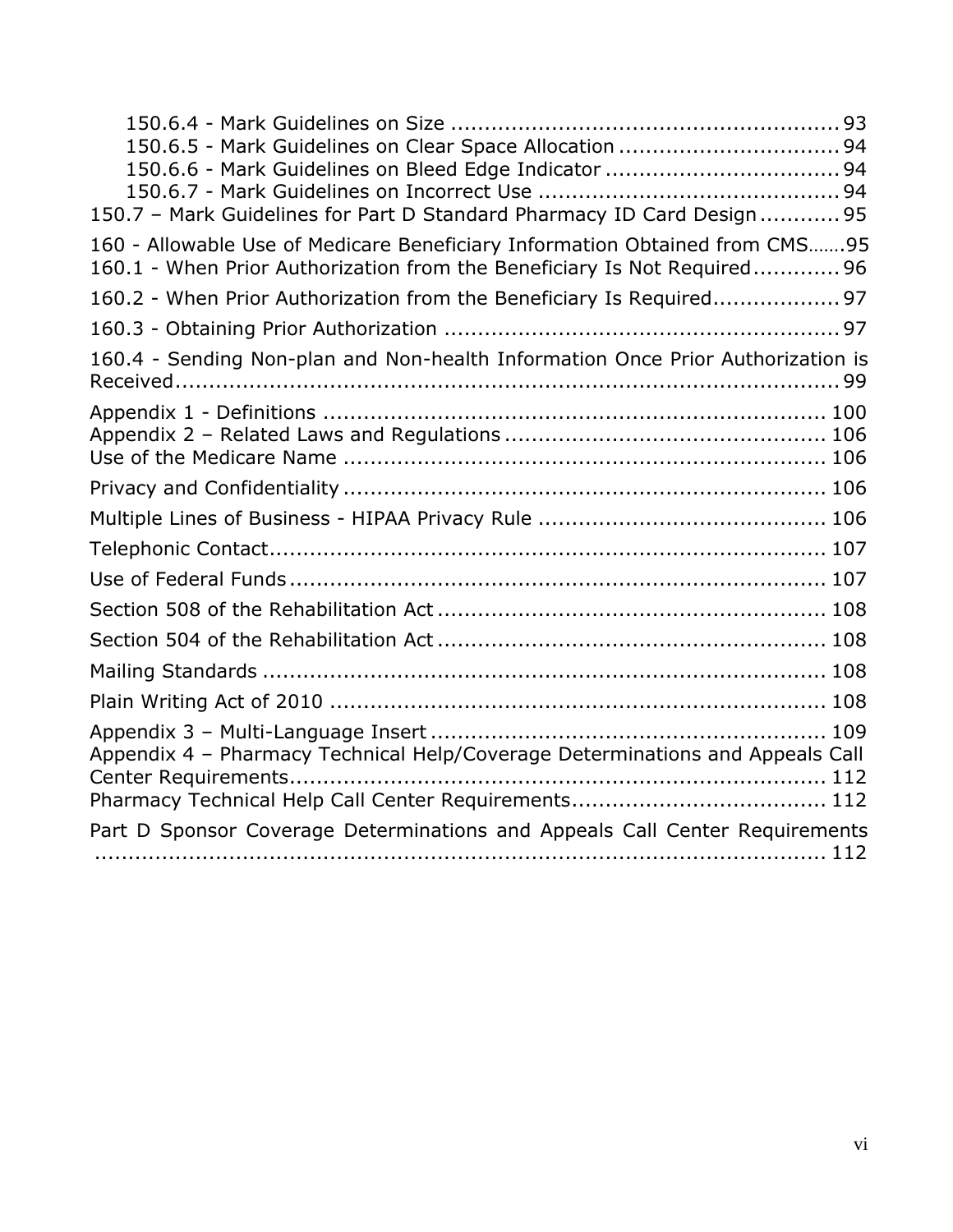150.6.4 - Mark Guidelines on Size ........................................................ 93
150.6.5 - Mark Guidelines on Clear Space Allocation ................................ 94
150.6.6 - Mark Guidelines on Bleed Edge Indicator .................................. 94
150.6.7 - Mark Guidelines on Incorrect Use ............................................ 94
150.7 – Mark Guidelines for Part D Standard Pharmacy ID Card Design ............ 95

160 - Allowable Use of Medicare Beneficiary Information Obtained from CMS.......95
160.1 - When Prior Authorization from the Beneficiary Is Not Required ............ 96

160.2 - When Prior Authorization from the Beneficiary Is Required.................. 97

160.3 - Obtaining Prior Authorization ......................................................... 97

160.4 - Sending Non-plan and Non-health Information Once Prior Authorization is Received.................................................................................... 99

Appendix 1 - Definitions ......................................................................... 100
Appendix 2 – Related Laws and Regulations ............................................... 106
Use of the Medicare Name ....................................................................... 106

Privacy and Confidentiality ....................................................................... 106

Multiple Lines of Business - HIPAA Privacy Rule .......................................... 106

Telephonic Contact.................................................................................. 107

Use of Federal Funds ............................................................................... 107

Section 508 of the Rehabilitation Act ......................................................... 108

Section 504 of the Rehabilitation Act ......................................................... 108

Mailing Standards ................................................................................... 108

Plain Writing Act of 2010 ......................................................................... 108

Appendix 3 – Multi-Language Insert .......................................................... 109
Appendix 4 – Pharmacy Technical Help/Coverage Determinations and Appeals Call Center Requirements............................................................................... 112
Pharmacy Technical Help Call Center Requirements..................................... 112

Part D Sponsor Coverage Determinations and Appeals Call Center Requirements ............................................................................................... 112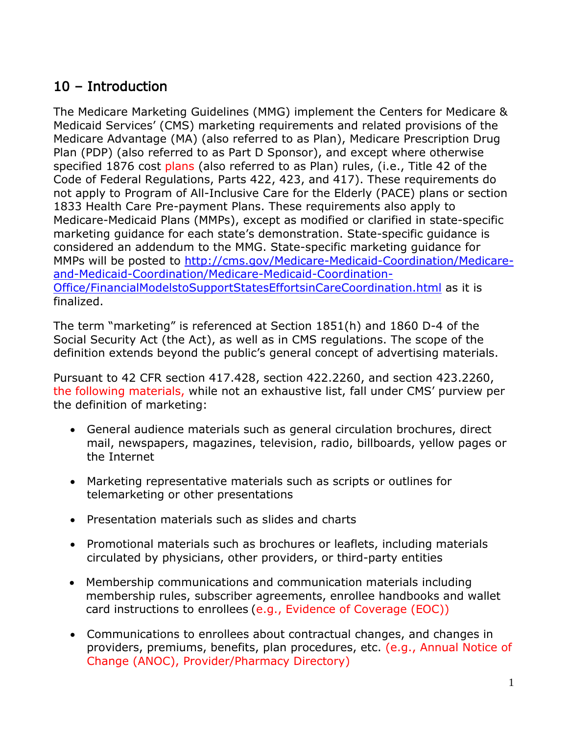## 10 – Introduction

The Medicare Marketing Guidelines (MMG) implement the Centers for Medicare & Medicaid Services' (CMS) marketing requirements and related provisions of the Medicare Advantage (MA) (also referred to as Plan), Medicare Prescription Drug Plan (PDP) (also referred to as Part D Sponsor), and except where otherwise specified 1876 cost plans (also referred to as Plan) rules, (i.e., Title 42 of the Code of Federal Regulations, Parts 422, 423, and 417). These requirements do not apply to Program of All-Inclusive Care for the Elderly (PACE) plans or section 1833 Health Care Pre-payment Plans. These requirements also apply to Medicare-Medicaid Plans (MMPs), except as modified or clarified in state-specific marketing guidance for each state's demonstration. State-specific guidance is considered an addendum to the MMG. State-specific marketing guidance for MMPs will be posted to [http://cms.gov/Medicare-Medicaid-Coordination/Medicare-and-Medicaid-Coordination/Medicare-Medicaid-Coordination-Office/FinancialModelstoSupportStatesEffortsinCareCoordination.html](http://cms.gov/Medicare-Medicaid-Coordination/Medicare-and-Medicaid-Coordination/Medicare-Medicaid-Coordination-Office/FinancialModelstoSupportStatesEffortsinCareCoordination.html) as it is finalized.

The term "marketing" is referenced at Section 1851(h) and 1860 D-4 of the Social Security Act (the Act), as well as in CMS regulations. The scope of the definition extends beyond the public's general concept of advertising materials.

Pursuant to 42 CFR section 417.428, section 422.2260, and section 423.2260, the following materials, while not an exhaustive list, fall under CMS' purview per the definition of marketing:

- General audience materials such as general circulation brochures, direct mail, newspapers, magazines, television, radio, billboards, yellow pages or the Internet
- Marketing representative materials such as scripts or outlines for telemarketing or other presentations
- Presentation materials such as slides and charts
- Promotional materials such as brochures or leaflets, including materials circulated by physicians, other providers, or third-party entities
- Membership communications and communication materials including membership rules, subscriber agreements, enrollee handbooks and wallet card instructions to enrollees (e.g., Evidence of Coverage (EOC))
- Communications to enrollees about contractual changes, and changes in providers, premiums, benefits, plan procedures, etc. (e.g., Annual Notice of Change (ANOC), Provider/Pharmacy Directory)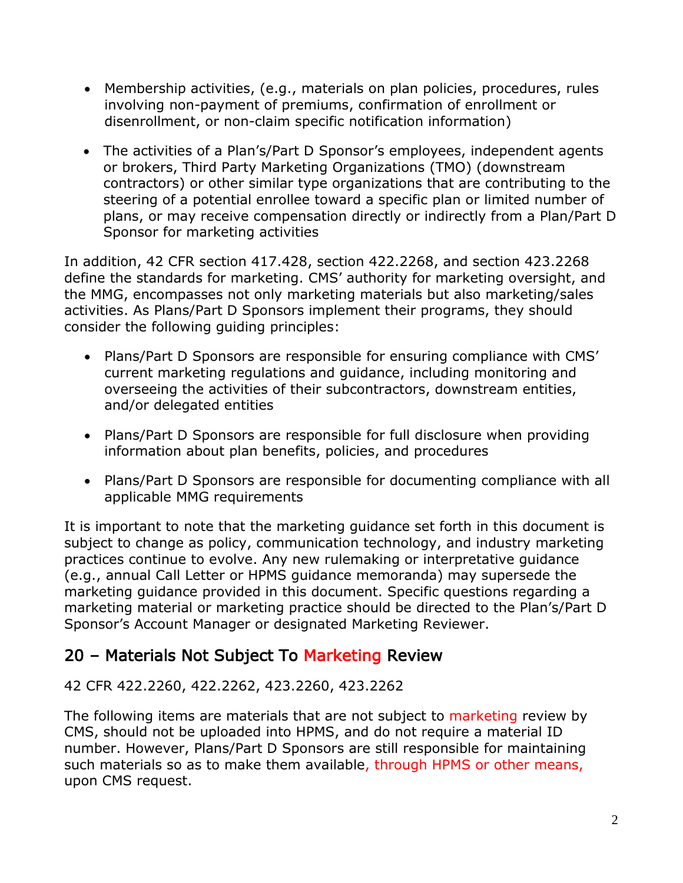- Membership activities, (e.g., materials on plan policies, procedures, rules involving non-payment of premiums, confirmation of enrollment or disenrollment, or non-claim specific notification information)

- The activities of a Plan's/Part D Sponsor's employees, independent agents or brokers, Third Party Marketing Organizations (TMO) (downstream contractors) or other similar type organizations that are contributing to the steering of a potential enrollee toward a specific plan or limited number of plans, or may receive compensation directly or indirectly from a Plan/Part D Sponsor for marketing activities

In addition, 42 CFR section 417.428, section 422.2268, and section 423.2268 define the standards for marketing. CMS' authority for marketing oversight, and the MMG, encompasses not only marketing materials but also marketing/sales activities. As Plans/Part D Sponsors implement their programs, they should consider the following guiding principles:

- Plans/Part D Sponsors are responsible for ensuring compliance with CMS' current marketing regulations and guidance, including monitoring and overseeing the activities of their subcontractors, downstream entities, and/or delegated entities

- Plans/Part D Sponsors are responsible for full disclosure when providing information about plan benefits, policies, and procedures

- Plans/Part D Sponsors are responsible for documenting compliance with all applicable MMG requirements

It is important to note that the marketing guidance set forth in this document is subject to change as policy, communication technology, and industry marketing practices continue to evolve. Any new rulemaking or interpretative guidance (e.g., annual Call Letter or HPMS guidance memoranda) may supersede the marketing guidance provided in this document. Specific questions regarding a marketing material or marketing practice should be directed to the Plan's/Part D Sponsor's Account Manager or designated Marketing Reviewer.

## 20 – Materials Not Subject To Marketing Review

42 CFR 422.2260, 422.2262, 423.2260, 423.2262

The following items are materials that are not subject to marketing review by CMS, should not be uploaded into HPMS, and do not require a material ID number. However, Plans/Part D Sponsors are still responsible for maintaining such materials so as to make them available, through HPMS or other means, upon CMS request.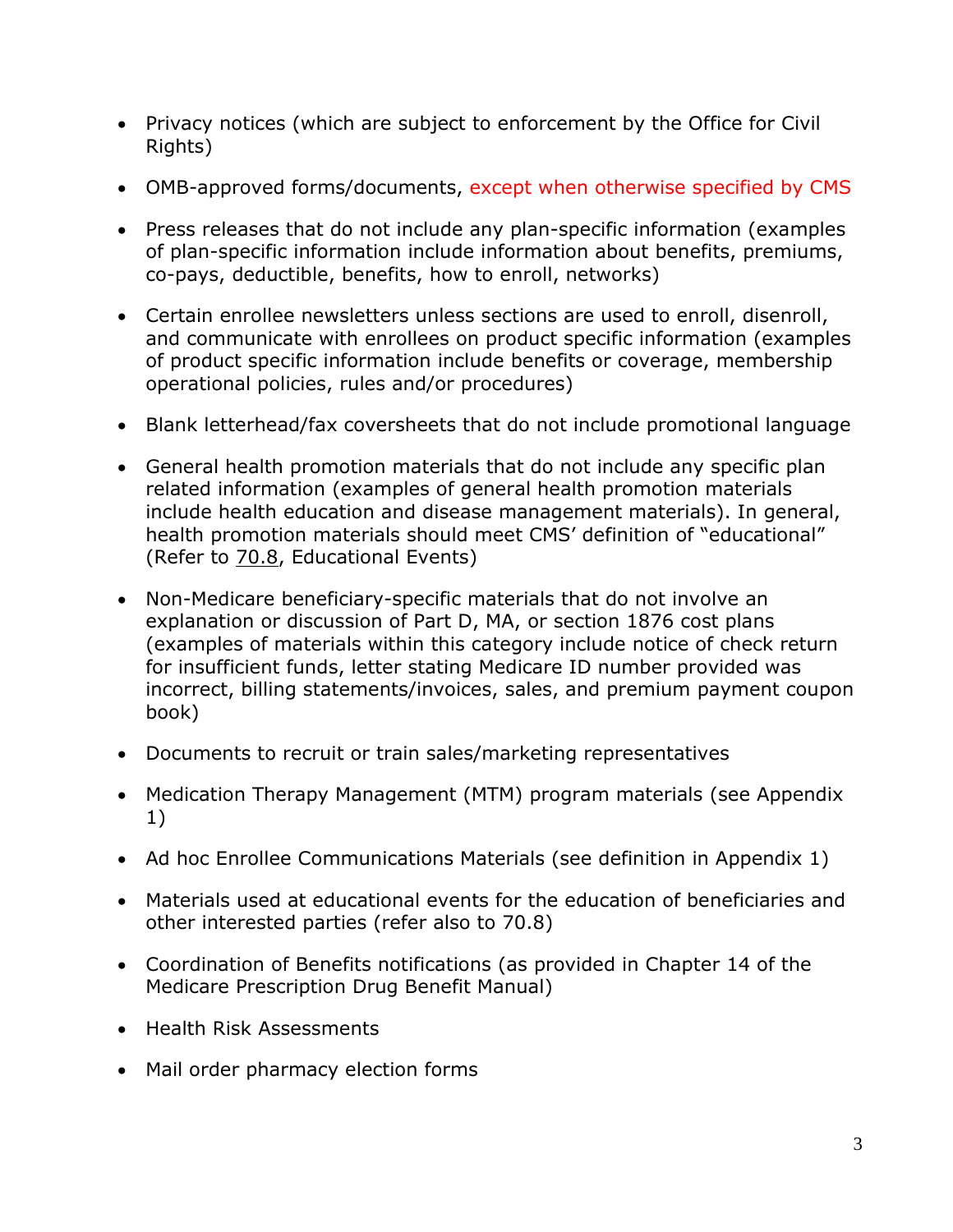- Privacy notices (which are subject to enforcement by the Office for Civil Rights)
- OMB-approved forms/documents, except when otherwise specified by CMS
- Press releases that do not include any plan-specific information (examples of plan-specific information include information about benefits, premiums, co-pays, deductible, benefits, how to enroll, networks)
- Certain enrollee newsletters unless sections are used to enroll, disenroll, and communicate with enrollees on product specific information (examples of product specific information include benefits or coverage, membership operational policies, rules and/or procedures)
- Blank letterhead/fax coversheets that do not include promotional language
- General health promotion materials that do not include any specific plan related information (examples of general health promotion materials include health education and disease management materials). In general, health promotion materials should meet CMS' definition of "educational" (Refer to 70.8, Educational Events)
- Non-Medicare beneficiary-specific materials that do not involve an explanation or discussion of Part D, MA, or section 1876 cost plans (examples of materials within this category include notice of check return for insufficient funds, letter stating Medicare ID number provided was incorrect, billing statements/invoices, sales, and premium payment coupon book)
- Documents to recruit or train sales/marketing representatives
- Medication Therapy Management (MTM) program materials (see Appendix 1)
- Ad hoc Enrollee Communications Materials (see definition in Appendix 1)
- Materials used at educational events for the education of beneficiaries and other interested parties (refer also to 70.8)
- Coordination of Benefits notifications (as provided in Chapter 14 of the Medicare Prescription Drug Benefit Manual)
- Health Risk Assessments
- Mail order pharmacy election forms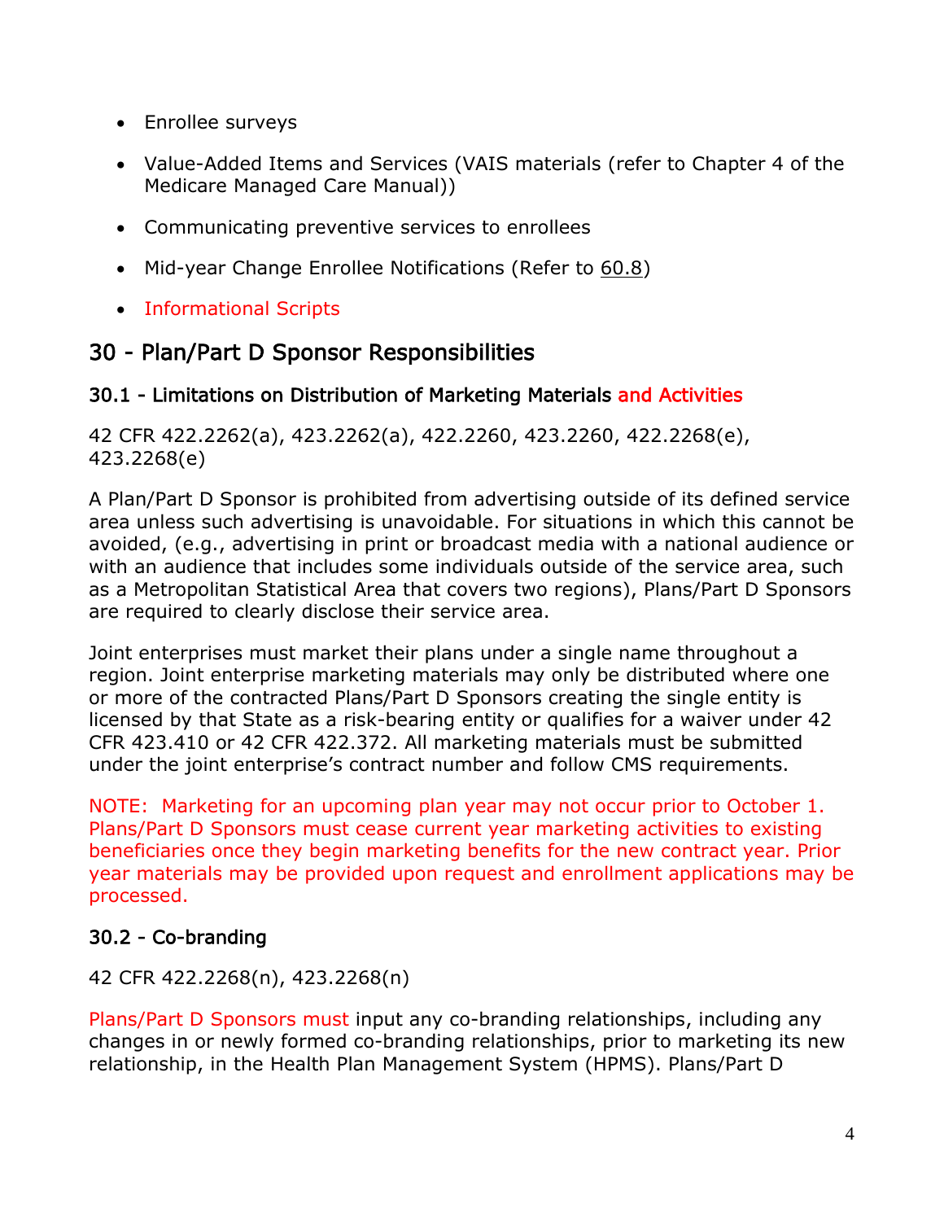- Enrollee surveys
- Value-Added Items and Services (VAIS materials (refer to Chapter 4 of the Medicare Managed Care Manual))
- Communicating preventive services to enrollees
- Mid-year Change Enrollee Notifications (Refer to 60.8)
- Informational Scripts

## 30 - Plan/Part D Sponsor Responsibilities

### 30.1 - Limitations on Distribution of Marketing Materials and Activities

42 CFR 422.2262(a), 423.2262(a), 422.2260, 423.2260, 422.2268(e), 423.2268(e)

A Plan/Part D Sponsor is prohibited from advertising outside of its defined service area unless such advertising is unavoidable. For situations in which this cannot be avoided, (e.g., advertising in print or broadcast media with a national audience or with an audience that includes some individuals outside of the service area, such as a Metropolitan Statistical Area that covers two regions), Plans/Part D Sponsors are required to clearly disclose their service area.

Joint enterprises must market their plans under a single name throughout a region. Joint enterprise marketing materials may only be distributed where one or more of the contracted Plans/Part D Sponsors creating the single entity is licensed by that State as a risk-bearing entity or qualifies for a waiver under 42 CFR 423.410 or 42 CFR 422.372. All marketing materials must be submitted under the joint enterprise's contract number and follow CMS requirements.

NOTE: Marketing for an upcoming plan year may not occur prior to October 1. Plans/Part D Sponsors must cease current year marketing activities to existing beneficiaries once they begin marketing benefits for the new contract year. Prior year materials may be provided upon request and enrollment applications may be processed.

### 30.2 - Co-branding

42 CFR 422.2268(n), 423.2268(n)

Plans/Part D Sponsors must input any co-branding relationships, including any changes in or newly formed co-branding relationships, prior to marketing its new relationship, in the Health Plan Management System (HPMS). Plans/Part D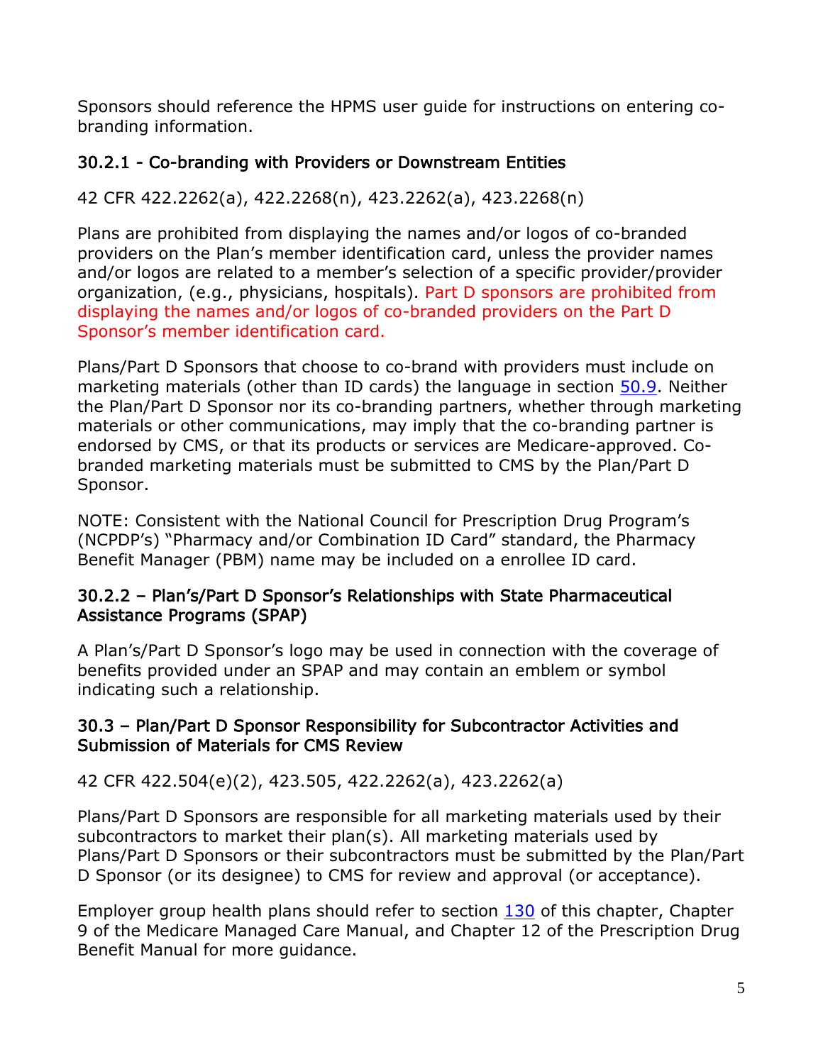Sponsors should reference the HPMS user guide for instructions on entering co-branding information.

### 30.2.1 - Co-branding with Providers or Downstream Entities

42 CFR 422.2262(a), 422.2268(n), 423.2262(a), 423.2268(n)

Plans are prohibited from displaying the names and/or logos of co-branded providers on the Plan's member identification card, unless the provider names and/or logos are related to a member's selection of a specific provider/provider organization, (e.g., physicians, hospitals). Part D sponsors are prohibited from displaying the names and/or logos of co-branded providers on the Part D Sponsor's member identification card.

Plans/Part D Sponsors that choose to co-brand with providers must include on marketing materials (other than ID cards) the language in section 50.9. Neither the Plan/Part D Sponsor nor its co-branding partners, whether through marketing materials or other communications, may imply that the co-branding partner is endorsed by CMS, or that its products or services are Medicare-approved. Co-branded marketing materials must be submitted to CMS by the Plan/Part D Sponsor.

NOTE: Consistent with the National Council for Prescription Drug Program's (NCPDP's) "Pharmacy and/or Combination ID Card" standard, the Pharmacy Benefit Manager (PBM) name may be included on a enrollee ID card.

### 30.2.2 – Plan's/Part D Sponsor's Relationships with State Pharmaceutical Assistance Programs (SPAP)

A Plan's/Part D Sponsor's logo may be used in connection with the coverage of benefits provided under an SPAP and may contain an emblem or symbol indicating such a relationship.

## 30.3 – Plan/Part D Sponsor Responsibility for Subcontractor Activities and Submission of Materials for CMS Review

42 CFR 422.504(e)(2), 423.505, 422.2262(a), 423.2262(a)

Plans/Part D Sponsors are responsible for all marketing materials used by their subcontractors to market their plan(s). All marketing materials used by Plans/Part D Sponsors or their subcontractors must be submitted by the Plan/Part D Sponsor (or its designee) to CMS for review and approval (or acceptance).

Employer group health plans should refer to section 130 of this chapter, Chapter 9 of the Medicare Managed Care Manual, and Chapter 12 of the Prescription Drug Benefit Manual for more guidance.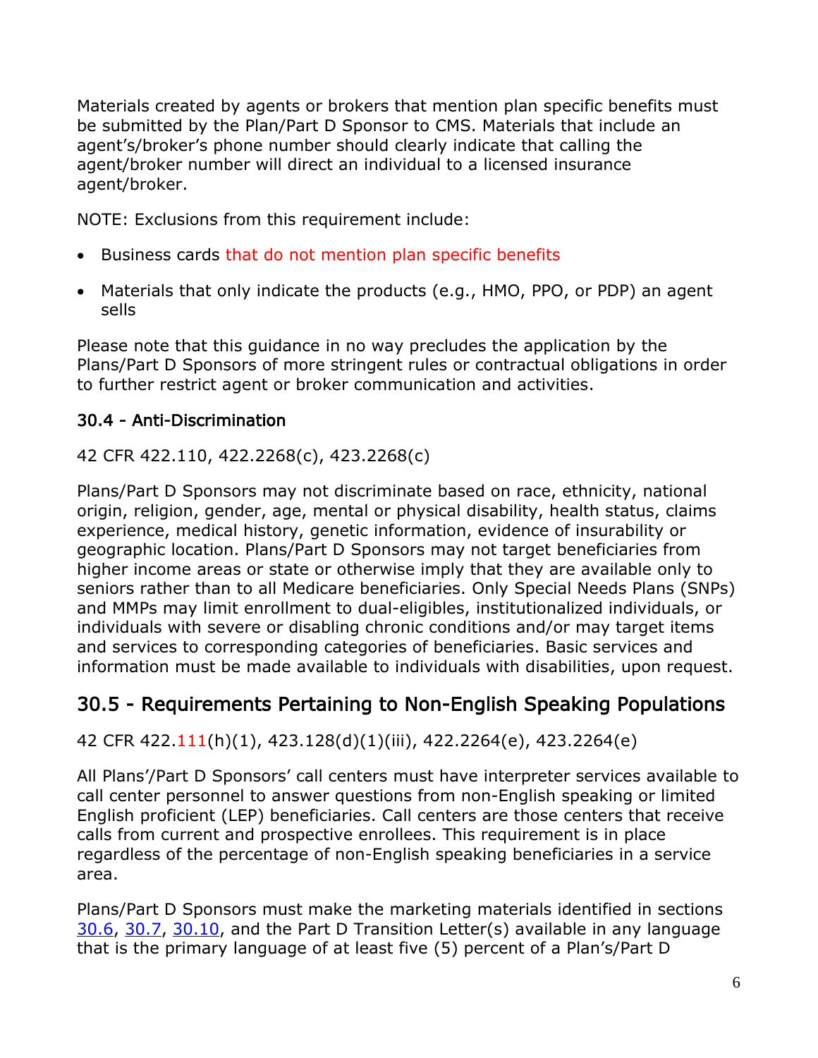Materials created by agents or brokers that mention plan specific benefits must be submitted by the Plan/Part D Sponsor to CMS. Materials that include an agent's/broker's phone number should clearly indicate that calling the agent/broker number will direct an individual to a licensed insurance agent/broker.

NOTE: Exclusions from this requirement include:

- Business cards that do not mention plan specific benefits
- Materials that only indicate the products (e.g., HMO, PPO, or PDP) an agent sells

Please note that this guidance in no way precludes the application by the Plans/Part D Sponsors of more stringent rules or contractual obligations in order to further restrict agent or broker communication and activities.

### 30.4 - Anti-Discrimination

42 CFR 422.110, 422.2268(c), 423.2268(c)

Plans/Part D Sponsors may not discriminate based on race, ethnicity, national origin, religion, gender, age, mental or physical disability, health status, claims experience, medical history, genetic information, evidence of insurability or geographic location. Plans/Part D Sponsors may not target beneficiaries from higher income areas or state or otherwise imply that they are available only to seniors rather than to all Medicare beneficiaries. Only Special Needs Plans (SNPs) and MMPs may limit enrollment to dual-eligibles, institutionalized individuals, or individuals with severe or disabling chronic conditions and/or may target items and services to corresponding categories of beneficiaries. Basic services and information must be made available to individuals with disabilities, upon request.

## 30.5 - Requirements Pertaining to Non-English Speaking Populations

42 CFR 422.111(h)(1), 423.128(d)(1)(iii), 422.2264(e), 423.2264(e)

All Plans'/Part D Sponsors' call centers must have interpreter services available to call center personnel to answer questions from non-English speaking or limited English proficient (LEP) beneficiaries. Call centers are those centers that receive calls from current and prospective enrollees. This requirement is in place regardless of the percentage of non-English speaking beneficiaries in a service area.

Plans/Part D Sponsors must make the marketing materials identified in sections 30.6, 30.7, 30.10, and the Part D Transition Letter(s) available in any language that is the primary language of at least five (5) percent of a Plan's/Part D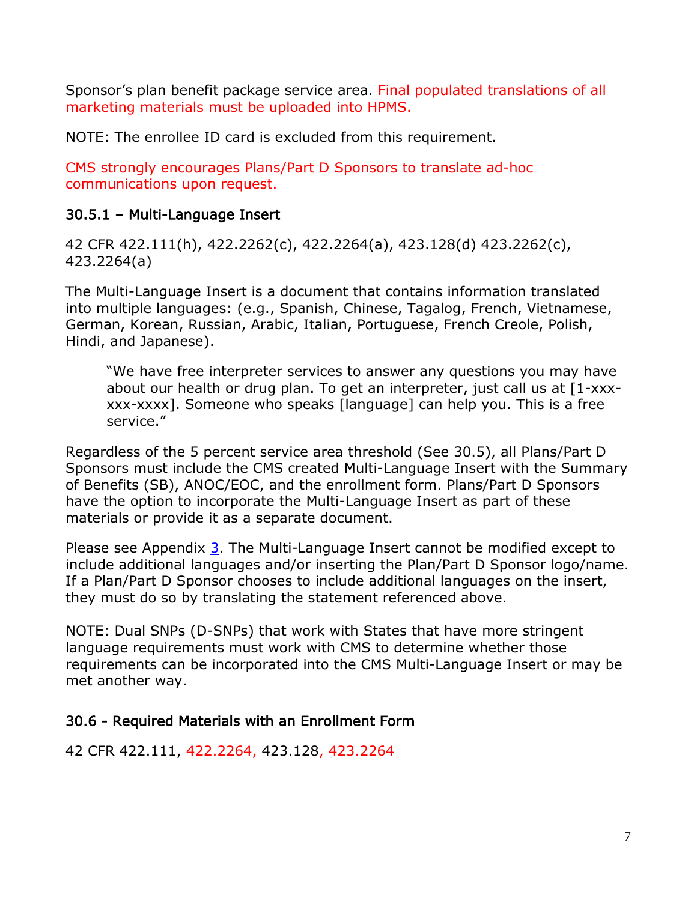Sponsor's plan benefit package service area. Final populated translations of all marketing materials must be uploaded into HPMS.

NOTE: The enrollee ID card is excluded from this requirement.

CMS strongly encourages Plans/Part D Sponsors to translate ad-hoc communications upon request.

### 30.5.1 – Multi-Language Insert

42 CFR 422.111(h), 422.2262(c), 422.2264(a), 423.128(d) 423.2262(c), 423.2264(a)

The Multi-Language Insert is a document that contains information translated into multiple languages: (e.g., Spanish, Chinese, Tagalog, French, Vietnamese, German, Korean, Russian, Arabic, Italian, Portuguese, French Creole, Polish, Hindi, and Japanese).

> "We have free interpreter services to answer any questions you may have about our health or drug plan. To get an interpreter, just call us at [1-xxx-xxx-xxxx]. Someone who speaks [language] can help you. This is a free service."

Regardless of the 5 percent service area threshold (See 30.5), all Plans/Part D Sponsors must include the CMS created Multi-Language Insert with the Summary of Benefits (SB), ANOC/EOC, and the enrollment form. Plans/Part D Sponsors have the option to incorporate the Multi-Language Insert as part of these materials or provide it as a separate document.

Please see Appendix 3. The Multi-Language Insert cannot be modified except to include additional languages and/or inserting the Plan/Part D Sponsor logo/name. If a Plan/Part D Sponsor chooses to include additional languages on the insert, they must do so by translating the statement referenced above.

NOTE: Dual SNPs (D-SNPs) that work with States that have more stringent language requirements must work with CMS to determine whether those requirements can be incorporated into the CMS Multi-Language Insert or may be met another way.

### 30.6 - Required Materials with an Enrollment Form

42 CFR 422.111, 422.2264, 423.128, 423.2264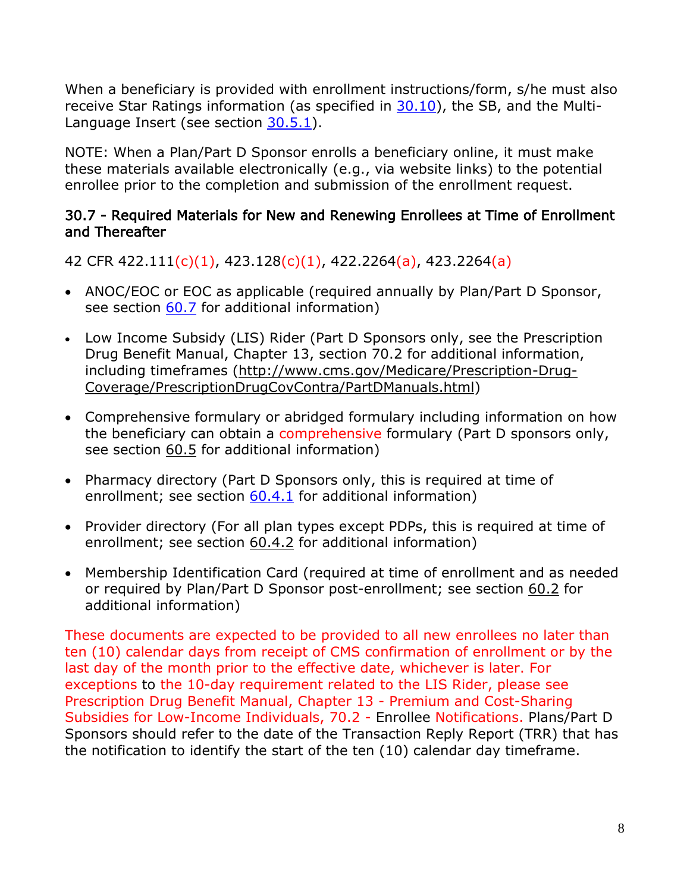When a beneficiary is provided with enrollment instructions/form, s/he must also receive Star Ratings information (as specified in 30.10), the SB, and the Multi-Language Insert (see section 30.5.1).

NOTE: When a Plan/Part D Sponsor enrolls a beneficiary online, it must make these materials available electronically (e.g., via website links) to the potential enrollee prior to the completion and submission of the enrollment request.

### 30.7 - Required Materials for New and Renewing Enrollees at Time of Enrollment and Thereafter

42 CFR 422.111(c)(1), 423.128(c)(1), 422.2264(a), 423.2264(a)

- ANOC/EOC or EOC as applicable (required annually by Plan/Part D Sponsor, see section 60.7 for additional information)
- Low Income Subsidy (LIS) Rider (Part D Sponsors only, see the Prescription Drug Benefit Manual, Chapter 13, section 70.2 for additional information, including timeframes (http://www.cms.gov/Medicare/Prescription-Drug-Coverage/PrescriptionDrugCovContra/PartDManuals.html)
- Comprehensive formulary or abridged formulary including information on how the beneficiary can obtain a comprehensive formulary (Part D sponsors only, see section 60.5 for additional information)
- Pharmacy directory (Part D Sponsors only, this is required at time of enrollment; see section 60.4.1 for additional information)
- Provider directory (For all plan types except PDPs, this is required at time of enrollment; see section 60.4.2 for additional information)
- Membership Identification Card (required at time of enrollment and as needed or required by Plan/Part D Sponsor post-enrollment; see section 60.2 for additional information)

These documents are expected to be provided to all new enrollees no later than ten (10) calendar days from receipt of CMS confirmation of enrollment or by the last day of the month prior to the effective date, whichever is later. For exceptions to the 10-day requirement related to the LIS Rider, please see Prescription Drug Benefit Manual, Chapter 13 - Premium and Cost-Sharing Subsidies for Low-Income Individuals, 70.2 - Enrollee Notifications. Plans/Part D Sponsors should refer to the date of the Transaction Reply Report (TRR) that has the notification to identify the start of the ten (10) calendar day timeframe.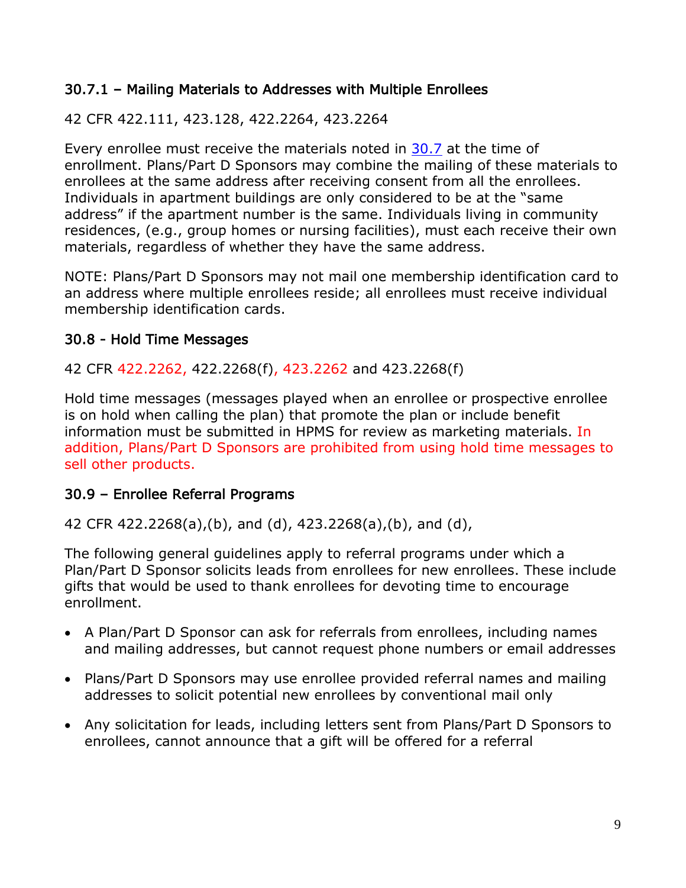### 30.7.1 – Mailing Materials to Addresses with Multiple Enrollees

42 CFR 422.111, 423.128, 422.2264, 423.2264

Every enrollee must receive the materials noted in 30.7 at the time of enrollment. Plans/Part D Sponsors may combine the mailing of these materials to enrollees at the same address after receiving consent from all the enrollees. Individuals in apartment buildings are only considered to be at the "same address" if the apartment number is the same. Individuals living in community residences, (e.g., group homes or nursing facilities), must each receive their own materials, regardless of whether they have the same address.

NOTE: Plans/Part D Sponsors may not mail one membership identification card to an address where multiple enrollees reside; all enrollees must receive individual membership identification cards.

### 30.8 - Hold Time Messages

42 CFR 422.2262, 422.2268(f), 423.2262 and 423.2268(f)

Hold time messages (messages played when an enrollee or prospective enrollee is on hold when calling the plan) that promote the plan or include benefit information must be submitted in HPMS for review as marketing materials. In addition, Plans/Part D Sponsors are prohibited from using hold time messages to sell other products.

### 30.9 – Enrollee Referral Programs

42 CFR 422.2268(a),(b), and (d), 423.2268(a),(b), and (d),

The following general guidelines apply to referral programs under which a Plan/Part D Sponsor solicits leads from enrollees for new enrollees. These include gifts that would be used to thank enrollees for devoting time to encourage enrollment.

- A Plan/Part D Sponsor can ask for referrals from enrollees, including names and mailing addresses, but cannot request phone numbers or email addresses
- Plans/Part D Sponsors may use enrollee provided referral names and mailing addresses to solicit potential new enrollees by conventional mail only
- Any solicitation for leads, including letters sent from Plans/Part D Sponsors to enrollees, cannot announce that a gift will be offered for a referral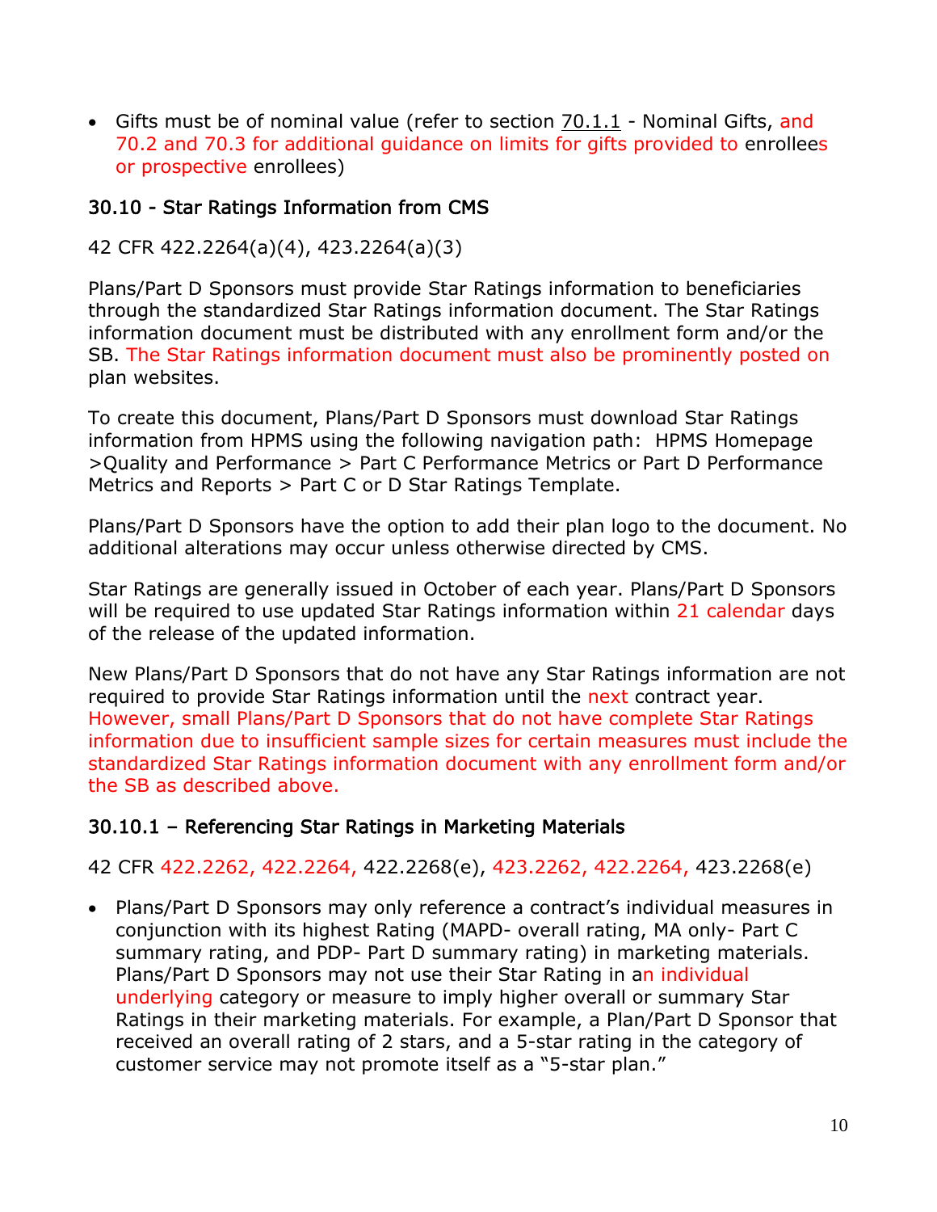- Gifts must be of nominal value (refer to section 70.1.1 - Nominal Gifts, and 70.2 and 70.3 for additional guidance on limits for gifts provided to enrollees or prospective enrollees)

### 30.10 - Star Ratings Information from CMS

42 CFR 422.2264(a)(4), 423.2264(a)(3)

Plans/Part D Sponsors must provide Star Ratings information to beneficiaries through the standardized Star Ratings information document. The Star Ratings information document must be distributed with any enrollment form and/or the SB. The Star Ratings information document must also be prominently posted on plan websites.

To create this document, Plans/Part D Sponsors must download Star Ratings information from HPMS using the following navigation path: HPMS Homepage >Quality and Performance > Part C Performance Metrics or Part D Performance Metrics and Reports > Part C or D Star Ratings Template.

Plans/Part D Sponsors have the option to add their plan logo to the document. No additional alterations may occur unless otherwise directed by CMS.

Star Ratings are generally issued in October of each year. Plans/Part D Sponsors will be required to use updated Star Ratings information within 21 calendar days of the release of the updated information.

New Plans/Part D Sponsors that do not have any Star Ratings information are not required to provide Star Ratings information until the next contract year. However, small Plans/Part D Sponsors that do not have complete Star Ratings information due to insufficient sample sizes for certain measures must include the standardized Star Ratings information document with any enrollment form and/or the SB as described above.

#### 30.10.1 – Referencing Star Ratings in Marketing Materials

42 CFR 422.2262, 422.2264, 422.2268(e), 423.2262, 422.2264, 423.2268(e)

- Plans/Part D Sponsors may only reference a contract's individual measures in conjunction with its highest Rating (MAPD- overall rating, MA only- Part C summary rating, and PDP- Part D summary rating) in marketing materials. Plans/Part D Sponsors may not use their Star Rating in an individual underlying category or measure to imply higher overall or summary Star Ratings in their marketing materials. For example, a Plan/Part D Sponsor that received an overall rating of 2 stars, and a 5-star rating in the category of customer service may not promote itself as a "5-star plan."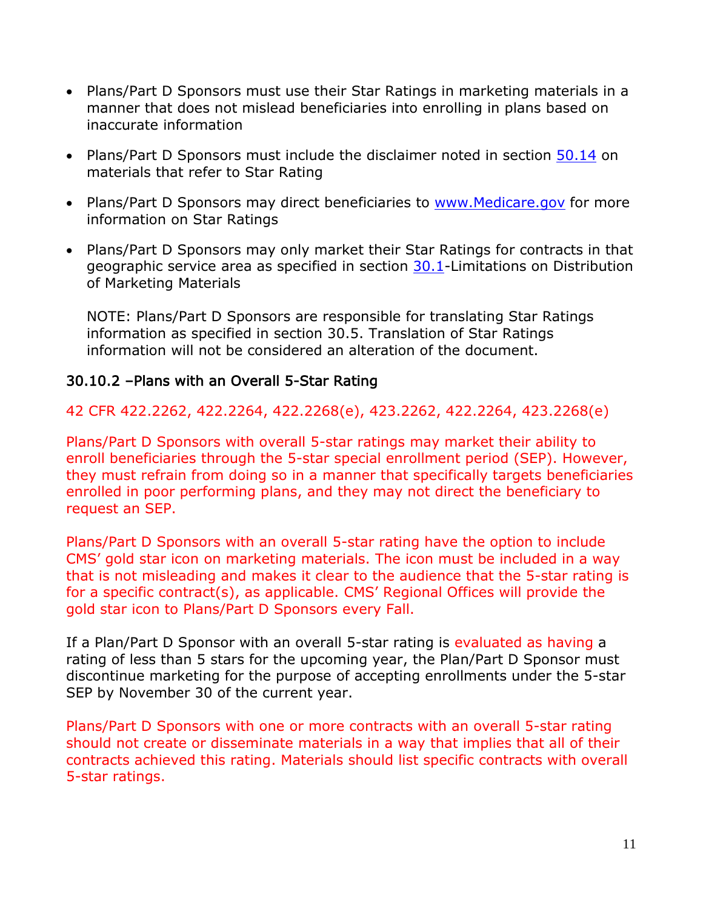- Plans/Part D Sponsors must use their Star Ratings in marketing materials in a manner that does not mislead beneficiaries into enrolling in plans based on inaccurate information

- Plans/Part D Sponsors must include the disclaimer noted in section 50.14 on materials that refer to Star Rating

- Plans/Part D Sponsors may direct beneficiaries to www.Medicare.gov for more information on Star Ratings

- Plans/Part D Sponsors may only market their Star Ratings for contracts in that geographic service area as specified in section 30.1-Limitations on Distribution of Marketing Materials

  NOTE: Plans/Part D Sponsors are responsible for translating Star Ratings information as specified in section 30.5. Translation of Star Ratings information will not be considered an alteration of the document.

### 30.10.2 –Plans with an Overall 5-Star Rating

42 CFR 422.2262, 422.2264, 422.2268(e), 423.2262, 422.2264, 423.2268(e)

Plans/Part D Sponsors with overall 5-star ratings may market their ability to enroll beneficiaries through the 5-star special enrollment period (SEP). However, they must refrain from doing so in a manner that specifically targets beneficiaries enrolled in poor performing plans, and they may not direct the beneficiary to request an SEP.

Plans/Part D Sponsors with an overall 5-star rating have the option to include CMS' gold star icon on marketing materials. The icon must be included in a way that is not misleading and makes it clear to the audience that the 5-star rating is for a specific contract(s), as applicable. CMS' Regional Offices will provide the gold star icon to Plans/Part D Sponsors every Fall.

If a Plan/Part D Sponsor with an overall 5-star rating is evaluated as having a rating of less than 5 stars for the upcoming year, the Plan/Part D Sponsor must discontinue marketing for the purpose of accepting enrollments under the 5-star SEP by November 30 of the current year.

Plans/Part D Sponsors with one or more contracts with an overall 5-star rating should not create or disseminate materials in a way that implies that all of their contracts achieved this rating. Materials should list specific contracts with overall 5-star ratings.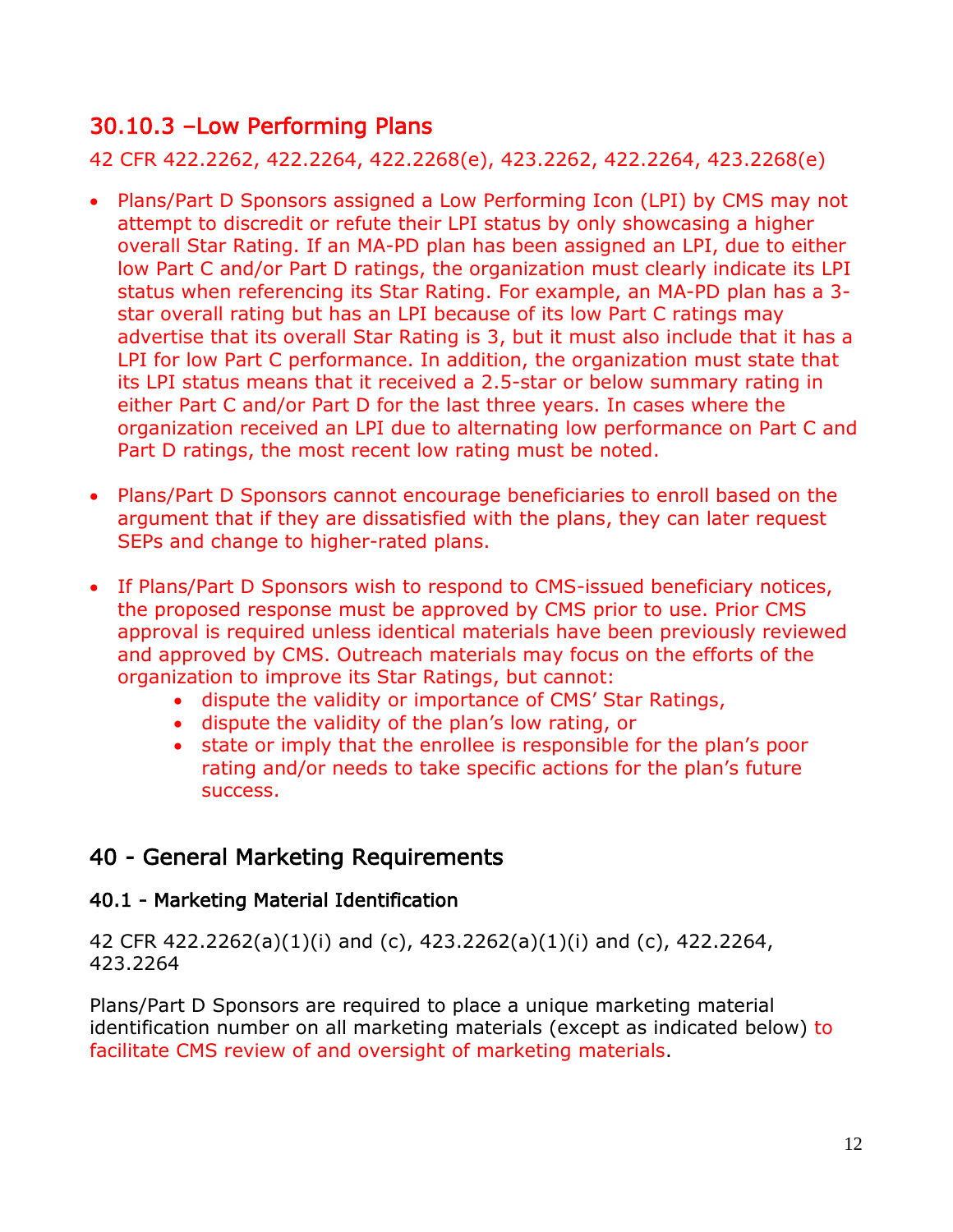## 30.10.3 –Low Performing Plans

42 CFR 422.2262, 422.2264, 422.2268(e), 423.2262, 422.2264, 423.2268(e)

- Plans/Part D Sponsors assigned a Low Performing Icon (LPI) by CMS may not attempt to discredit or refute their LPI status by only showcasing a higher overall Star Rating. If an MA-PD plan has been assigned an LPI, due to either low Part C and/or Part D ratings, the organization must clearly indicate its LPI status when referencing its Star Rating. For example, an MA-PD plan has a 3-star overall rating but has an LPI because of its low Part C ratings may advertise that its overall Star Rating is 3, but it must also include that it has a LPI for low Part C performance. In addition, the organization must state that its LPI status means that it received a 2.5-star or below summary rating in either Part C and/or Part D for the last three years. In cases where the organization received an LPI due to alternating low performance on Part C and Part D ratings, the most recent low rating must be noted.

- Plans/Part D Sponsors cannot encourage beneficiaries to enroll based on the argument that if they are dissatisfied with the plans, they can later request SEPs and change to higher-rated plans.

- If Plans/Part D Sponsors wish to respond to CMS-issued beneficiary notices, the proposed response must be approved by CMS prior to use. Prior CMS approval is required unless identical materials have been previously reviewed and approved by CMS. Outreach materials may focus on the efforts of the organization to improve its Star Ratings, but cannot:
    - dispute the validity or importance of CMS' Star Ratings,
    - dispute the validity of the plan's low rating, or
    - state or imply that the enrollee is responsible for the plan's poor rating and/or needs to take specific actions for the plan's future success.

# 40 - General Marketing Requirements

### 40.1 - Marketing Material Identification

42 CFR 422.2262(a)(1)(i) and (c), 423.2262(a)(1)(i) and (c), 422.2264, 423.2264

Plans/Part D Sponsors are required to place a unique marketing material identification number on all marketing materials (except as indicated below) to facilitate CMS review of and oversight of marketing materials.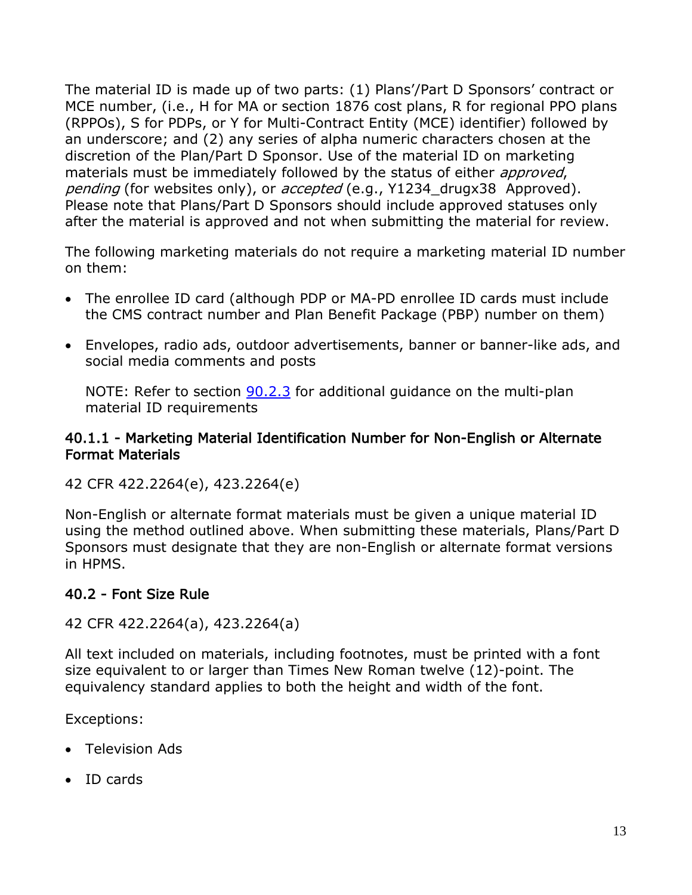The material ID is made up of two parts: (1) Plans'/Part D Sponsors' contract or MCE number, (i.e., H for MA or section 1876 cost plans, R for regional PPO plans (RPPOs), S for PDPs, or Y for Multi-Contract Entity (MCE) identifier) followed by an underscore; and (2) any series of alpha numeric characters chosen at the discretion of the Plan/Part D Sponsor. Use of the material ID on marketing materials must be immediately followed by the status of either *approved*, *pending* (for websites only), or *accepted* (e.g., Y1234_drugx38 Approved). Please note that Plans/Part D Sponsors should include approved statuses only after the material is approved and not when submitting the material for review.

The following marketing materials do not require a marketing material ID number on them:

- The enrollee ID card (although PDP or MA-PD enrollee ID cards must include the CMS contract number and Plan Benefit Package (PBP) number on them)
- Envelopes, radio ads, outdoor advertisements, banner or banner-like ads, and social media comments and posts

  NOTE: Refer to section 90.2.3 for additional guidance on the multi-plan material ID requirements

### 40.1.1 - Marketing Material Identification Number for Non-English or Alternate Format Materials

42 CFR 422.2264(e), 423.2264(e)

Non-English or alternate format materials must be given a unique material ID using the method outlined above. When submitting these materials, Plans/Part D Sponsors must designate that they are non-English or alternate format versions in HPMS.

### 40.2 - Font Size Rule

42 CFR 422.2264(a), 423.2264(a)

All text included on materials, including footnotes, must be printed with a font size equivalent to or larger than Times New Roman twelve (12)-point. The equivalency standard applies to both the height and width of the font.

Exceptions:

- Television Ads
- ID cards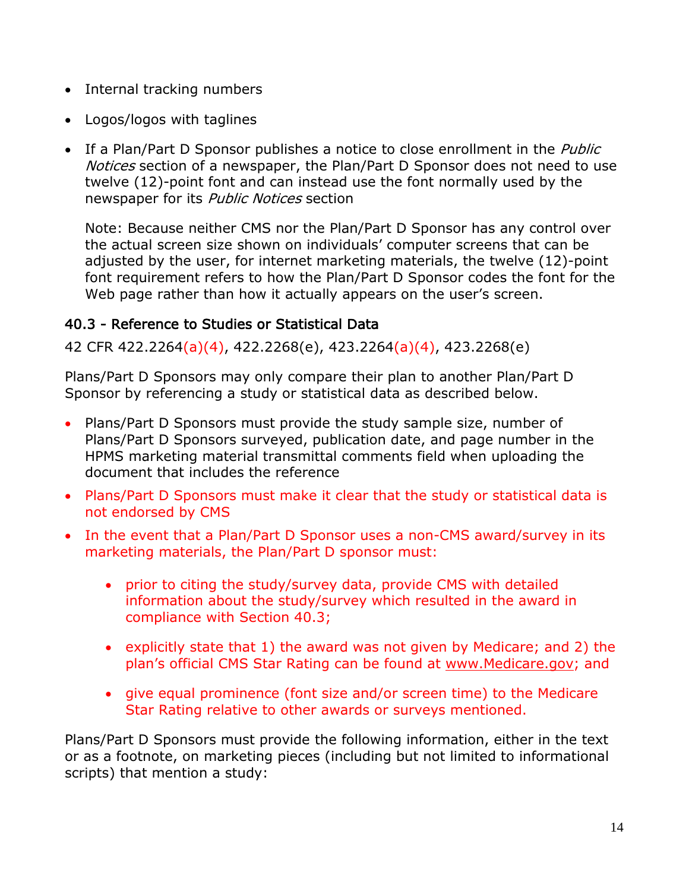- Internal tracking numbers
- Logos/logos with taglines
- If a Plan/Part D Sponsor publishes a notice to close enrollment in the *Public Notices* section of a newspaper, the Plan/Part D Sponsor does not need to use twelve (12)-point font and can instead use the font normally used by the newspaper for its *Public Notices* section

  Note: Because neither CMS nor the Plan/Part D Sponsor has any control over the actual screen size shown on individuals' computer screens that can be adjusted by the user, for internet marketing materials, the twelve (12)-point font requirement refers to how the Plan/Part D Sponsor codes the font for the Web page rather than how it actually appears on the user's screen.

### 40.3 - Reference to Studies or Statistical Data

42 CFR 422.2264(a)(4), 422.2268(e), 423.2264(a)(4), 423.2268(e)

Plans/Part D Sponsors may only compare their plan to another Plan/Part D Sponsor by referencing a study or statistical data as described below.

- Plans/Part D Sponsors must provide the study sample size, number of Plans/Part D Sponsors surveyed, publication date, and page number in the HPMS marketing material transmittal comments field when uploading the document that includes the reference
- Plans/Part D Sponsors must make it clear that the study or statistical data is not endorsed by CMS
- In the event that a Plan/Part D Sponsor uses a non-CMS award/survey in its marketing materials, the Plan/Part D sponsor must:
  - prior to citing the study/survey data, provide CMS with detailed information about the study/survey which resulted in the award in compliance with Section 40.3;
  - explicitly state that 1) the award was not given by Medicare; and 2) the plan's official CMS Star Rating can be found at www.Medicare.gov; and
  - give equal prominence (font size and/or screen time) to the Medicare Star Rating relative to other awards or surveys mentioned.

Plans/Part D Sponsors must provide the following information, either in the text or as a footnote, on marketing pieces (including but not limited to informational scripts) that mention a study: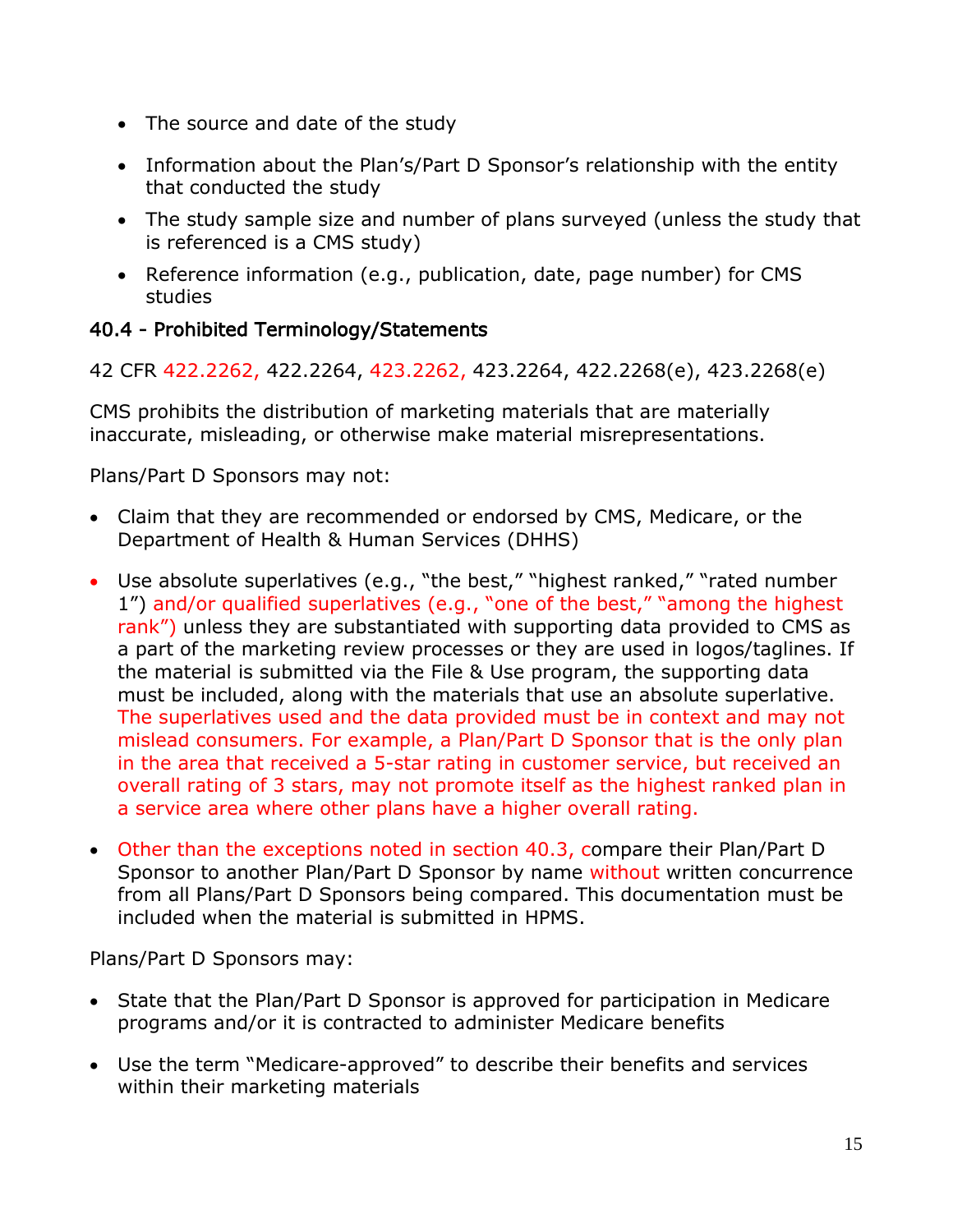- The source and date of the study
- Information about the Plan's/Part D Sponsor's relationship with the entity that conducted the study
- The study sample size and number of plans surveyed (unless the study that is referenced is a CMS study)
- Reference information (e.g., publication, date, page number) for CMS studies

### 40.4 - Prohibited Terminology/Statements

42 CFR 422.2262, 422.2264, 423.2262, 423.2264, 422.2268(e), 423.2268(e)

CMS prohibits the distribution of marketing materials that are materially inaccurate, misleading, or otherwise make material misrepresentations.

Plans/Part D Sponsors may not:

- Claim that they are recommended or endorsed by CMS, Medicare, or the Department of Health & Human Services (DHHS)
- Use absolute superlatives (e.g., "the best," "highest ranked," "rated number 1") and/or qualified superlatives (e.g., "one of the best," "among the highest rank") unless they are substantiated with supporting data provided to CMS as a part of the marketing review processes or they are used in logos/taglines. If the material is submitted via the File & Use program, the supporting data must be included, along with the materials that use an absolute superlative. The superlatives used and the data provided must be in context and may not mislead consumers. For example, a Plan/Part D Sponsor that is the only plan in the area that received a 5-star rating in customer service, but received an overall rating of 3 stars, may not promote itself as the highest ranked plan in a service area where other plans have a higher overall rating.
- Other than the exceptions noted in section 40.3, compare their Plan/Part D Sponsor to another Plan/Part D Sponsor by name without written concurrence from all Plans/Part D Sponsors being compared. This documentation must be included when the material is submitted in HPMS.

Plans/Part D Sponsors may:

- State that the Plan/Part D Sponsor is approved for participation in Medicare programs and/or it is contracted to administer Medicare benefits
- Use the term "Medicare-approved" to describe their benefits and services within their marketing materials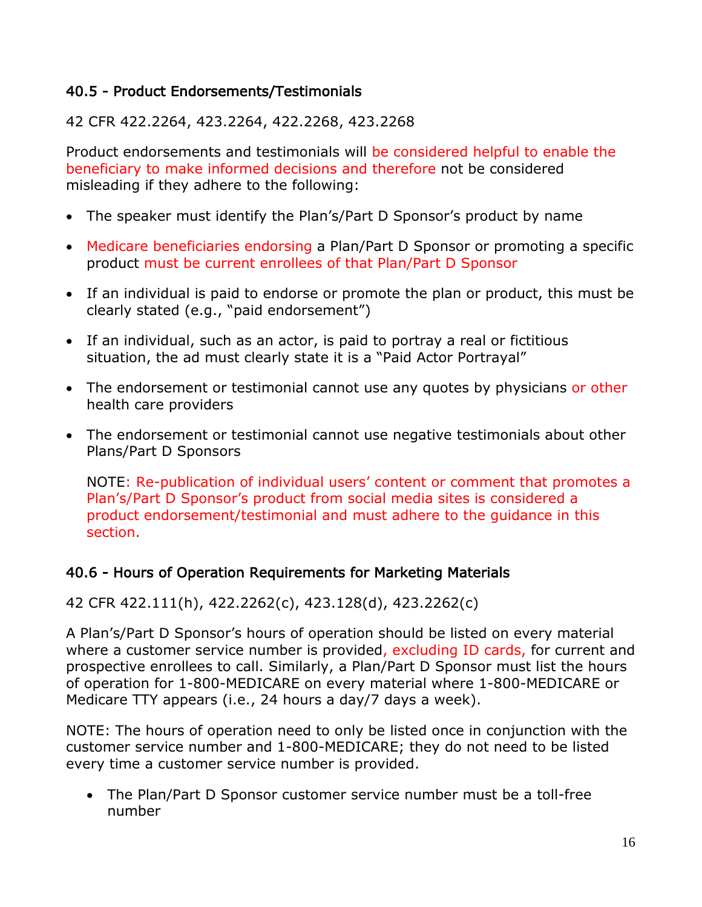### 40.5 - Product Endorsements/Testimonials

42 CFR 422.2264, 423.2264, 422.2268, 423.2268

Product endorsements and testimonials will be considered helpful to enable the beneficiary to make informed decisions and therefore not be considered misleading if they adhere to the following:

- The speaker must identify the Plan's/Part D Sponsor's product by name
- Medicare beneficiaries endorsing a Plan/Part D Sponsor or promoting a specific product must be current enrollees of that Plan/Part D Sponsor
- If an individual is paid to endorse or promote the plan or product, this must be clearly stated (e.g., "paid endorsement")
- If an individual, such as an actor, is paid to portray a real or fictitious situation, the ad must clearly state it is a "Paid Actor Portrayal"
- The endorsement or testimonial cannot use any quotes by physicians or other health care providers
- The endorsement or testimonial cannot use negative testimonials about other Plans/Part D Sponsors

  NOTE: Re-publication of individual users' content or comment that promotes a Plan's/Part D Sponsor's product from social media sites is considered a product endorsement/testimonial and must adhere to the guidance in this section.

### 40.6 - Hours of Operation Requirements for Marketing Materials

42 CFR 422.111(h), 422.2262(c), 423.128(d), 423.2262(c)

A Plan's/Part D Sponsor's hours of operation should be listed on every material where a customer service number is provided, excluding ID cards, for current and prospective enrollees to call. Similarly, a Plan/Part D Sponsor must list the hours of operation for 1-800-MEDICARE on every material where 1-800-MEDICARE or Medicare TTY appears (i.e., 24 hours a day/7 days a week).

NOTE: The hours of operation need to only be listed once in conjunction with the customer service number and 1-800-MEDICARE; they do not need to be listed every time a customer service number is provided.

- The Plan/Part D Sponsor customer service number must be a toll-free number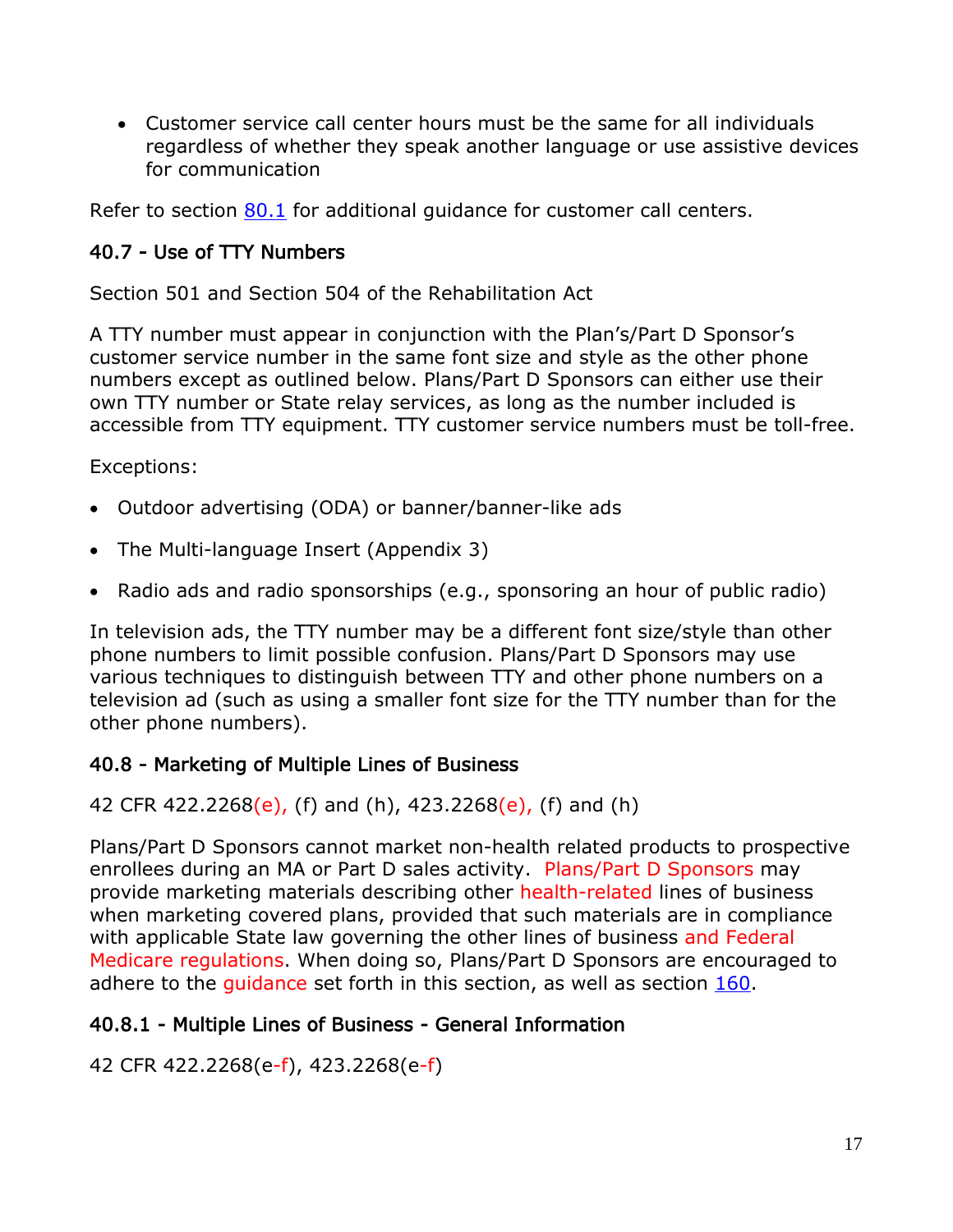- Customer service call center hours must be the same for all individuals regardless of whether they speak another language or use assistive devices for communication

Refer to section [80.1](#) for additional guidance for customer call centers.

### 40.7 - Use of TTY Numbers

Section 501 and Section 504 of the Rehabilitation Act

A TTY number must appear in conjunction with the Plan's/Part D Sponsor's customer service number in the same font size and style as the other phone numbers except as outlined below. Plans/Part D Sponsors can either use their own TTY number or State relay services, as long as the number included is accessible from TTY equipment. TTY customer service numbers must be toll-free.

Exceptions:

- Outdoor advertising (ODA) or banner/banner-like ads
- The Multi-language Insert (Appendix 3)
- Radio ads and radio sponsorships (e.g., sponsoring an hour of public radio)

In television ads, the TTY number may be a different font size/style than other phone numbers to limit possible confusion. Plans/Part D Sponsors may use various techniques to distinguish between TTY and other phone numbers on a television ad (such as using a smaller font size for the TTY number than for the other phone numbers).

### 40.8 - Marketing of Multiple Lines of Business

42 CFR 422.2268(e), (f) and (h), 423.2268(e), (f) and (h)

Plans/Part D Sponsors cannot market non-health related products to prospective enrollees during an MA or Part D sales activity. Plans/Part D Sponsors may provide marketing materials describing other health-related lines of business when marketing covered plans, provided that such materials are in compliance with applicable State law governing the other lines of business and Federal Medicare regulations. When doing so, Plans/Part D Sponsors are encouraged to adhere to the guidance set forth in this section, as well as section [160](#).

### 40.8.1 - Multiple Lines of Business - General Information

42 CFR 422.2268(e-f), 423.2268(e-f)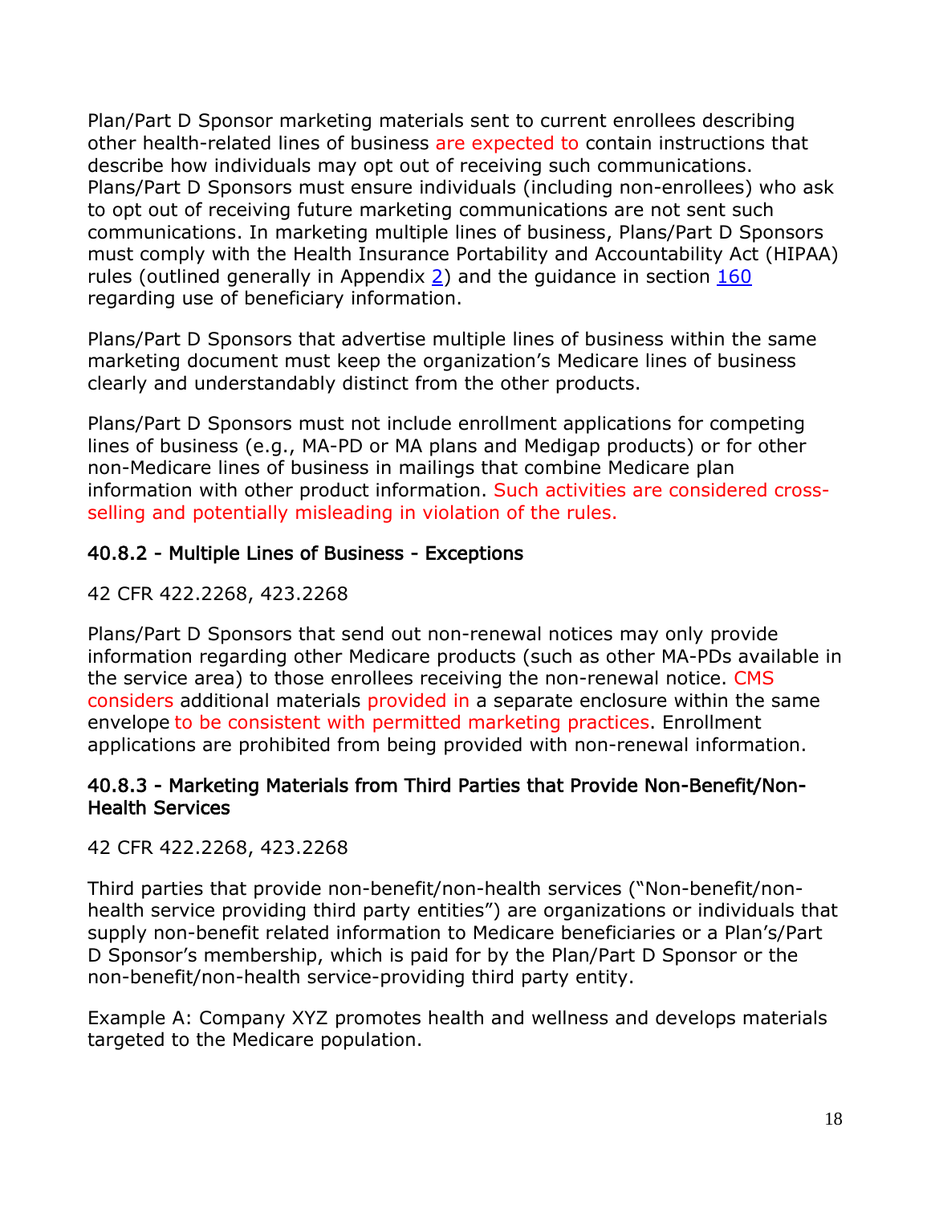Plan/Part D Sponsor marketing materials sent to current enrollees describing other health-related lines of business are expected to contain instructions that describe how individuals may opt out of receiving such communications. Plans/Part D Sponsors must ensure individuals (including non-enrollees) who ask to opt out of receiving future marketing communications are not sent such communications. In marketing multiple lines of business, Plans/Part D Sponsors must comply with the Health Insurance Portability and Accountability Act (HIPAA) rules (outlined generally in Appendix 2) and the guidance in section 160 regarding use of beneficiary information.

Plans/Part D Sponsors that advertise multiple lines of business within the same marketing document must keep the organization's Medicare lines of business clearly and understandably distinct from the other products.

Plans/Part D Sponsors must not include enrollment applications for competing lines of business (e.g., MA-PD or MA plans and Medigap products) or for other non-Medicare lines of business in mailings that combine Medicare plan information with other product information. Such activities are considered cross-selling and potentially misleading in violation of the rules.

### 40.8.2 - Multiple Lines of Business - Exceptions

42 CFR 422.2268, 423.2268

Plans/Part D Sponsors that send out non-renewal notices may only provide information regarding other Medicare products (such as other MA-PDs available in the service area) to those enrollees receiving the non-renewal notice. CMS considers additional materials provided in a separate enclosure within the same envelope to be consistent with permitted marketing practices. Enrollment applications are prohibited from being provided with non-renewal information.

### 40.8.3 - Marketing Materials from Third Parties that Provide Non-Benefit/Non-Health Services

42 CFR 422.2268, 423.2268

Third parties that provide non-benefit/non-health services ("Non-benefit/non-health service providing third party entities") are organizations or individuals that supply non-benefit related information to Medicare beneficiaries or a Plan's/Part D Sponsor's membership, which is paid for by the Plan/Part D Sponsor or the non-benefit/non-health service-providing third party entity.

Example A: Company XYZ promotes health and wellness and develops materials targeted to the Medicare population.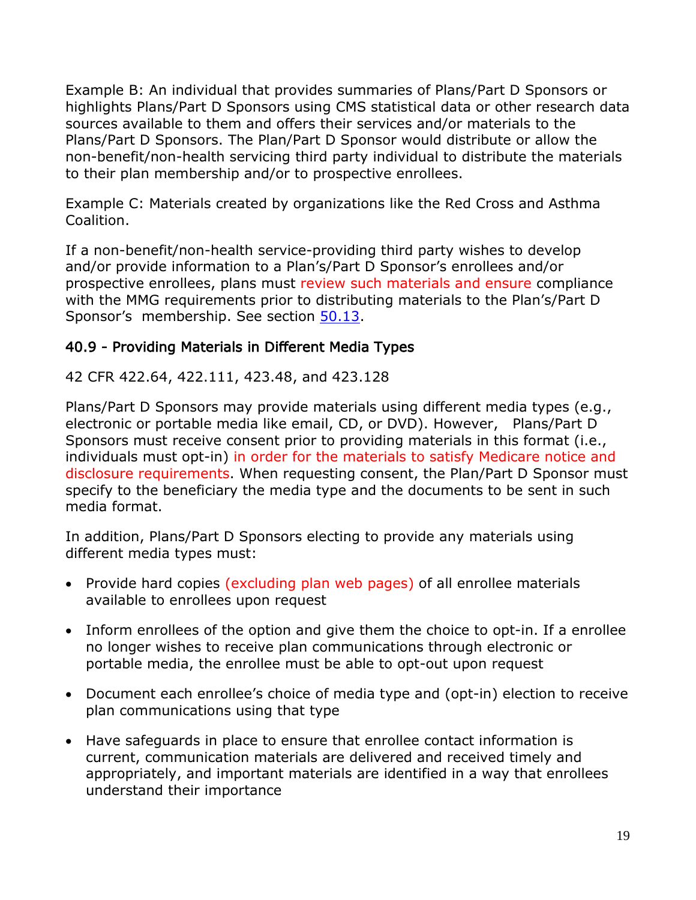Example B: An individual that provides summaries of Plans/Part D Sponsors or highlights Plans/Part D Sponsors using CMS statistical data or other research data sources available to them and offers their services and/or materials to the Plans/Part D Sponsors. The Plan/Part D Sponsor would distribute or allow the non-benefit/non-health servicing third party individual to distribute the materials to their plan membership and/or to prospective enrollees.

Example C: Materials created by organizations like the Red Cross and Asthma Coalition.

If a non-benefit/non-health service-providing third party wishes to develop and/or provide information to a Plan's/Part D Sponsor's enrollees and/or prospective enrollees, plans must review such materials and ensure compliance with the MMG requirements prior to distributing materials to the Plan's/Part D Sponsor's membership. See section 50.13.

### 40.9 - Providing Materials in Different Media Types

42 CFR 422.64, 422.111, 423.48, and 423.128

Plans/Part D Sponsors may provide materials using different media types (e.g., electronic or portable media like email, CD, or DVD). However, Plans/Part D Sponsors must receive consent prior to providing materials in this format (i.e., individuals must opt-in) in order for the materials to satisfy Medicare notice and disclosure requirements. When requesting consent, the Plan/Part D Sponsor must specify to the beneficiary the media type and the documents to be sent in such media format.

In addition, Plans/Part D Sponsors electing to provide any materials using different media types must:

- Provide hard copies (excluding plan web pages) of all enrollee materials available to enrollees upon request
- Inform enrollees of the option and give them the choice to opt-in. If a enrollee no longer wishes to receive plan communications through electronic or portable media, the enrollee must be able to opt-out upon request
- Document each enrollee's choice of media type and (opt-in) election to receive plan communications using that type
- Have safeguards in place to ensure that enrollee contact information is current, communication materials are delivered and received timely and appropriately, and important materials are identified in a way that enrollees understand their importance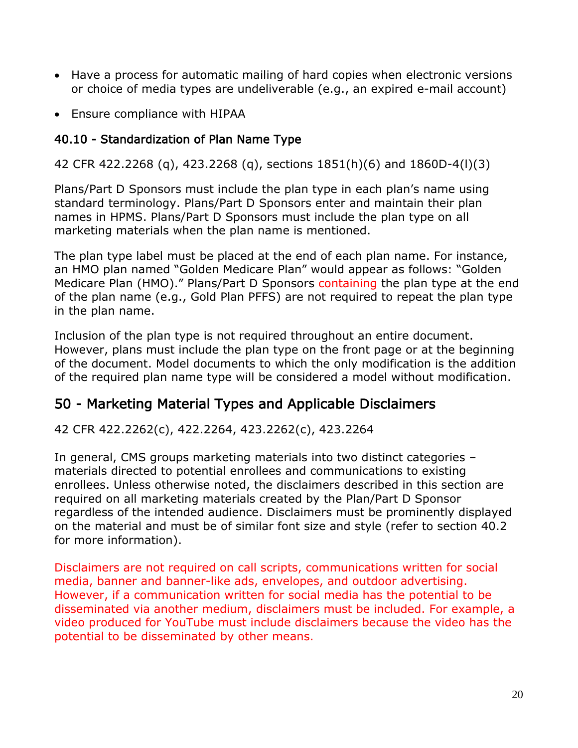- Have a process for automatic mailing of hard copies when electronic versions or choice of media types are undeliverable (e.g., an expired e-mail account)
- Ensure compliance with HIPAA

### 40.10 - Standardization of Plan Name Type

42 CFR 422.2268 (q), 423.2268 (q), sections 1851(h)(6) and 1860D-4(l)(3)

Plans/Part D Sponsors must include the plan type in each plan's name using standard terminology. Plans/Part D Sponsors enter and maintain their plan names in HPMS. Plans/Part D Sponsors must include the plan type on all marketing materials when the plan name is mentioned.

The plan type label must be placed at the end of each plan name. For instance, an HMO plan named "Golden Medicare Plan" would appear as follows: "Golden Medicare Plan (HMO)." Plans/Part D Sponsors containing the plan type at the end of the plan name (e.g., Gold Plan PFFS) are not required to repeat the plan type in the plan name.

Inclusion of the plan type is not required throughout an entire document. However, plans must include the plan type on the front page or at the beginning of the document. Model documents to which the only modification is the addition of the required plan name type will be considered a model without modification.

## 50 - Marketing Material Types and Applicable Disclaimers

42 CFR 422.2262(c), 422.2264, 423.2262(c), 423.2264

In general, CMS groups marketing materials into two distinct categories – materials directed to potential enrollees and communications to existing enrollees. Unless otherwise noted, the disclaimers described in this section are required on all marketing materials created by the Plan/Part D Sponsor regardless of the intended audience. Disclaimers must be prominently displayed on the material and must be of similar font size and style (refer to section 40.2 for more information).

Disclaimers are not required on call scripts, communications written for social media, banner and banner-like ads, envelopes, and outdoor advertising. However, if a communication written for social media has the potential to be disseminated via another medium, disclaimers must be included. For example, a video produced for YouTube must include disclaimers because the video has the potential to be disseminated by other means.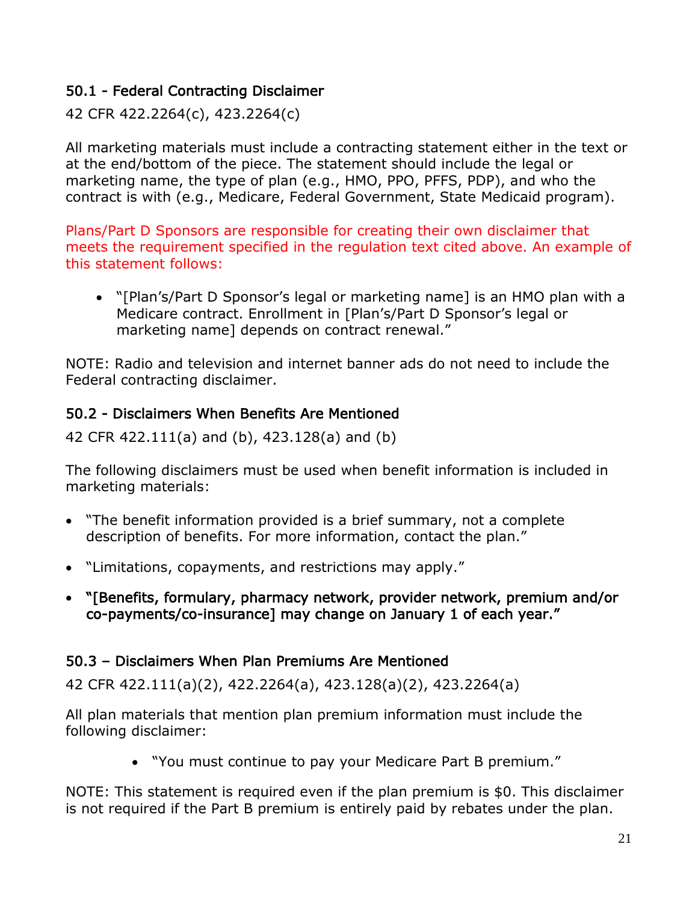### 50.1 - Federal Contracting Disclaimer

42 CFR 422.2264(c), 423.2264(c)

All marketing materials must include a contracting statement either in the text or at the end/bottom of the piece. The statement should include the legal or marketing name, the type of plan (e.g., HMO, PPO, PFFS, PDP), and who the contract is with (e.g., Medicare, Federal Government, State Medicaid program).

Plans/Part D Sponsors are responsible for creating their own disclaimer that meets the requirement specified in the regulation text cited above. An example of this statement follows:

- "[Plan's/Part D Sponsor's legal or marketing name] is an HMO plan with a Medicare contract. Enrollment in [Plan's/Part D Sponsor's legal or marketing name] depends on contract renewal."

NOTE: Radio and television and internet banner ads do not need to include the Federal contracting disclaimer.

### 50.2 - Disclaimers When Benefits Are Mentioned

42 CFR 422.111(a) and (b), 423.128(a) and (b)

The following disclaimers must be used when benefit information is included in marketing materials:

- "The benefit information provided is a brief summary, not a complete description of benefits. For more information, contact the plan."
- "Limitations, copayments, and restrictions may apply."
- **"[Benefits, formulary, pharmacy network, provider network, premium and/or co-payments/co-insurance] may change on January 1 of each year."**

### 50.3 – Disclaimers When Plan Premiums Are Mentioned

42 CFR 422.111(a)(2), 422.2264(a), 423.128(a)(2), 423.2264(a)

All plan materials that mention plan premium information must include the following disclaimer:

- "You must continue to pay your Medicare Part B premium."

NOTE: This statement is required even if the plan premium is $0. This disclaimer is not required if the Part B premium is entirely paid by rebates under the plan.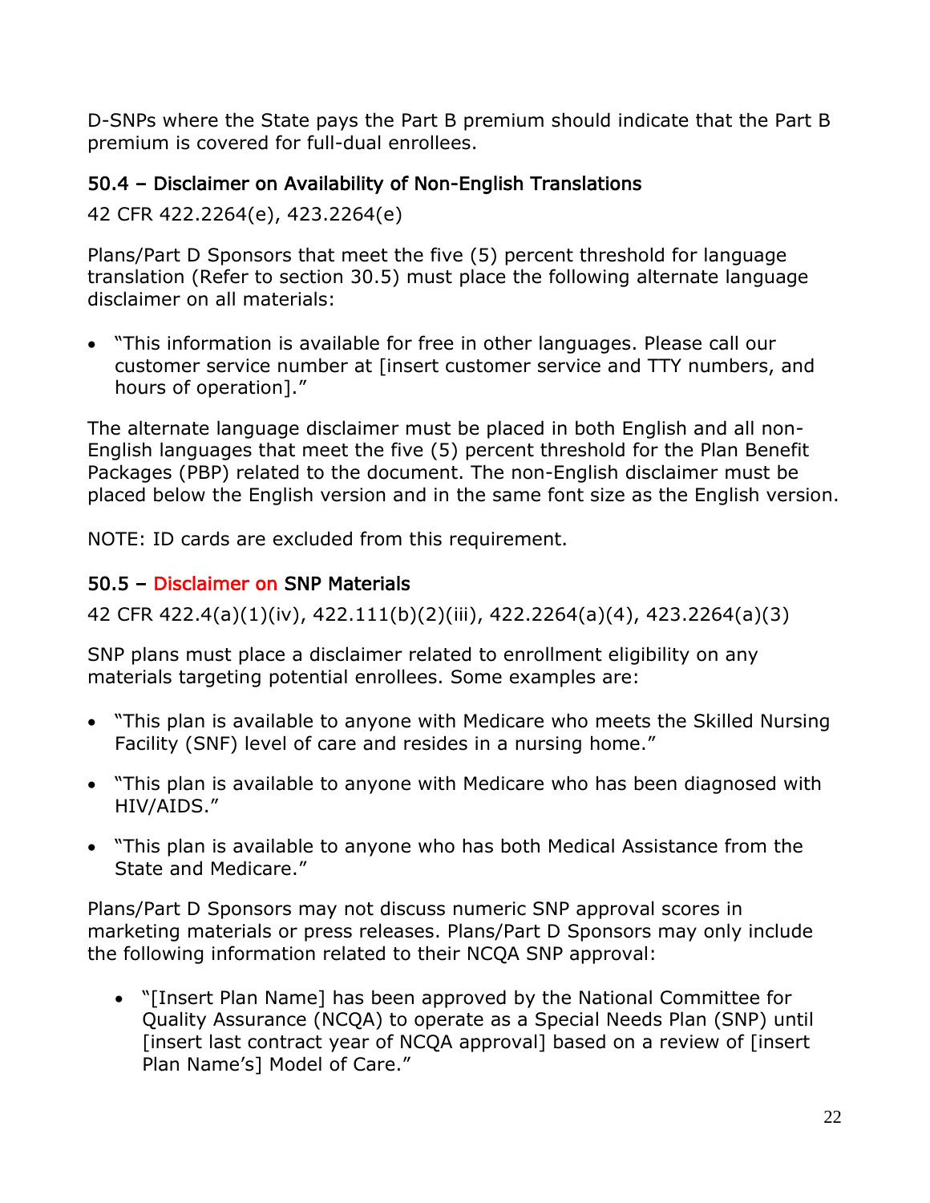D-SNPs where the State pays the Part B premium should indicate that the Part B premium is covered for full-dual enrollees.

### 50.4 – Disclaimer on Availability of Non-English Translations

42 CFR 422.2264(e), 423.2264(e)

Plans/Part D Sponsors that meet the five (5) percent threshold for language translation (Refer to section 30.5) must place the following alternate language disclaimer on all materials:

- "This information is available for free in other languages. Please call our customer service number at [insert customer service and TTY numbers, and hours of operation]."

The alternate language disclaimer must be placed in both English and all non-English languages that meet the five (5) percent threshold for the Plan Benefit Packages (PBP) related to the document. The non-English disclaimer must be placed below the English version and in the same font size as the English version.

NOTE: ID cards are excluded from this requirement.

### 50.5 – Disclaimer on SNP Materials

42 CFR 422.4(a)(1)(iv), 422.111(b)(2)(iii), 422.2264(a)(4), 423.2264(a)(3)

SNP plans must place a disclaimer related to enrollment eligibility on any materials targeting potential enrollees. Some examples are:

- "This plan is available to anyone with Medicare who meets the Skilled Nursing Facility (SNF) level of care and resides in a nursing home."
- "This plan is available to anyone with Medicare who has been diagnosed with HIV/AIDS."
- "This plan is available to anyone who has both Medical Assistance from the State and Medicare."

Plans/Part D Sponsors may not discuss numeric SNP approval scores in marketing materials or press releases. Plans/Part D Sponsors may only include the following information related to their NCQA SNP approval:

- "[Insert Plan Name] has been approved by the National Committee for Quality Assurance (NCQA) to operate as a Special Needs Plan (SNP) until [insert last contract year of NCQA approval] based on a review of [insert Plan Name's] Model of Care."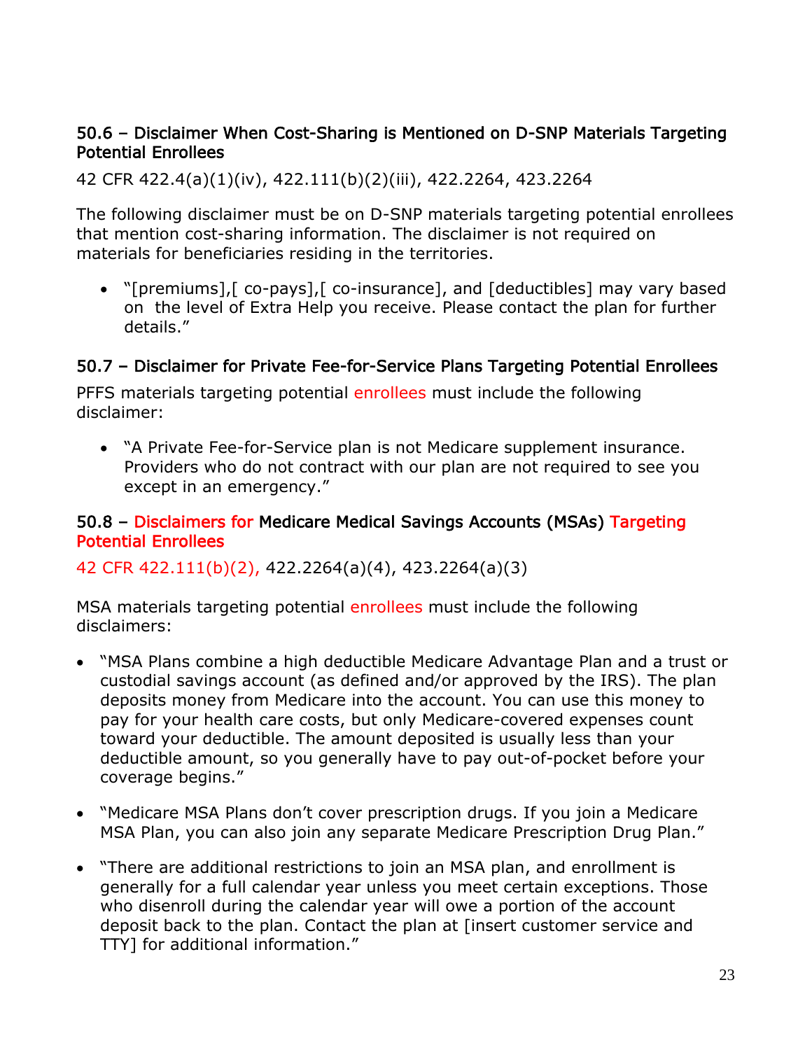### 50.6 – Disclaimer When Cost-Sharing is Mentioned on D-SNP Materials Targeting Potential Enrollees

42 CFR 422.4(a)(1)(iv), 422.111(b)(2)(iii), 422.2264, 423.2264

The following disclaimer must be on D-SNP materials targeting potential enrollees that mention cost-sharing information. The disclaimer is not required on materials for beneficiaries residing in the territories.

- "[premiums],[ co-pays],[ co-insurance], and [deductibles] may vary based on the level of Extra Help you receive. Please contact the plan for further details."

### 50.7 – Disclaimer for Private Fee-for-Service Plans Targeting Potential Enrollees

PFFS materials targeting potential enrollees must include the following disclaimer:

- "A Private Fee-for-Service plan is not Medicare supplement insurance. Providers who do not contract with our plan are not required to see you except in an emergency."

### 50.8 – Disclaimers for Medicare Medical Savings Accounts (MSAs) Targeting Potential Enrollees

42 CFR 422.111(b)(2), 422.2264(a)(4), 423.2264(a)(3)

MSA materials targeting potential enrollees must include the following disclaimers:

- "MSA Plans combine a high deductible Medicare Advantage Plan and a trust or custodial savings account (as defined and/or approved by the IRS). The plan deposits money from Medicare into the account. You can use this money to pay for your health care costs, but only Medicare-covered expenses count toward your deductible. The amount deposited is usually less than your deductible amount, so you generally have to pay out-of-pocket before your coverage begins."
- "Medicare MSA Plans don't cover prescription drugs. If you join a Medicare MSA Plan, you can also join any separate Medicare Prescription Drug Plan."
- "There are additional restrictions to join an MSA plan, and enrollment is generally for a full calendar year unless you meet certain exceptions. Those who disenroll during the calendar year will owe a portion of the account deposit back to the plan. Contact the plan at [insert customer service and TTY] for additional information."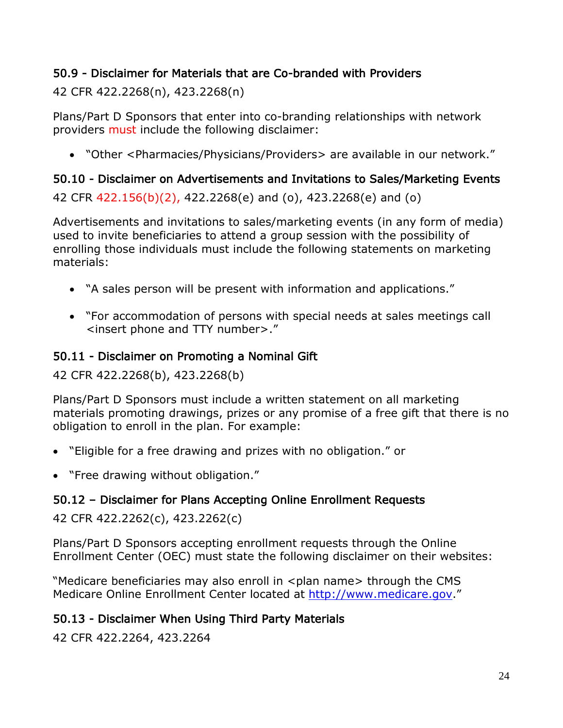### 50.9 - Disclaimer for Materials that are Co-branded with Providers

42 CFR 422.2268(n), 423.2268(n)

Plans/Part D Sponsors that enter into co-branding relationships with network providers must include the following disclaimer:

- "Other <Pharmacies/Physicians/Providers> are available in our network."

### 50.10 - Disclaimer on Advertisements and Invitations to Sales/Marketing Events

42 CFR 422.156(b)(2), 422.2268(e) and (o), 423.2268(e) and (o)

Advertisements and invitations to sales/marketing events (in any form of media) used to invite beneficiaries to attend a group session with the possibility of enrolling those individuals must include the following statements on marketing materials:

- "A sales person will be present with information and applications."
- "For accommodation of persons with special needs at sales meetings call <insert phone and TTY number>."

### 50.11 - Disclaimer on Promoting a Nominal Gift

42 CFR 422.2268(b), 423.2268(b)

Plans/Part D Sponsors must include a written statement on all marketing materials promoting drawings, prizes or any promise of a free gift that there is no obligation to enroll in the plan. For example:

- "Eligible for a free drawing and prizes with no obligation." or
- "Free drawing without obligation."

### 50.12 – Disclaimer for Plans Accepting Online Enrollment Requests

42 CFR 422.2262(c), 423.2262(c)

Plans/Part D Sponsors accepting enrollment requests through the Online Enrollment Center (OEC) must state the following disclaimer on their websites:

"Medicare beneficiaries may also enroll in <plan name> through the CMS Medicare Online Enrollment Center located at http://www.medicare.gov."

### 50.13 - Disclaimer When Using Third Party Materials

42 CFR 422.2264, 423.2264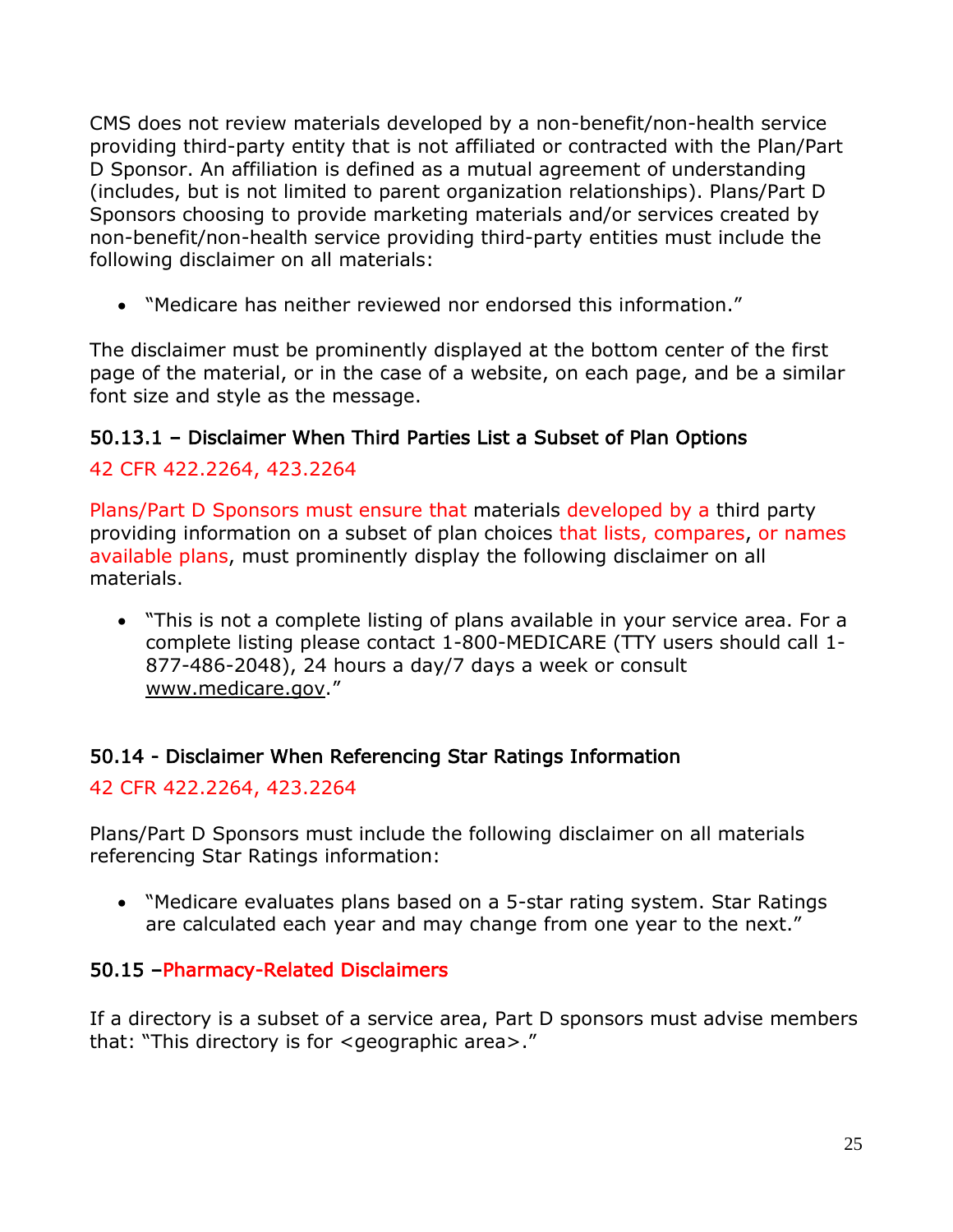CMS does not review materials developed by a non-benefit/non-health service providing third-party entity that is not affiliated or contracted with the Plan/Part D Sponsor. An affiliation is defined as a mutual agreement of understanding (includes, but is not limited to parent organization relationships). Plans/Part D Sponsors choosing to provide marketing materials and/or services created by non-benefit/non-health service providing third-party entities must include the following disclaimer on all materials:

- "Medicare has neither reviewed nor endorsed this information."

The disclaimer must be prominently displayed at the bottom center of the first page of the material, or in the case of a website, on each page, and be a similar font size and style as the message.

### 50.13.1 – Disclaimer When Third Parties List a Subset of Plan Options

42 CFR 422.2264, 423.2264

Plans/Part D Sponsors must ensure that materials developed by a third party providing information on a subset of plan choices that lists, compares, or names available plans, must prominently display the following disclaimer on all materials.

- "This is not a complete listing of plans available in your service area. For a complete listing please contact 1-800-MEDICARE (TTY users should call 1-877-486-2048), 24 hours a day/7 days a week or consult www.medicare.gov."

### 50.14 - Disclaimer When Referencing Star Ratings Information

42 CFR 422.2264, 423.2264

Plans/Part D Sponsors must include the following disclaimer on all materials referencing Star Ratings information:

- "Medicare evaluates plans based on a 5-star rating system. Star Ratings are calculated each year and may change from one year to the next."

### 50.15 –Pharmacy-Related Disclaimers

If a directory is a subset of a service area, Part D sponsors must advise members that: "This directory is for <geographic area>."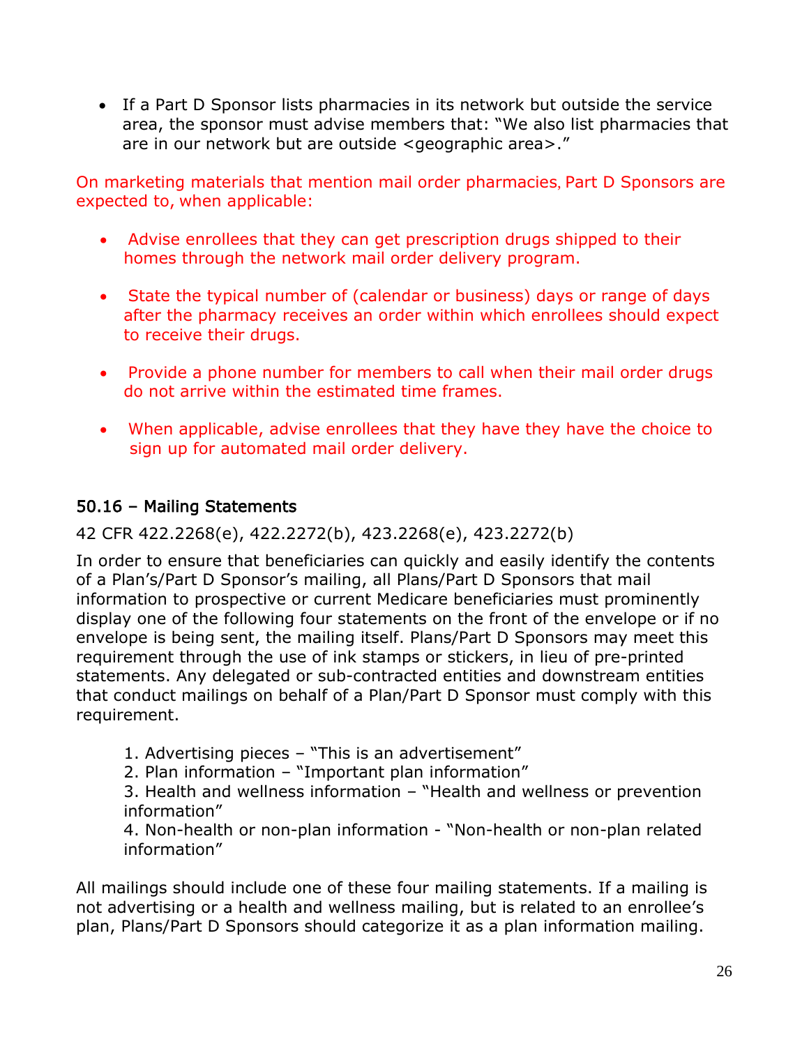- If a Part D Sponsor lists pharmacies in its network but outside the service area, the sponsor must advise members that: "We also list pharmacies that are in our network but are outside <geographic area>."

On marketing materials that mention mail order pharmacies, Part D Sponsors are expected to, when applicable:

- Advise enrollees that they can get prescription drugs shipped to their homes through the network mail order delivery program.
- State the typical number of (calendar or business) days or range of days after the pharmacy receives an order within which enrollees should expect to receive their drugs.
- Provide a phone number for members to call when their mail order drugs do not arrive within the estimated time frames.
- When applicable, advise enrollees that they have they have the choice to sign up for automated mail order delivery.

## 50.16 – Mailing Statements

42 CFR 422.2268(e), 422.2272(b), 423.2268(e), 423.2272(b)

In order to ensure that beneficiaries can quickly and easily identify the contents of a Plan's/Part D Sponsor's mailing, all Plans/Part D Sponsors that mail information to prospective or current Medicare beneficiaries must prominently display one of the following four statements on the front of the envelope or if no envelope is being sent, the mailing itself. Plans/Part D Sponsors may meet this requirement through the use of ink stamps or stickers, in lieu of pre-printed statements. Any delegated or sub-contracted entities and downstream entities that conduct mailings on behalf of a Plan/Part D Sponsor must comply with this requirement.

1. Advertising pieces – "This is an advertisement"
2. Plan information – "Important plan information"
3. Health and wellness information – "Health and wellness or prevention information"
4. Non-health or non-plan information - "Non-health or non-plan related information"

All mailings should include one of these four mailing statements. If a mailing is not advertising or a health and wellness mailing, but is related to an enrollee's plan, Plans/Part D Sponsors should categorize it as a plan information mailing.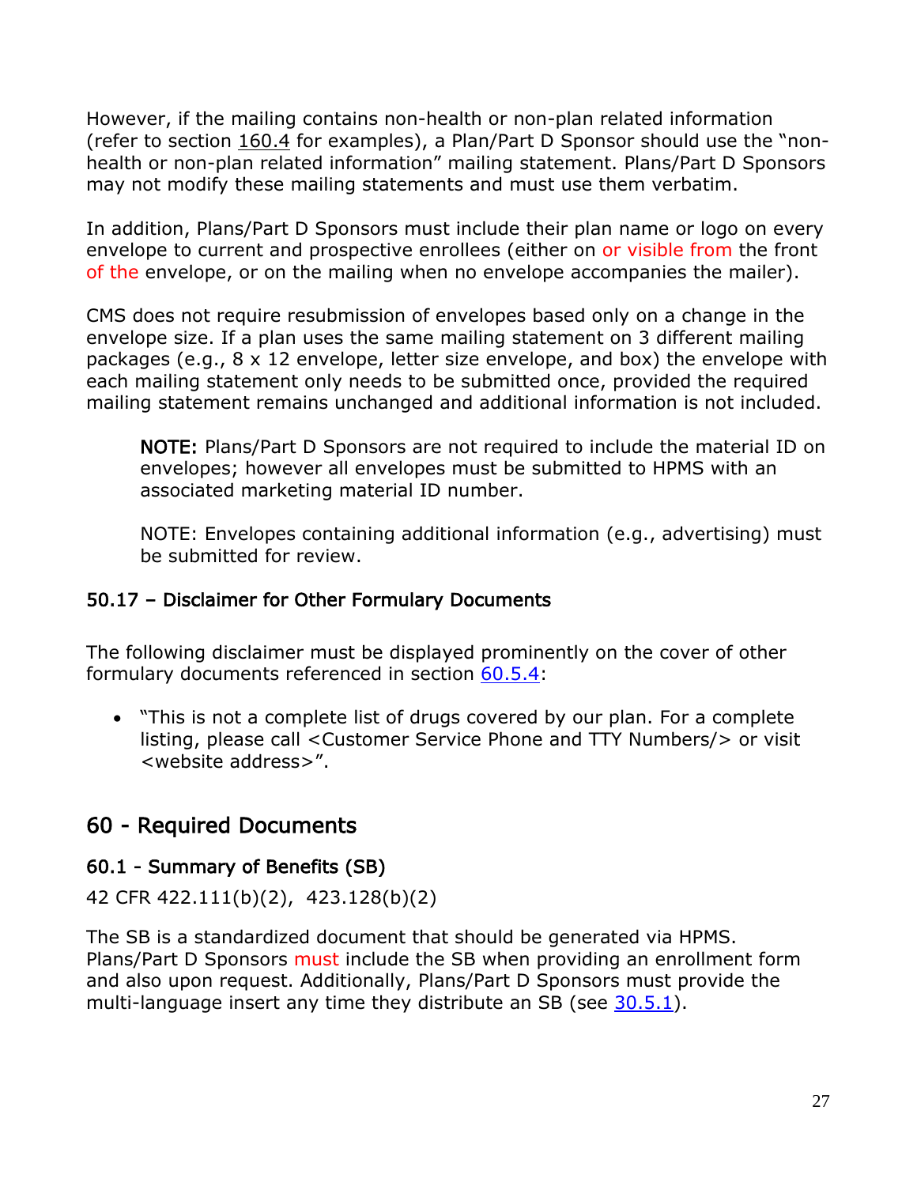However, if the mailing contains non-health or non-plan related information (refer to section 160.4 for examples), a Plan/Part D Sponsor should use the "non-health or non-plan related information" mailing statement. Plans/Part D Sponsors may not modify these mailing statements and must use them verbatim.

In addition, Plans/Part D Sponsors must include their plan name or logo on every envelope to current and prospective enrollees (either on or visible from the front of the envelope, or on the mailing when no envelope accompanies the mailer).

CMS does not require resubmission of envelopes based only on a change in the envelope size. If a plan uses the same mailing statement on 3 different mailing packages (e.g., 8 x 12 envelope, letter size envelope, and box) the envelope with each mailing statement only needs to be submitted once, provided the required mailing statement remains unchanged and additional information is not included.

> **NOTE:** Plans/Part D Sponsors are not required to include the material ID on envelopes; however all envelopes must be submitted to HPMS with an associated marketing material ID number.
>
> NOTE: Envelopes containing additional information (e.g., advertising) must be submitted for review.

### 50.17 – Disclaimer for Other Formulary Documents

The following disclaimer must be displayed prominently on the cover of other formulary documents referenced in section 60.5.4:

- "This is not a complete list of drugs covered by our plan. For a complete listing, please call <Customer Service Phone and TTY Numbers/> or visit <website address>".

## 60 - Required Documents

### 60.1 - Summary of Benefits (SB)

42 CFR 422.111(b)(2), 423.128(b)(2)

The SB is a standardized document that should be generated via HPMS. Plans/Part D Sponsors must include the SB when providing an enrollment form and also upon request. Additionally, Plans/Part D Sponsors must provide the multi-language insert any time they distribute an SB (see 30.5.1).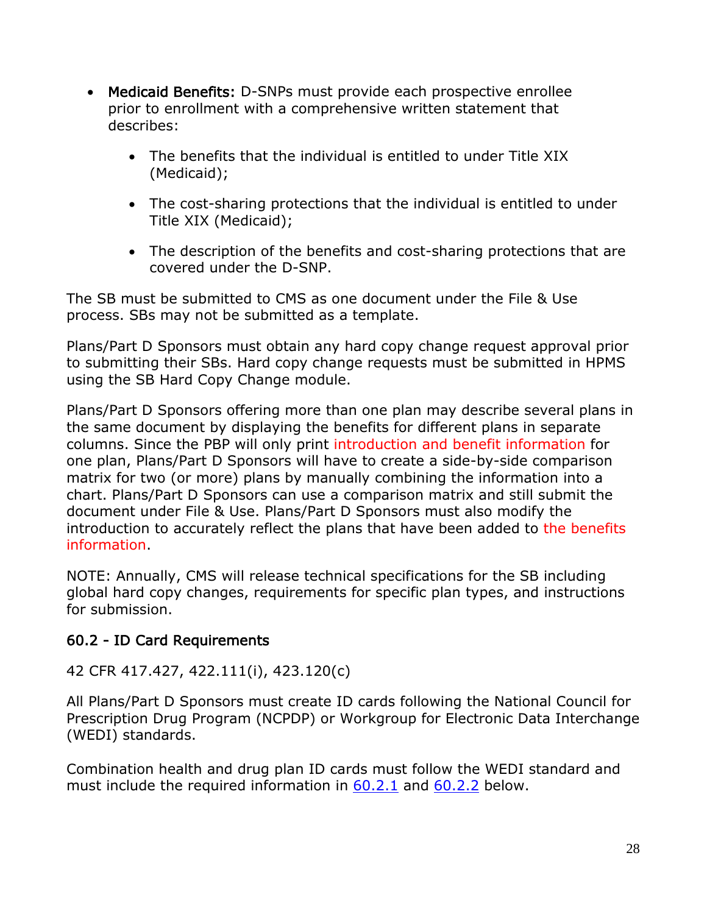- **Medicaid Benefits:** D-SNPs must provide each prospective enrollee prior to enrollment with a comprehensive written statement that describes:

    - The benefits that the individual is entitled to under Title XIX (Medicaid);

    - The cost-sharing protections that the individual is entitled to under Title XIX (Medicaid);

    - The description of the benefits and cost-sharing protections that are covered under the D-SNP.

The SB must be submitted to CMS as one document under the File & Use process. SBs may not be submitted as a template.

Plans/Part D Sponsors must obtain any hard copy change request approval prior to submitting their SBs. Hard copy change requests must be submitted in HPMS using the SB Hard Copy Change module.

Plans/Part D Sponsors offering more than one plan may describe several plans in the same document by displaying the benefits for different plans in separate columns. Since the PBP will only print introduction and benefit information for one plan, Plans/Part D Sponsors will have to create a side-by-side comparison matrix for two (or more) plans by manually combining the information into a chart. Plans/Part D Sponsors can use a comparison matrix and still submit the document under File & Use. Plans/Part D Sponsors must also modify the introduction to accurately reflect the plans that have been added to the benefits information.

NOTE: Annually, CMS will release technical specifications for the SB including global hard copy changes, requirements for specific plan types, and instructions for submission.

### 60.2 - ID Card Requirements

42 CFR 417.427, 422.111(i), 423.120(c)

All Plans/Part D Sponsors must create ID cards following the National Council for Prescription Drug Program (NCPDP) or Workgroup for Electronic Data Interchange (WEDI) standards.

Combination health and drug plan ID cards must follow the WEDI standard and must include the required information in 60.2.1 and 60.2.2 below.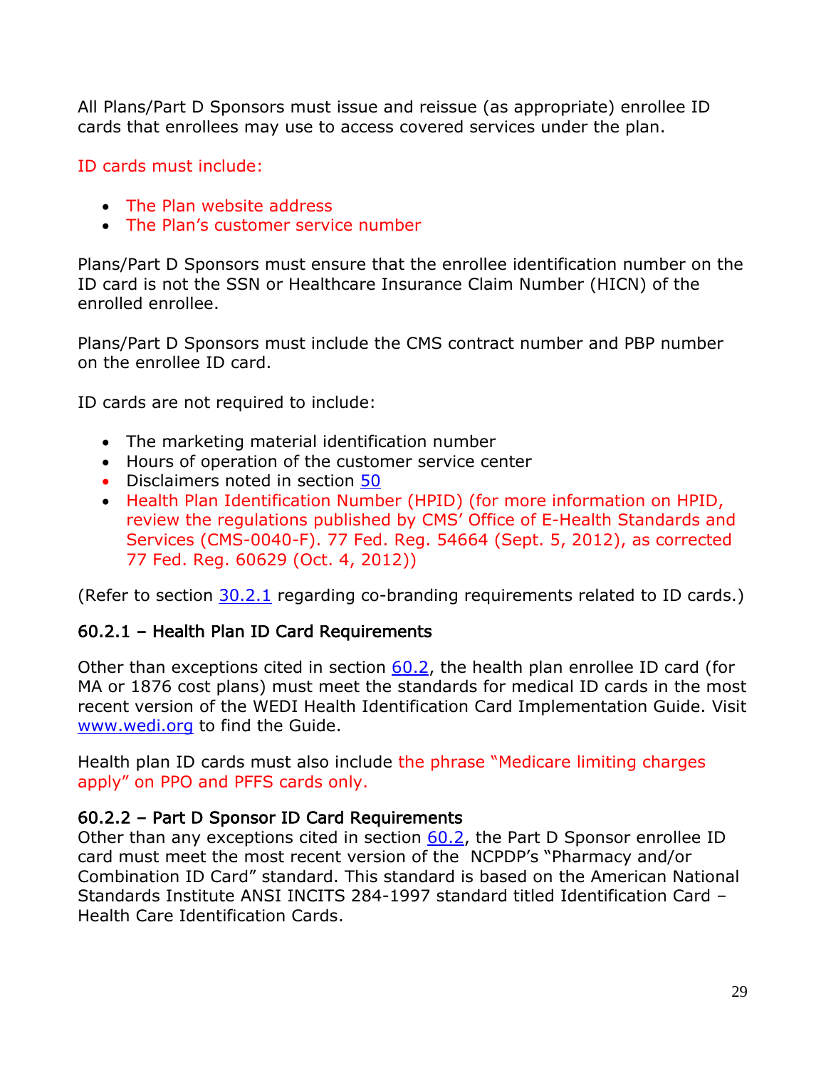All Plans/Part D Sponsors must issue and reissue (as appropriate) enrollee ID cards that enrollees may use to access covered services under the plan.

ID cards must include:

- The Plan website address
- The Plan's customer service number

Plans/Part D Sponsors must ensure that the enrollee identification number on the ID card is not the SSN or Healthcare Insurance Claim Number (HICN) of the enrolled enrollee.

Plans/Part D Sponsors must include the CMS contract number and PBP number on the enrollee ID card.

ID cards are not required to include:

- The marketing material identification number
- Hours of operation of the customer service center
- Disclaimers noted in section 50
- Health Plan Identification Number (HPID) (for more information on HPID, review the regulations published by CMS' Office of E-Health Standards and Services (CMS-0040-F). 77 Fed. Reg. 54664 (Sept. 5, 2012), as corrected 77 Fed. Reg. 60629 (Oct. 4, 2012))

(Refer to section 30.2.1 regarding co-branding requirements related to ID cards.)

### 60.2.1 – Health Plan ID Card Requirements

Other than exceptions cited in section 60.2, the health plan enrollee ID card (for MA or 1876 cost plans) must meet the standards for medical ID cards in the most recent version of the WEDI Health Identification Card Implementation Guide. Visit www.wedi.org to find the Guide.

Health plan ID cards must also include the phrase "Medicare limiting charges apply" on PPO and PFFS cards only.

### 60.2.2 – Part D Sponsor ID Card Requirements

Other than any exceptions cited in section 60.2, the Part D Sponsor enrollee ID card must meet the most recent version of the NCPDP's "Pharmacy and/or Combination ID Card" standard. This standard is based on the American National Standards Institute ANSI INCITS 284-1997 standard titled Identification Card – Health Care Identification Cards.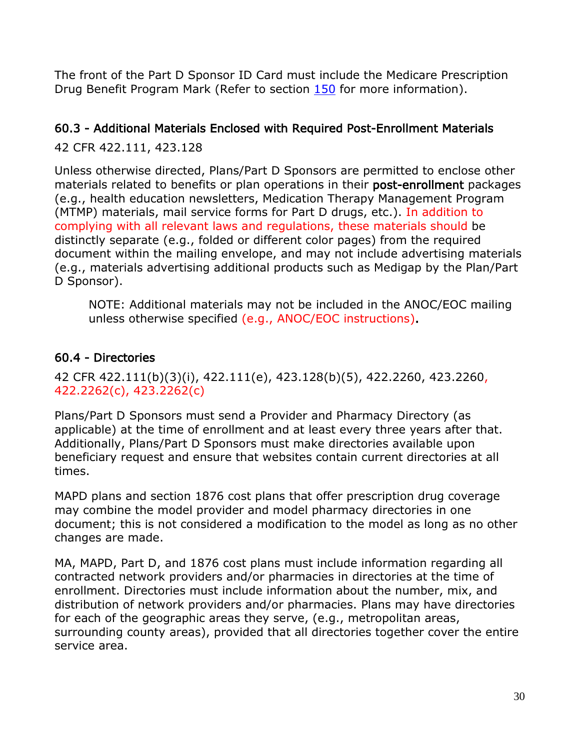The front of the Part D Sponsor ID Card must include the Medicare Prescription Drug Benefit Program Mark (Refer to section 150 for more information).

## 60.3 - Additional Materials Enclosed with Required Post-Enrollment Materials

42 CFR 422.111, 423.128

Unless otherwise directed, Plans/Part D Sponsors are permitted to enclose other materials related to benefits or plan operations in their **post-enrollment** packages (e.g., health education newsletters, Medication Therapy Management Program (MTMP) materials, mail service forms for Part D drugs, etc.). In addition to complying with all relevant laws and regulations, these materials should be distinctly separate (e.g., folded or different color pages) from the required document within the mailing envelope, and may not include advertising materials (e.g., materials advertising additional products such as Medigap by the Plan/Part D Sponsor).

> NOTE: Additional materials may not be included in the ANOC/EOC mailing unless otherwise specified (e.g., ANOC/EOC instructions).

## 60.4 - Directories

42 CFR 422.111(b)(3)(i), 422.111(e), 423.128(b)(5), 422.2260, 423.2260, 422.2262(c), 423.2262(c)

Plans/Part D Sponsors must send a Provider and Pharmacy Directory (as applicable) at the time of enrollment and at least every three years after that. Additionally, Plans/Part D Sponsors must make directories available upon beneficiary request and ensure that websites contain current directories at all times.

MAPD plans and section 1876 cost plans that offer prescription drug coverage may combine the model provider and model pharmacy directories in one document; this is not considered a modification to the model as long as no other changes are made.

MA, MAPD, Part D, and 1876 cost plans must include information regarding all contracted network providers and/or pharmacies in directories at the time of enrollment. Directories must include information about the number, mix, and distribution of network providers and/or pharmacies. Plans may have directories for each of the geographic areas they serve, (e.g., metropolitan areas, surrounding county areas), provided that all directories together cover the entire service area.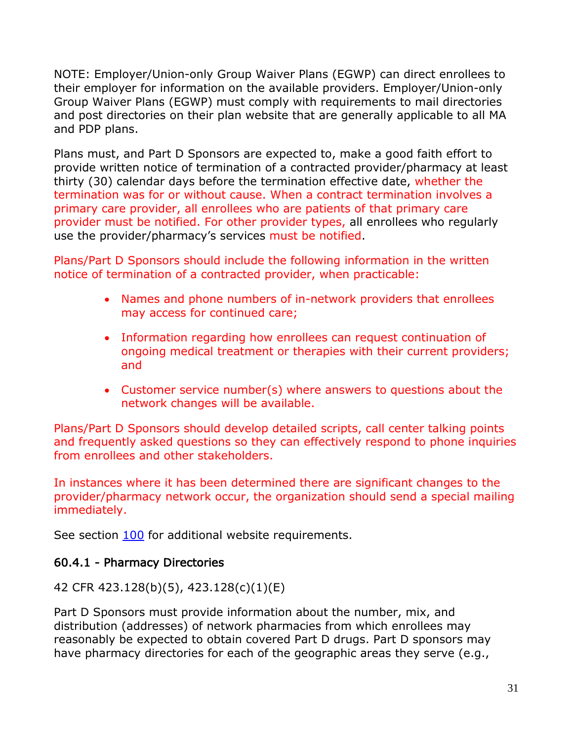NOTE: Employer/Union-only Group Waiver Plans (EGWP) can direct enrollees to their employer for information on the available providers. Employer/Union-only Group Waiver Plans (EGWP) must comply with requirements to mail directories and post directories on their plan website that are generally applicable to all MA and PDP plans.

Plans must, and Part D Sponsors are expected to, make a good faith effort to provide written notice of termination of a contracted provider/pharmacy at least thirty (30) calendar days before the termination effective date, whether the termination was for or without cause. When a contract termination involves a primary care provider, all enrollees who are patients of that primary care provider must be notified. For other provider types, all enrollees who regularly use the provider/pharmacy's services must be notified.

Plans/Part D Sponsors should include the following information in the written notice of termination of a contracted provider, when practicable:

- Names and phone numbers of in-network providers that enrollees may access for continued care;
- Information regarding how enrollees can request continuation of ongoing medical treatment or therapies with their current providers; and
- Customer service number(s) where answers to questions about the network changes will be available.

Plans/Part D Sponsors should develop detailed scripts, call center talking points and frequently asked questions so they can effectively respond to phone inquiries from enrollees and other stakeholders.

In instances where it has been determined there are significant changes to the provider/pharmacy network occur, the organization should send a special mailing immediately.

See section 100 for additional website requirements.

### 60.4.1 - Pharmacy Directories

42 CFR 423.128(b)(5), 423.128(c)(1)(E)

Part D Sponsors must provide information about the number, mix, and distribution (addresses) of network pharmacies from which enrollees may reasonably be expected to obtain covered Part D drugs. Part D sponsors may have pharmacy directories for each of the geographic areas they serve (e.g.,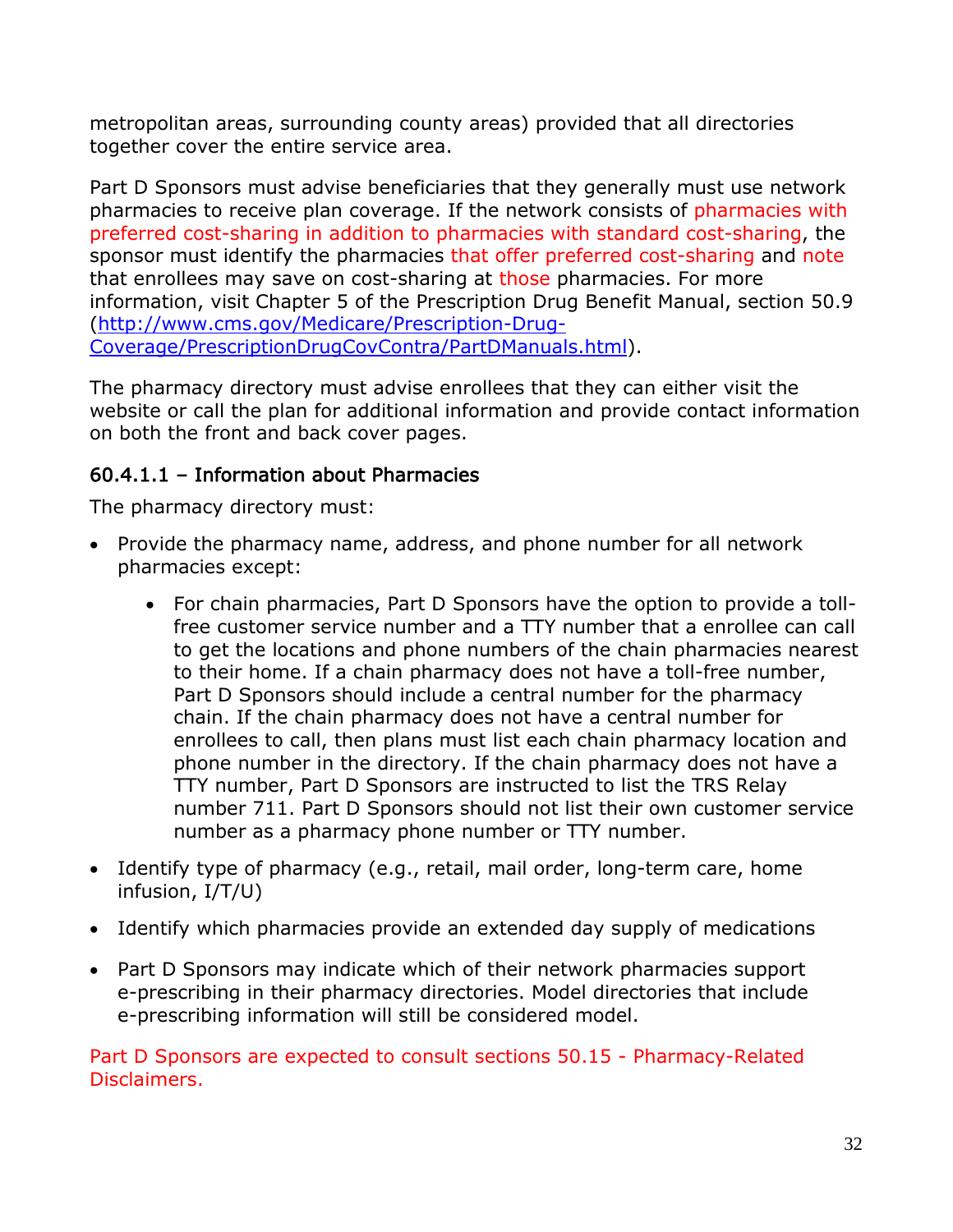metropolitan areas, surrounding county areas) provided that all directories together cover the entire service area.

Part D Sponsors must advise beneficiaries that they generally must use network pharmacies to receive plan coverage. If the network consists of pharmacies with preferred cost-sharing in addition to pharmacies with standard cost-sharing, the sponsor must identify the pharmacies that offer preferred cost-sharing and note that enrollees may save on cost-sharing at those pharmacies. For more information, visit Chapter 5 of the Prescription Drug Benefit Manual, section 50.9 ([http://www.cms.gov/Medicare/Prescription-Drug-Coverage/PrescriptionDrugCovContra/PartDManuals.html](http://www.cms.gov/Medicare/Prescription-Drug-Coverage/PrescriptionDrugCovContra/PartDManuals.html)).

The pharmacy directory must advise enrollees that they can either visit the website or call the plan for additional information and provide contact information on both the front and back cover pages.

### 60.4.1.1 – Information about Pharmacies

The pharmacy directory must:

- Provide the pharmacy name, address, and phone number for all network pharmacies except:
    - For chain pharmacies, Part D Sponsors have the option to provide a toll-free customer service number and a TTY number that a enrollee can call to get the locations and phone numbers of the chain pharmacies nearest to their home. If a chain pharmacy does not have a toll-free number, Part D Sponsors should include a central number for the pharmacy chain. If the chain pharmacy does not have a central number for enrollees to call, then plans must list each chain pharmacy location and phone number in the directory. If the chain pharmacy does not have a TTY number, Part D Sponsors are instructed to list the TRS Relay number 711. Part D Sponsors should not list their own customer service number as a pharmacy phone number or TTY number.
- Identify type of pharmacy (e.g., retail, mail order, long-term care, home infusion, I/T/U)
- Identify which pharmacies provide an extended day supply of medications
- Part D Sponsors may indicate which of their network pharmacies support e-prescribing in their pharmacy directories. Model directories that include e-prescribing information will still be considered model.

Part D Sponsors are expected to consult sections 50.15 - Pharmacy-Related Disclaimers.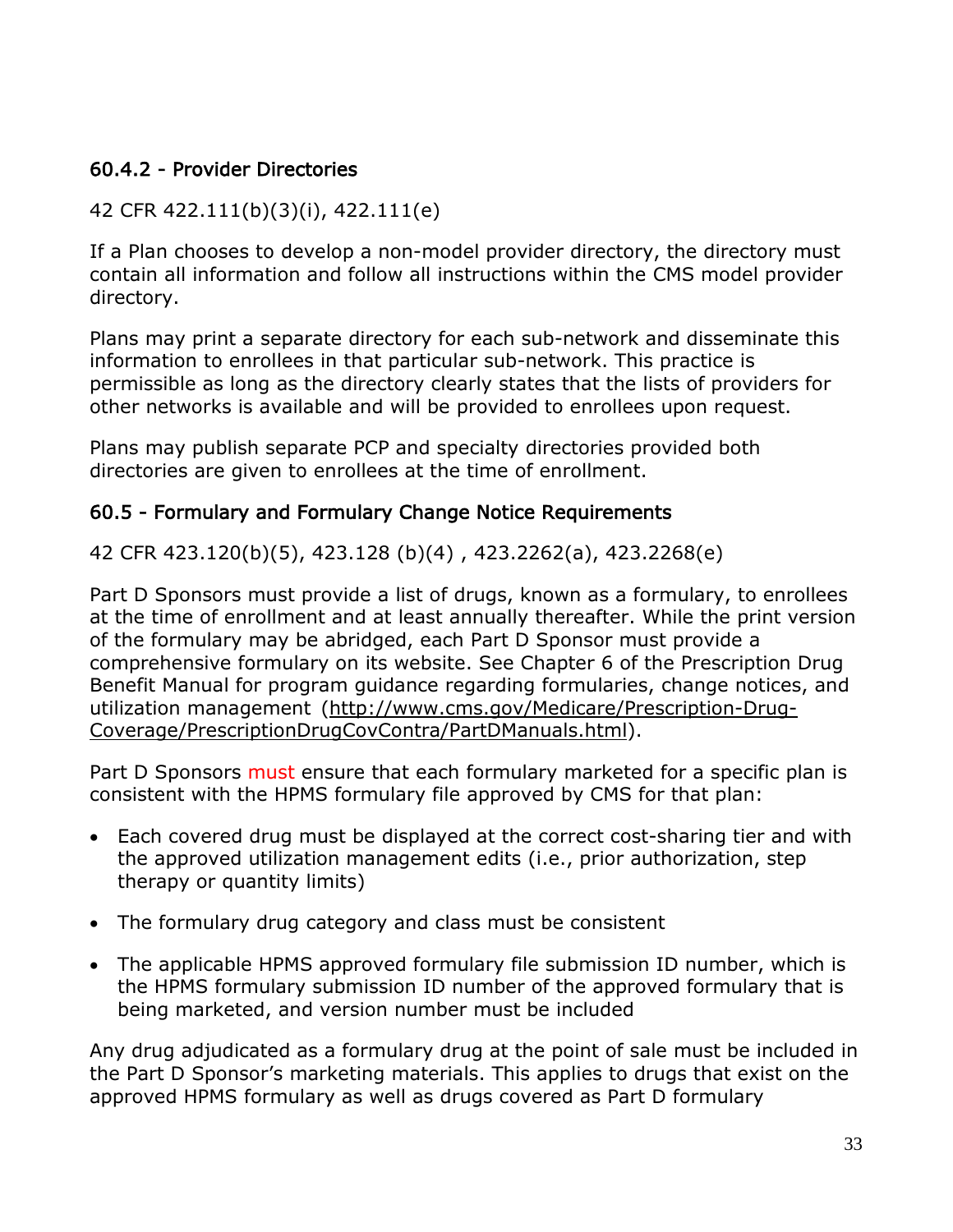### 60.4.2 - Provider Directories

42 CFR 422.111(b)(3)(i), 422.111(e)

If a Plan chooses to develop a non-model provider directory, the directory must contain all information and follow all instructions within the CMS model provider directory.

Plans may print a separate directory for each sub-network and disseminate this information to enrollees in that particular sub-network. This practice is permissible as long as the directory clearly states that the lists of providers for other networks is available and will be provided to enrollees upon request.

Plans may publish separate PCP and specialty directories provided both directories are given to enrollees at the time of enrollment.

### 60.5 - Formulary and Formulary Change Notice Requirements

42 CFR 423.120(b)(5), 423.128 (b)(4) , 423.2262(a), 423.2268(e)

Part D Sponsors must provide a list of drugs, known as a formulary, to enrollees at the time of enrollment and at least annually thereafter. While the print version of the formulary may be abridged, each Part D Sponsor must provide a comprehensive formulary on its website. See Chapter 6 of the Prescription Drug Benefit Manual for program guidance regarding formularies, change notices, and utilization management (http://www.cms.gov/Medicare/Prescription-Drug-Coverage/PrescriptionDrugCovContra/PartDManuals.html).

Part D Sponsors must ensure that each formulary marketed for a specific plan is consistent with the HPMS formulary file approved by CMS for that plan:

- Each covered drug must be displayed at the correct cost-sharing tier and with the approved utilization management edits (i.e., prior authorization, step therapy or quantity limits)
- The formulary drug category and class must be consistent
- The applicable HPMS approved formulary file submission ID number, which is the HPMS formulary submission ID number of the approved formulary that is being marketed, and version number must be included

Any drug adjudicated as a formulary drug at the point of sale must be included in the Part D Sponsor's marketing materials. This applies to drugs that exist on the approved HPMS formulary as well as drugs covered as Part D formulary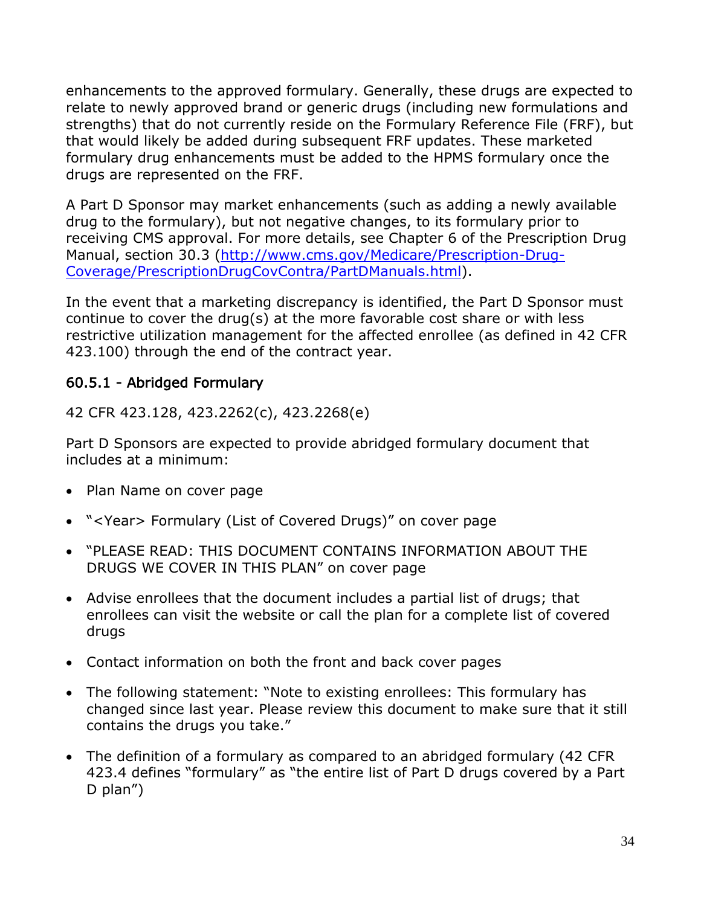enhancements to the approved formulary. Generally, these drugs are expected to relate to newly approved brand or generic drugs (including new formulations and strengths) that do not currently reside on the Formulary Reference File (FRF), but that would likely be added during subsequent FRF updates. These marketed formulary drug enhancements must be added to the HPMS formulary once the drugs are represented on the FRF.

A Part D Sponsor may market enhancements (such as adding a newly available drug to the formulary), but not negative changes, to its formulary prior to receiving CMS approval. For more details, see Chapter 6 of the Prescription Drug Manual, section 30.3 ([http://www.cms.gov/Medicare/Prescription-Drug-Coverage/PrescriptionDrugCovContra/PartDManuals.html](http://www.cms.gov/Medicare/Prescription-Drug-Coverage/PrescriptionDrugCovContra/PartDManuals.html)).

In the event that a marketing discrepancy is identified, the Part D Sponsor must continue to cover the drug(s) at the more favorable cost share or with less restrictive utilization management for the affected enrollee (as defined in 42 CFR 423.100) through the end of the contract year.

### 60.5.1 - Abridged Formulary

42 CFR 423.128, 423.2262(c), 423.2268(e)

Part D Sponsors are expected to provide abridged formulary document that includes at a minimum:

- Plan Name on cover page
- "<Year> Formulary (List of Covered Drugs)" on cover page
- "PLEASE READ: THIS DOCUMENT CONTAINS INFORMATION ABOUT THE DRUGS WE COVER IN THIS PLAN" on cover page
- Advise enrollees that the document includes a partial list of drugs; that enrollees can visit the website or call the plan for a complete list of covered drugs
- Contact information on both the front and back cover pages
- The following statement: "Note to existing enrollees: This formulary has changed since last year. Please review this document to make sure that it still contains the drugs you take."
- The definition of a formulary as compared to an abridged formulary (42 CFR 423.4 defines "formulary" as "the entire list of Part D drugs covered by a Part D plan")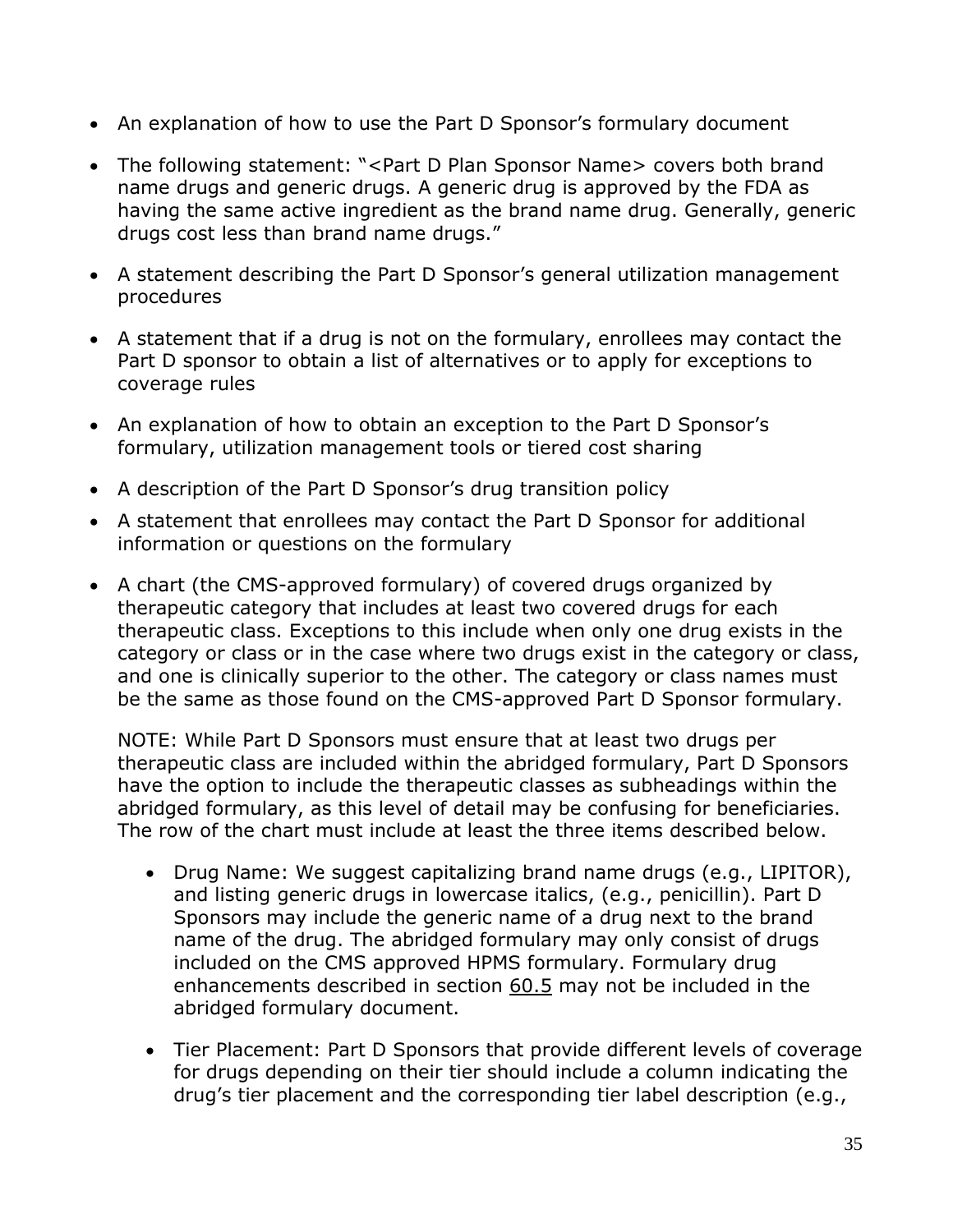- An explanation of how to use the Part D Sponsor's formulary document
- The following statement: "<Part D Plan Sponsor Name> covers both brand name drugs and generic drugs. A generic drug is approved by the FDA as having the same active ingredient as the brand name drug. Generally, generic drugs cost less than brand name drugs."
- A statement describing the Part D Sponsor's general utilization management procedures
- A statement that if a drug is not on the formulary, enrollees may contact the Part D sponsor to obtain a list of alternatives or to apply for exceptions to coverage rules
- An explanation of how to obtain an exception to the Part D Sponsor's formulary, utilization management tools or tiered cost sharing
- A description of the Part D Sponsor's drug transition policy
- A statement that enrollees may contact the Part D Sponsor for additional information or questions on the formulary
- A chart (the CMS-approved formulary) of covered drugs organized by therapeutic category that includes at least two covered drugs for each therapeutic class. Exceptions to this include when only one drug exists in the category or class or in the case where two drugs exist in the category or class, and one is clinically superior to the other. The category or class names must be the same as those found on the CMS-approved Part D Sponsor formulary.

  NOTE: While Part D Sponsors must ensure that at least two drugs per therapeutic class are included within the abridged formulary, Part D Sponsors have the option to include the therapeutic classes as subheadings within the abridged formulary, as this level of detail may be confusing for beneficiaries. The row of the chart must include at least the three items described below.

  - Drug Name: We suggest capitalizing brand name drugs (e.g., LIPITOR), and listing generic drugs in lowercase italics, (e.g., *penicillin*). Part D Sponsors may include the generic name of a drug next to the brand name of the drug. The abridged formulary may only consist of drugs included on the CMS approved HPMS formulary. Formulary drug enhancements described in section 60.5 may not be included in the abridged formulary document.
  - Tier Placement: Part D Sponsors that provide different levels of coverage for drugs depending on their tier should include a column indicating the drug's tier placement and the corresponding tier label description (e.g.,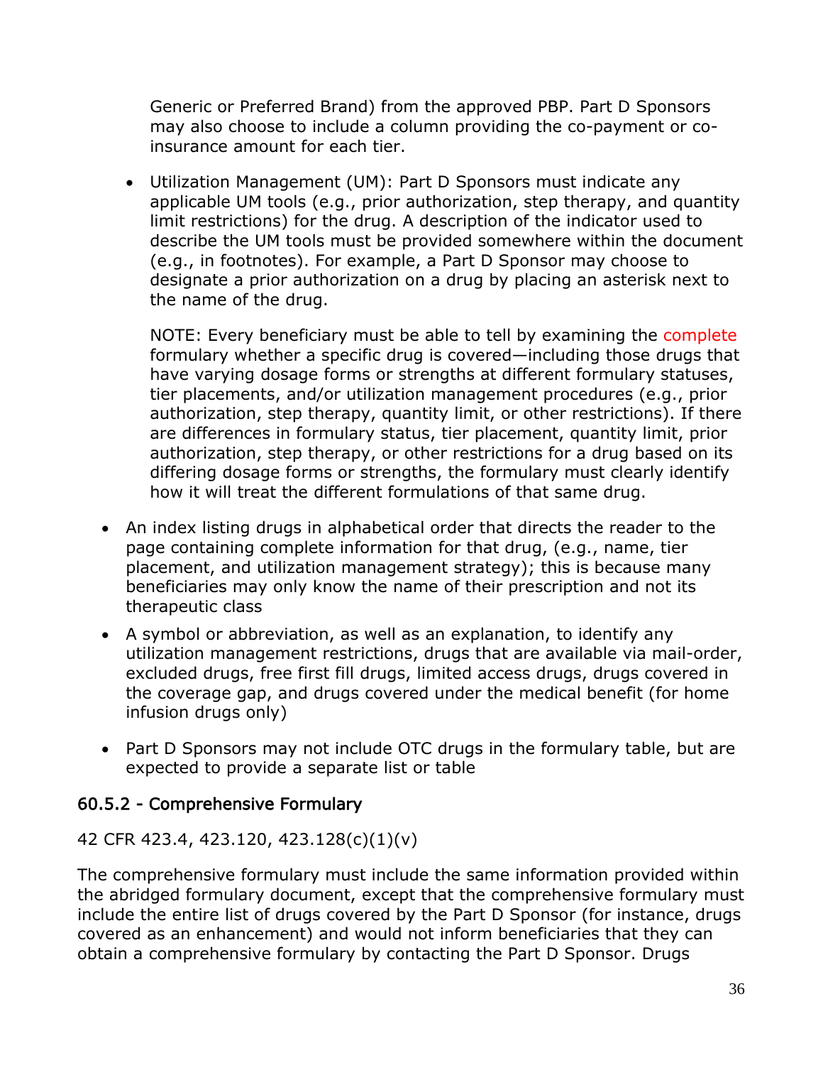Generic or Preferred Brand) from the approved PBP. Part D Sponsors may also choose to include a column providing the co-payment or co-insurance amount for each tier.

  - Utilization Management (UM): Part D Sponsors must indicate any applicable UM tools (e.g., prior authorization, step therapy, and quantity limit restrictions) for the drug. A description of the indicator used to describe the UM tools must be provided somewhere within the document (e.g., in footnotes). For example, a Part D Sponsor may choose to designate a prior authorization on a drug by placing an asterisk next to the name of the drug.

    NOTE: Every beneficiary must be able to tell by examining the complete formulary whether a specific drug is covered—including those drugs that have varying dosage forms or strengths at different formulary statuses, tier placements, and/or utilization management procedures (e.g., prior authorization, step therapy, quantity limit, or other restrictions). If there are differences in formulary status, tier placement, quantity limit, prior authorization, step therapy, or other restrictions for a drug based on its differing dosage forms or strengths, the formulary must clearly identify how it will treat the different formulations of that same drug.

- An index listing drugs in alphabetical order that directs the reader to the page containing complete information for that drug, (e.g., name, tier placement, and utilization management strategy); this is because many beneficiaries may only know the name of their prescription and not its therapeutic class
- A symbol or abbreviation, as well as an explanation, to identify any utilization management restrictions, drugs that are available via mail-order, excluded drugs, free first fill drugs, limited access drugs, drugs covered in the coverage gap, and drugs covered under the medical benefit (for home infusion drugs only)
- Part D Sponsors may not include OTC drugs in the formulary table, but are expected to provide a separate list or table

### 60.5.2 - Comprehensive Formulary

42 CFR 423.4, 423.120, 423.128(c)(1)(v)

The comprehensive formulary must include the same information provided within the abridged formulary document, except that the comprehensive formulary must include the entire list of drugs covered by the Part D Sponsor (for instance, drugs covered as an enhancement) and would not inform beneficiaries that they can obtain a comprehensive formulary by contacting the Part D Sponsor. Drugs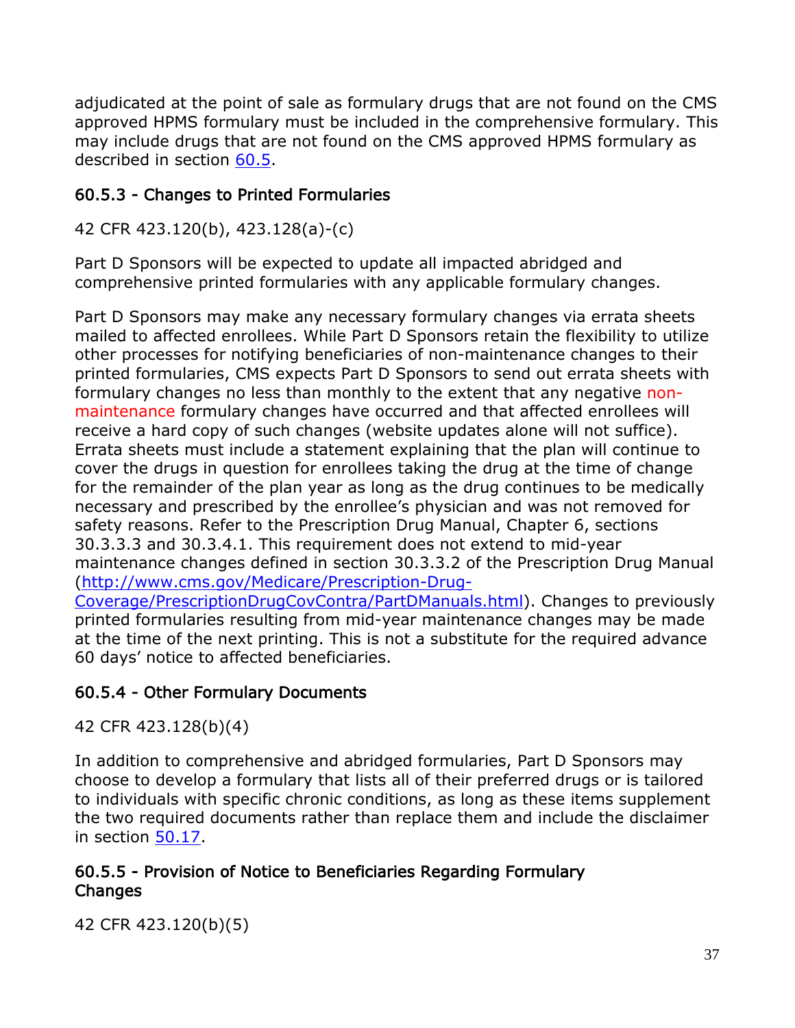adjudicated at the point of sale as formulary drugs that are not found on the CMS approved HPMS formulary must be included in the comprehensive formulary. This may include drugs that are not found on the CMS approved HPMS formulary as described in section [60.5](#).

### 60.5.3 - Changes to Printed Formularies

42 CFR 423.120(b), 423.128(a)-(c)

Part D Sponsors will be expected to update all impacted abridged and comprehensive printed formularies with any applicable formulary changes.

Part D Sponsors may make any necessary formulary changes via errata sheets mailed to affected enrollees. While Part D Sponsors retain the flexibility to utilize other processes for notifying beneficiaries of non-maintenance changes to their printed formularies, CMS expects Part D Sponsors to send out errata sheets with formulary changes no less than monthly to the extent that any negative non-maintenance formulary changes have occurred and that affected enrollees will receive a hard copy of such changes (website updates alone will not suffice). Errata sheets must include a statement explaining that the plan will continue to cover the drugs in question for enrollees taking the drug at the time of change for the remainder of the plan year as long as the drug continues to be medically necessary and prescribed by the enrollee's physician and was not removed for safety reasons. Refer to the Prescription Drug Manual, Chapter 6, sections 30.3.3.3 and 30.3.4.1. This requirement does not extend to mid-year maintenance changes defined in section 30.3.3.2 of the Prescription Drug Manual ([http://www.cms.gov/Medicare/Prescription-Drug-Coverage/PrescriptionDrugCovContra/PartDManuals.html](http://www.cms.gov/Medicare/Prescription-Drug-Coverage/PrescriptionDrugCovContra/PartDManuals.html)). Changes to previously printed formularies resulting from mid-year maintenance changes may be made at the time of the next printing. This is not a substitute for the required advance 60 days' notice to affected beneficiaries.

### 60.5.4 - Other Formulary Documents

42 CFR 423.128(b)(4)

In addition to comprehensive and abridged formularies, Part D Sponsors may choose to develop a formulary that lists all of their preferred drugs or is tailored to individuals with specific chronic conditions, as long as these items supplement the two required documents rather than replace them and include the disclaimer in section [50.17](#).

### 60.5.5 - Provision of Notice to Beneficiaries Regarding Formulary Changes

42 CFR 423.120(b)(5)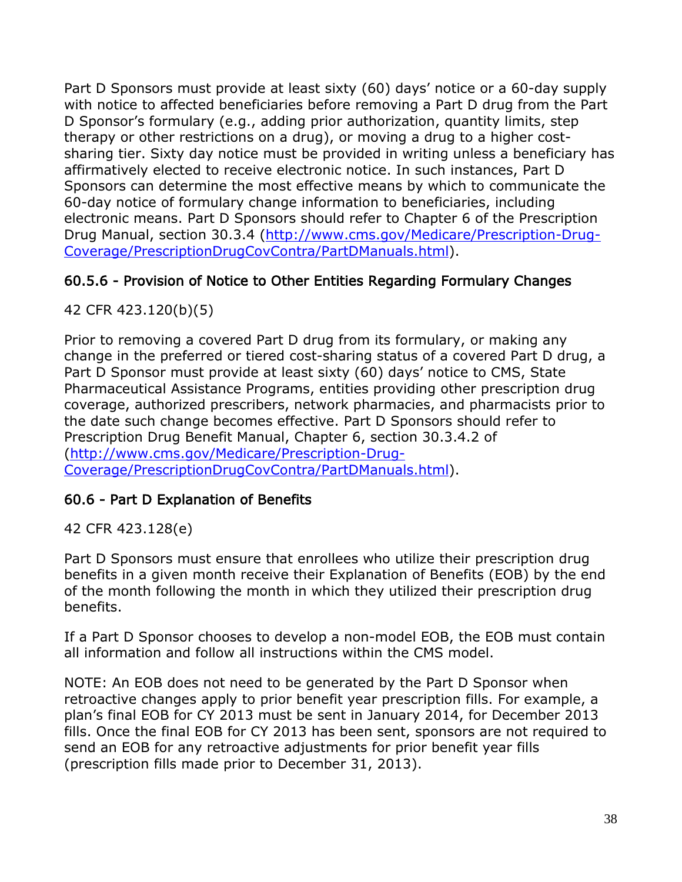Part D Sponsors must provide at least sixty (60) days' notice or a 60-day supply with notice to affected beneficiaries before removing a Part D drug from the Part D Sponsor's formulary (e.g., adding prior authorization, quantity limits, step therapy or other restrictions on a drug), or moving a drug to a higher cost-sharing tier. Sixty day notice must be provided in writing unless a beneficiary has affirmatively elected to receive electronic notice. In such instances, Part D Sponsors can determine the most effective means by which to communicate the 60-day notice of formulary change information to beneficiaries, including electronic means. Part D Sponsors should refer to Chapter 6 of the Prescription Drug Manual, section 30.3.4 ([http://www.cms.gov/Medicare/Prescription-Drug-Coverage/PrescriptionDrugCovContra/PartDManuals.html](http://www.cms.gov/Medicare/Prescription-Drug-Coverage/PrescriptionDrugCovContra/PartDManuals.html)).

### 60.5.6 - Provision of Notice to Other Entities Regarding Formulary Changes

42 CFR 423.120(b)(5)

Prior to removing a covered Part D drug from its formulary, or making any change in the preferred or tiered cost-sharing status of a covered Part D drug, a Part D Sponsor must provide at least sixty (60) days' notice to CMS, State Pharmaceutical Assistance Programs, entities providing other prescription drug coverage, authorized prescribers, network pharmacies, and pharmacists prior to the date such change becomes effective. Part D Sponsors should refer to Prescription Drug Benefit Manual, Chapter 6, section 30.3.4.2 of ([http://www.cms.gov/Medicare/Prescription-Drug-Coverage/PrescriptionDrugCovContra/PartDManuals.html](http://www.cms.gov/Medicare/Prescription-Drug-Coverage/PrescriptionDrugCovContra/PartDManuals.html)).

### 60.6 - Part D Explanation of Benefits

42 CFR 423.128(e)

Part D Sponsors must ensure that enrollees who utilize their prescription drug benefits in a given month receive their Explanation of Benefits (EOB) by the end of the month following the month in which they utilized their prescription drug benefits.

If a Part D Sponsor chooses to develop a non-model EOB, the EOB must contain all information and follow all instructions within the CMS model.

NOTE: An EOB does not need to be generated by the Part D Sponsor when retroactive changes apply to prior benefit year prescription fills. For example, a plan's final EOB for CY 2013 must be sent in January 2014, for December 2013 fills. Once the final EOB for CY 2013 has been sent, sponsors are not required to send an EOB for any retroactive adjustments for prior benefit year fills (prescription fills made prior to December 31, 2013).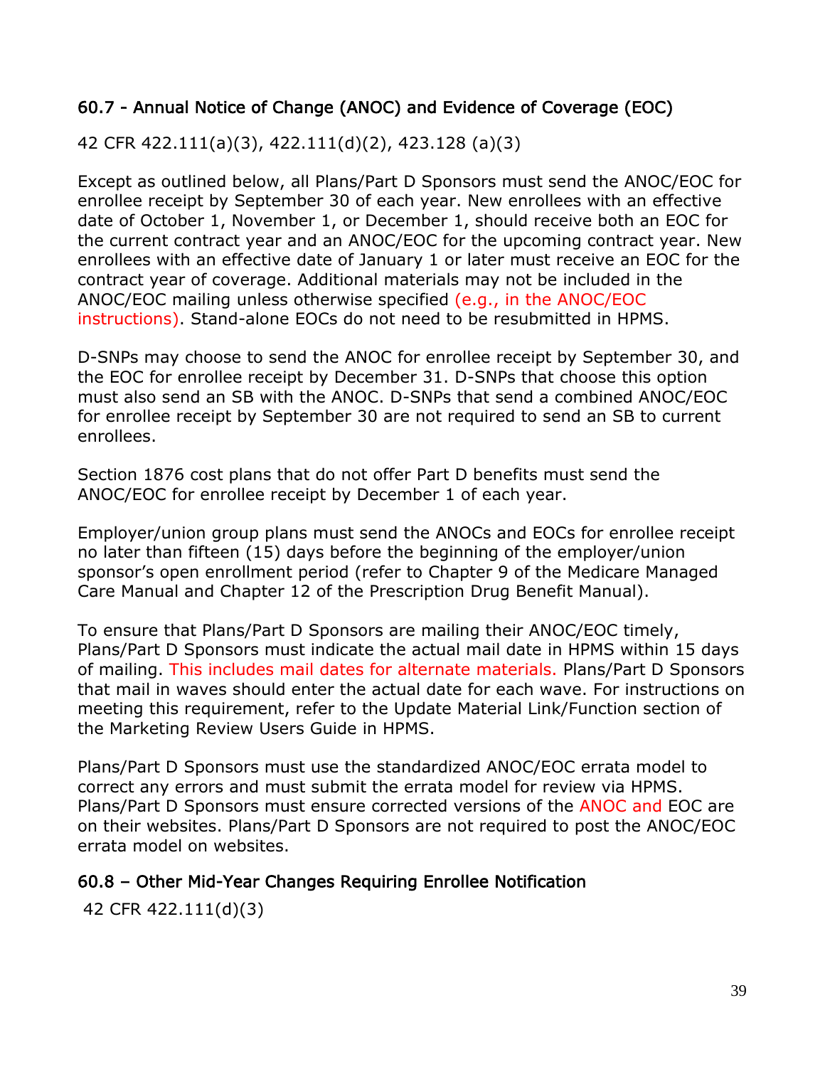### 60.7 - Annual Notice of Change (ANOC) and Evidence of Coverage (EOC)

42 CFR 422.111(a)(3), 422.111(d)(2), 423.128 (a)(3)

Except as outlined below, all Plans/Part D Sponsors must send the ANOC/EOC for enrollee receipt by September 30 of each year. New enrollees with an effective date of October 1, November 1, or December 1, should receive both an EOC for the current contract year and an ANOC/EOC for the upcoming contract year. New enrollees with an effective date of January 1 or later must receive an EOC for the contract year of coverage. Additional materials may not be included in the ANOC/EOC mailing unless otherwise specified (e.g., in the ANOC/EOC instructions). Stand-alone EOCs do not need to be resubmitted in HPMS.

D-SNPs may choose to send the ANOC for enrollee receipt by September 30, and the EOC for enrollee receipt by December 31. D-SNPs that choose this option must also send an SB with the ANOC. D-SNPs that send a combined ANOC/EOC for enrollee receipt by September 30 are not required to send an SB to current enrollees.

Section 1876 cost plans that do not offer Part D benefits must send the ANOC/EOC for enrollee receipt by December 1 of each year.

Employer/union group plans must send the ANOCs and EOCs for enrollee receipt no later than fifteen (15) days before the beginning of the employer/union sponsor's open enrollment period (refer to Chapter 9 of the Medicare Managed Care Manual and Chapter 12 of the Prescription Drug Benefit Manual).

To ensure that Plans/Part D Sponsors are mailing their ANOC/EOC timely, Plans/Part D Sponsors must indicate the actual mail date in HPMS within 15 days of mailing. This includes mail dates for alternate materials. Plans/Part D Sponsors that mail in waves should enter the actual date for each wave. For instructions on meeting this requirement, refer to the Update Material Link/Function section of the Marketing Review Users Guide in HPMS.

Plans/Part D Sponsors must use the standardized ANOC/EOC errata model to correct any errors and must submit the errata model for review via HPMS. Plans/Part D Sponsors must ensure corrected versions of the ANOC and EOC are on their websites. Plans/Part D Sponsors are not required to post the ANOC/EOC errata model on websites.

### 60.8 – Other Mid-Year Changes Requiring Enrollee Notification

42 CFR 422.111(d)(3)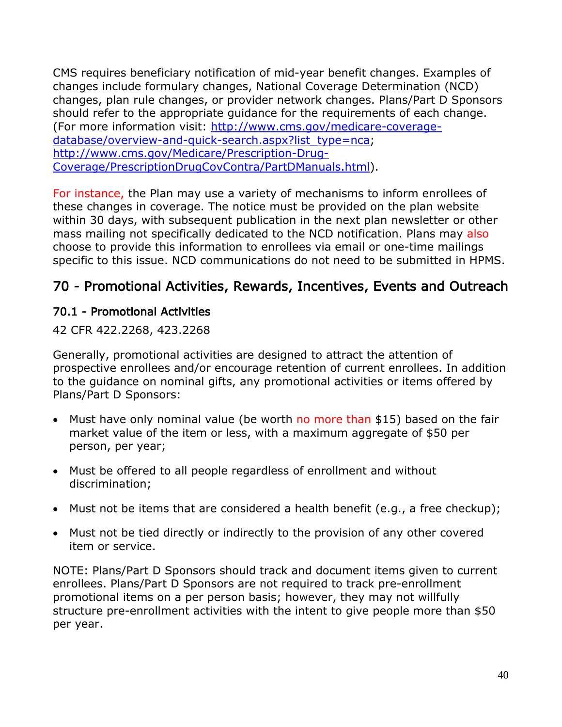CMS requires beneficiary notification of mid-year benefit changes. Examples of changes include formulary changes, National Coverage Determination (NCD) changes, plan rule changes, or provider network changes. Plans/Part D Sponsors should refer to the appropriate guidance for the requirements of each change. (For more information visit: [http://www.cms.gov/medicare-coverage-database/overview-and-quick-search.aspx?list_type=nca](http://www.cms.gov/medicare-coverage-database/overview-and-quick-search.aspx?list_type=nca); [http://www.cms.gov/Medicare/Prescription-Drug-Coverage/PrescriptionDrugCovContra/PartDManuals.html](http://www.cms.gov/Medicare/Prescription-Drug-Coverage/PrescriptionDrugCovContra/PartDManuals.html)).

For instance, the Plan may use a variety of mechanisms to inform enrollees of these changes in coverage. The notice must be provided on the plan website within 30 days, with subsequent publication in the next plan newsletter or other mass mailing not specifically dedicated to the NCD notification. Plans may also choose to provide this information to enrollees via email or one-time mailings specific to this issue. NCD communications do not need to be submitted in HPMS.

## 70 - Promotional Activities, Rewards, Incentives, Events and Outreach

### 70.1 - Promotional Activities

42 CFR 422.2268, 423.2268

Generally, promotional activities are designed to attract the attention of prospective enrollees and/or encourage retention of current enrollees. In addition to the guidance on nominal gifts, any promotional activities or items offered by Plans/Part D Sponsors:

- Must have only nominal value (be worth no more than $15) based on the fair market value of the item or less, with a maximum aggregate of $50 per person, per year;
- Must be offered to all people regardless of enrollment and without discrimination;
- Must not be items that are considered a health benefit (e.g., a free checkup);
- Must not be tied directly or indirectly to the provision of any other covered item or service.

NOTE: Plans/Part D Sponsors should track and document items given to current enrollees. Plans/Part D Sponsors are not required to track pre-enrollment promotional items on a per person basis; however, they may not willfully structure pre-enrollment activities with the intent to give people more than $50 per year.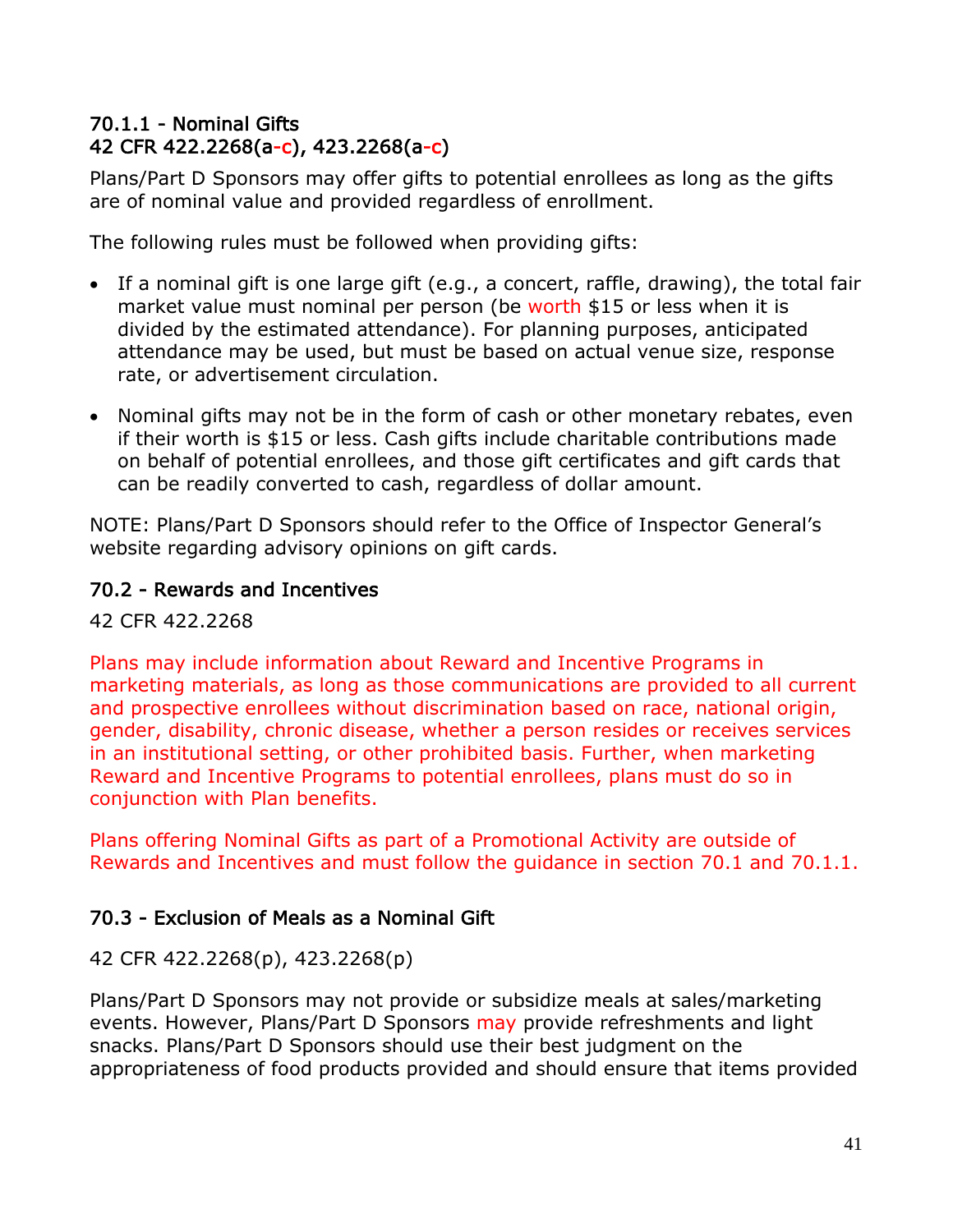### 70.1.1 - Nominal Gifts
### 42 CFR 422.2268(a-c), 423.2268(a-c)

Plans/Part D Sponsors may offer gifts to potential enrollees as long as the gifts are of nominal value and provided regardless of enrollment.

The following rules must be followed when providing gifts:

- If a nominal gift is one large gift (e.g., a concert, raffle, drawing), the total fair market value must nominal per person (be worth $15 or less when it is divided by the estimated attendance). For planning purposes, anticipated attendance may be used, but must be based on actual venue size, response rate, or advertisement circulation.
- Nominal gifts may not be in the form of cash or other monetary rebates, even if their worth is $15 or less. Cash gifts include charitable contributions made on behalf of potential enrollees, and those gift certificates and gift cards that can be readily converted to cash, regardless of dollar amount.

NOTE: Plans/Part D Sponsors should refer to the Office of Inspector General's website regarding advisory opinions on gift cards.

### 70.2 - Rewards and Incentives

42 CFR 422.2268

Plans may include information about Reward and Incentive Programs in marketing materials, as long as those communications are provided to all current and prospective enrollees without discrimination based on race, national origin, gender, disability, chronic disease, whether a person resides or receives services in an institutional setting, or other prohibited basis. Further, when marketing Reward and Incentive Programs to potential enrollees, plans must do so in conjunction with Plan benefits.

Plans offering Nominal Gifts as part of a Promotional Activity are outside of Rewards and Incentives and must follow the guidance in section 70.1 and 70.1.1.

### 70.3 - Exclusion of Meals as a Nominal Gift

42 CFR 422.2268(p), 423.2268(p)

Plans/Part D Sponsors may not provide or subsidize meals at sales/marketing events. However, Plans/Part D Sponsors may provide refreshments and light snacks. Plans/Part D Sponsors should use their best judgment on the appropriateness of food products provided and should ensure that items provided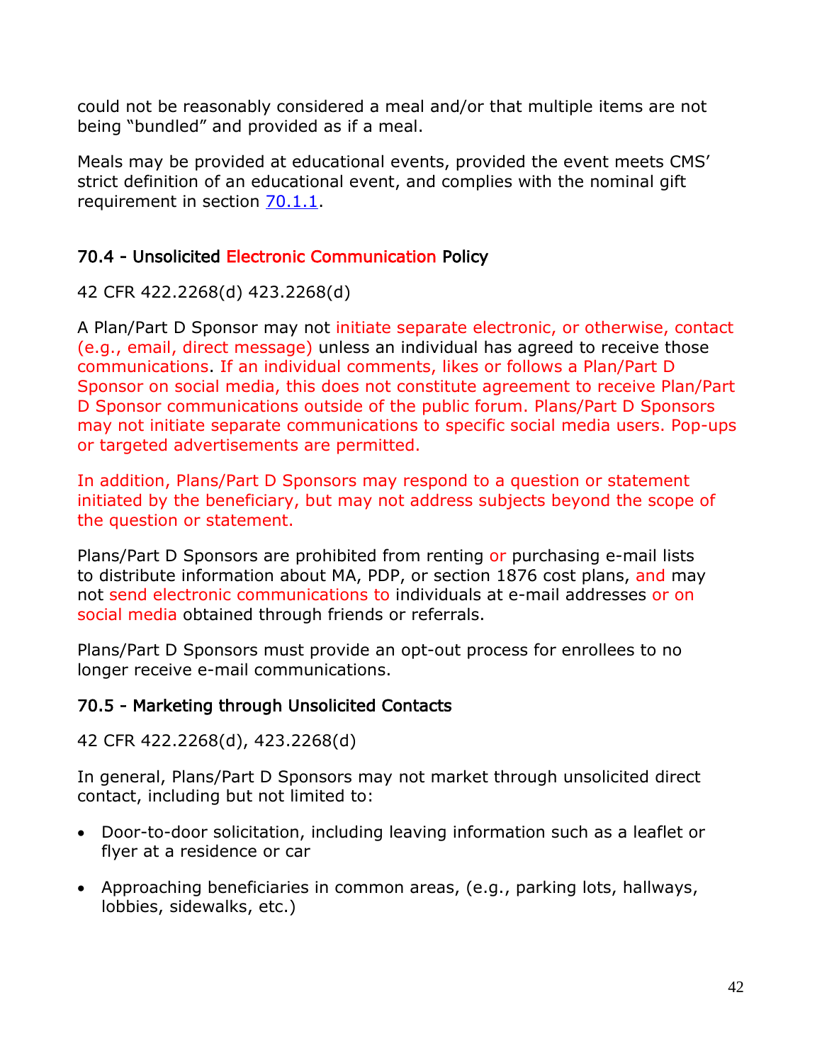could not be reasonably considered a meal and/or that multiple items are not being "bundled" and provided as if a meal.

Meals may be provided at educational events, provided the event meets CMS' strict definition of an educational event, and complies with the nominal gift requirement in section 70.1.1.

## 70.4 - Unsolicited Electronic Communication Policy

42 CFR 422.2268(d) 423.2268(d)

A Plan/Part D Sponsor may not initiate separate electronic, or otherwise, contact (e.g., email, direct message) unless an individual has agreed to receive those communications. If an individual comments, likes or follows a Plan/Part D Sponsor on social media, this does not constitute agreement to receive Plan/Part D Sponsor communications outside of the public forum. Plans/Part D Sponsors may not initiate separate communications to specific social media users. Pop-ups or targeted advertisements are permitted.

In addition, Plans/Part D Sponsors may respond to a question or statement initiated by the beneficiary, but may not address subjects beyond the scope of the question or statement.

Plans/Part D Sponsors are prohibited from renting or purchasing e-mail lists to distribute information about MA, PDP, or section 1876 cost plans, and may not send electronic communications to individuals at e-mail addresses or on social media obtained through friends or referrals.

Plans/Part D Sponsors must provide an opt-out process for enrollees to no longer receive e-mail communications.

## 70.5 - Marketing through Unsolicited Contacts

42 CFR 422.2268(d), 423.2268(d)

In general, Plans/Part D Sponsors may not market through unsolicited direct contact, including but not limited to:

- Door-to-door solicitation, including leaving information such as a leaflet or flyer at a residence or car
- Approaching beneficiaries in common areas, (e.g., parking lots, hallways, lobbies, sidewalks, etc.)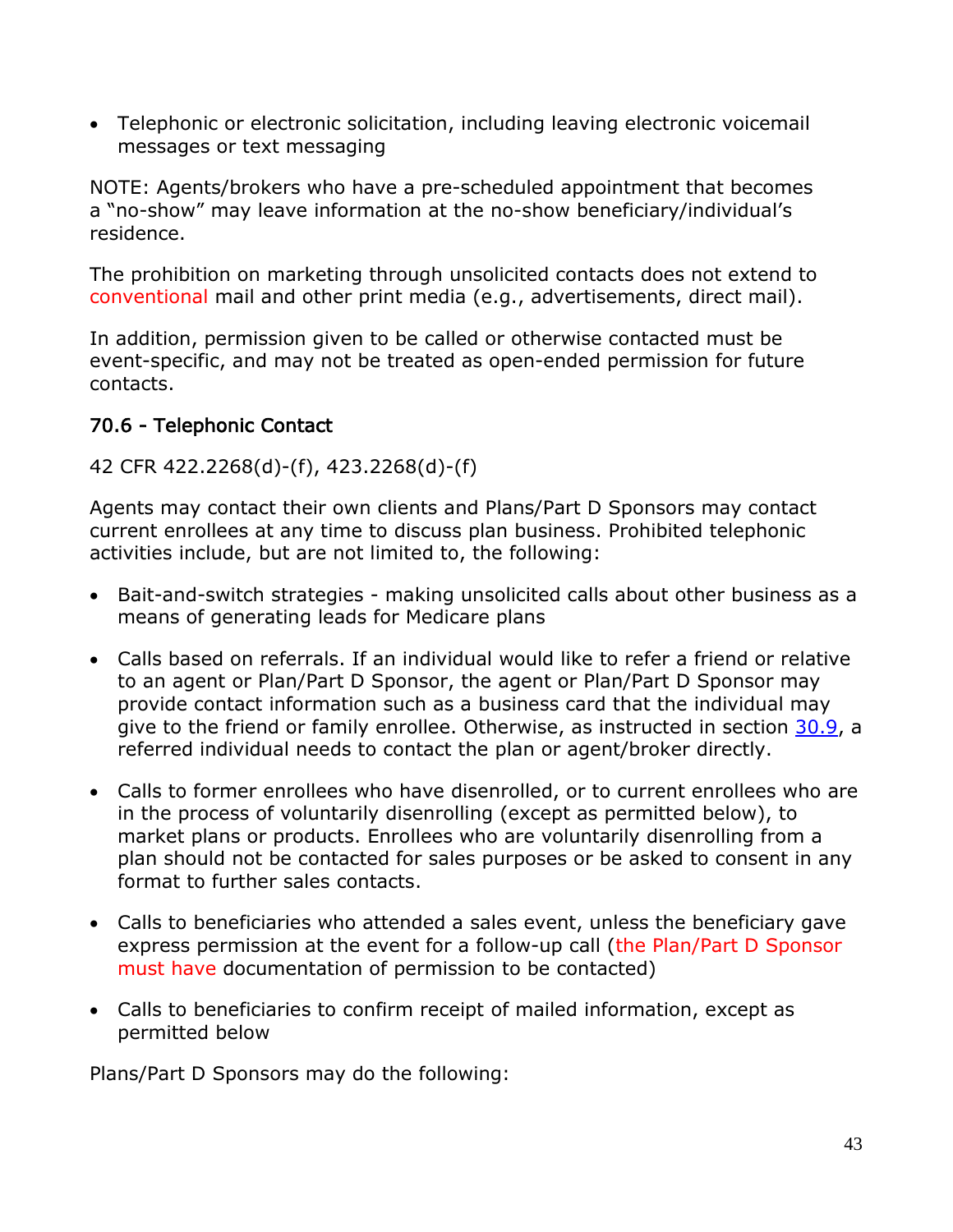- Telephonic or electronic solicitation, including leaving electronic voicemail messages or text messaging

NOTE: Agents/brokers who have a pre-scheduled appointment that becomes a "no-show" may leave information at the no-show beneficiary/individual's residence.

The prohibition on marketing through unsolicited contacts does not extend to conventional mail and other print media (e.g., advertisements, direct mail).

In addition, permission given to be called or otherwise contacted must be event-specific, and may not be treated as open-ended permission for future contacts.

### 70.6 - Telephonic Contact

42 CFR 422.2268(d)-(f), 423.2268(d)-(f)

Agents may contact their own clients and Plans/Part D Sponsors may contact current enrollees at any time to discuss plan business. Prohibited telephonic activities include, but are not limited to, the following:

- Bait-and-switch strategies - making unsolicited calls about other business as a means of generating leads for Medicare plans
- Calls based on referrals. If an individual would like to refer a friend or relative to an agent or Plan/Part D Sponsor, the agent or Plan/Part D Sponsor may provide contact information such as a business card that the individual may give to the friend or family enrollee. Otherwise, as instructed in section 30.9, a referred individual needs to contact the plan or agent/broker directly.
- Calls to former enrollees who have disenrolled, or to current enrollees who are in the process of voluntarily disenrolling (except as permitted below), to market plans or products. Enrollees who are voluntarily disenrolling from a plan should not be contacted for sales purposes or be asked to consent in any format to further sales contacts.
- Calls to beneficiaries who attended a sales event, unless the beneficiary gave express permission at the event for a follow-up call (the Plan/Part D Sponsor must have documentation of permission to be contacted)
- Calls to beneficiaries to confirm receipt of mailed information, except as permitted below

Plans/Part D Sponsors may do the following: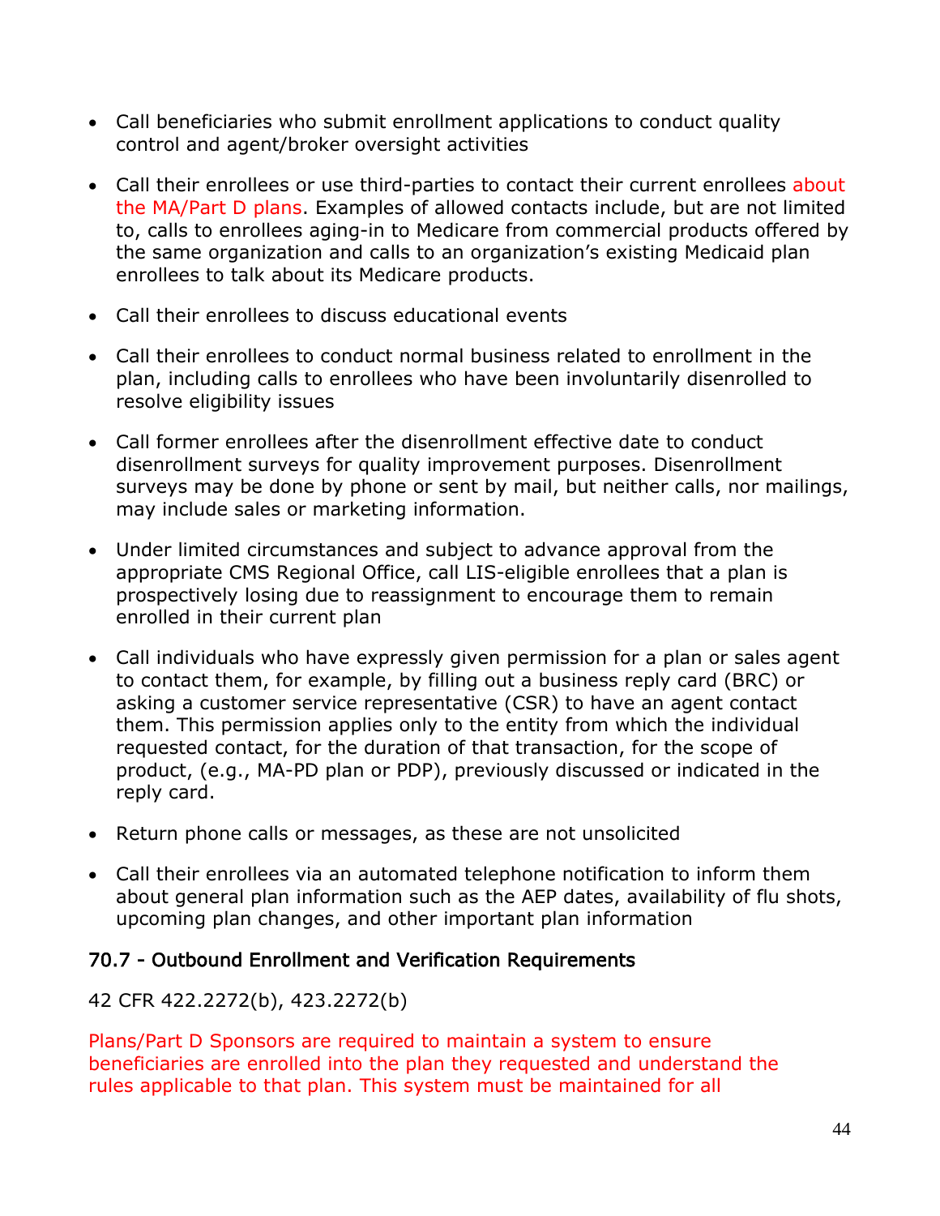- Call beneficiaries who submit enrollment applications to conduct quality control and agent/broker oversight activities
- Call their enrollees or use third-parties to contact their current enrollees about the MA/Part D plans. Examples of allowed contacts include, but are not limited to, calls to enrollees aging-in to Medicare from commercial products offered by the same organization and calls to an organization's existing Medicaid plan enrollees to talk about its Medicare products.
- Call their enrollees to discuss educational events
- Call their enrollees to conduct normal business related to enrollment in the plan, including calls to enrollees who have been involuntarily disenrolled to resolve eligibility issues
- Call former enrollees after the disenrollment effective date to conduct disenrollment surveys for quality improvement purposes. Disenrollment surveys may be done by phone or sent by mail, but neither calls, nor mailings, may include sales or marketing information.
- Under limited circumstances and subject to advance approval from the appropriate CMS Regional Office, call LIS-eligible enrollees that a plan is prospectively losing due to reassignment to encourage them to remain enrolled in their current plan
- Call individuals who have expressly given permission for a plan or sales agent to contact them, for example, by filling out a business reply card (BRC) or asking a customer service representative (CSR) to have an agent contact them. This permission applies only to the entity from which the individual requested contact, for the duration of that transaction, for the scope of product, (e.g., MA-PD plan or PDP), previously discussed or indicated in the reply card.
- Return phone calls or messages, as these are not unsolicited
- Call their enrollees via an automated telephone notification to inform them about general plan information such as the AEP dates, availability of flu shots, upcoming plan changes, and other important plan information

### 70.7 - Outbound Enrollment and Verification Requirements

42 CFR 422.2272(b), 423.2272(b)

Plans/Part D Sponsors are required to maintain a system to ensure beneficiaries are enrolled into the plan they requested and understand the rules applicable to that plan. This system must be maintained for all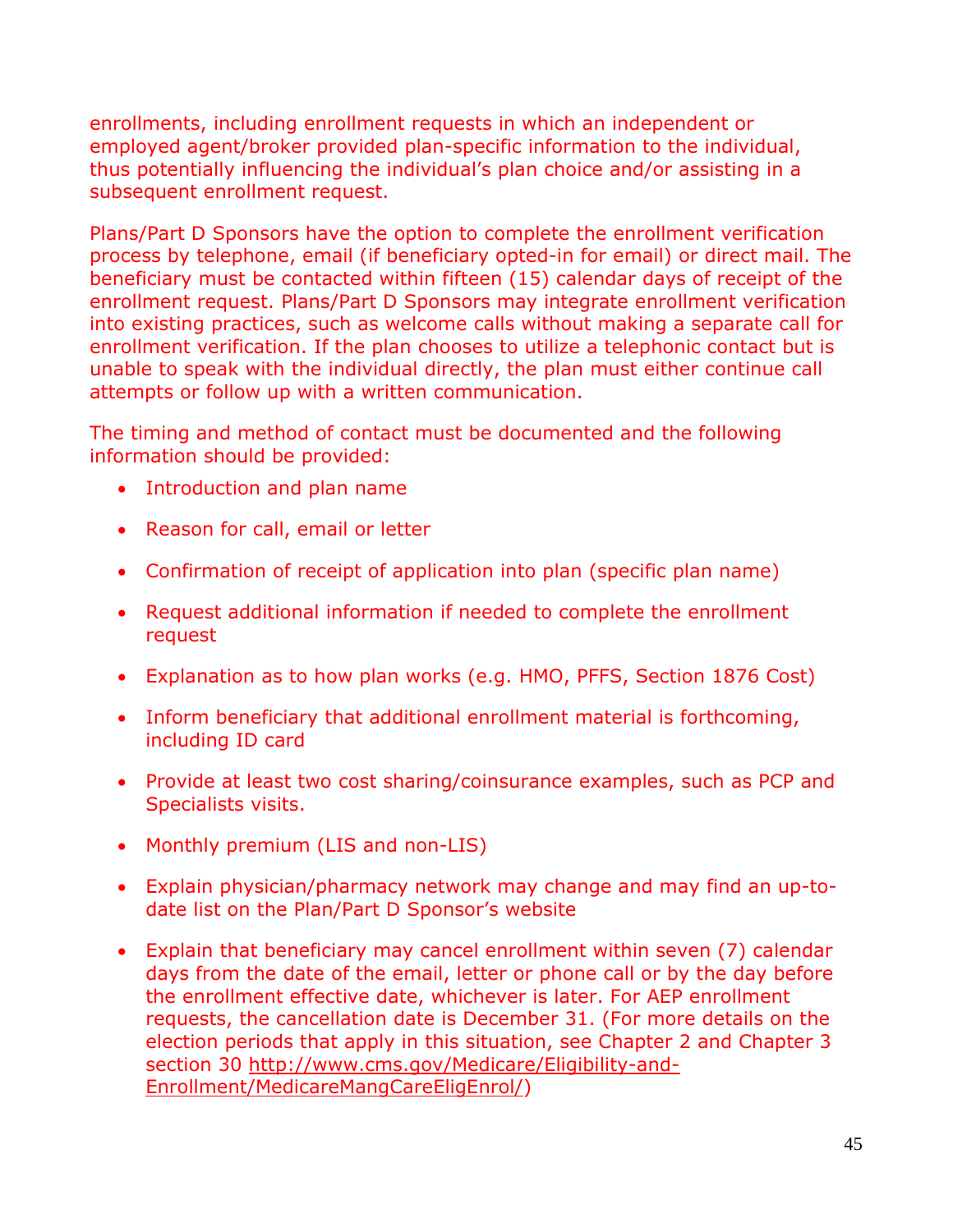enrollments, including enrollment requests in which an independent or employed agent/broker provided plan-specific information to the individual, thus potentially influencing the individual's plan choice and/or assisting in a subsequent enrollment request.

Plans/Part D Sponsors have the option to complete the enrollment verification process by telephone, email (if beneficiary opted-in for email) or direct mail. The beneficiary must be contacted within fifteen (15) calendar days of receipt of the enrollment request. Plans/Part D Sponsors may integrate enrollment verification into existing practices, such as welcome calls without making a separate call for enrollment verification. If the plan chooses to utilize a telephonic contact but is unable to speak with the individual directly, the plan must either continue call attempts or follow up with a written communication.

The timing and method of contact must be documented and the following information should be provided:

- Introduction and plan name
- Reason for call, email or letter
- Confirmation of receipt of application into plan (specific plan name)
- Request additional information if needed to complete the enrollment request
- Explanation as to how plan works (e.g. HMO, PFFS, Section 1876 Cost)
- Inform beneficiary that additional enrollment material is forthcoming, including ID card
- Provide at least two cost sharing/coinsurance examples, such as PCP and Specialists visits.
- Monthly premium (LIS and non-LIS)
- Explain physician/pharmacy network may change and may find an up-to-date list on the Plan/Part D Sponsor's website
- Explain that beneficiary may cancel enrollment within seven (7) calendar days from the date of the email, letter or phone call or by the day before the enrollment effective date, whichever is later. For AEP enrollment requests, the cancellation date is December 31. (For more details on the election periods that apply in this situation, see Chapter 2 and Chapter 3 section 30 [http://www.cms.gov/Medicare/Eligibility-and-Enrollment/MedicareMangCareEligEnrol/](http://www.cms.gov/Medicare/Eligibility-and-Enrollment/MedicareMangCareEligEnrol/))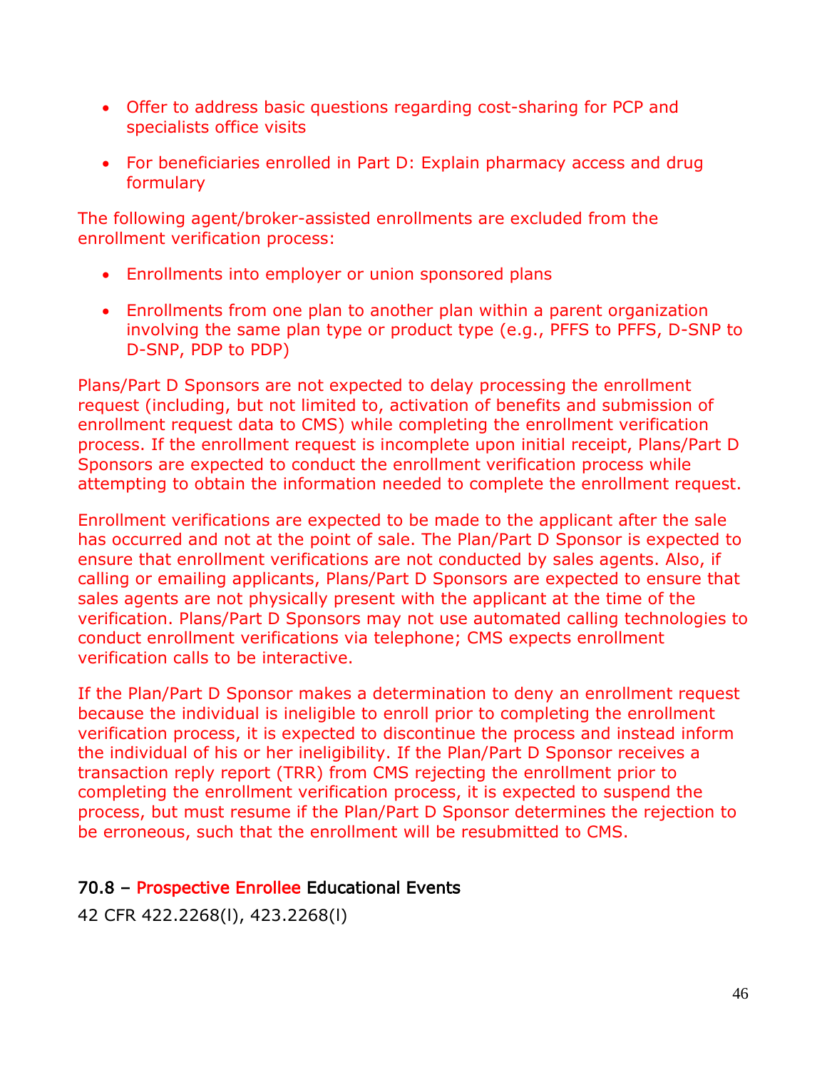- Offer to address basic questions regarding cost-sharing for PCP and specialists office visits
- For beneficiaries enrolled in Part D: Explain pharmacy access and drug formulary

The following agent/broker-assisted enrollments are excluded from the enrollment verification process:

- Enrollments into employer or union sponsored plans
- Enrollments from one plan to another plan within a parent organization involving the same plan type or product type (e.g., PFFS to PFFS, D-SNP to D-SNP, PDP to PDP)

Plans/Part D Sponsors are not expected to delay processing the enrollment request (including, but not limited to, activation of benefits and submission of enrollment request data to CMS) while completing the enrollment verification process. If the enrollment request is incomplete upon initial receipt, Plans/Part D Sponsors are expected to conduct the enrollment verification process while attempting to obtain the information needed to complete the enrollment request.

Enrollment verifications are expected to be made to the applicant after the sale has occurred and not at the point of sale. The Plan/Part D Sponsor is expected to ensure that enrollment verifications are not conducted by sales agents. Also, if calling or emailing applicants, Plans/Part D Sponsors are expected to ensure that sales agents are not physically present with the applicant at the time of the verification. Plans/Part D Sponsors may not use automated calling technologies to conduct enrollment verifications via telephone; CMS expects enrollment verification calls to be interactive.

If the Plan/Part D Sponsor makes a determination to deny an enrollment request because the individual is ineligible to enroll prior to completing the enrollment verification process, it is expected to discontinue the process and instead inform the individual of his or her ineligibility. If the Plan/Part D Sponsor receives a transaction reply report (TRR) from CMS rejecting the enrollment prior to completing the enrollment verification process, it is expected to suspend the process, but must resume if the Plan/Part D Sponsor determines the rejection to be erroneous, such that the enrollment will be resubmitted to CMS.

## 70.8 – Prospective Enrollee Educational Events

42 CFR 422.2268(l), 423.2268(l)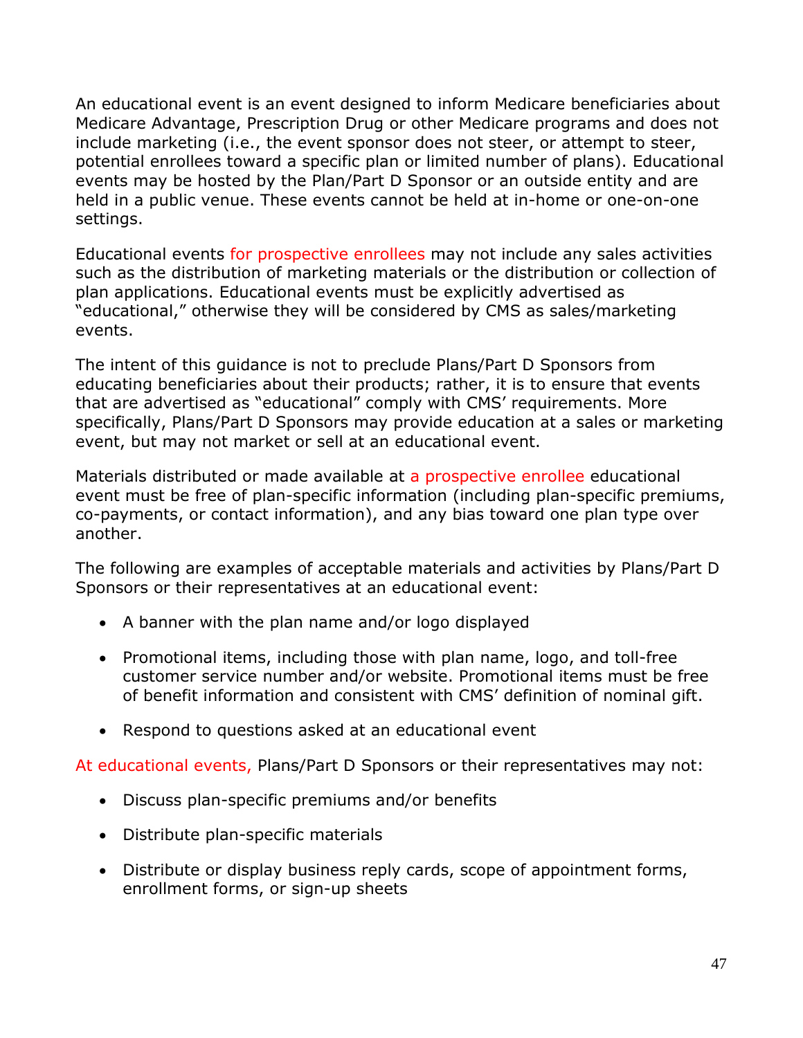An educational event is an event designed to inform Medicare beneficiaries about Medicare Advantage, Prescription Drug or other Medicare programs and does not include marketing (i.e., the event sponsor does not steer, or attempt to steer, potential enrollees toward a specific plan or limited number of plans). Educational events may be hosted by the Plan/Part D Sponsor or an outside entity and are held in a public venue. These events cannot be held at in-home or one-on-one settings.

Educational events for prospective enrollees may not include any sales activities such as the distribution of marketing materials or the distribution or collection of plan applications. Educational events must be explicitly advertised as "educational," otherwise they will be considered by CMS as sales/marketing events.

The intent of this guidance is not to preclude Plans/Part D Sponsors from educating beneficiaries about their products; rather, it is to ensure that events that are advertised as "educational" comply with CMS' requirements. More specifically, Plans/Part D Sponsors may provide education at a sales or marketing event, but may not market or sell at an educational event.

Materials distributed or made available at a prospective enrollee educational event must be free of plan-specific information (including plan-specific premiums, co-payments, or contact information), and any bias toward one plan type over another.

The following are examples of acceptable materials and activities by Plans/Part D Sponsors or their representatives at an educational event:

- A banner with the plan name and/or logo displayed
- Promotional items, including those with plan name, logo, and toll-free customer service number and/or website. Promotional items must be free of benefit information and consistent with CMS' definition of nominal gift.
- Respond to questions asked at an educational event

At educational events, Plans/Part D Sponsors or their representatives may not:

- Discuss plan-specific premiums and/or benefits
- Distribute plan-specific materials
- Distribute or display business reply cards, scope of appointment forms, enrollment forms, or sign-up sheets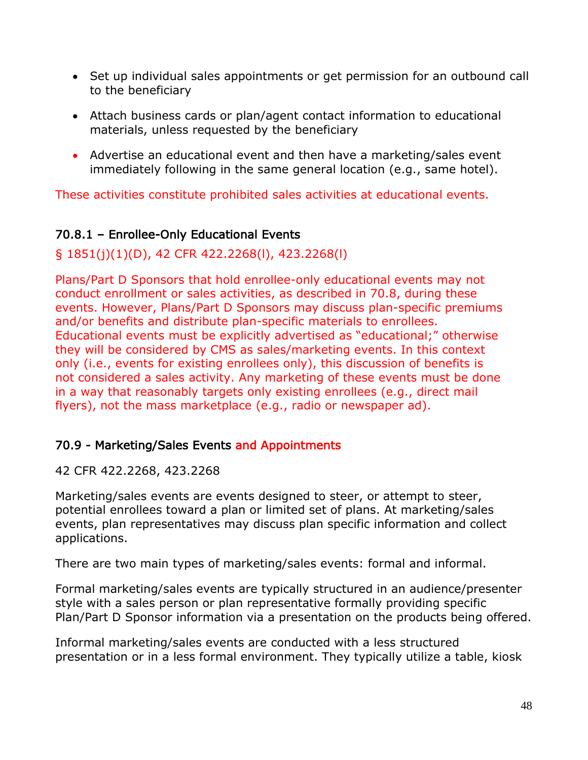- Set up individual sales appointments or get permission for an outbound call to the beneficiary
- Attach business cards or plan/agent contact information to educational materials, unless requested by the beneficiary
- Advertise an educational event and then have a marketing/sales event immediately following in the same general location (e.g., same hotel).

These activities constitute prohibited sales activities at educational events.

### 70.8.1 – Enrollee-Only Educational Events

§ 1851(j)(1)(D), 42 CFR 422.2268(l), 423.2268(l)

Plans/Part D Sponsors that hold enrollee-only educational events may not conduct enrollment or sales activities, as described in 70.8, during these events. However, Plans/Part D Sponsors may discuss plan-specific premiums and/or benefits and distribute plan-specific materials to enrollees. Educational events must be explicitly advertised as "educational;" otherwise they will be considered by CMS as sales/marketing events. In this context only (i.e., events for existing enrollees only), this discussion of benefits is not considered a sales activity. Any marketing of these events must be done in a way that reasonably targets only existing enrollees (e.g., direct mail flyers), not the mass marketplace (e.g., radio or newspaper ad).

### 70.9 - Marketing/Sales Events and Appointments

42 CFR 422.2268, 423.2268

Marketing/sales events are events designed to steer, or attempt to steer, potential enrollees toward a plan or limited set of plans. At marketing/sales events, plan representatives may discuss plan specific information and collect applications.

There are two main types of marketing/sales events: formal and informal.

Formal marketing/sales events are typically structured in an audience/presenter style with a sales person or plan representative formally providing specific Plan/Part D Sponsor information via a presentation on the products being offered.

Informal marketing/sales events are conducted with a less structured presentation or in a less formal environment. They typically utilize a table, kiosk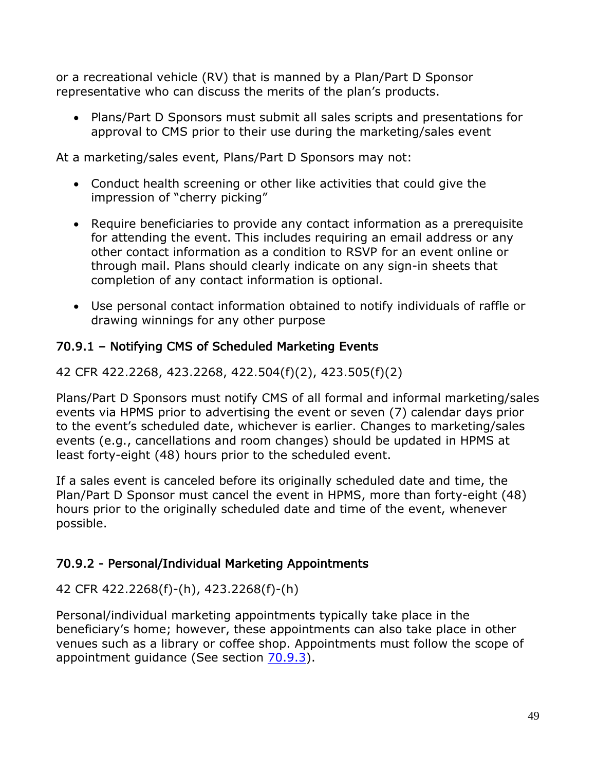or a recreational vehicle (RV) that is manned by a Plan/Part D Sponsor representative who can discuss the merits of the plan's products.

- Plans/Part D Sponsors must submit all sales scripts and presentations for approval to CMS prior to their use during the marketing/sales event

At a marketing/sales event, Plans/Part D Sponsors may not:

- Conduct health screening or other like activities that could give the impression of "cherry picking"
- Require beneficiaries to provide any contact information as a prerequisite for attending the event. This includes requiring an email address or any other contact information as a condition to RSVP for an event online or through mail. Plans should clearly indicate on any sign-in sheets that completion of any contact information is optional.
- Use personal contact information obtained to notify individuals of raffle or drawing winnings for any other purpose

### 70.9.1 – Notifying CMS of Scheduled Marketing Events

42 CFR 422.2268, 423.2268, 422.504(f)(2), 423.505(f)(2)

Plans/Part D Sponsors must notify CMS of all formal and informal marketing/sales events via HPMS prior to advertising the event or seven (7) calendar days prior to the event's scheduled date, whichever is earlier. Changes to marketing/sales events (e.g., cancellations and room changes) should be updated in HPMS at least forty-eight (48) hours prior to the scheduled event.

If a sales event is canceled before its originally scheduled date and time, the Plan/Part D Sponsor must cancel the event in HPMS, more than forty-eight (48) hours prior to the originally scheduled date and time of the event, whenever possible.

### 70.9.2 - Personal/Individual Marketing Appointments

42 CFR 422.2268(f)-(h), 423.2268(f)-(h)

Personal/individual marketing appointments typically take place in the beneficiary's home; however, these appointments can also take place in other venues such as a library or coffee shop. Appointments must follow the scope of appointment guidance (See section 70.9.3).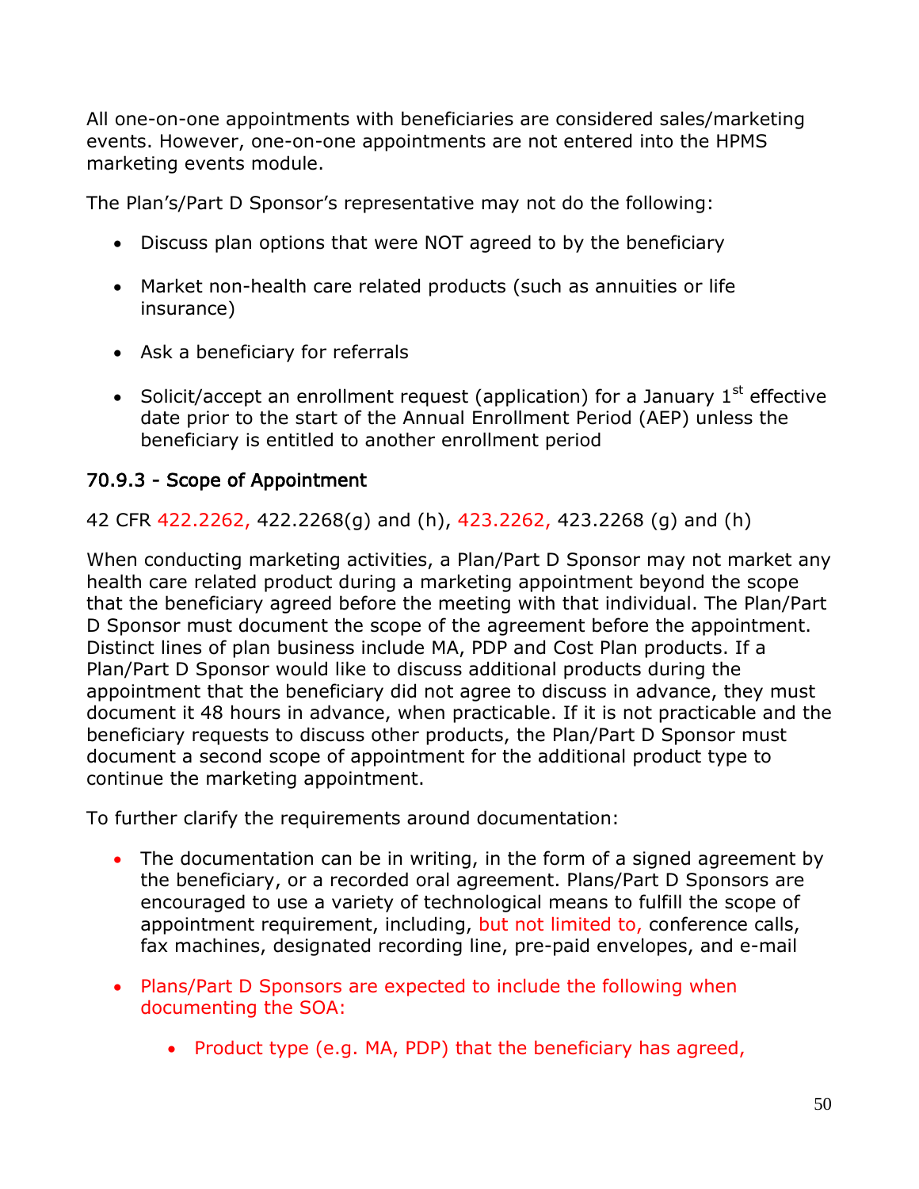All one-on-one appointments with beneficiaries are considered sales/marketing events. However, one-on-one appointments are not entered into the HPMS marketing events module.

The Plan's/Part D Sponsor's representative may not do the following:

- Discuss plan options that were NOT agreed to by the beneficiary
- Market non-health care related products (such as annuities or life insurance)
- Ask a beneficiary for referrals
- Solicit/accept an enrollment request (application) for a January 1st effective date prior to the start of the Annual Enrollment Period (AEP) unless the beneficiary is entitled to another enrollment period

### 70.9.3 - Scope of Appointment

42 CFR 422.2262, 422.2268(g) and (h), 423.2262, 423.2268 (g) and (h)

When conducting marketing activities, a Plan/Part D Sponsor may not market any health care related product during a marketing appointment beyond the scope that the beneficiary agreed before the meeting with that individual. The Plan/Part D Sponsor must document the scope of the agreement before the appointment. Distinct lines of plan business include MA, PDP and Cost Plan products. If a Plan/Part D Sponsor would like to discuss additional products during the appointment that the beneficiary did not agree to discuss in advance, they must document it 48 hours in advance, when practicable. If it is not practicable and the beneficiary requests to discuss other products, the Plan/Part D Sponsor must document a second scope of appointment for the additional product type to continue the marketing appointment.

To further clarify the requirements around documentation:

- The documentation can be in writing, in the form of a signed agreement by the beneficiary, or a recorded oral agreement. Plans/Part D Sponsors are encouraged to use a variety of technological means to fulfill the scope of appointment requirement, including, but not limited to, conference calls, fax machines, designated recording line, pre-paid envelopes, and e-mail
- Plans/Part D Sponsors are expected to include the following when documenting the SOA:
    - Product type (e.g. MA, PDP) that the beneficiary has agreed,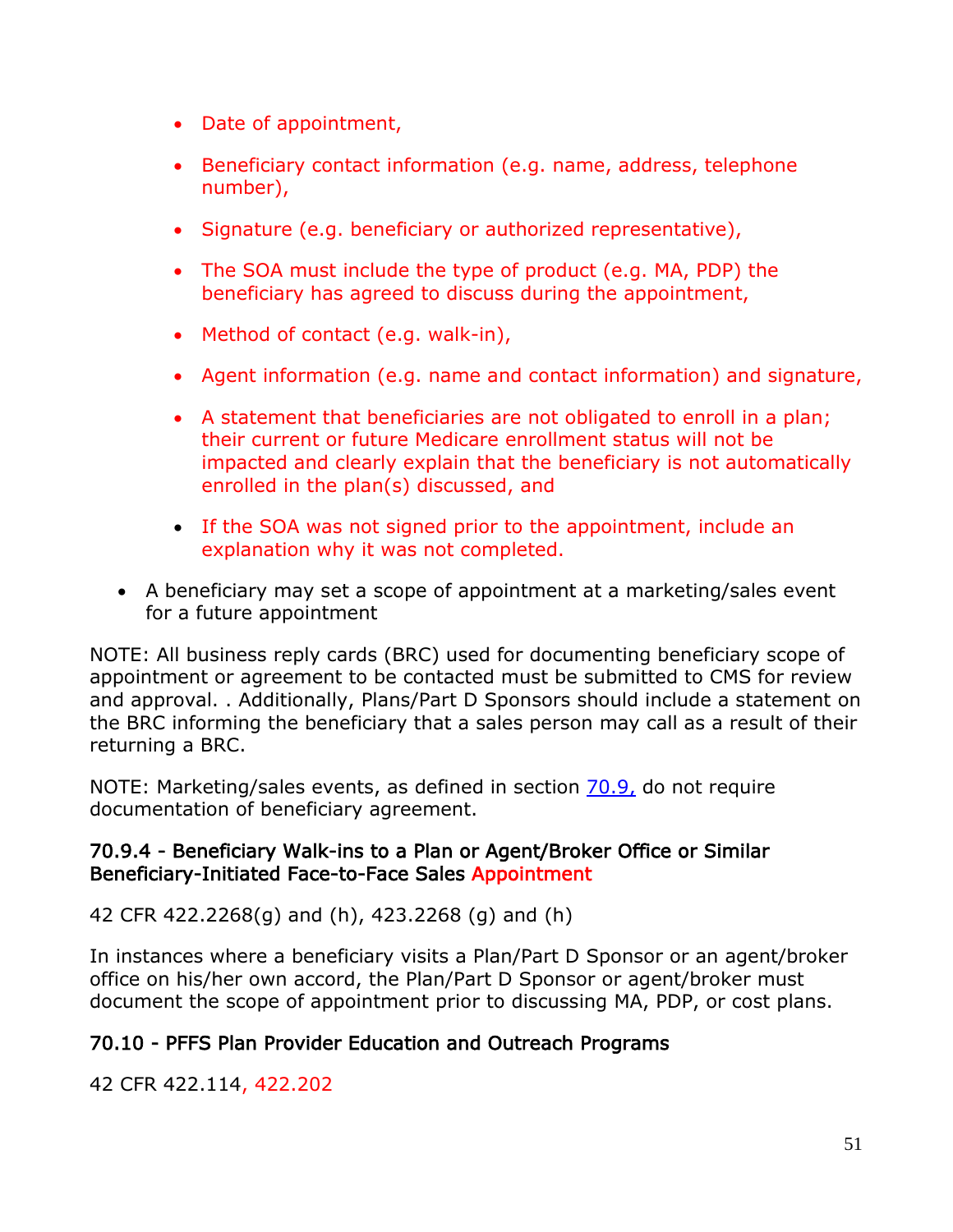- Date of appointment,
- Beneficiary contact information (e.g. name, address, telephone number),
- Signature (e.g. beneficiary or authorized representative),
- The SOA must include the type of product (e.g. MA, PDP) the beneficiary has agreed to discuss during the appointment,
- Method of contact (e.g. walk-in),
- Agent information (e.g. name and contact information) and signature,
- A statement that beneficiaries are not obligated to enroll in a plan; their current or future Medicare enrollment status will not be impacted and clearly explain that the beneficiary is not automatically enrolled in the plan(s) discussed, and
- If the SOA was not signed prior to the appointment, include an explanation why it was not completed.

- A beneficiary may set a scope of appointment at a marketing/sales event for a future appointment

NOTE: All business reply cards (BRC) used for documenting beneficiary scope of appointment or agreement to be contacted must be submitted to CMS for review and approval. . Additionally, Plans/Part D Sponsors should include a statement on the BRC informing the beneficiary that a sales person may call as a result of their returning a BRC.

NOTE: Marketing/sales events, as defined in section 70.9, do not require documentation of beneficiary agreement.

### 70.9.4 - Beneficiary Walk-ins to a Plan or Agent/Broker Office or Similar Beneficiary-Initiated Face-to-Face Sales Appointment

42 CFR 422.2268(g) and (h), 423.2268 (g) and (h)

In instances where a beneficiary visits a Plan/Part D Sponsor or an agent/broker office on his/her own accord, the Plan/Part D Sponsor or agent/broker must document the scope of appointment prior to discussing MA, PDP, or cost plans.

### 70.10 - PFFS Plan Provider Education and Outreach Programs

42 CFR 422.114, 422.202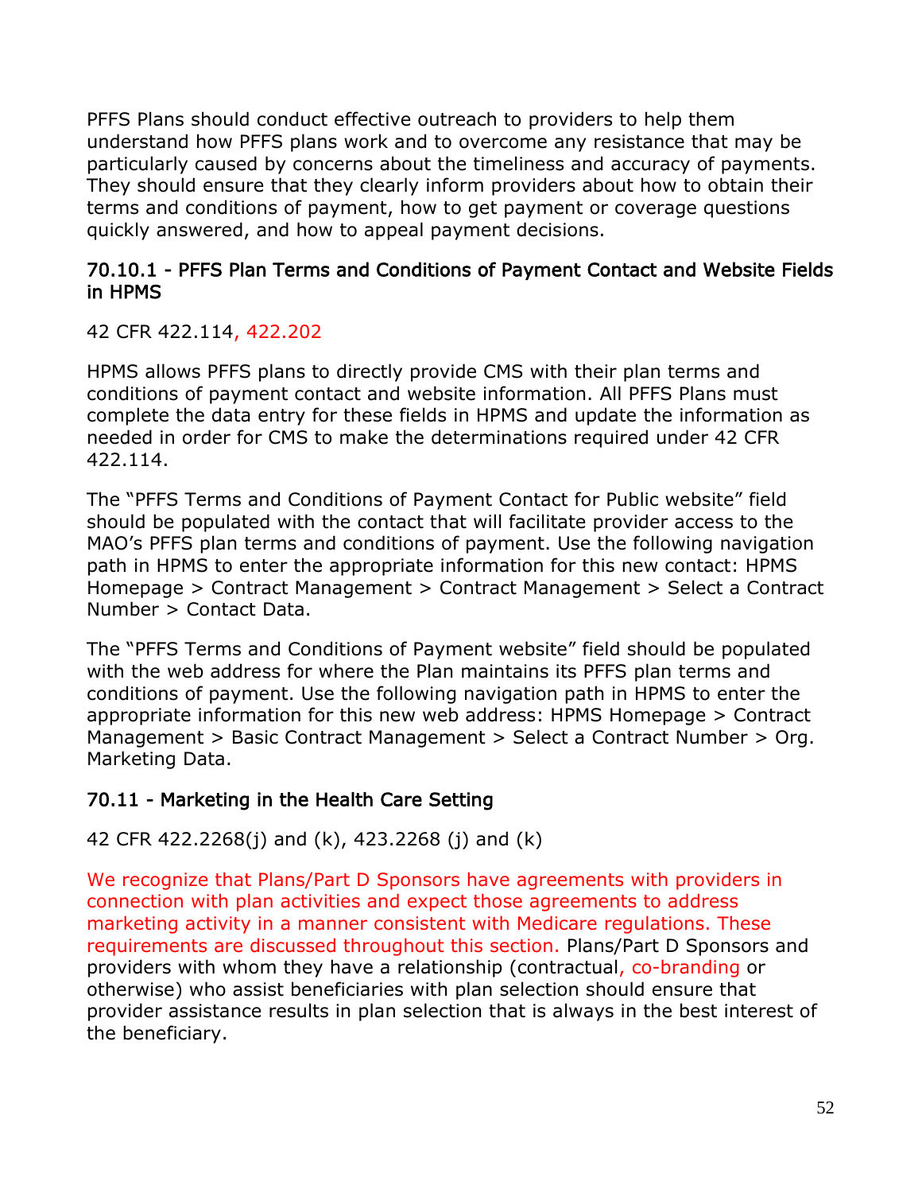PFFS Plans should conduct effective outreach to providers to help them understand how PFFS plans work and to overcome any resistance that may be particularly caused by concerns about the timeliness and accuracy of payments. They should ensure that they clearly inform providers about how to obtain their terms and conditions of payment, how to get payment or coverage questions quickly answered, and how to appeal payment decisions.

### 70.10.1 - PFFS Plan Terms and Conditions of Payment Contact and Website Fields in HPMS

42 CFR 422.114, 422.202

HPMS allows PFFS plans to directly provide CMS with their plan terms and conditions of payment contact and website information. All PFFS Plans must complete the data entry for these fields in HPMS and update the information as needed in order for CMS to make the determinations required under 42 CFR 422.114.

The "PFFS Terms and Conditions of Payment Contact for Public website" field should be populated with the contact that will facilitate provider access to the MAO's PFFS plan terms and conditions of payment. Use the following navigation path in HPMS to enter the appropriate information for this new contact: HPMS Homepage > Contract Management > Contract Management > Select a Contract Number > Contact Data.

The "PFFS Terms and Conditions of Payment website" field should be populated with the web address for where the Plan maintains its PFFS plan terms and conditions of payment. Use the following navigation path in HPMS to enter the appropriate information for this new web address: HPMS Homepage > Contract Management > Basic Contract Management > Select a Contract Number > Org. Marketing Data.

### 70.11 - Marketing in the Health Care Setting

42 CFR 422.2268(j) and (k), 423.2268 (j) and (k)

We recognize that Plans/Part D Sponsors have agreements with providers in connection with plan activities and expect those agreements to address marketing activity in a manner consistent with Medicare regulations. These requirements are discussed throughout this section. Plans/Part D Sponsors and providers with whom they have a relationship (contractual, co-branding or otherwise) who assist beneficiaries with plan selection should ensure that provider assistance results in plan selection that is always in the best interest of the beneficiary.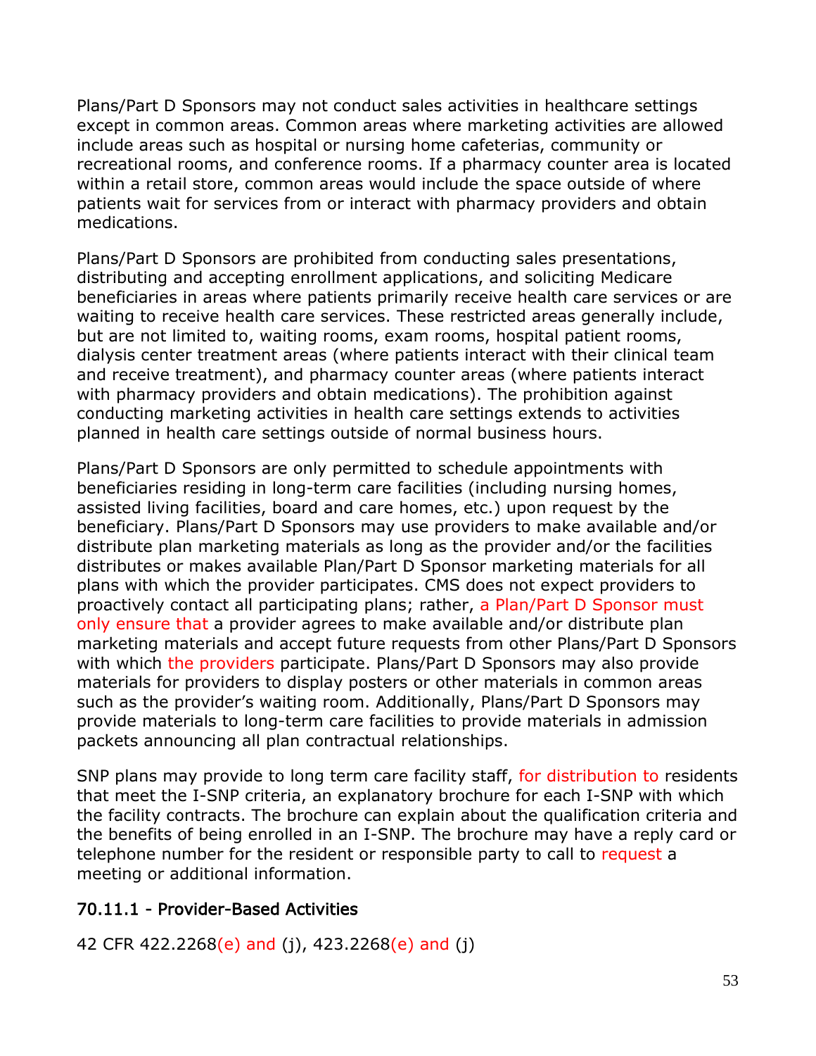Plans/Part D Sponsors may not conduct sales activities in healthcare settings except in common areas. Common areas where marketing activities are allowed include areas such as hospital or nursing home cafeterias, community or recreational rooms, and conference rooms. If a pharmacy counter area is located within a retail store, common areas would include the space outside of where patients wait for services from or interact with pharmacy providers and obtain medications.

Plans/Part D Sponsors are prohibited from conducting sales presentations, distributing and accepting enrollment applications, and soliciting Medicare beneficiaries in areas where patients primarily receive health care services or are waiting to receive health care services. These restricted areas generally include, but are not limited to, waiting rooms, exam rooms, hospital patient rooms, dialysis center treatment areas (where patients interact with their clinical team and receive treatment), and pharmacy counter areas (where patients interact with pharmacy providers and obtain medications). The prohibition against conducting marketing activities in health care settings extends to activities planned in health care settings outside of normal business hours.

Plans/Part D Sponsors are only permitted to schedule appointments with beneficiaries residing in long-term care facilities (including nursing homes, assisted living facilities, board and care homes, etc.) upon request by the beneficiary. Plans/Part D Sponsors may use providers to make available and/or distribute plan marketing materials as long as the provider and/or the facilities distributes or makes available Plan/Part D Sponsor marketing materials for all plans with which the provider participates. CMS does not expect providers to proactively contact all participating plans; rather, a Plan/Part D Sponsor must only ensure that a provider agrees to make available and/or distribute plan marketing materials and accept future requests from other Plans/Part D Sponsors with which the providers participate. Plans/Part D Sponsors may also provide materials for providers to display posters or other materials in common areas such as the provider's waiting room. Additionally, Plans/Part D Sponsors may provide materials to long-term care facilities to provide materials in admission packets announcing all plan contractual relationships.

SNP plans may provide to long term care facility staff, for distribution to residents that meet the I-SNP criteria, an explanatory brochure for each I-SNP with which the facility contracts. The brochure can explain about the qualification criteria and the benefits of being enrolled in an I-SNP. The brochure may have a reply card or telephone number for the resident or responsible party to call to request a meeting or additional information.

### 70.11.1 - Provider-Based Activities

42 CFR 422.2268(e) and (j), 423.2268(e) and (j)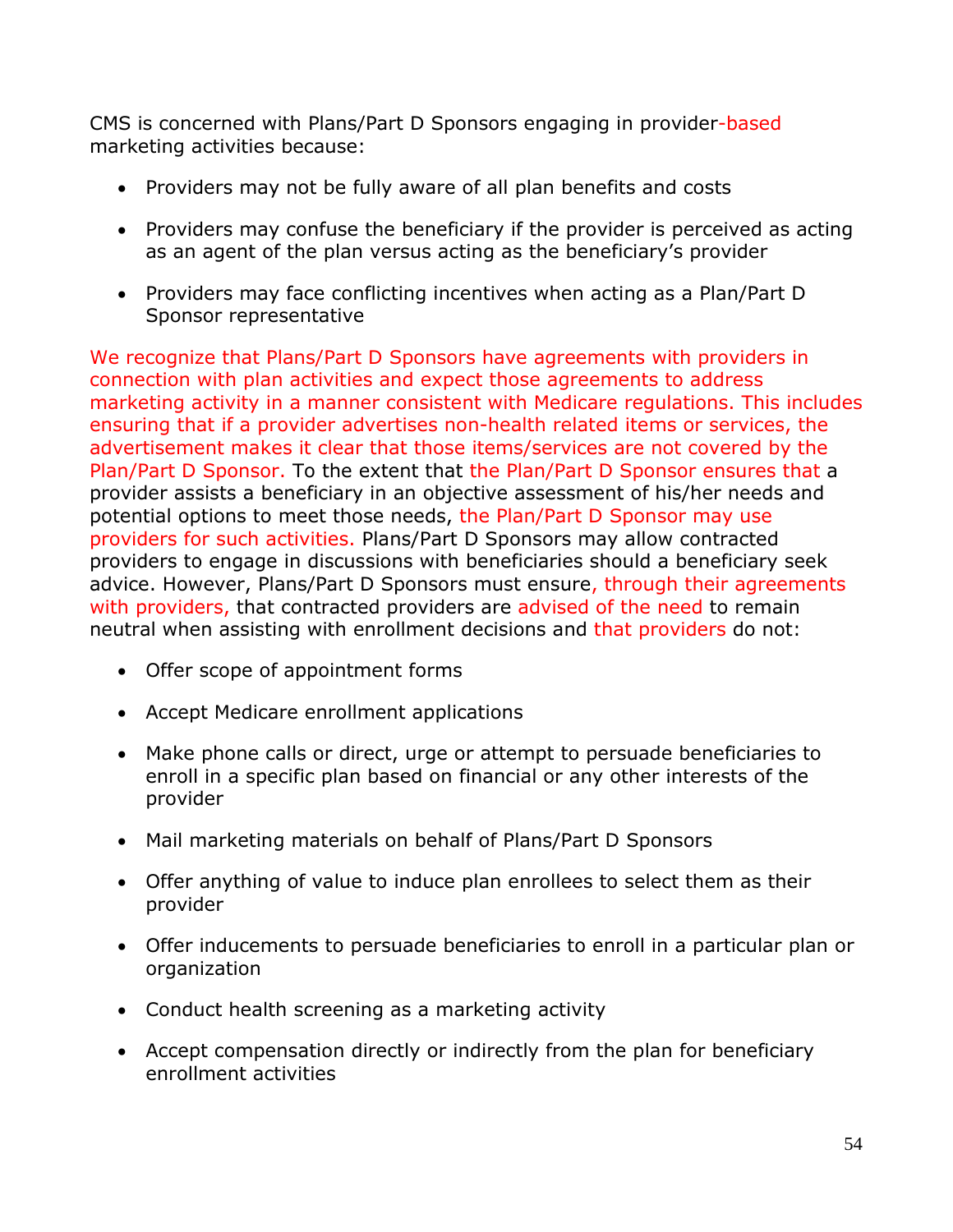CMS is concerned with Plans/Part D Sponsors engaging in provider-based marketing activities because:

- Providers may not be fully aware of all plan benefits and costs
- Providers may confuse the beneficiary if the provider is perceived as acting as an agent of the plan versus acting as the beneficiary's provider
- Providers may face conflicting incentives when acting as a Plan/Part D Sponsor representative

We recognize that Plans/Part D Sponsors have agreements with providers in connection with plan activities and expect those agreements to address marketing activity in a manner consistent with Medicare regulations. This includes ensuring that if a provider advertises non-health related items or services, the advertisement makes it clear that those items/services are not covered by the Plan/Part D Sponsor. To the extent that the Plan/Part D Sponsor ensures that a provider assists a beneficiary in an objective assessment of his/her needs and potential options to meet those needs, the Plan/Part D Sponsor may use providers for such activities. Plans/Part D Sponsors may allow contracted providers to engage in discussions with beneficiaries should a beneficiary seek advice. However, Plans/Part D Sponsors must ensure, through their agreements with providers, that contracted providers are advised of the need to remain neutral when assisting with enrollment decisions and that providers do not:

- Offer scope of appointment forms
- Accept Medicare enrollment applications
- Make phone calls or direct, urge or attempt to persuade beneficiaries to enroll in a specific plan based on financial or any other interests of the provider
- Mail marketing materials on behalf of Plans/Part D Sponsors
- Offer anything of value to induce plan enrollees to select them as their provider
- Offer inducements to persuade beneficiaries to enroll in a particular plan or organization
- Conduct health screening as a marketing activity
- Accept compensation directly or indirectly from the plan for beneficiary enrollment activities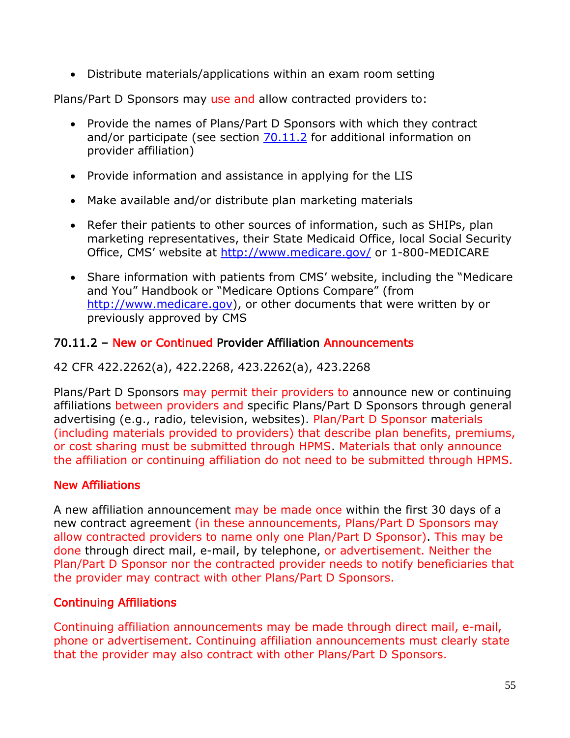- Distribute materials/applications within an exam room setting

Plans/Part D Sponsors may use and allow contracted providers to:

- Provide the names of Plans/Part D Sponsors with which they contract and/or participate (see section 70.11.2 for additional information on provider affiliation)
- Provide information and assistance in applying for the LIS
- Make available and/or distribute plan marketing materials
- Refer their patients to other sources of information, such as SHIPs, plan marketing representatives, their State Medicaid Office, local Social Security Office, CMS' website at http://www.medicare.gov/ or 1-800-MEDICARE
- Share information with patients from CMS' website, including the "Medicare and You" Handbook or "Medicare Options Compare" (from http://www.medicare.gov), or other documents that were written by or previously approved by CMS

### 70.11.2 – New or Continued Provider Affiliation Announcements

42 CFR 422.2262(a), 422.2268, 423.2262(a), 423.2268

Plans/Part D Sponsors may permit their providers to announce new or continuing affiliations between providers and specific Plans/Part D Sponsors through general advertising (e.g., radio, television, websites). Plan/Part D Sponsor materials (including materials provided to providers) that describe plan benefits, premiums, or cost sharing must be submitted through HPMS. Materials that only announce the affiliation or continuing affiliation do not need to be submitted through HPMS.

#### New Affiliations

A new affiliation announcement may be made once within the first 30 days of a new contract agreement (in these announcements, Plans/Part D Sponsors may allow contracted providers to name only one Plan/Part D Sponsor). This may be done through direct mail, e-mail, by telephone, or advertisement. Neither the Plan/Part D Sponsor nor the contracted provider needs to notify beneficiaries that the provider may contract with other Plans/Part D Sponsors.

#### Continuing Affiliations

Continuing affiliation announcements may be made through direct mail, e-mail, phone or advertisement. Continuing affiliation announcements must clearly state that the provider may also contract with other Plans/Part D Sponsors.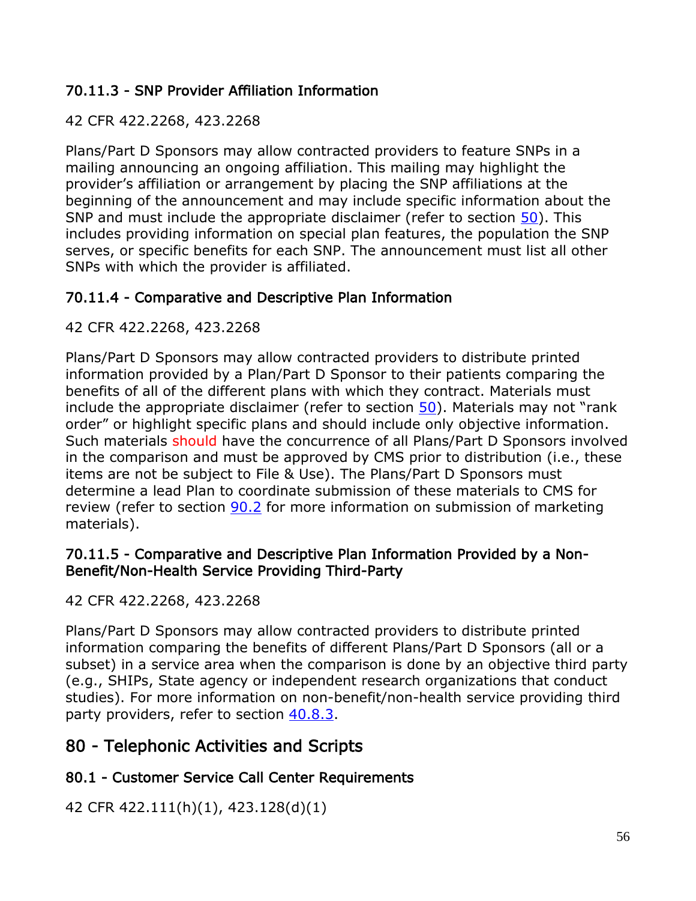### 70.11.3 - SNP Provider Affiliation Information

42 CFR 422.2268, 423.2268

Plans/Part D Sponsors may allow contracted providers to feature SNPs in a mailing announcing an ongoing affiliation. This mailing may highlight the provider's affiliation or arrangement by placing the SNP affiliations at the beginning of the announcement and may include specific information about the SNP and must include the appropriate disclaimer (refer to section 50). This includes providing information on special plan features, the population the SNP serves, or specific benefits for each SNP. The announcement must list all other SNPs with which the provider is affiliated.

### 70.11.4 - Comparative and Descriptive Plan Information

42 CFR 422.2268, 423.2268

Plans/Part D Sponsors may allow contracted providers to distribute printed information provided by a Plan/Part D Sponsor to their patients comparing the benefits of all of the different plans with which they contract. Materials must include the appropriate disclaimer (refer to section 50). Materials may not "rank order" or highlight specific plans and should include only objective information. Such materials should have the concurrence of all Plans/Part D Sponsors involved in the comparison and must be approved by CMS prior to distribution (i.e., these items are not be subject to File & Use). The Plans/Part D Sponsors must determine a lead Plan to coordinate submission of these materials to CMS for review (refer to section 90.2 for more information on submission of marketing materials).

### 70.11.5 - Comparative and Descriptive Plan Information Provided by a Non-Benefit/Non-Health Service Providing Third-Party

42 CFR 422.2268, 423.2268

Plans/Part D Sponsors may allow contracted providers to distribute printed information comparing the benefits of different Plans/Part D Sponsors (all or a subset) in a service area when the comparison is done by an objective third party (e.g., SHIPs, State agency or independent research organizations that conduct studies). For more information on non-benefit/non-health service providing third party providers, refer to section 40.8.3.

## 80 - Telephonic Activities and Scripts

### 80.1 - Customer Service Call Center Requirements

42 CFR 422.111(h)(1), 423.128(d)(1)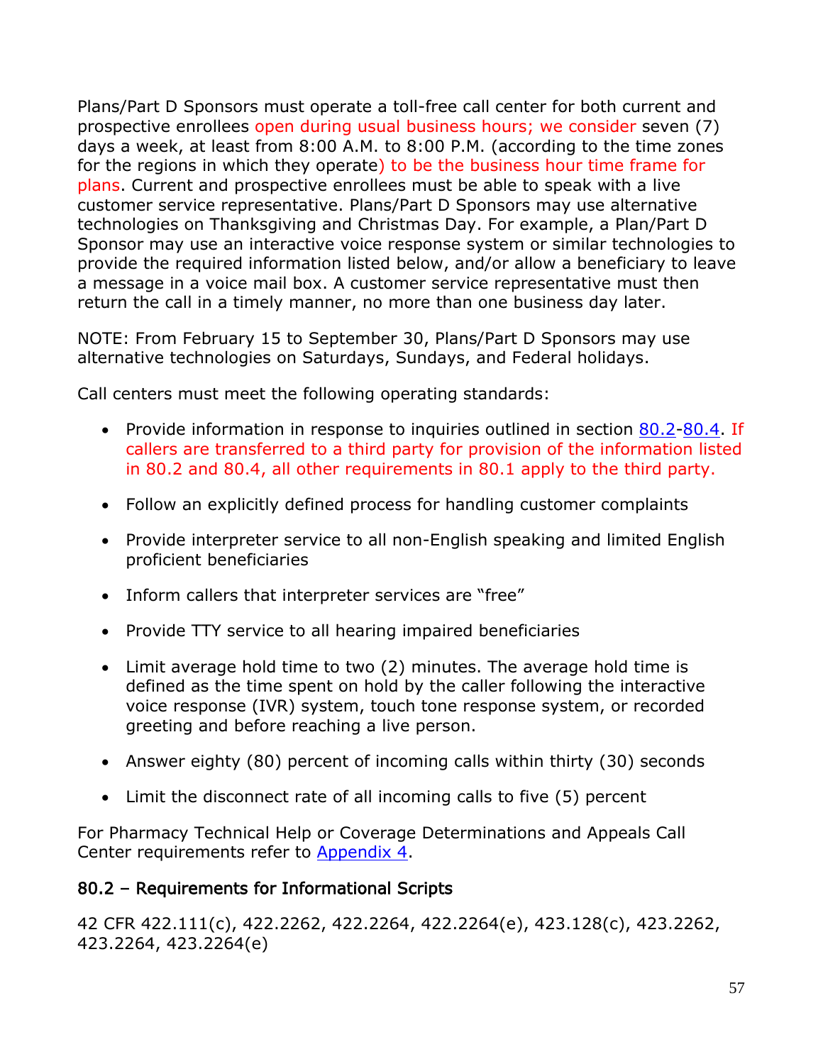Plans/Part D Sponsors must operate a toll-free call center for both current and prospective enrollees open during usual business hours; we consider seven (7) days a week, at least from 8:00 A.M. to 8:00 P.M. (according to the time zones for the regions in which they operate) to be the business hour time frame for plans. Current and prospective enrollees must be able to speak with a live customer service representative. Plans/Part D Sponsors may use alternative technologies on Thanksgiving and Christmas Day. For example, a Plan/Part D Sponsor may use an interactive voice response system or similar technologies to provide the required information listed below, and/or allow a beneficiary to leave a message in a voice mail box. A customer service representative must then return the call in a timely manner, no more than one business day later.

NOTE: From February 15 to September 30, Plans/Part D Sponsors may use alternative technologies on Saturdays, Sundays, and Federal holidays.

Call centers must meet the following operating standards:

- Provide information in response to inquiries outlined in section 80.2-80.4. If callers are transferred to a third party for provision of the information listed in 80.2 and 80.4, all other requirements in 80.1 apply to the third party.
- Follow an explicitly defined process for handling customer complaints
- Provide interpreter service to all non-English speaking and limited English proficient beneficiaries
- Inform callers that interpreter services are "free"
- Provide TTY service to all hearing impaired beneficiaries
- Limit average hold time to two (2) minutes. The average hold time is defined as the time spent on hold by the caller following the interactive voice response (IVR) system, touch tone response system, or recorded greeting and before reaching a live person.
- Answer eighty (80) percent of incoming calls within thirty (30) seconds
- Limit the disconnect rate of all incoming calls to five (5) percent

For Pharmacy Technical Help or Coverage Determinations and Appeals Call Center requirements refer to Appendix 4.

### 80.2 – Requirements for Informational Scripts

42 CFR 422.111(c), 422.2262, 422.2264, 422.2264(e), 423.128(c), 423.2262, 423.2264, 423.2264(e)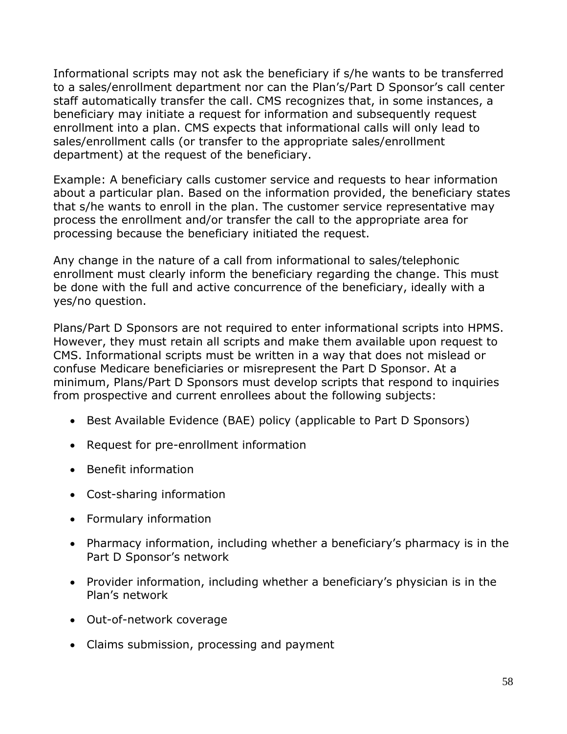Informational scripts may not ask the beneficiary if s/he wants to be transferred to a sales/enrollment department nor can the Plan's/Part D Sponsor's call center staff automatically transfer the call. CMS recognizes that, in some instances, a beneficiary may initiate a request for information and subsequently request enrollment into a plan. CMS expects that informational calls will only lead to sales/enrollment calls (or transfer to the appropriate sales/enrollment department) at the request of the beneficiary.

Example: A beneficiary calls customer service and requests to hear information about a particular plan. Based on the information provided, the beneficiary states that s/he wants to enroll in the plan. The customer service representative may process the enrollment and/or transfer the call to the appropriate area for processing because the beneficiary initiated the request.

Any change in the nature of a call from informational to sales/telephonic enrollment must clearly inform the beneficiary regarding the change. This must be done with the full and active concurrence of the beneficiary, ideally with a yes/no question.

Plans/Part D Sponsors are not required to enter informational scripts into HPMS. However, they must retain all scripts and make them available upon request to CMS. Informational scripts must be written in a way that does not mislead or confuse Medicare beneficiaries or misrepresent the Part D Sponsor. At a minimum, Plans/Part D Sponsors must develop scripts that respond to inquiries from prospective and current enrollees about the following subjects:

- Best Available Evidence (BAE) policy (applicable to Part D Sponsors)
- Request for pre-enrollment information
- Benefit information
- Cost-sharing information
- Formulary information
- Pharmacy information, including whether a beneficiary's pharmacy is in the Part D Sponsor's network
- Provider information, including whether a beneficiary's physician is in the Plan's network
- Out-of-network coverage
- Claims submission, processing and payment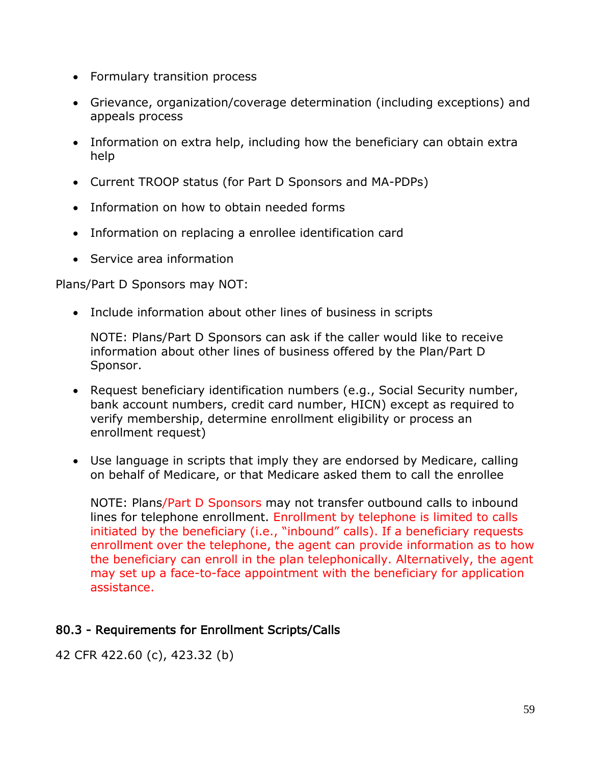- Formulary transition process
- Grievance, organization/coverage determination (including exceptions) and appeals process
- Information on extra help, including how the beneficiary can obtain extra help
- Current TROOP status (for Part D Sponsors and MA-PDPs)
- Information on how to obtain needed forms
- Information on replacing a enrollee identification card
- Service area information

Plans/Part D Sponsors may NOT:

- Include information about other lines of business in scripts

  NOTE: Plans/Part D Sponsors can ask if the caller would like to receive information about other lines of business offered by the Plan/Part D Sponsor.

- Request beneficiary identification numbers (e.g., Social Security number, bank account numbers, credit card number, HICN) except as required to verify membership, determine enrollment eligibility or process an enrollment request)

- Use language in scripts that imply they are endorsed by Medicare, calling on behalf of Medicare, or that Medicare asked them to call the enrollee

  NOTE: Plans/Part D Sponsors may not transfer outbound calls to inbound lines for telephone enrollment. Enrollment by telephone is limited to calls initiated by the beneficiary (i.e., "inbound" calls). If a beneficiary requests enrollment over the telephone, the agent can provide information as to how the beneficiary can enroll in the plan telephonically. Alternatively, the agent may set up a face-to-face appointment with the beneficiary for application assistance.

## 80.3 - Requirements for Enrollment Scripts/Calls

42 CFR 422.60 (c), 423.32 (b)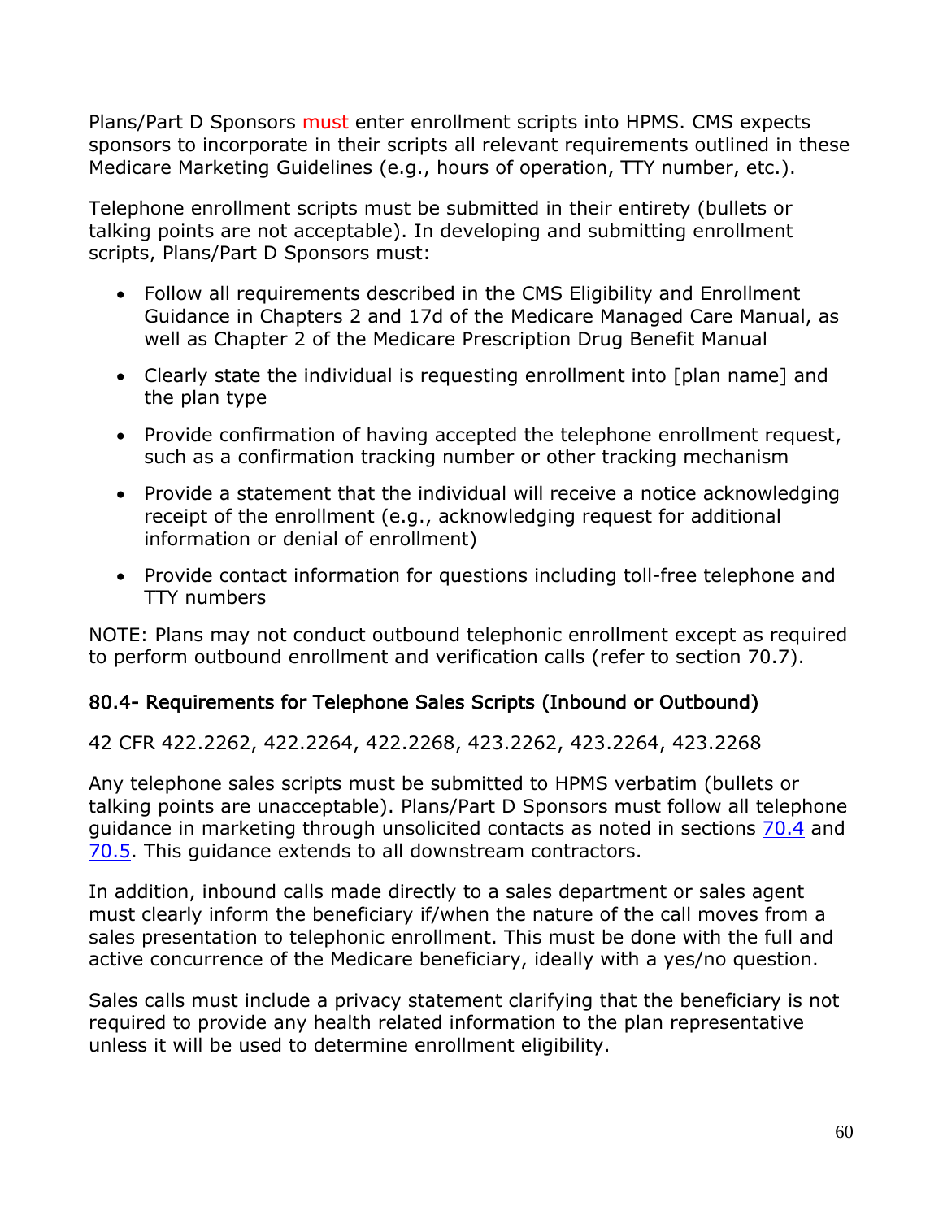Plans/Part D Sponsors must enter enrollment scripts into HPMS. CMS expects sponsors to incorporate in their scripts all relevant requirements outlined in these Medicare Marketing Guidelines (e.g., hours of operation, TTY number, etc.).

Telephone enrollment scripts must be submitted in their entirety (bullets or talking points are not acceptable). In developing and submitting enrollment scripts, Plans/Part D Sponsors must:

- Follow all requirements described in the CMS Eligibility and Enrollment Guidance in Chapters 2 and 17d of the Medicare Managed Care Manual, as well as Chapter 2 of the Medicare Prescription Drug Benefit Manual
- Clearly state the individual is requesting enrollment into [plan name] and the plan type
- Provide confirmation of having accepted the telephone enrollment request, such as a confirmation tracking number or other tracking mechanism
- Provide a statement that the individual will receive a notice acknowledging receipt of the enrollment (e.g., acknowledging request for additional information or denial of enrollment)
- Provide contact information for questions including toll-free telephone and TTY numbers

NOTE: Plans may not conduct outbound telephonic enrollment except as required to perform outbound enrollment and verification calls (refer to section 70.7).

## 80.4- Requirements for Telephone Sales Scripts (Inbound or Outbound)

42 CFR 422.2262, 422.2264, 422.2268, 423.2262, 423.2264, 423.2268

Any telephone sales scripts must be submitted to HPMS verbatim (bullets or talking points are unacceptable). Plans/Part D Sponsors must follow all telephone guidance in marketing through unsolicited contacts as noted in sections 70.4 and 70.5. This guidance extends to all downstream contractors.

In addition, inbound calls made directly to a sales department or sales agent must clearly inform the beneficiary if/when the nature of the call moves from a sales presentation to telephonic enrollment. This must be done with the full and active concurrence of the Medicare beneficiary, ideally with a yes/no question.

Sales calls must include a privacy statement clarifying that the beneficiary is not required to provide any health related information to the plan representative unless it will be used to determine enrollment eligibility.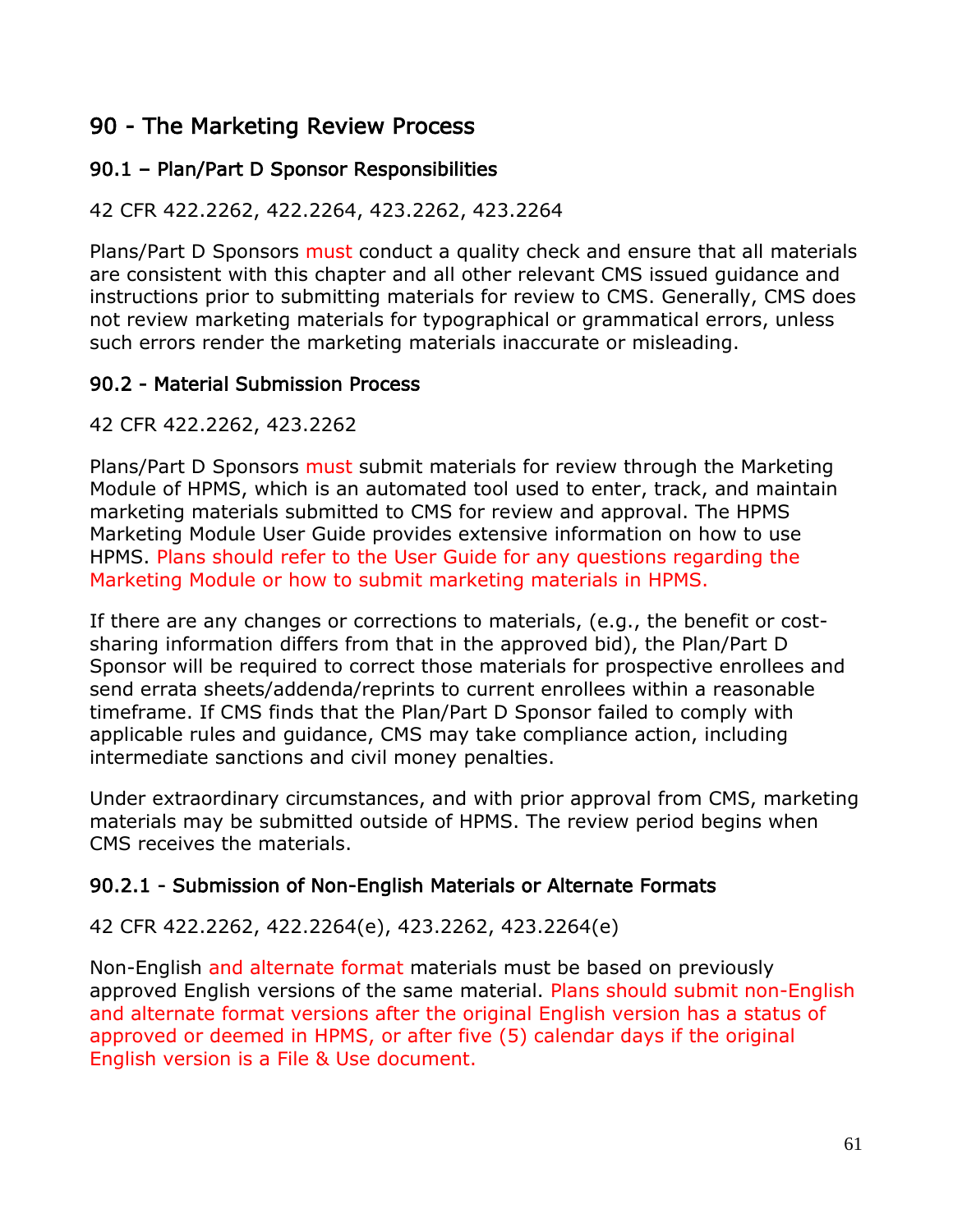## 90 - The Marketing Review Process

### 90.1 – Plan/Part D Sponsor Responsibilities

42 CFR 422.2262, 422.2264, 423.2262, 423.2264

Plans/Part D Sponsors must conduct a quality check and ensure that all materials are consistent with this chapter and all other relevant CMS issued guidance and instructions prior to submitting materials for review to CMS. Generally, CMS does not review marketing materials for typographical or grammatical errors, unless such errors render the marketing materials inaccurate or misleading.

### 90.2 - Material Submission Process

42 CFR 422.2262, 423.2262

Plans/Part D Sponsors must submit materials for review through the Marketing Module of HPMS, which is an automated tool used to enter, track, and maintain marketing materials submitted to CMS for review and approval. The HPMS Marketing Module User Guide provides extensive information on how to use HPMS. Plans should refer to the User Guide for any questions regarding the Marketing Module or how to submit marketing materials in HPMS.

If there are any changes or corrections to materials, (e.g., the benefit or cost-sharing information differs from that in the approved bid), the Plan/Part D Sponsor will be required to correct those materials for prospective enrollees and send errata sheets/addenda/reprints to current enrollees within a reasonable timeframe. If CMS finds that the Plan/Part D Sponsor failed to comply with applicable rules and guidance, CMS may take compliance action, including intermediate sanctions and civil money penalties.

Under extraordinary circumstances, and with prior approval from CMS, marketing materials may be submitted outside of HPMS. The review period begins when CMS receives the materials.

### 90.2.1 - Submission of Non-English Materials or Alternate Formats

42 CFR 422.2262, 422.2264(e), 423.2262, 423.2264(e)

Non-English and alternate format materials must be based on previously approved English versions of the same material. Plans should submit non-English and alternate format versions after the original English version has a status of approved or deemed in HPMS, or after five (5) calendar days if the original English version is a File & Use document.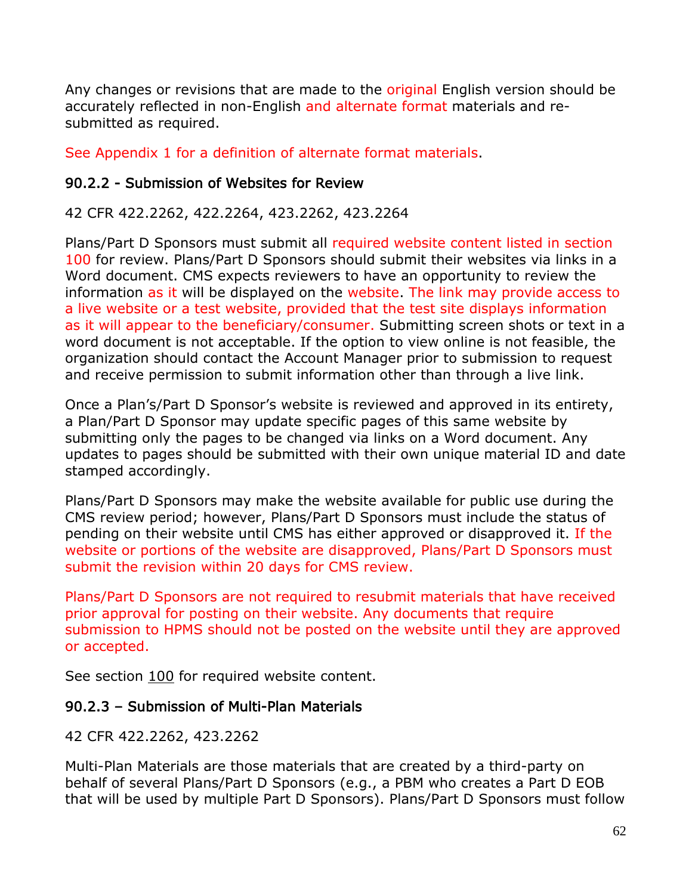Any changes or revisions that are made to the original English version should be accurately reflected in non-English and alternate format materials and re-submitted as required.

See Appendix 1 for a definition of alternate format materials.

### 90.2.2 - Submission of Websites for Review

42 CFR 422.2262, 422.2264, 423.2262, 423.2264

Plans/Part D Sponsors must submit all required website content listed in section 100 for review. Plans/Part D Sponsors should submit their websites via links in a Word document. CMS expects reviewers to have an opportunity to review the information as it will be displayed on the website. The link may provide access to a live website or a test website, provided that the test site displays information as it will appear to the beneficiary/consumer. Submitting screen shots or text in a word document is not acceptable. If the option to view online is not feasible, the organization should contact the Account Manager prior to submission to request and receive permission to submit information other than through a live link.

Once a Plan's/Part D Sponsor's website is reviewed and approved in its entirety, a Plan/Part D Sponsor may update specific pages of this same website by submitting only the pages to be changed via links on a Word document. Any updates to pages should be submitted with their own unique material ID and date stamped accordingly.

Plans/Part D Sponsors may make the website available for public use during the CMS review period; however, Plans/Part D Sponsors must include the status of pending on their website until CMS has either approved or disapproved it. If the website or portions of the website are disapproved, Plans/Part D Sponsors must submit the revision within 20 days for CMS review.

Plans/Part D Sponsors are not required to resubmit materials that have received prior approval for posting on their website. Any documents that require submission to HPMS should not be posted on the website until they are approved or accepted.

See section 100 for required website content.

### 90.2.3 – Submission of Multi-Plan Materials

42 CFR 422.2262, 423.2262

Multi-Plan Materials are those materials that are created by a third-party on behalf of several Plans/Part D Sponsors (e.g., a PBM who creates a Part D EOB that will be used by multiple Part D Sponsors). Plans/Part D Sponsors must follow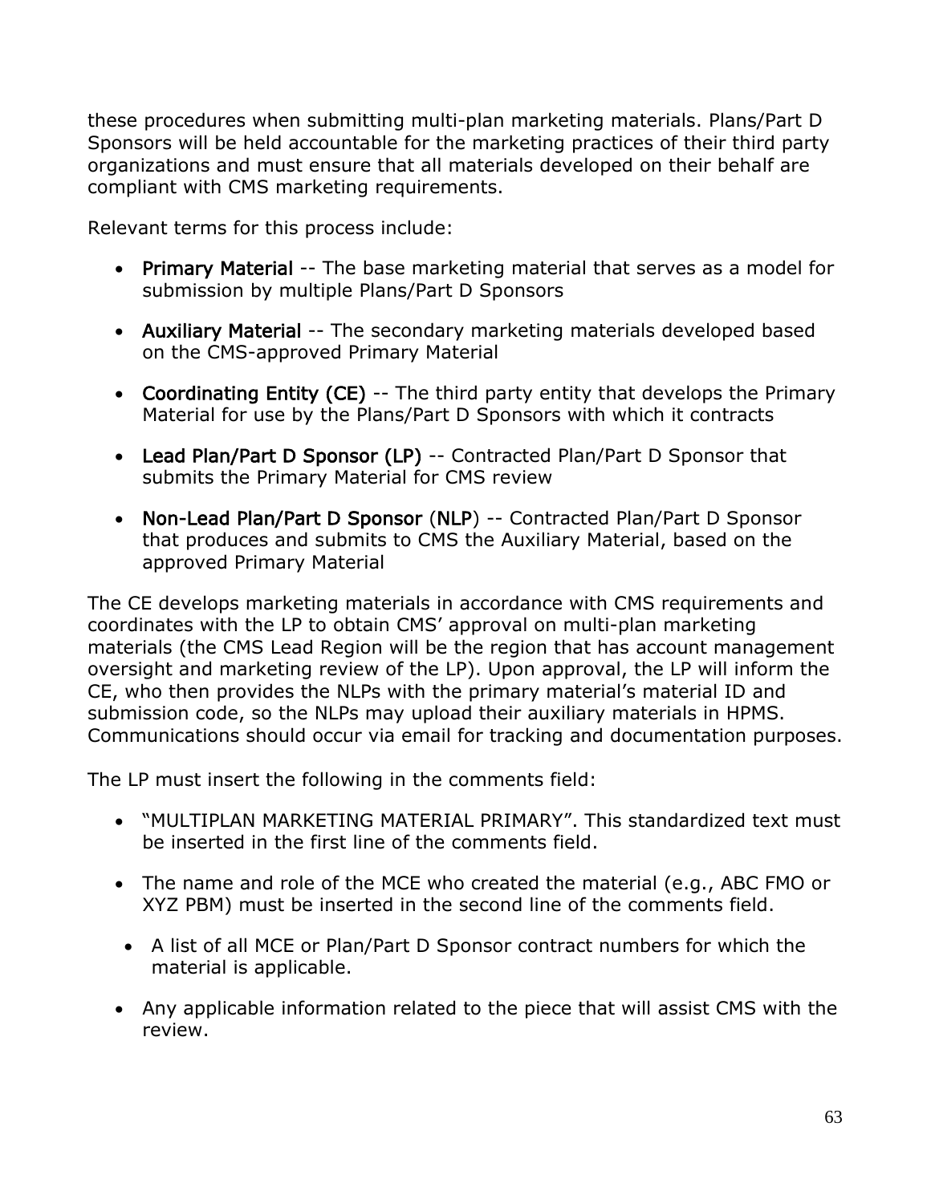these procedures when submitting multi-plan marketing materials. Plans/Part D Sponsors will be held accountable for the marketing practices of their third party organizations and must ensure that all materials developed on their behalf are compliant with CMS marketing requirements.

Relevant terms for this process include:

- **Primary Material** -- The base marketing material that serves as a model for submission by multiple Plans/Part D Sponsors
- **Auxiliary Material** -- The secondary marketing materials developed based on the CMS-approved Primary Material
- **Coordinating Entity (CE)** -- The third party entity that develops the Primary Material for use by the Plans/Part D Sponsors with which it contracts
- **Lead Plan/Part D Sponsor (LP)** -- Contracted Plan/Part D Sponsor that submits the Primary Material for CMS review
- **Non-Lead Plan/Part D Sponsor** (**NLP**) -- Contracted Plan/Part D Sponsor that produces and submits to CMS the Auxiliary Material, based on the approved Primary Material

The CE develops marketing materials in accordance with CMS requirements and coordinates with the LP to obtain CMS' approval on multi-plan marketing materials (the CMS Lead Region will be the region that has account management oversight and marketing review of the LP). Upon approval, the LP will inform the CE, who then provides the NLPs with the primary material's material ID and submission code, so the NLPs may upload their auxiliary materials in HPMS. Communications should occur via email for tracking and documentation purposes.

The LP must insert the following in the comments field:

- "MULTIPLAN MARKETING MATERIAL PRIMARY". This standardized text must be inserted in the first line of the comments field.
- The name and role of the MCE who created the material (e.g., ABC FMO or XYZ PBM) must be inserted in the second line of the comments field.
- A list of all MCE or Plan/Part D Sponsor contract numbers for which the material is applicable.
- Any applicable information related to the piece that will assist CMS with the review.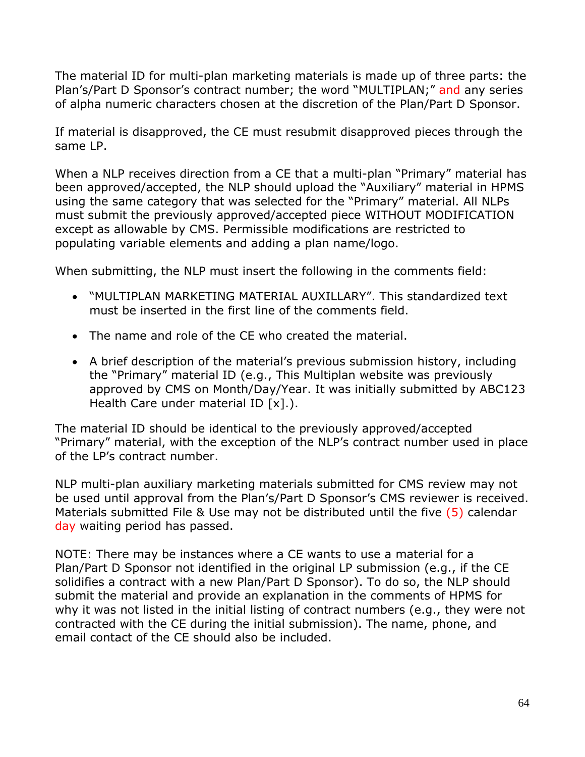The material ID for multi-plan marketing materials is made up of three parts: the Plan's/Part D Sponsor's contract number; the word "MULTIPLAN;" and any series of alpha numeric characters chosen at the discretion of the Plan/Part D Sponsor.

If material is disapproved, the CE must resubmit disapproved pieces through the same LP.

When a NLP receives direction from a CE that a multi-plan "Primary" material has been approved/accepted, the NLP should upload the "Auxiliary" material in HPMS using the same category that was selected for the "Primary" material. All NLPs must submit the previously approved/accepted piece WITHOUT MODIFICATION except as allowable by CMS. Permissible modifications are restricted to populating variable elements and adding a plan name/logo.

When submitting, the NLP must insert the following in the comments field:

- "MULTIPLAN MARKETING MATERIAL AUXILLARY". This standardized text must be inserted in the first line of the comments field.
- The name and role of the CE who created the material.
- A brief description of the material's previous submission history, including the "Primary" material ID (e.g., This Multiplan website was previously approved by CMS on Month/Day/Year. It was initially submitted by ABC123 Health Care under material ID [x].).

The material ID should be identical to the previously approved/accepted "Primary" material, with the exception of the NLP's contract number used in place of the LP's contract number.

NLP multi-plan auxiliary marketing materials submitted for CMS review may not be used until approval from the Plan's/Part D Sponsor's CMS reviewer is received. Materials submitted File & Use may not be distributed until the five (5) calendar day waiting period has passed.

NOTE: There may be instances where a CE wants to use a material for a Plan/Part D Sponsor not identified in the original LP submission (e.g., if the CE solidifies a contract with a new Plan/Part D Sponsor). To do so, the NLP should submit the material and provide an explanation in the comments of HPMS for why it was not listed in the initial listing of contract numbers (e.g., they were not contracted with the CE during the initial submission). The name, phone, and email contact of the CE should also be included.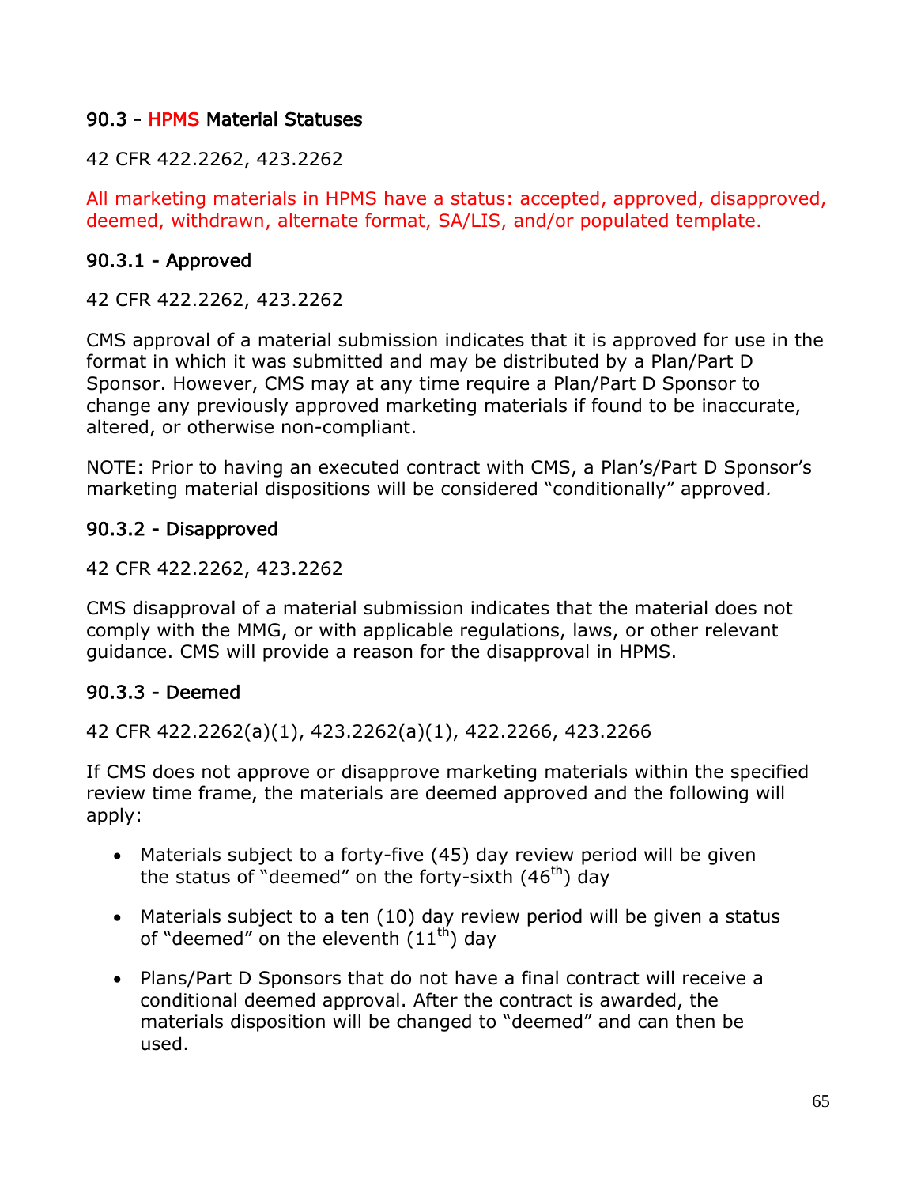## 90.3 - HPMS Material Statuses

42 CFR 422.2262, 423.2262

All marketing materials in HPMS have a status: accepted, approved, disapproved, deemed, withdrawn, alternate format, SA/LIS, and/or populated template.

### 90.3.1 - Approved

42 CFR 422.2262, 423.2262

CMS approval of a material submission indicates that it is approved for use in the format in which it was submitted and may be distributed by a Plan/Part D Sponsor. However, CMS may at any time require a Plan/Part D Sponsor to change any previously approved marketing materials if found to be inaccurate, altered, or otherwise non-compliant.

NOTE: Prior to having an executed contract with CMS, a Plan's/Part D Sponsor's marketing material dispositions will be considered "conditionally" approved*.*

### 90.3.2 - Disapproved

42 CFR 422.2262, 423.2262

CMS disapproval of a material submission indicates that the material does not comply with the MMG, or with applicable regulations, laws, or other relevant guidance. CMS will provide a reason for the disapproval in HPMS.

### 90.3.3 - Deemed

42 CFR 422.2262(a)(1), 423.2262(a)(1), 422.2266, 423.2266

If CMS does not approve or disapprove marketing materials within the specified review time frame, the materials are deemed approved and the following will apply:

- Materials subject to a forty-five (45) day review period will be given the status of "deemed" on the forty-sixth (46th) day
- Materials subject to a ten (10) day review period will be given a status of "deemed" on the eleventh (11th) day
- Plans/Part D Sponsors that do not have a final contract will receive a conditional deemed approval. After the contract is awarded, the materials disposition will be changed to "deemed" and can then be used.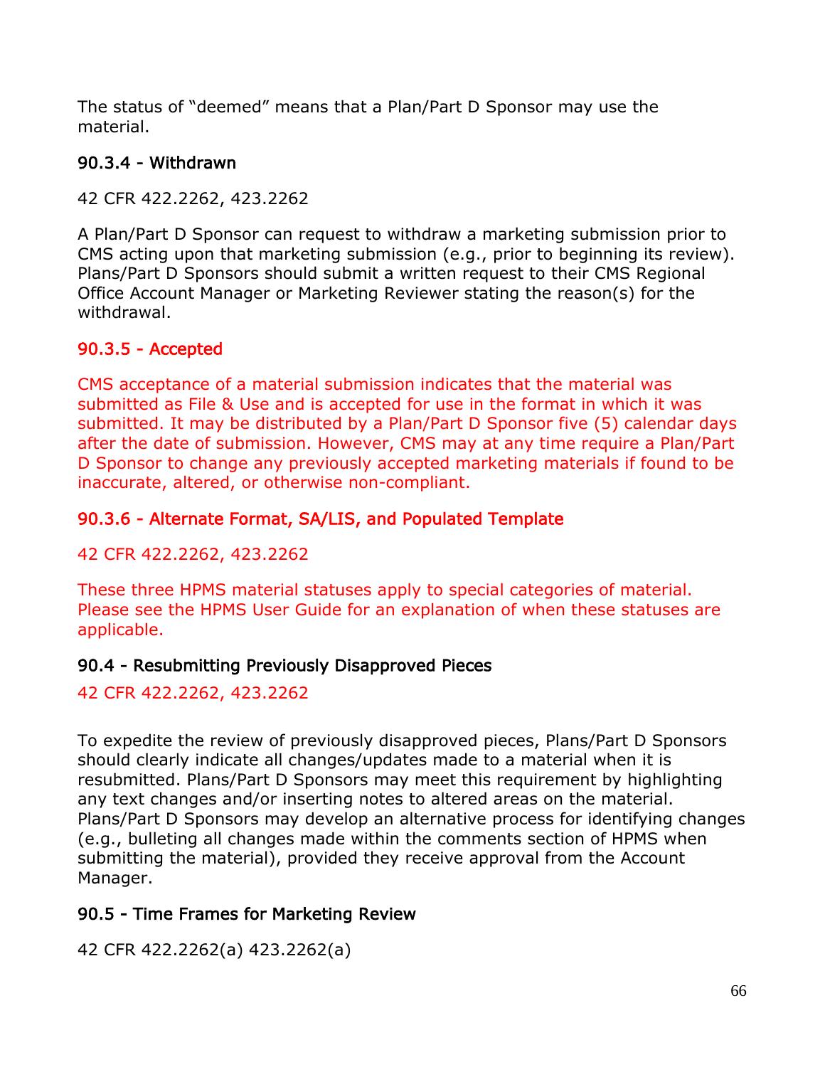The status of “deemed” means that a Plan/Part D Sponsor may use the material.

### 90.3.4 - Withdrawn

42 CFR 422.2262, 423.2262

A Plan/Part D Sponsor can request to withdraw a marketing submission prior to CMS acting upon that marketing submission (e.g., prior to beginning its review). Plans/Part D Sponsors should submit a written request to their CMS Regional Office Account Manager or Marketing Reviewer stating the reason(s) for the withdrawal.

### 90.3.5 - Accepted

CMS acceptance of a material submission indicates that the material was submitted as File & Use and is accepted for use in the format in which it was submitted. It may be distributed by a Plan/Part D Sponsor five (5) calendar days after the date of submission. However, CMS may at any time require a Plan/Part D Sponsor to change any previously accepted marketing materials if found to be inaccurate, altered, or otherwise non-compliant.

### 90.3.6 - Alternate Format, SA/LIS, and Populated Template

42 CFR 422.2262, 423.2262

These three HPMS material statuses apply to special categories of material. Please see the HPMS User Guide for an explanation of when these statuses are applicable.

## 90.4 - Resubmitting Previously Disapproved Pieces

42 CFR 422.2262, 423.2262

To expedite the review of previously disapproved pieces, Plans/Part D Sponsors should clearly indicate all changes/updates made to a material when it is resubmitted. Plans/Part D Sponsors may meet this requirement by highlighting any text changes and/or inserting notes to altered areas on the material. Plans/Part D Sponsors may develop an alternative process for identifying changes (e.g., bulleting all changes made within the comments section of HPMS when submitting the material), provided they receive approval from the Account Manager.

## 90.5 - Time Frames for Marketing Review

42 CFR 422.2262(a) 423.2262(a)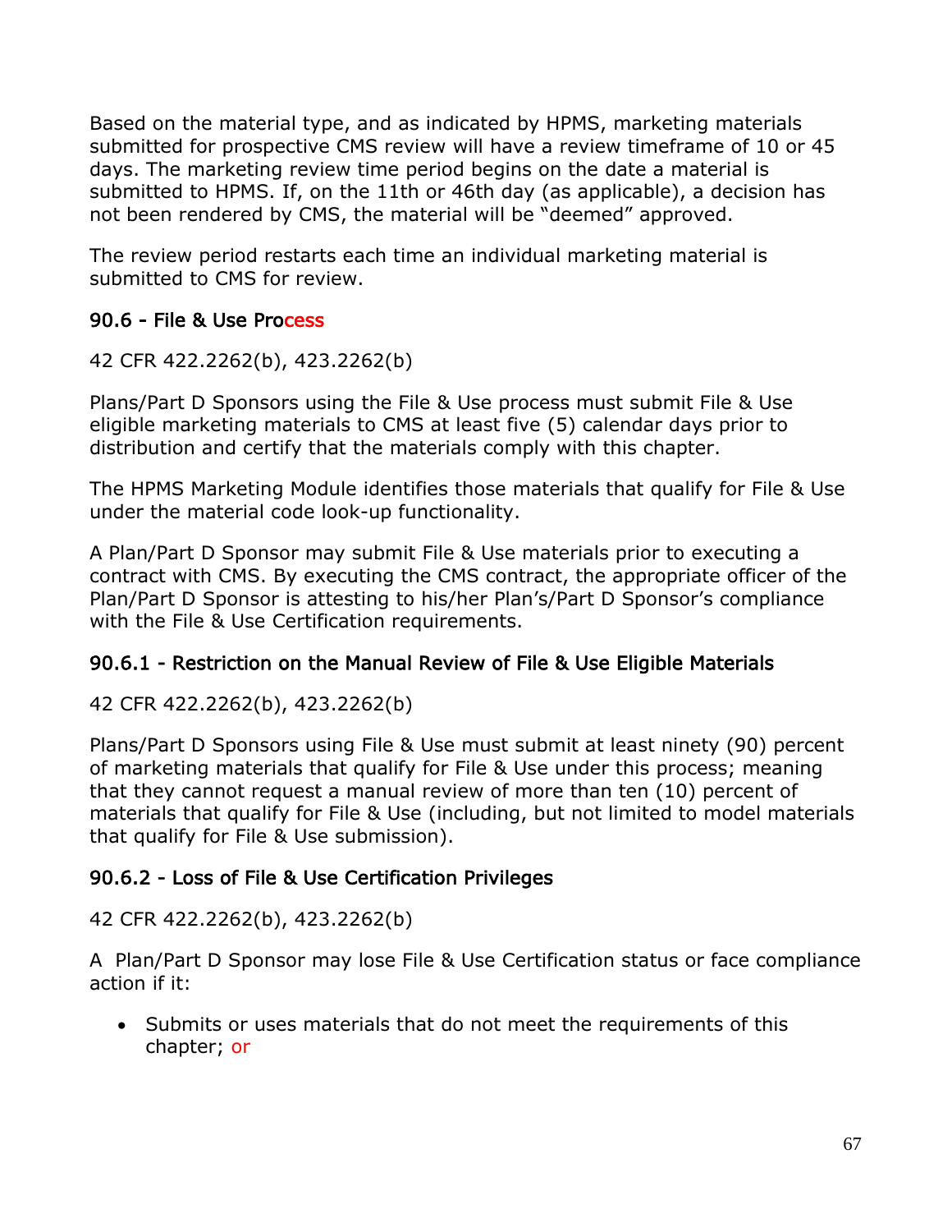Based on the material type, and as indicated by HPMS, marketing materials submitted for prospective CMS review will have a review timeframe of 10 or 45 days. The marketing review time period begins on the date a material is submitted to HPMS. If, on the 11th or 46th day (as applicable), a decision has not been rendered by CMS, the material will be "deemed" approved.

The review period restarts each time an individual marketing material is submitted to CMS for review.

### 90.6 - File & Use Process

42 CFR 422.2262(b), 423.2262(b)

Plans/Part D Sponsors using the File & Use process must submit File & Use eligible marketing materials to CMS at least five (5) calendar days prior to distribution and certify that the materials comply with this chapter.

The HPMS Marketing Module identifies those materials that qualify for File & Use under the material code look-up functionality.

A Plan/Part D Sponsor may submit File & Use materials prior to executing a contract with CMS. By executing the CMS contract, the appropriate officer of the Plan/Part D Sponsor is attesting to his/her Plan's/Part D Sponsor's compliance with the File & Use Certification requirements.

#### 90.6.1 - Restriction on the Manual Review of File & Use Eligible Materials

42 CFR 422.2262(b), 423.2262(b)

Plans/Part D Sponsors using File & Use must submit at least ninety (90) percent of marketing materials that qualify for File & Use under this process; meaning that they cannot request a manual review of more than ten (10) percent of materials that qualify for File & Use (including, but not limited to model materials that qualify for File & Use submission).

#### 90.6.2 - Loss of File & Use Certification Privileges

42 CFR 422.2262(b), 423.2262(b)

A Plan/Part D Sponsor may lose File & Use Certification status or face compliance action if it:

- Submits or uses materials that do not meet the requirements of this chapter; or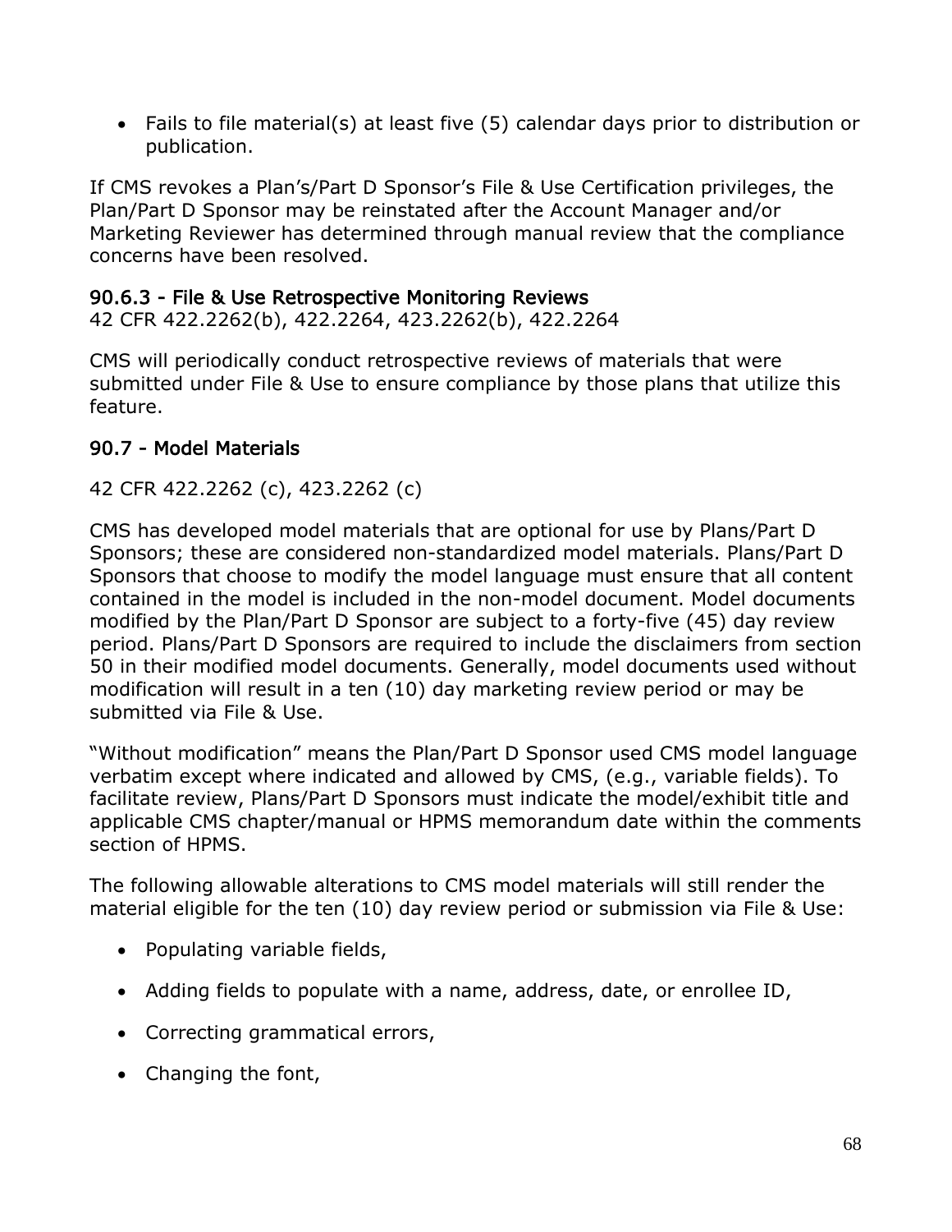- Fails to file material(s) at least five (5) calendar days prior to distribution or publication.

If CMS revokes a Plan's/Part D Sponsor's File & Use Certification privileges, the Plan/Part D Sponsor may be reinstated after the Account Manager and/or Marketing Reviewer has determined through manual review that the compliance concerns have been resolved.

### 90.6.3 - File & Use Retrospective Monitoring Reviews

42 CFR 422.2262(b), 422.2264, 423.2262(b), 422.2264

CMS will periodically conduct retrospective reviews of materials that were submitted under File & Use to ensure compliance by those plans that utilize this feature.

## 90.7 - Model Materials

42 CFR 422.2262 (c), 423.2262 (c)

CMS has developed model materials that are optional for use by Plans/Part D Sponsors; these are considered non-standardized model materials. Plans/Part D Sponsors that choose to modify the model language must ensure that all content contained in the model is included in the non-model document. Model documents modified by the Plan/Part D Sponsor are subject to a forty-five (45) day review period. Plans/Part D Sponsors are required to include the disclaimers from section 50 in their modified model documents. Generally, model documents used without modification will result in a ten (10) day marketing review period or may be submitted via File & Use.

"Without modification" means the Plan/Part D Sponsor used CMS model language verbatim except where indicated and allowed by CMS, (e.g., variable fields). To facilitate review, Plans/Part D Sponsors must indicate the model/exhibit title and applicable CMS chapter/manual or HPMS memorandum date within the comments section of HPMS.

The following allowable alterations to CMS model materials will still render the material eligible for the ten (10) day review period or submission via File & Use:

- Populating variable fields,
- Adding fields to populate with a name, address, date, or enrollee ID,
- Correcting grammatical errors,
- Changing the font,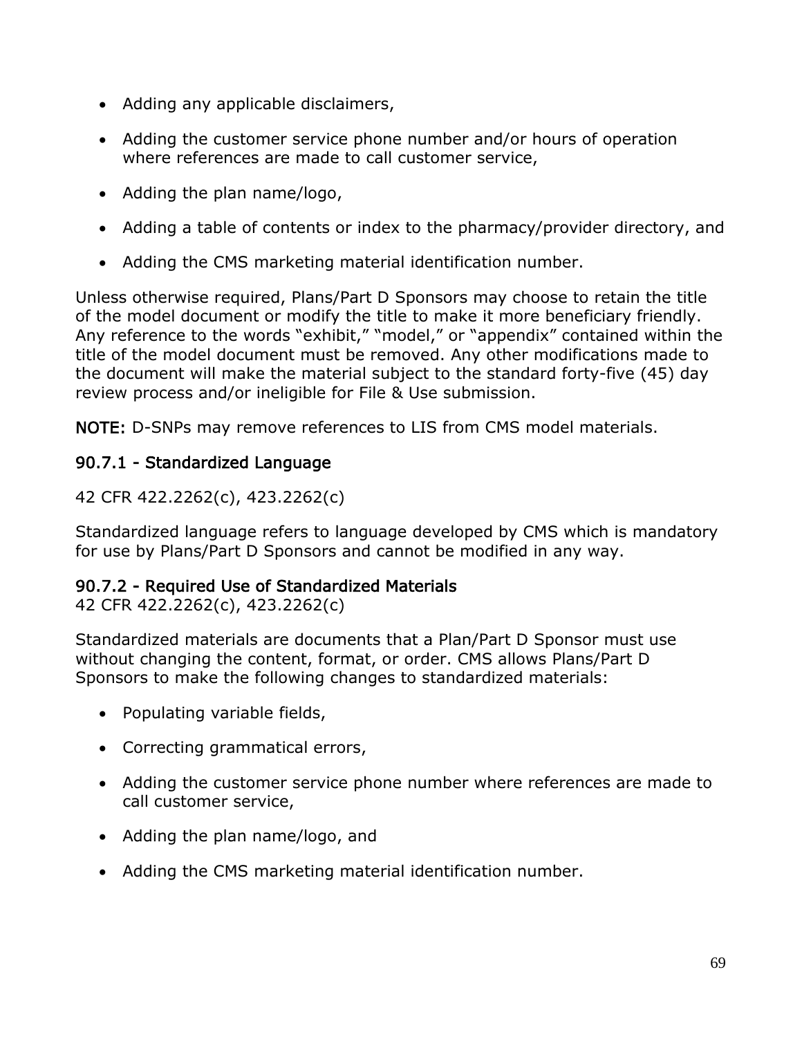- Adding any applicable disclaimers,
- Adding the customer service phone number and/or hours of operation where references are made to call customer service,
- Adding the plan name/logo,
- Adding a table of contents or index to the pharmacy/provider directory, and
- Adding the CMS marketing material identification number.

Unless otherwise required, Plans/Part D Sponsors may choose to retain the title of the model document or modify the title to make it more beneficiary friendly. Any reference to the words "exhibit," "model," or "appendix" contained within the title of the model document must be removed. Any other modifications made to the document will make the material subject to the standard forty-five (45) day review process and/or ineligible for File & Use submission.

**NOTE:** D-SNPs may remove references to LIS from CMS model materials.

### 90.7.1 - Standardized Language

42 CFR 422.2262(c), 423.2262(c)

Standardized language refers to language developed by CMS which is mandatory for use by Plans/Part D Sponsors and cannot be modified in any way.

### 90.7.2 - Required Use of Standardized Materials

42 CFR 422.2262(c), 423.2262(c)

Standardized materials are documents that a Plan/Part D Sponsor must use without changing the content, format, or order. CMS allows Plans/Part D Sponsors to make the following changes to standardized materials:

- Populating variable fields,
- Correcting grammatical errors,
- Adding the customer service phone number where references are made to call customer service,
- Adding the plan name/logo, and
- Adding the CMS marketing material identification number.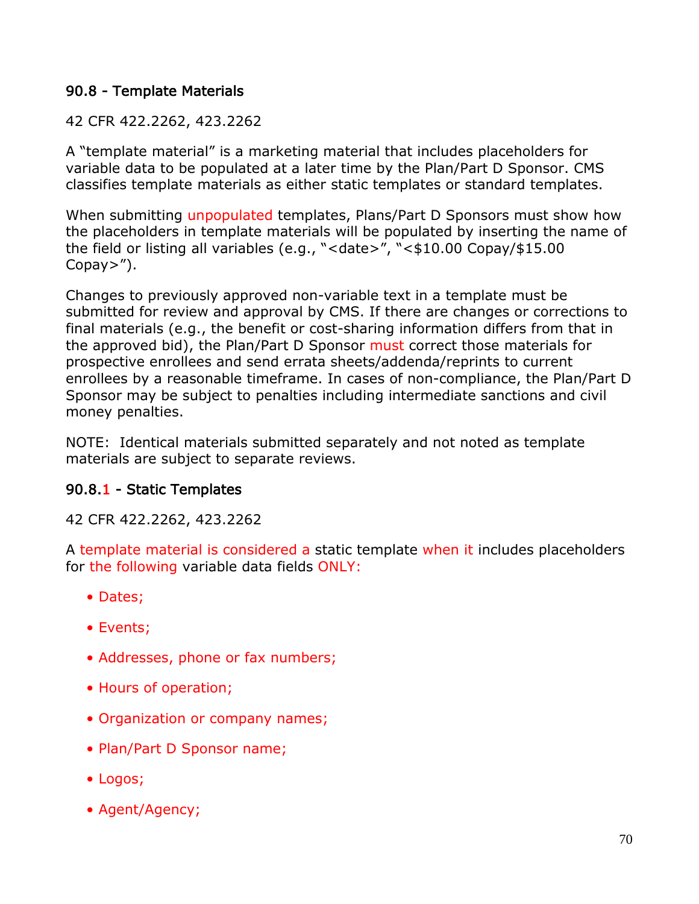### 90.8 - Template Materials

42 CFR 422.2262, 423.2262

A "template material" is a marketing material that includes placeholders for variable data to be populated at a later time by the Plan/Part D Sponsor. CMS classifies template materials as either static templates or standard templates.

When submitting unpopulated templates, Plans/Part D Sponsors must show how the placeholders in template materials will be populated by inserting the name of the field or listing all variables (e.g., "<date>", "<$10.00 Copay/$15.00 Copay>").

Changes to previously approved non-variable text in a template must be submitted for review and approval by CMS. If there are changes or corrections to final materials (e.g., the benefit or cost-sharing information differs from that in the approved bid), the Plan/Part D Sponsor must correct those materials for prospective enrollees and send errata sheets/addenda/reprints to current enrollees by a reasonable timeframe. In cases of non-compliance, the Plan/Part D Sponsor may be subject to penalties including intermediate sanctions and civil money penalties.

NOTE: Identical materials submitted separately and not noted as template materials are subject to separate reviews.

### 90.8.1 - Static Templates

42 CFR 422.2262, 423.2262

A template material is considered a static template when it includes placeholders for the following variable data fields ONLY:

- Dates;
- Events;
- Addresses, phone or fax numbers;
- Hours of operation;
- Organization or company names;
- Plan/Part D Sponsor name;
- Logos;
- Agent/Agency;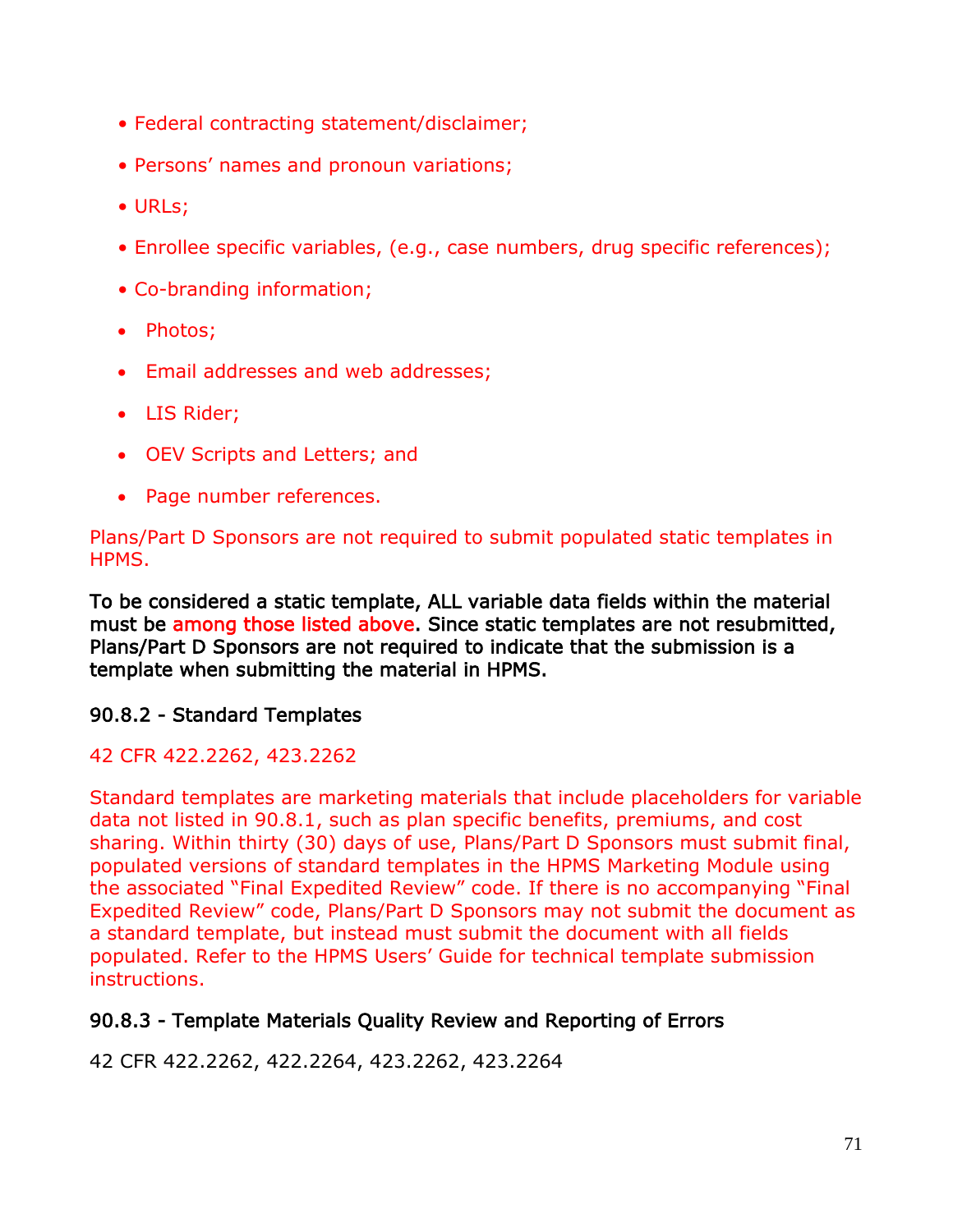- Federal contracting statement/disclaimer;
- Persons' names and pronoun variations;
- URLs;
- Enrollee specific variables, (e.g., case numbers, drug specific references);
- Co-branding information;
- Photos;
- Email addresses and web addresses;
- LIS Rider;
- OEV Scripts and Letters; and
- Page number references.

Plans/Part D Sponsors are not required to submit populated static templates in HPMS.

To be considered a static template, ALL variable data fields within the material must be among those listed above. Since static templates are not resubmitted, Plans/Part D Sponsors are not required to indicate that the submission is a template when submitting the material in HPMS.

### 90.8.2 - Standard Templates

42 CFR 422.2262, 423.2262

Standard templates are marketing materials that include placeholders for variable data not listed in 90.8.1, such as plan specific benefits, premiums, and cost sharing. Within thirty (30) days of use, Plans/Part D Sponsors must submit final, populated versions of standard templates in the HPMS Marketing Module using the associated "Final Expedited Review" code. If there is no accompanying "Final Expedited Review" code, Plans/Part D Sponsors may not submit the document as a standard template, but instead must submit the document with all fields populated. Refer to the HPMS Users' Guide for technical template submission instructions.

### 90.8.3 - Template Materials Quality Review and Reporting of Errors

42 CFR 422.2262, 422.2264, 423.2262, 423.2264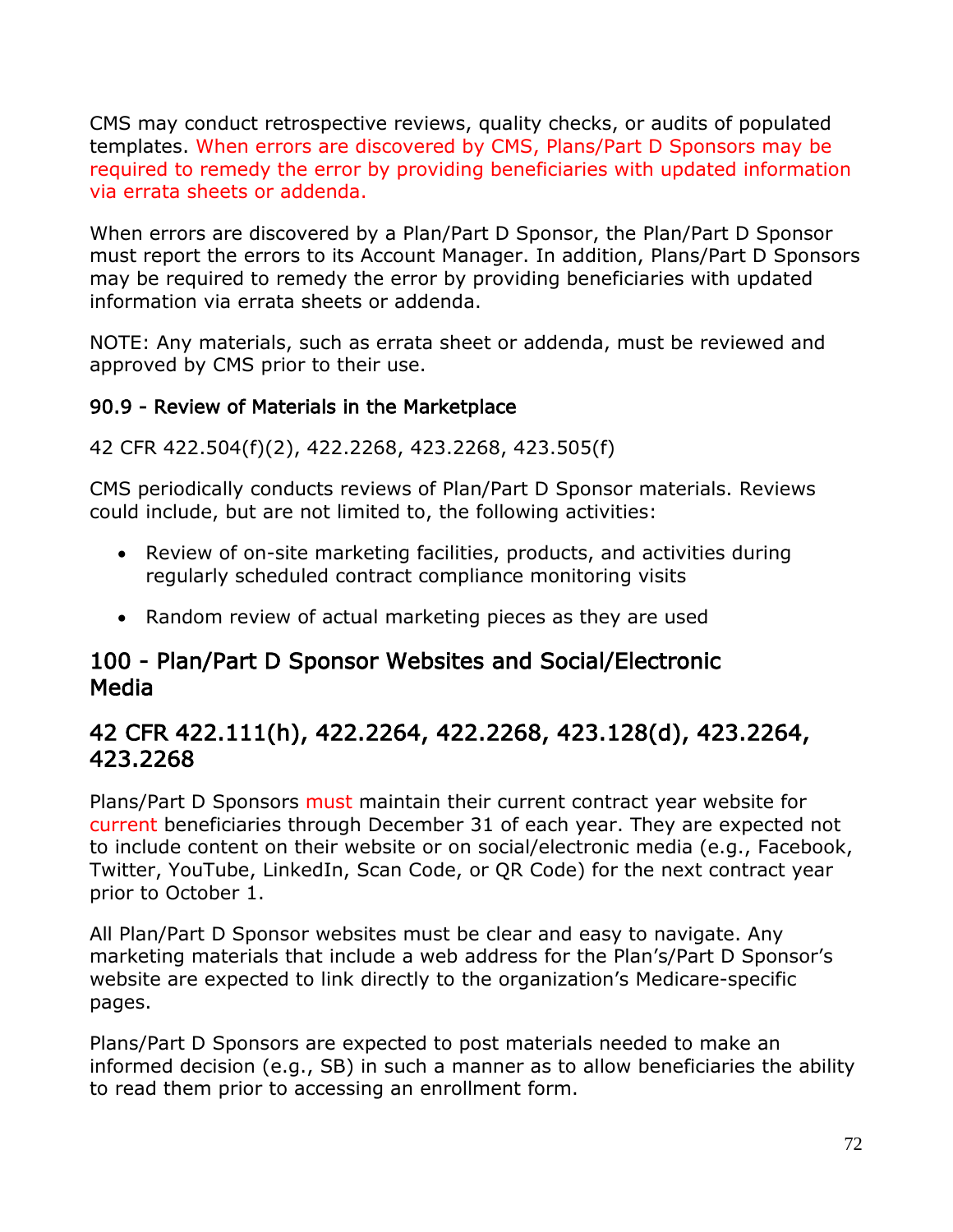CMS may conduct retrospective reviews, quality checks, or audits of populated templates. When errors are discovered by CMS, Plans/Part D Sponsors may be required to remedy the error by providing beneficiaries with updated information via errata sheets or addenda.

When errors are discovered by a Plan/Part D Sponsor, the Plan/Part D Sponsor must report the errors to its Account Manager. In addition, Plans/Part D Sponsors may be required to remedy the error by providing beneficiaries with updated information via errata sheets or addenda.

NOTE: Any materials, such as errata sheet or addenda, must be reviewed and approved by CMS prior to their use.

### 90.9 - Review of Materials in the Marketplace

42 CFR 422.504(f)(2), 422.2268, 423.2268, 423.505(f)

CMS periodically conducts reviews of Plan/Part D Sponsor materials. Reviews could include, but are not limited to, the following activities:

- Review of on-site marketing facilities, products, and activities during regularly scheduled contract compliance monitoring visits
- Random review of actual marketing pieces as they are used

## 100 - Plan/Part D Sponsor Websites and Social/Electronic Media

## 42 CFR 422.111(h), 422.2264, 422.2268, 423.128(d), 423.2264, 423.2268

Plans/Part D Sponsors must maintain their current contract year website for current beneficiaries through December 31 of each year. They are expected not to include content on their website or on social/electronic media (e.g., Facebook, Twitter, YouTube, LinkedIn, Scan Code, or QR Code) for the next contract year prior to October 1.

All Plan/Part D Sponsor websites must be clear and easy to navigate. Any marketing materials that include a web address for the Plan's/Part D Sponsor's website are expected to link directly to the organization's Medicare-specific pages.

Plans/Part D Sponsors are expected to post materials needed to make an informed decision (e.g., SB) in such a manner as to allow beneficiaries the ability to read them prior to accessing an enrollment form.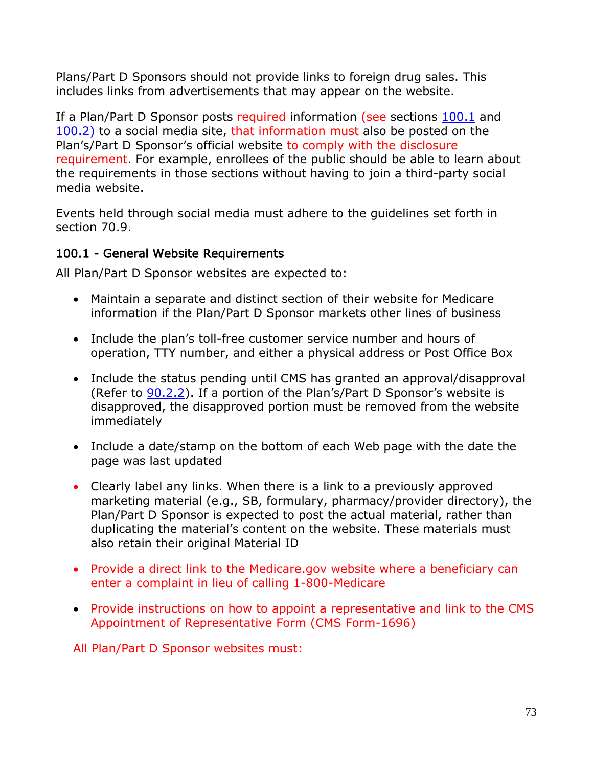Plans/Part D Sponsors should not provide links to foreign drug sales. This includes links from advertisements that may appear on the website.

If a Plan/Part D Sponsor posts required information (see sections 100.1 and 100.2) to a social media site, that information must also be posted on the Plan's/Part D Sponsor's official website to comply with the disclosure requirement. For example, enrollees of the public should be able to learn about the requirements in those sections without having to join a third-party social media website.

Events held through social media must adhere to the guidelines set forth in section 70.9.

### 100.1 - General Website Requirements

All Plan/Part D Sponsor websites are expected to:

- Maintain a separate and distinct section of their website for Medicare information if the Plan/Part D Sponsor markets other lines of business
- Include the plan's toll-free customer service number and hours of operation, TTY number, and either a physical address or Post Office Box
- Include the status pending until CMS has granted an approval/disapproval (Refer to 90.2.2). If a portion of the Plan's/Part D Sponsor's website is disapproved, the disapproved portion must be removed from the website immediately
- Include a date/stamp on the bottom of each Web page with the date the page was last updated
- Clearly label any links. When there is a link to a previously approved marketing material (e.g., SB, formulary, pharmacy/provider directory), the Plan/Part D Sponsor is expected to post the actual material, rather than duplicating the material's content on the website. These materials must also retain their original Material ID
- Provide a direct link to the Medicare.gov website where a beneficiary can enter a complaint in lieu of calling 1-800-Medicare
- Provide instructions on how to appoint a representative and link to the CMS Appointment of Representative Form (CMS Form-1696)

All Plan/Part D Sponsor websites must: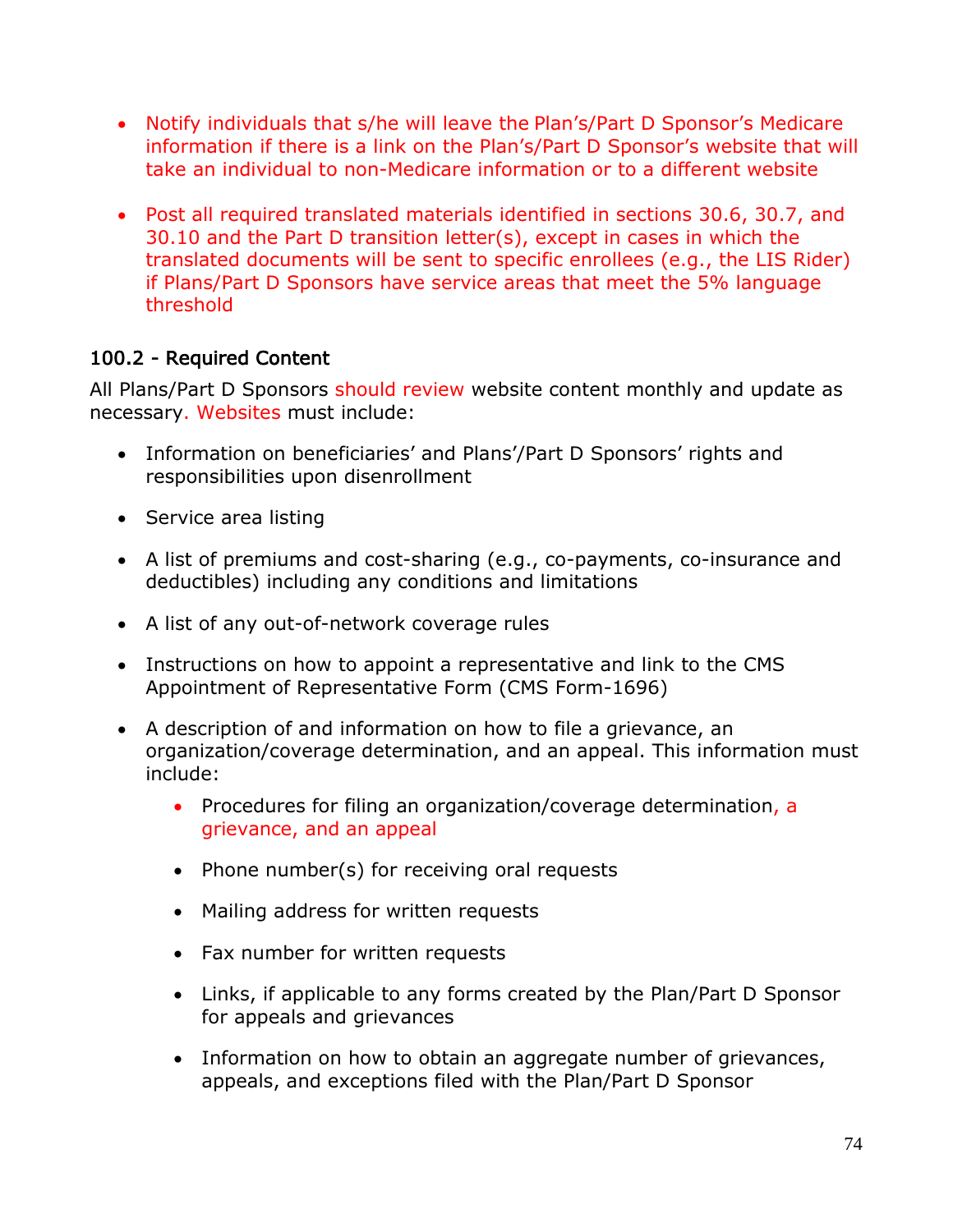- Notify individuals that s/he will leave the Plan's/Part D Sponsor's Medicare information if there is a link on the Plan's/Part D Sponsor's website that will take an individual to non-Medicare information or to a different website

- Post all required translated materials identified in sections 30.6, 30.7, and 30.10 and the Part D transition letter(s), except in cases in which the translated documents will be sent to specific enrollees (e.g., the LIS Rider) if Plans/Part D Sponsors have service areas that meet the 5% language threshold

### 100.2 - Required Content

All Plans/Part D Sponsors should review website content monthly and update as necessary. Websites must include:

- Information on beneficiaries' and Plans'/Part D Sponsors' rights and responsibilities upon disenrollment

- Service area listing

- A list of premiums and cost-sharing (e.g., co-payments, co-insurance and deductibles) including any conditions and limitations

- A list of any out-of-network coverage rules

- Instructions on how to appoint a representative and link to the CMS Appointment of Representative Form (CMS Form-1696)

- A description of and information on how to file a grievance, an organization/coverage determination, and an appeal. This information must include:

  - Procedures for filing an organization/coverage determination, a grievance, and an appeal

  - Phone number(s) for receiving oral requests

  - Mailing address for written requests

  - Fax number for written requests

  - Links, if applicable to any forms created by the Plan/Part D Sponsor for appeals and grievances

  - Information on how to obtain an aggregate number of grievances, appeals, and exceptions filed with the Plan/Part D Sponsor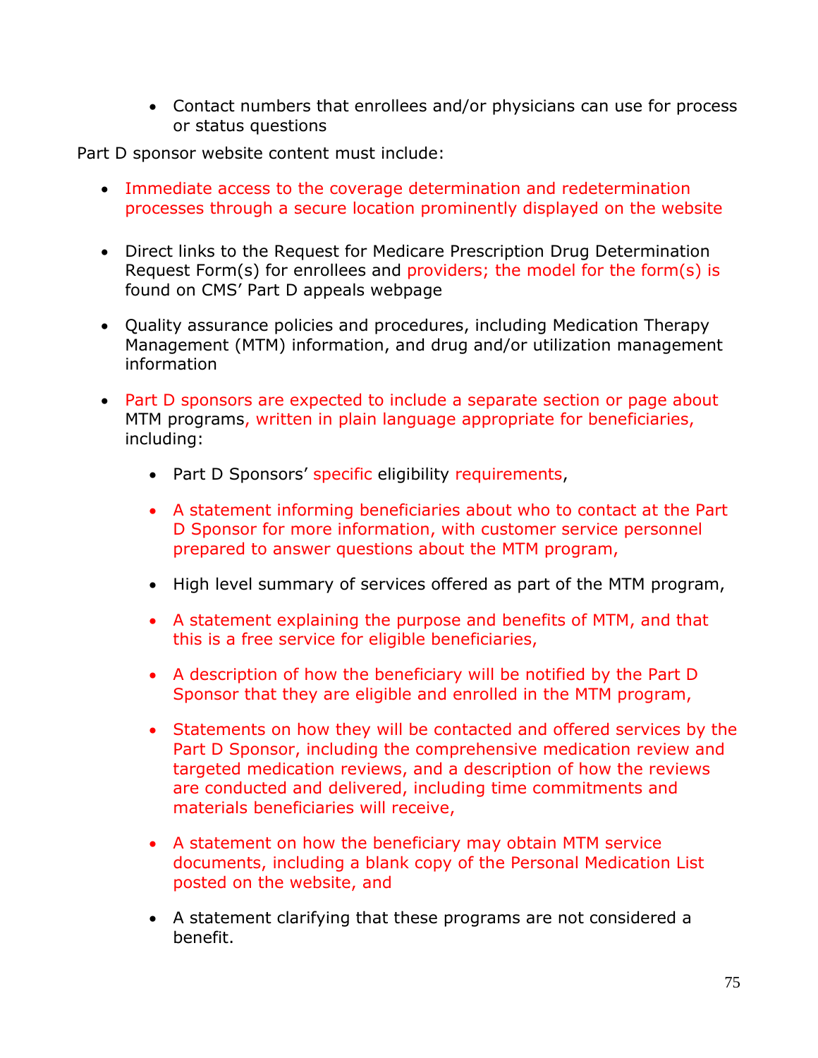- Contact numbers that enrollees and/or physicians can use for process or status questions

Part D sponsor website content must include:

- Immediate access to the coverage determination and redetermination processes through a secure location prominently displayed on the website

- Direct links to the Request for Medicare Prescription Drug Determination Request Form(s) for enrollees and providers; the model for the form(s) is found on CMS' Part D appeals webpage

- Quality assurance policies and procedures, including Medication Therapy Management (MTM) information, and drug and/or utilization management information

- Part D sponsors are expected to include a separate section or page about MTM programs, written in plain language appropriate for beneficiaries, including:

  - Part D Sponsors' specific eligibility requirements,

  - A statement informing beneficiaries about who to contact at the Part D Sponsor for more information, with customer service personnel prepared to answer questions about the MTM program,

  - High level summary of services offered as part of the MTM program,

  - A statement explaining the purpose and benefits of MTM, and that this is a free service for eligible beneficiaries,

  - A description of how the beneficiary will be notified by the Part D Sponsor that they are eligible and enrolled in the MTM program,

  - Statements on how they will be contacted and offered services by the Part D Sponsor, including the comprehensive medication review and targeted medication reviews, and a description of how the reviews are conducted and delivered, including time commitments and materials beneficiaries will receive,

  - A statement on how the beneficiary may obtain MTM service documents, including a blank copy of the Personal Medication List posted on the website, and

  - A statement clarifying that these programs are not considered a benefit.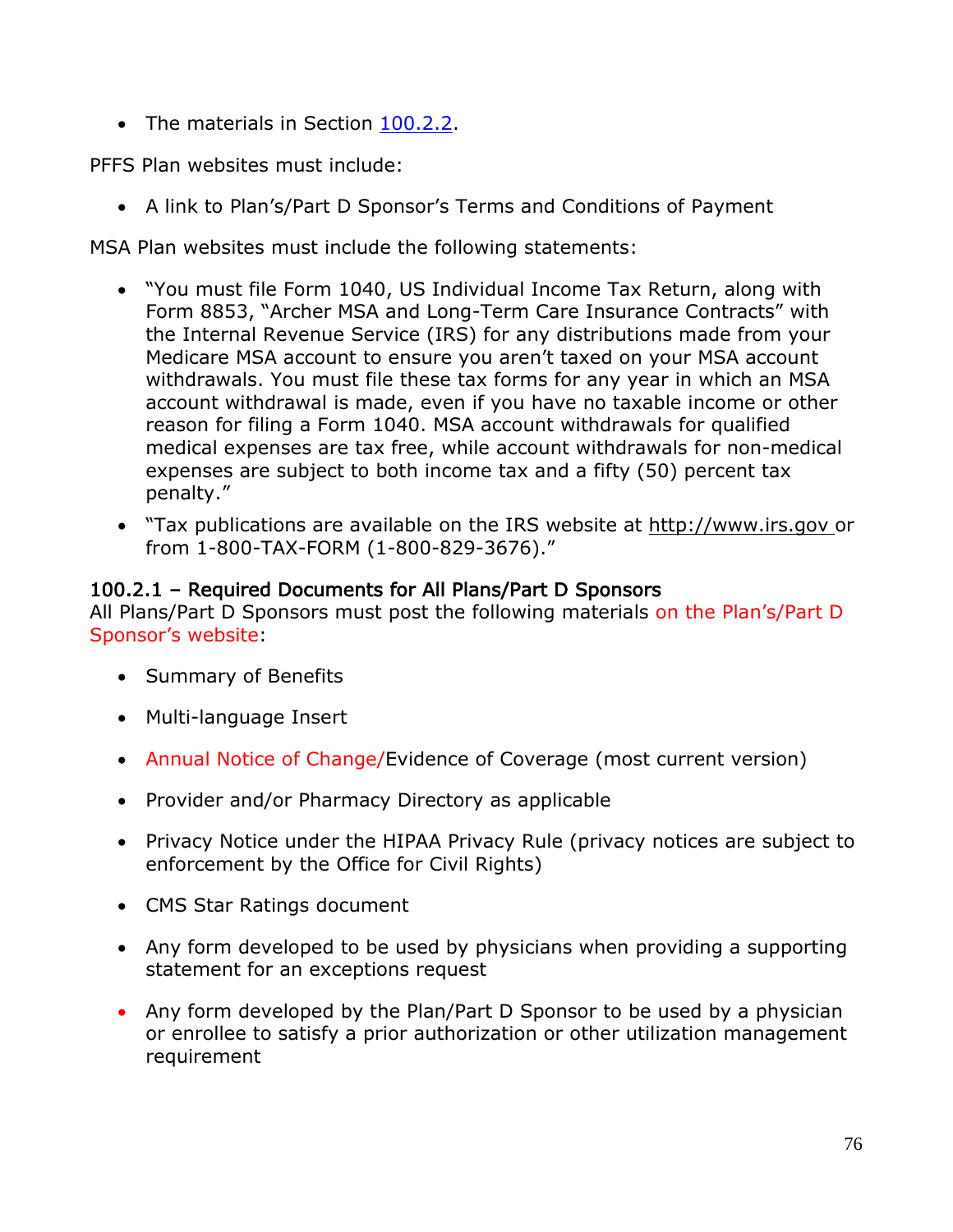- The materials in Section 100.2.2.

PFFS Plan websites must include:

- A link to Plan's/Part D Sponsor's Terms and Conditions of Payment

MSA Plan websites must include the following statements:

- "You must file Form 1040, US Individual Income Tax Return, along with Form 8853, "Archer MSA and Long-Term Care Insurance Contracts" with the Internal Revenue Service (IRS) for any distributions made from your Medicare MSA account to ensure you aren't taxed on your MSA account withdrawals. You must file these tax forms for any year in which an MSA account withdrawal is made, even if you have no taxable income or other reason for filing a Form 1040. MSA account withdrawals for qualified medical expenses are tax free, while account withdrawals for non-medical expenses are subject to both income tax and a fifty (50) percent tax penalty."
- "Tax publications are available on the IRS website at http://www.irs.gov or from 1-800-TAX-FORM (1-800-829-3676)."

### 100.2.1 – Required Documents for All Plans/Part D Sponsors

All Plans/Part D Sponsors must post the following materials on the Plan's/Part D Sponsor's website:

- Summary of Benefits
- Multi-language Insert
- Annual Notice of Change/Evidence of Coverage (most current version)
- Provider and/or Pharmacy Directory as applicable
- Privacy Notice under the HIPAA Privacy Rule (privacy notices are subject to enforcement by the Office for Civil Rights)
- CMS Star Ratings document
- Any form developed to be used by physicians when providing a supporting statement for an exceptions request
- Any form developed by the Plan/Part D Sponsor to be used by a physician or enrollee to satisfy a prior authorization or other utilization management requirement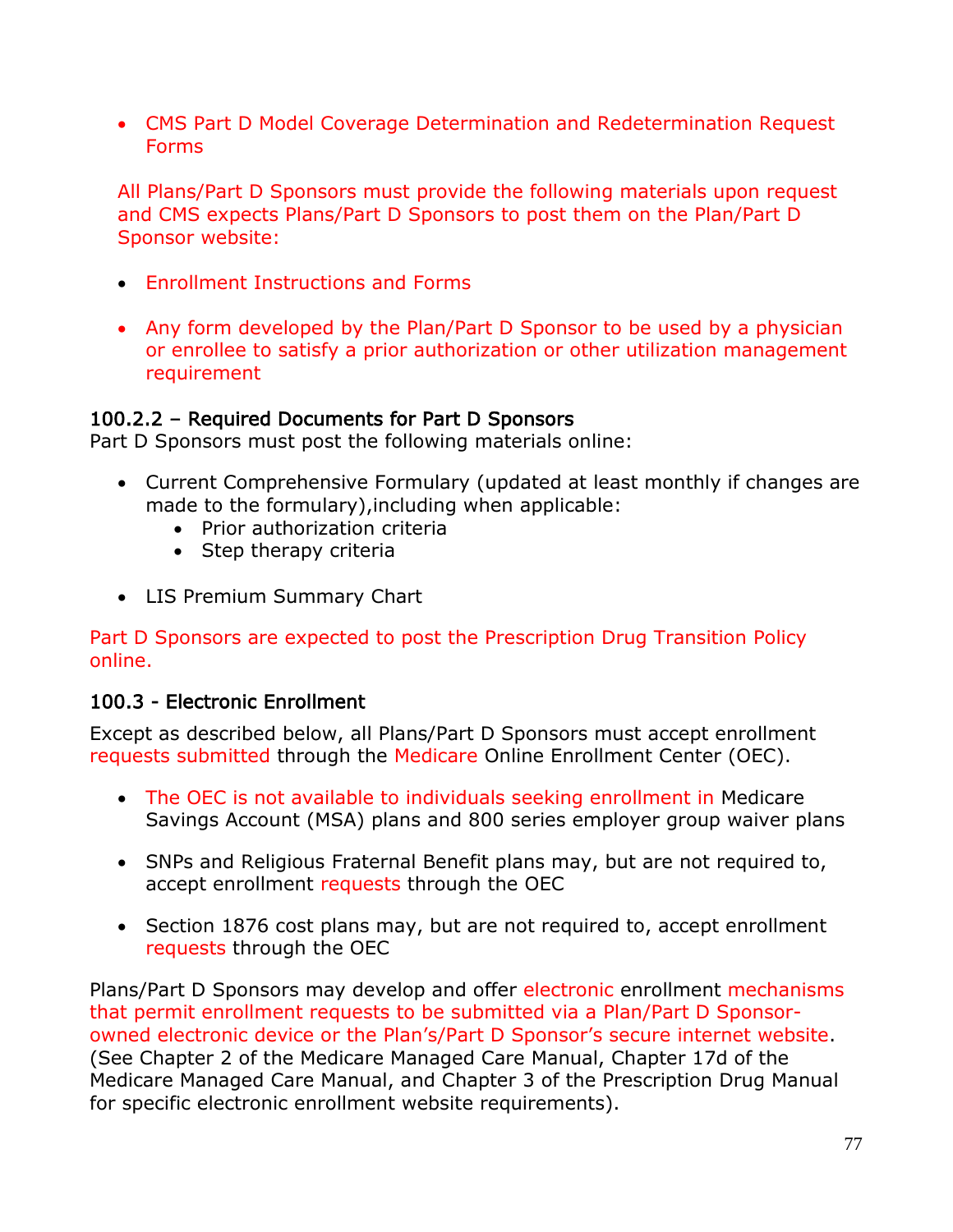- CMS Part D Model Coverage Determination and Redetermination Request Forms

All Plans/Part D Sponsors must provide the following materials upon request and CMS expects Plans/Part D Sponsors to post them on the Plan/Part D Sponsor website:

- Enrollment Instructions and Forms

- Any form developed by the Plan/Part D Sponsor to be used by a physician or enrollee to satisfy a prior authorization or other utilization management requirement

### 100.2.2 – Required Documents for Part D Sponsors

Part D Sponsors must post the following materials online:

- Current Comprehensive Formulary (updated at least monthly if changes are made to the formulary),including when applicable:
    - Prior authorization criteria
    - Step therapy criteria

- LIS Premium Summary Chart

Part D Sponsors are expected to post the Prescription Drug Transition Policy online.

### 100.3 - Electronic Enrollment

Except as described below, all Plans/Part D Sponsors must accept enrollment requests submitted through the Medicare Online Enrollment Center (OEC).

- The OEC is not available to individuals seeking enrollment in Medicare Savings Account (MSA) plans and 800 series employer group waiver plans

- SNPs and Religious Fraternal Benefit plans may, but are not required to, accept enrollment requests through the OEC

- Section 1876 cost plans may, but are not required to, accept enrollment requests through the OEC

Plans/Part D Sponsors may develop and offer electronic enrollment mechanisms that permit enrollment requests to be submitted via a Plan/Part D Sponsor-owned electronic device or the Plan's/Part D Sponsor's secure internet website. (See Chapter 2 of the Medicare Managed Care Manual, Chapter 17d of the Medicare Managed Care Manual, and Chapter 3 of the Prescription Drug Manual for specific electronic enrollment website requirements).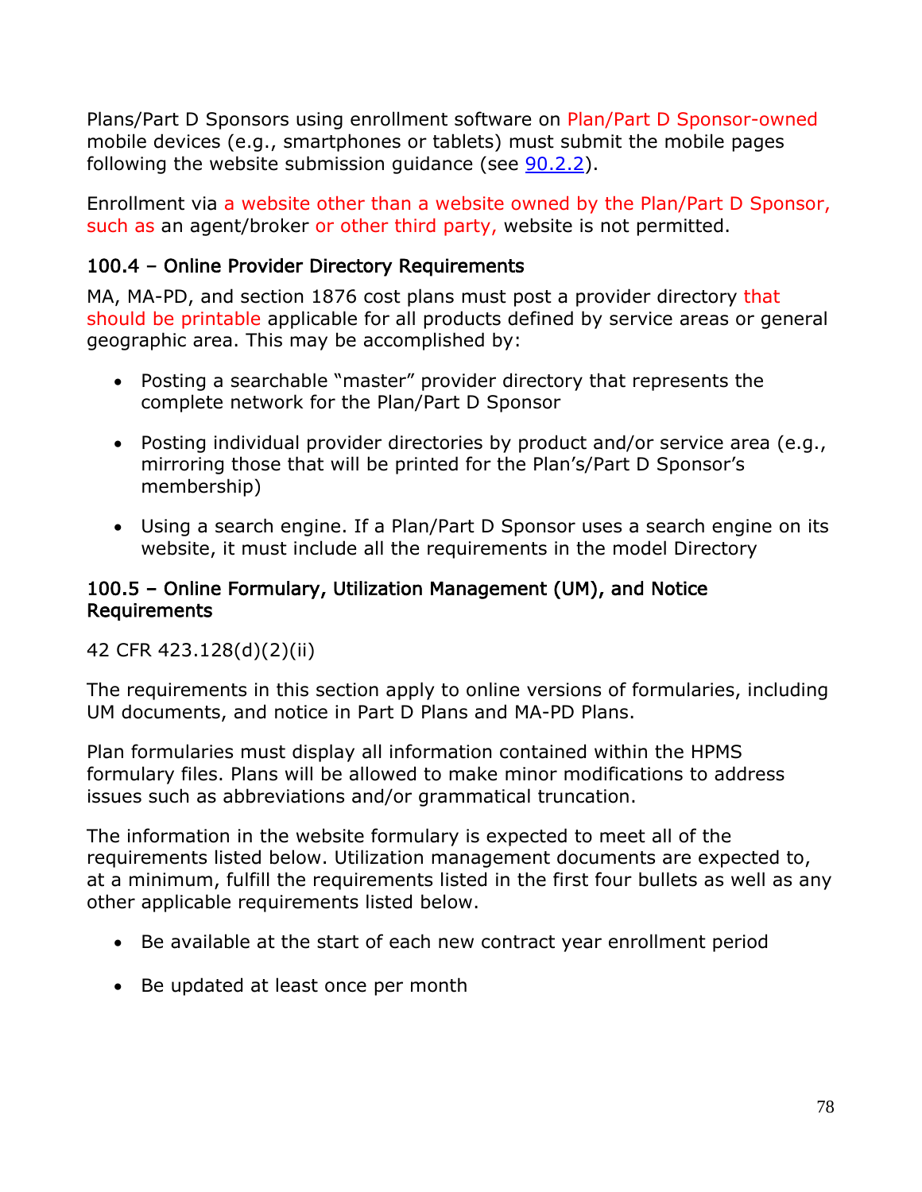Plans/Part D Sponsors using enrollment software on Plan/Part D Sponsor-owned mobile devices (e.g., smartphones or tablets) must submit the mobile pages following the website submission guidance (see 90.2.2).

Enrollment via a website other than a website owned by the Plan/Part D Sponsor, such as an agent/broker or other third party, website is not permitted.

### 100.4 – Online Provider Directory Requirements

MA, MA-PD, and section 1876 cost plans must post a provider directory that should be printable applicable for all products defined by service areas or general geographic area. This may be accomplished by:

- Posting a searchable "master" provider directory that represents the complete network for the Plan/Part D Sponsor
- Posting individual provider directories by product and/or service area (e.g., mirroring those that will be printed for the Plan's/Part D Sponsor's membership)
- Using a search engine. If a Plan/Part D Sponsor uses a search engine on its website, it must include all the requirements in the model Directory

### 100.5 – Online Formulary, Utilization Management (UM), and Notice Requirements

42 CFR 423.128(d)(2)(ii)

The requirements in this section apply to online versions of formularies, including UM documents, and notice in Part D Plans and MA-PD Plans.

Plan formularies must display all information contained within the HPMS formulary files. Plans will be allowed to make minor modifications to address issues such as abbreviations and/or grammatical truncation.

The information in the website formulary is expected to meet all of the requirements listed below. Utilization management documents are expected to, at a minimum, fulfill the requirements listed in the first four bullets as well as any other applicable requirements listed below.

- Be available at the start of each new contract year enrollment period
- Be updated at least once per month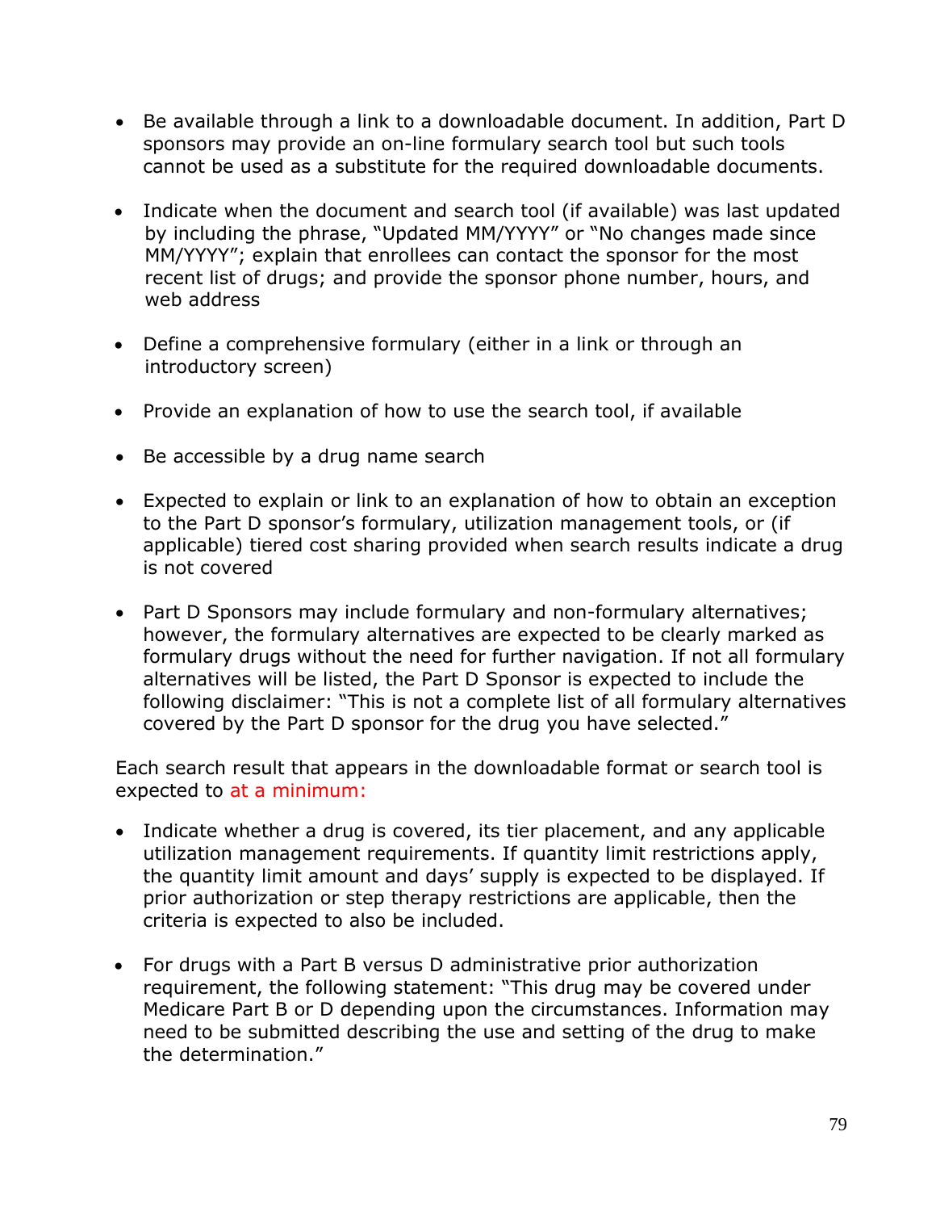- Be available through a link to a downloadable document. In addition, Part D sponsors may provide an on-line formulary search tool but such tools cannot be used as a substitute for the required downloadable documents.

- Indicate when the document and search tool (if available) was last updated by including the phrase, "Updated MM/YYYY" or "No changes made since MM/YYYY"; explain that enrollees can contact the sponsor for the most recent list of drugs; and provide the sponsor phone number, hours, and web address

- Define a comprehensive formulary (either in a link or through an introductory screen)

- Provide an explanation of how to use the search tool, if available

- Be accessible by a drug name search

- Expected to explain or link to an explanation of how to obtain an exception to the Part D sponsor's formulary, utilization management tools, or (if applicable) tiered cost sharing provided when search results indicate a drug is not covered

- Part D Sponsors may include formulary and non-formulary alternatives; however, the formulary alternatives are expected to be clearly marked as formulary drugs without the need for further navigation. If not all formulary alternatives will be listed, the Part D Sponsor is expected to include the following disclaimer: "This is not a complete list of all formulary alternatives covered by the Part D sponsor for the drug you have selected."

Each search result that appears in the downloadable format or search tool is expected to at a minimum:

- Indicate whether a drug is covered, its tier placement, and any applicable utilization management requirements. If quantity limit restrictions apply, the quantity limit amount and days' supply is expected to be displayed. If prior authorization or step therapy restrictions are applicable, then the criteria is expected to also be included.

- For drugs with a Part B versus D administrative prior authorization requirement, the following statement: "This drug may be covered under Medicare Part B or D depending upon the circumstances. Information may need to be submitted describing the use and setting of the drug to make the determination."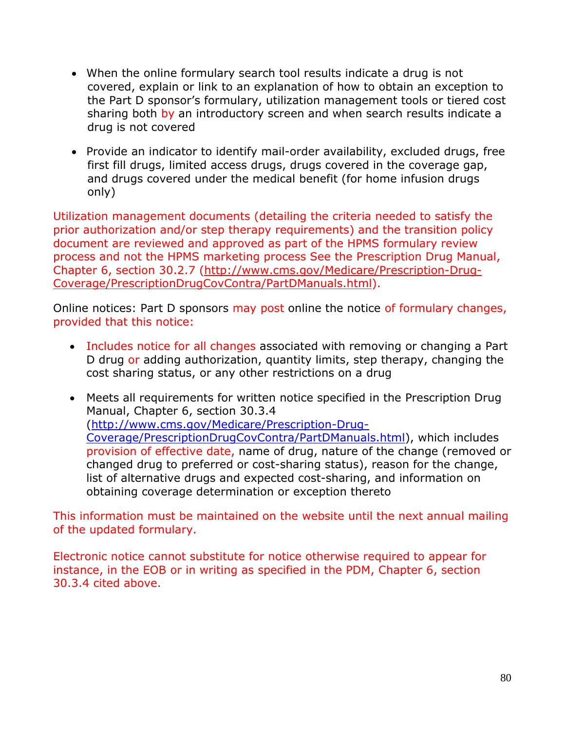- When the online formulary search tool results indicate a drug is not covered, explain or link to an explanation of how to obtain an exception to the Part D sponsor's formulary, utilization management tools or tiered cost sharing both by an introductory screen and when search results indicate a drug is not covered

- Provide an indicator to identify mail-order availability, excluded drugs, free first fill drugs, limited access drugs, drugs covered in the coverage gap, and drugs covered under the medical benefit (for home infusion drugs only)

Utilization management documents (detailing the criteria needed to satisfy the prior authorization and/or step therapy requirements) and the transition policy document are reviewed and approved as part of the HPMS formulary review process and not the HPMS marketing process See the Prescription Drug Manual, Chapter 6, section 30.2.7 (http://www.cms.gov/Medicare/Prescription-Drug-Coverage/PrescriptionDrugCovContra/PartDManuals.html).

Online notices: Part D sponsors may post online the notice of formulary changes, provided that this notice:

- Includes notice for all changes associated with removing or changing a Part D drug or adding authorization, quantity limits, step therapy, changing the cost sharing status, or any other restrictions on a drug

- Meets all requirements for written notice specified in the Prescription Drug Manual, Chapter 6, section 30.3.4 (http://www.cms.gov/Medicare/Prescription-Drug-Coverage/PrescriptionDrugCovContra/PartDManuals.html), which includes provision of effective date, name of drug, nature of the change (removed or changed drug to preferred or cost-sharing status), reason for the change, list of alternative drugs and expected cost-sharing, and information on obtaining coverage determination or exception thereto

This information must be maintained on the website until the next annual mailing of the updated formulary.

Electronic notice cannot substitute for notice otherwise required to appear for instance, in the EOB or in writing as specified in the PDM, Chapter 6, section 30.3.4 cited above.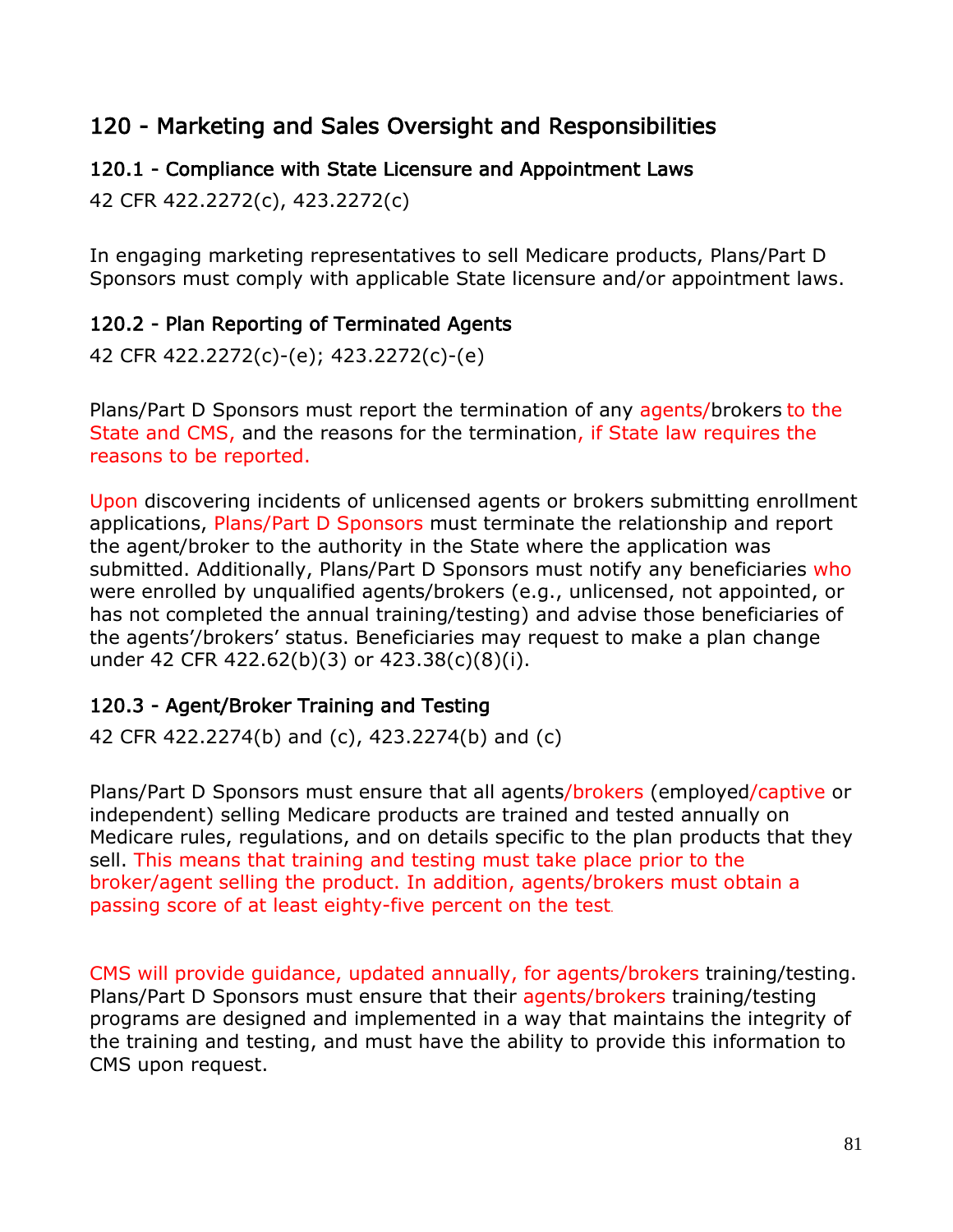## 120 - Marketing and Sales Oversight and Responsibilities

### 120.1 - Compliance with State Licensure and Appointment Laws

42 CFR 422.2272(c), 423.2272(c)

In engaging marketing representatives to sell Medicare products, Plans/Part D Sponsors must comply with applicable State licensure and/or appointment laws.

### 120.2 - Plan Reporting of Terminated Agents

42 CFR 422.2272(c)-(e); 423.2272(c)-(e)

Plans/Part D Sponsors must report the termination of any agents/brokers to the State and CMS, and the reasons for the termination, if State law requires the reasons to be reported.

Upon discovering incidents of unlicensed agents or brokers submitting enrollment applications, Plans/Part D Sponsors must terminate the relationship and report the agent/broker to the authority in the State where the application was submitted. Additionally, Plans/Part D Sponsors must notify any beneficiaries who were enrolled by unqualified agents/brokers (e.g., unlicensed, not appointed, or has not completed the annual training/testing) and advise those beneficiaries of the agents'/brokers' status. Beneficiaries may request to make a plan change under 42 CFR 422.62(b)(3) or 423.38(c)(8)(i).

### 120.3 - Agent/Broker Training and Testing

42 CFR 422.2274(b) and (c), 423.2274(b) and (c)

Plans/Part D Sponsors must ensure that all agents/brokers (employed/captive or independent) selling Medicare products are trained and tested annually on Medicare rules, regulations, and on details specific to the plan products that they sell. This means that training and testing must take place prior to the broker/agent selling the product. In addition, agents/brokers must obtain a passing score of at least eighty-five percent on the test.

CMS will provide guidance, updated annually, for agents/brokers training/testing. Plans/Part D Sponsors must ensure that their agents/brokers training/testing programs are designed and implemented in a way that maintains the integrity of the training and testing, and must have the ability to provide this information to CMS upon request.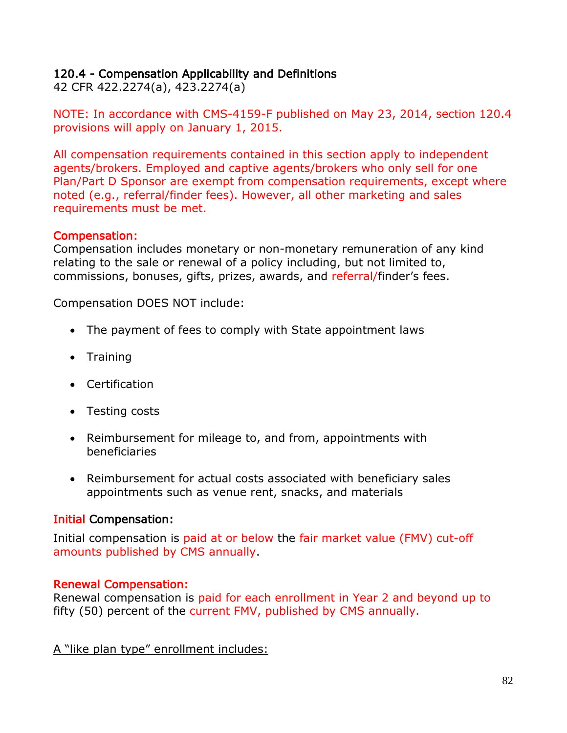## 120.4 - Compensation Applicability and Definitions

42 CFR 422.2274(a), 423.2274(a)

NOTE: In accordance with CMS-4159-F published on May 23, 2014, section 120.4 provisions will apply on January 1, 2015.

All compensation requirements contained in this section apply to independent agents/brokers. Employed and captive agents/brokers who only sell for one Plan/Part D Sponsor are exempt from compensation requirements, except where noted (e.g., referral/finder fees). However, all other marketing and sales requirements must be met.

### Compensation:

Compensation includes monetary or non-monetary remuneration of any kind relating to the sale or renewal of a policy including, but not limited to, commissions, bonuses, gifts, prizes, awards, and referral/finder's fees.

Compensation DOES NOT include:

- The payment of fees to comply with State appointment laws
- Training
- Certification
- Testing costs
- Reimbursement for mileage to, and from, appointments with beneficiaries
- Reimbursement for actual costs associated with beneficiary sales appointments such as venue rent, snacks, and materials

### Initial Compensation:

Initial compensation is paid at or below the fair market value (FMV) cut-off amounts published by CMS annually.

### Renewal Compensation:

Renewal compensation is paid for each enrollment in Year 2 and beyond up to fifty (50) percent of the current FMV, published by CMS annually.

<u>A "like plan type" enrollment includes:</u>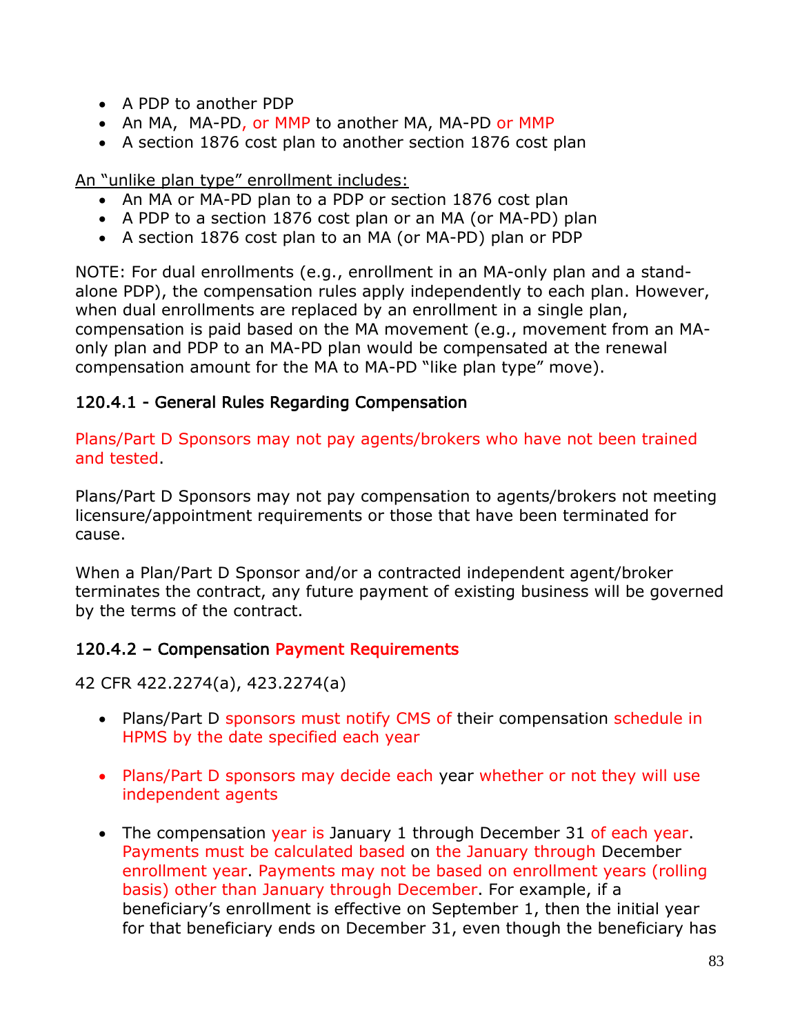- A PDP to another PDP
- An MA,  MA-PD, or MMP to another MA, MA-PD or MMP
- A section 1876 cost plan to another section 1876 cost plan

An "unlike plan type" enrollment includes:

- An MA or MA-PD plan to a PDP or section 1876 cost plan
- A PDP to a section 1876 cost plan or an MA (or MA-PD) plan
- A section 1876 cost plan to an MA (or MA-PD) plan or PDP

NOTE: For dual enrollments (e.g., enrollment in an MA-only plan and a stand-alone PDP), the compensation rules apply independently to each plan. However, when dual enrollments are replaced by an enrollment in a single plan, compensation is paid based on the MA movement (e.g., movement from an MA-only plan and PDP to an MA-PD plan would be compensated at the renewal compensation amount for the MA to MA-PD "like plan type" move).

### 120.4.1 - General Rules Regarding Compensation

Plans/Part D Sponsors may not pay agents/brokers who have not been trained and tested.

Plans/Part D Sponsors may not pay compensation to agents/brokers not meeting licensure/appointment requirements or those that have been terminated for cause.

When a Plan/Part D Sponsor and/or a contracted independent agent/broker terminates the contract, any future payment of existing business will be governed by the terms of the contract.

### 120.4.2 – Compensation Payment Requirements

42 CFR 422.2274(a), 423.2274(a)

- Plans/Part D sponsors must notify CMS of their compensation schedule in HPMS by the date specified each year

- Plans/Part D sponsors may decide each year whether or not they will use independent agents

- The compensation year is January 1 through December 31 of each year. Payments must be calculated based on the January through December enrollment year. Payments may not be based on enrollment years (rolling basis) other than January through December. For example, if a beneficiary's enrollment is effective on September 1, then the initial year for that beneficiary ends on December 31, even though the beneficiary has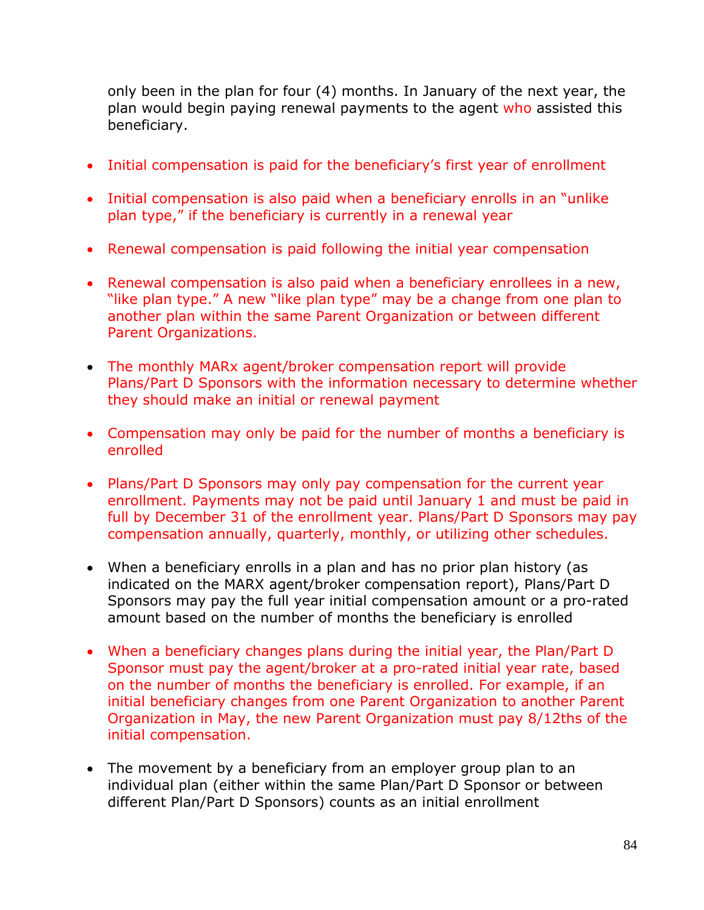only been in the plan for four (4) months. In January of the next year, the plan would begin paying renewal payments to the agent who assisted this beneficiary.

- Initial compensation is paid for the beneficiary's first year of enrollment
- Initial compensation is also paid when a beneficiary enrolls in an "unlike plan type," if the beneficiary is currently in a renewal year
- Renewal compensation is paid following the initial year compensation
- Renewal compensation is also paid when a beneficiary enrollees in a new, "like plan type." A new "like plan type" may be a change from one plan to another plan within the same Parent Organization or between different Parent Organizations.
- The monthly MARx agent/broker compensation report will provide Plans/Part D Sponsors with the information necessary to determine whether they should make an initial or renewal payment
- Compensation may only be paid for the number of months a beneficiary is enrolled
- Plans/Part D Sponsors may only pay compensation for the current year enrollment. Payments may not be paid until January 1 and must be paid in full by December 31 of the enrollment year. Plans/Part D Sponsors may pay compensation annually, quarterly, monthly, or utilizing other schedules.
- When a beneficiary enrolls in a plan and has no prior plan history (as indicated on the MARX agent/broker compensation report), Plans/Part D Sponsors may pay the full year initial compensation amount or a pro-rated amount based on the number of months the beneficiary is enrolled
- When a beneficiary changes plans during the initial year, the Plan/Part D Sponsor must pay the agent/broker at a pro-rated initial year rate, based on the number of months the beneficiary is enrolled. For example, if an initial beneficiary changes from one Parent Organization to another Parent Organization in May, the new Parent Organization must pay 8/12ths of the initial compensation.
- The movement by a beneficiary from an employer group plan to an individual plan (either within the same Plan/Part D Sponsor or between different Plan/Part D Sponsors) counts as an initial enrollment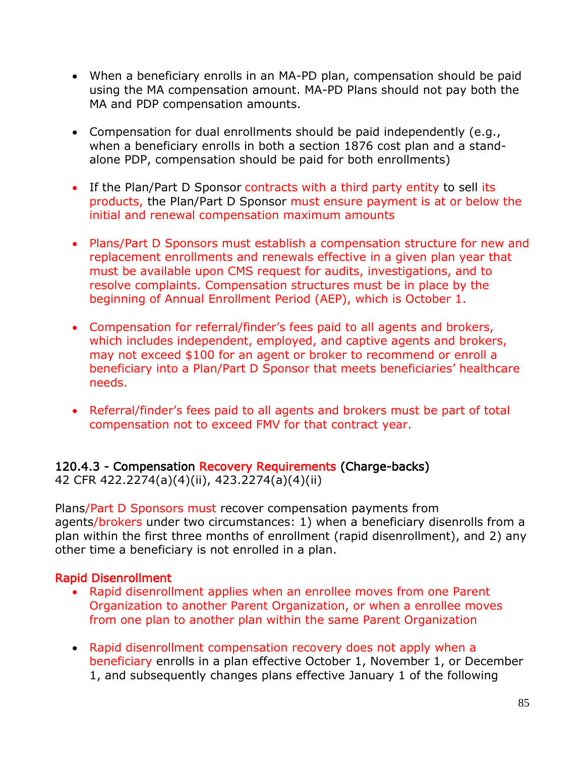- When a beneficiary enrolls in an MA-PD plan, compensation should be paid using the MA compensation amount. MA-PD Plans should not pay both the MA and PDP compensation amounts.

- Compensation for dual enrollments should be paid independently (e.g., when a beneficiary enrolls in both a section 1876 cost plan and a stand-alone PDP, compensation should be paid for both enrollments)

- If the Plan/Part D Sponsor contracts with a third party entity to sell its products, the Plan/Part D Sponsor must ensure payment is at or below the initial and renewal compensation maximum amounts

- Plans/Part D Sponsors must establish a compensation structure for new and replacement enrollments and renewals effective in a given plan year that must be available upon CMS request for audits, investigations, and to resolve complaints. Compensation structures must be in place by the beginning of Annual Enrollment Period (AEP), which is October 1.

- Compensation for referral/finder's fees paid to all agents and brokers, which includes independent, employed, and captive agents and brokers, may not exceed $100 for an agent or broker to recommend or enroll a beneficiary into a Plan/Part D Sponsor that meets beneficiaries' healthcare needs.

- Referral/finder's fees paid to all agents and brokers must be part of total compensation not to exceed FMV for that contract year.

### 120.4.3 - Compensation Recovery Requirements (Charge-backs)

42 CFR 422.2274(a)(4)(ii), 423.2274(a)(4)(ii)

Plans/Part D Sponsors must recover compensation payments from agents/brokers under two circumstances: 1) when a beneficiary disenrolls from a plan within the first three months of enrollment (rapid disenrollment), and 2) any other time a beneficiary is not enrolled in a plan.

#### Rapid Disenrollment

- Rapid disenrollment applies when an enrollee moves from one Parent Organization to another Parent Organization, or when a enrollee moves from one plan to another plan within the same Parent Organization

- Rapid disenrollment compensation recovery does not apply when a beneficiary enrolls in a plan effective October 1, November 1, or December 1, and subsequently changes plans effective January 1 of the following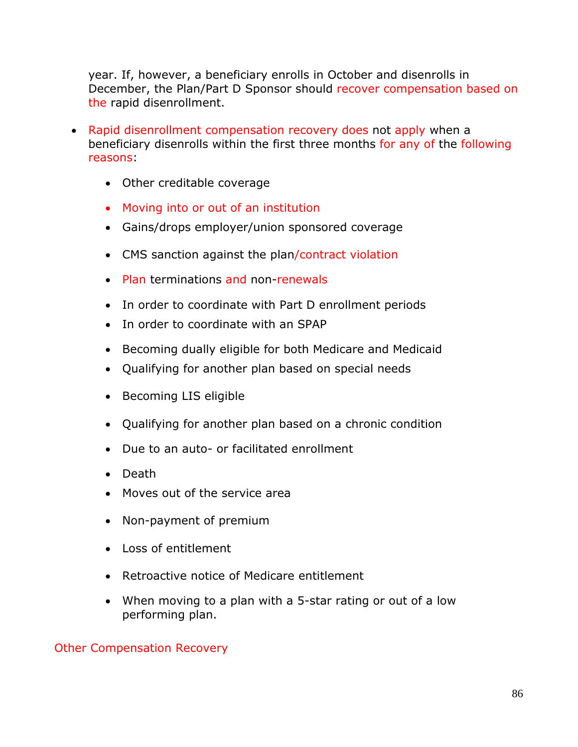year. If, however, a beneficiary enrolls in October and disenrolls in December, the Plan/Part D Sponsor should recover compensation based on the rapid disenrollment.

- Rapid disenrollment compensation recovery does not apply when a beneficiary disenrolls within the first three months for any of the following reasons:
  - Other creditable coverage
  - Moving into or out of an institution
  - Gains/drops employer/union sponsored coverage
  - CMS sanction against the plan/contract violation
  - Plan terminations and non-renewals
  - In order to coordinate with Part D enrollment periods
  - In order to coordinate with an SPAP
  - Becoming dually eligible for both Medicare and Medicaid
  - Qualifying for another plan based on special needs
  - Becoming LIS eligible
  - Qualifying for another plan based on a chronic condition
  - Due to an auto- or facilitated enrollment
  - Death
  - Moves out of the service area
  - Non-payment of premium
  - Loss of entitlement
  - Retroactive notice of Medicare entitlement
  - When moving to a plan with a 5-star rating or out of a low performing plan.

Other Compensation Recovery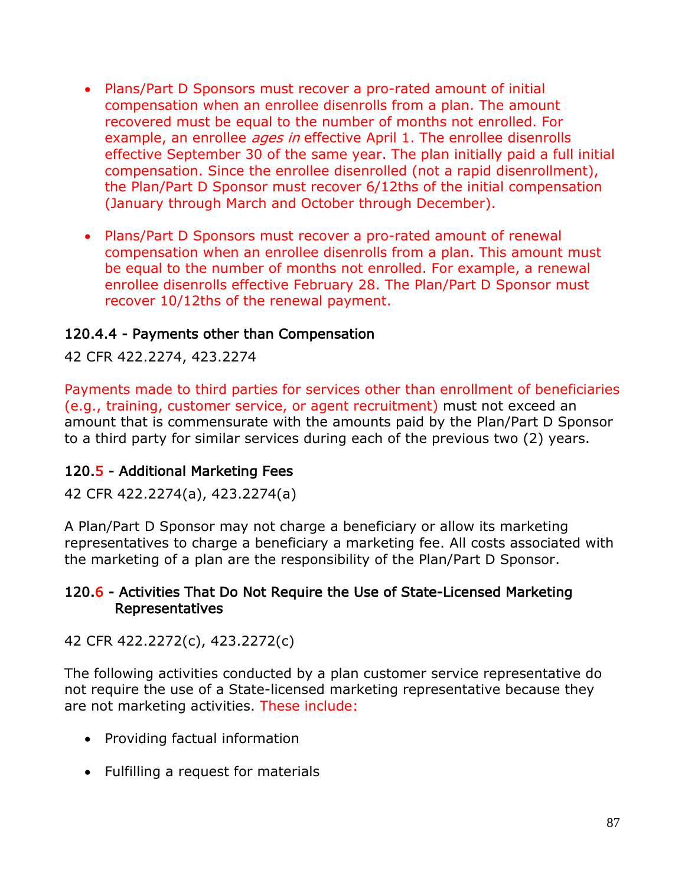- Plans/Part D Sponsors must recover a pro-rated amount of initial compensation when an enrollee disenrolls from a plan. The amount recovered must be equal to the number of months not enrolled. For example, an enrollee *ages in* effective April 1. The enrollee disenrolls effective September 30 of the same year. The plan initially paid a full initial compensation. Since the enrollee disenrolled (not a rapid disenrollment), the Plan/Part D Sponsor must recover 6/12ths of the initial compensation (January through March and October through December).

- Plans/Part D Sponsors must recover a pro-rated amount of renewal compensation when an enrollee disenrolls from a plan. This amount must be equal to the number of months not enrolled. For example, a renewal enrollee disenrolls effective February 28. The Plan/Part D Sponsor must recover 10/12ths of the renewal payment.

### 120.4.4 - Payments other than Compensation

42 CFR 422.2274, 423.2274

Payments made to third parties for services other than enrollment of beneficiaries (e.g., training, customer service, or agent recruitment) must not exceed an amount that is commensurate with the amounts paid by the Plan/Part D Sponsor to a third party for similar services during each of the previous two (2) years.

### 120.5 - Additional Marketing Fees

42 CFR 422.2274(a), 423.2274(a)

A Plan/Part D Sponsor may not charge a beneficiary or allow its marketing representatives to charge a beneficiary a marketing fee. All costs associated with the marketing of a plan are the responsibility of the Plan/Part D Sponsor.

### 120.6 - Activities That Do Not Require the Use of State-Licensed Marketing Representatives

42 CFR 422.2272(c), 423.2272(c)

The following activities conducted by a plan customer service representative do not require the use of a State-licensed marketing representative because they are not marketing activities. These include:

- Providing factual information

- Fulfilling a request for materials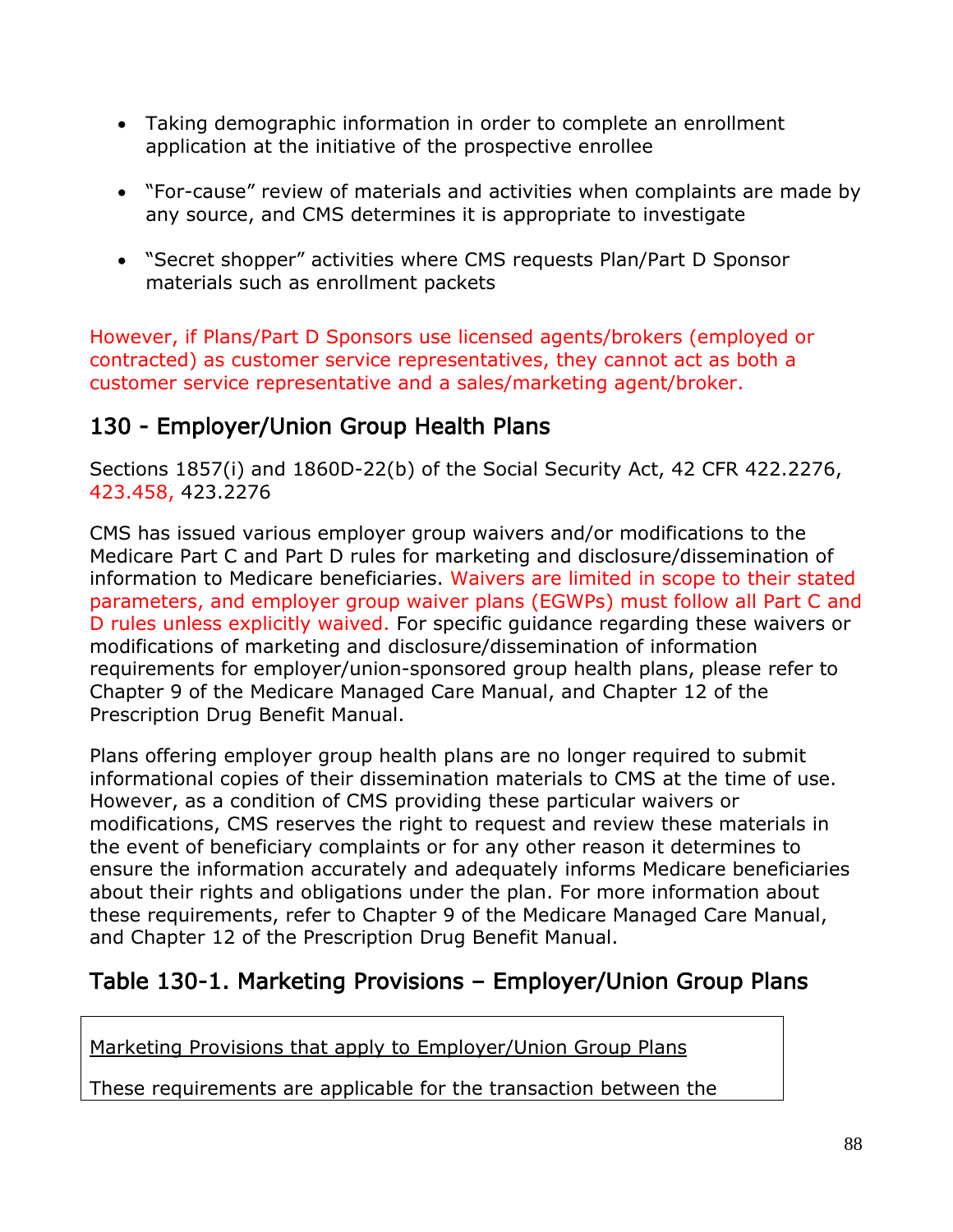- Taking demographic information in order to complete an enrollment application at the initiative of the prospective enrollee

- "For-cause" review of materials and activities when complaints are made by any source, and CMS determines it is appropriate to investigate

- "Secret shopper" activities where CMS requests Plan/Part D Sponsor materials such as enrollment packets

However, if Plans/Part D Sponsors use licensed agents/brokers (employed or contracted) as customer service representatives, they cannot act as both a customer service representative and a sales/marketing agent/broker.

## 130 - Employer/Union Group Health Plans

Sections 1857(i) and 1860D-22(b) of the Social Security Act, 42 CFR 422.2276, 423.458, 423.2276

CMS has issued various employer group waivers and/or modifications to the Medicare Part C and Part D rules for marketing and disclosure/dissemination of information to Medicare beneficiaries. Waivers are limited in scope to their stated parameters, and employer group waiver plans (EGWPs) must follow all Part C and D rules unless explicitly waived. For specific guidance regarding these waivers or modifications of marketing and disclosure/dissemination of information requirements for employer/union-sponsored group health plans, please refer to Chapter 9 of the Medicare Managed Care Manual, and Chapter 12 of the Prescription Drug Benefit Manual.

Plans offering employer group health plans are no longer required to submit informational copies of their dissemination materials to CMS at the time of use. However, as a condition of CMS providing these particular waivers or modifications, CMS reserves the right to request and review these materials in the event of beneficiary complaints or for any other reason it determines to ensure the information accurately and adequately informs Medicare beneficiaries about their rights and obligations under the plan. For more information about these requirements, refer to Chapter 9 of the Medicare Managed Care Manual, and Chapter 12 of the Prescription Drug Benefit Manual.

## Table 130-1. Marketing Provisions – Employer/Union Group Plans

| Marketing Provisions that apply to Employer/Union Group Plans<br><br>These requirements are applicable for the transaction between the |
|---|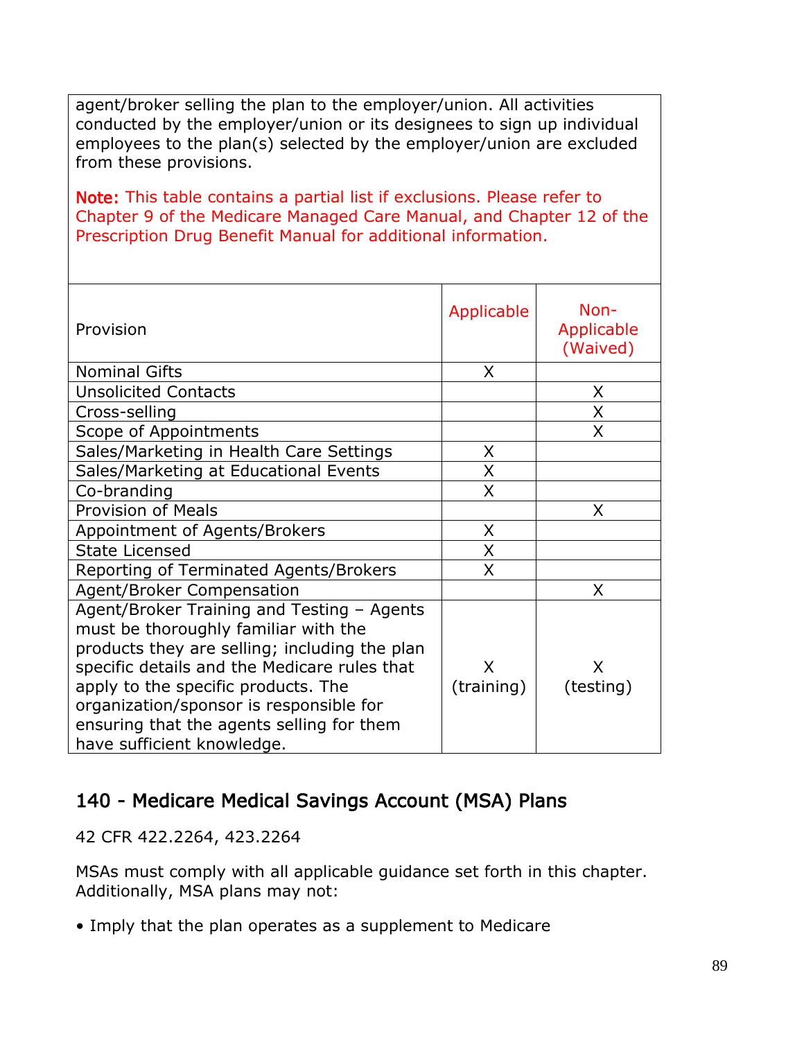agent/broker selling the plan to the employer/union. All activities conducted by the employer/union or its designees to sign up individual employees to the plan(s) selected by the employer/union are excluded from these provisions.

**Note:** This table contains a partial list if exclusions. Please refer to Chapter 9 of the Medicare Managed Care Manual, and Chapter 12 of the Prescription Drug Benefit Manual for additional information.

| Provision | Applicable | Non-Applicable (Waived) |
|---|---|---|
| Nominal Gifts | X | |
| Unsolicited Contacts | | X |
| Cross-selling | | X |
| Scope of Appointments | | X |
| Sales/Marketing in Health Care Settings | X | |
| Sales/Marketing at Educational Events | X | |
| Co-branding | X | |
| Provision of Meals | | X |
| Appointment of Agents/Brokers | X | |
| State Licensed | X | |
| Reporting of Terminated Agents/Brokers | X | |
| Agent/Broker Compensation | | X |
| Agent/Broker Training and Testing – Agents must be thoroughly familiar with the products they are selling; including the plan specific details and the Medicare rules that apply to the specific products. The organization/sponsor is responsible for ensuring that the agents selling for them have sufficient knowledge. | X (training) | X (testing) |

## 140 - Medicare Medical Savings Account (MSA) Plans

42 CFR 422.2264, 423.2264

MSAs must comply with all applicable guidance set forth in this chapter. Additionally, MSA plans may not:

- Imply that the plan operates as a supplement to Medicare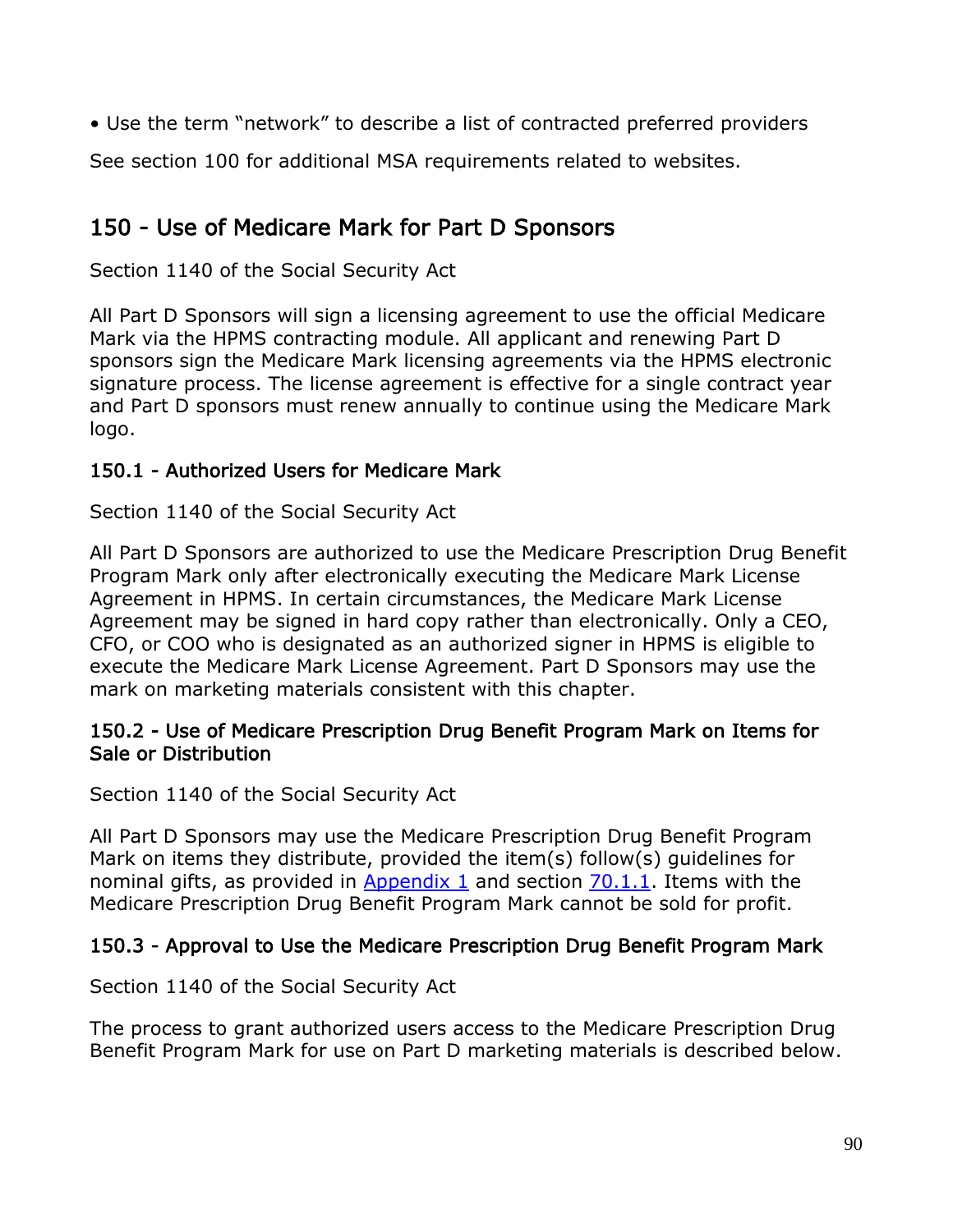- Use the term "network" to describe a list of contracted preferred providers

See section 100 for additional MSA requirements related to websites.

## 150 - Use of Medicare Mark for Part D Sponsors

Section 1140 of the Social Security Act

All Part D Sponsors will sign a licensing agreement to use the official Medicare Mark via the HPMS contracting module. All applicant and renewing Part D sponsors sign the Medicare Mark licensing agreements via the HPMS electronic signature process. The license agreement is effective for a single contract year and Part D sponsors must renew annually to continue using the Medicare Mark logo.

### 150.1 - Authorized Users for Medicare Mark

Section 1140 of the Social Security Act

All Part D Sponsors are authorized to use the Medicare Prescription Drug Benefit Program Mark only after electronically executing the Medicare Mark License Agreement in HPMS. In certain circumstances, the Medicare Mark License Agreement may be signed in hard copy rather than electronically. Only a CEO, CFO, or COO who is designated as an authorized signer in HPMS is eligible to execute the Medicare Mark License Agreement. Part D Sponsors may use the mark on marketing materials consistent with this chapter.

### 150.2 - Use of Medicare Prescription Drug Benefit Program Mark on Items for Sale or Distribution

Section 1140 of the Social Security Act

All Part D Sponsors may use the Medicare Prescription Drug Benefit Program Mark on items they distribute, provided the item(s) follow(s) guidelines for nominal gifts, as provided in Appendix 1 and section 70.1.1. Items with the Medicare Prescription Drug Benefit Program Mark cannot be sold for profit.

### 150.3 - Approval to Use the Medicare Prescription Drug Benefit Program Mark

Section 1140 of the Social Security Act

The process to grant authorized users access to the Medicare Prescription Drug Benefit Program Mark for use on Part D marketing materials is described below.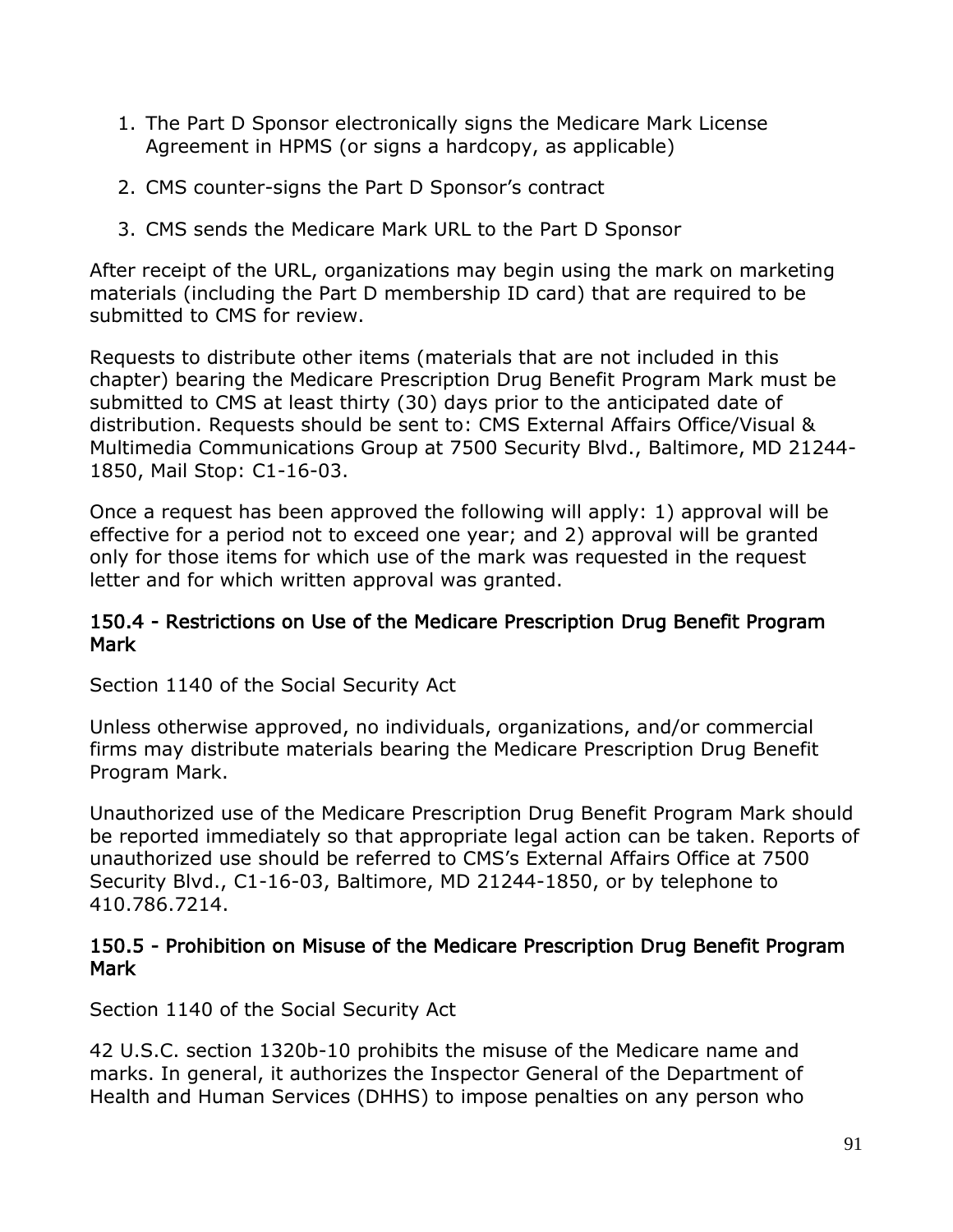1. The Part D Sponsor electronically signs the Medicare Mark License Agreement in HPMS (or signs a hardcopy, as applicable)

2. CMS counter-signs the Part D Sponsor's contract

3. CMS sends the Medicare Mark URL to the Part D Sponsor

After receipt of the URL, organizations may begin using the mark on marketing materials (including the Part D membership ID card) that are required to be submitted to CMS for review.

Requests to distribute other items (materials that are not included in this chapter) bearing the Medicare Prescription Drug Benefit Program Mark must be submitted to CMS at least thirty (30) days prior to the anticipated date of distribution. Requests should be sent to: CMS External Affairs Office/Visual & Multimedia Communications Group at 7500 Security Blvd., Baltimore, MD 21244-1850, Mail Stop: C1-16-03.

Once a request has been approved the following will apply: 1) approval will be effective for a period not to exceed one year; and 2) approval will be granted only for those items for which use of the mark was requested in the request letter and for which written approval was granted.

### 150.4 - Restrictions on Use of the Medicare Prescription Drug Benefit Program Mark

Section 1140 of the Social Security Act

Unless otherwise approved, no individuals, organizations, and/or commercial firms may distribute materials bearing the Medicare Prescription Drug Benefit Program Mark.

Unauthorized use of the Medicare Prescription Drug Benefit Program Mark should be reported immediately so that appropriate legal action can be taken. Reports of unauthorized use should be referred to CMS's External Affairs Office at 7500 Security Blvd., C1-16-03, Baltimore, MD 21244-1850, or by telephone to 410.786.7214.

### 150.5 - Prohibition on Misuse of the Medicare Prescription Drug Benefit Program Mark

Section 1140 of the Social Security Act

42 U.S.C. section 1320b-10 prohibits the misuse of the Medicare name and marks. In general, it authorizes the Inspector General of the Department of Health and Human Services (DHHS) to impose penalties on any person who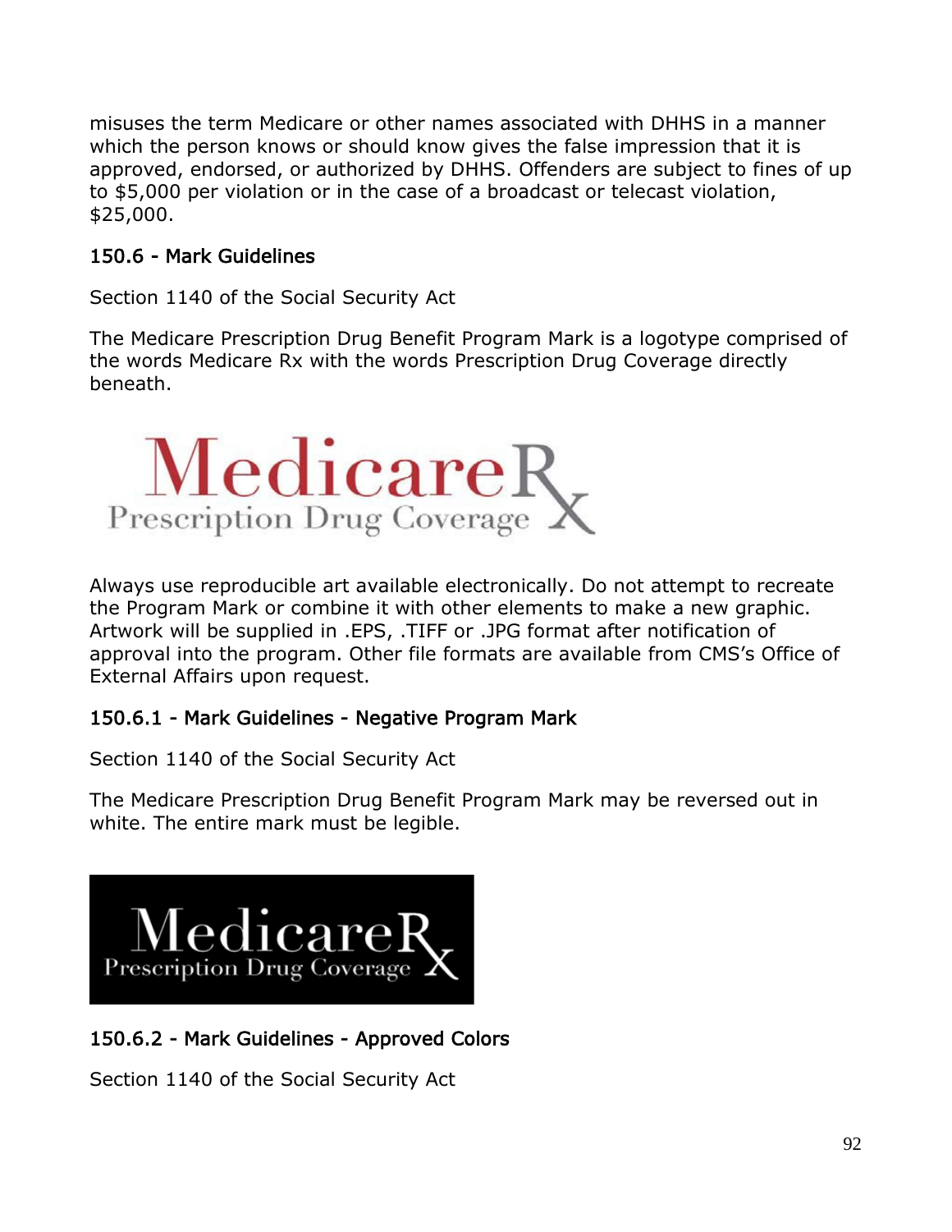misuses the term Medicare or other names associated with DHHS in a manner which the person knows or should know gives the false impression that it is approved, endorsed, or authorized by DHHS. Offenders are subject to fines of up to $5,000 per violation or in the case of a broadcast or telecast violation, $25,000.

### 150.6 - Mark Guidelines

Section 1140 of the Social Security Act

The Medicare Prescription Drug Benefit Program Mark is a logotype comprised of the words Medicare Rx with the words Prescription Drug Coverage directly beneath.

Always use reproducible art available electronically. Do not attempt to recreate the Program Mark or combine it with other elements to make a new graphic. Artwork will be supplied in .EPS, .TIFF or .JPG format after notification of approval into the program. Other file formats are available from CMS's Office of External Affairs upon request.

### 150.6.1 - Mark Guidelines - Negative Program Mark

Section 1140 of the Social Security Act

The Medicare Prescription Drug Benefit Program Mark may be reversed out in white. The entire mark must be legible.

### 150.6.2 - Mark Guidelines - Approved Colors

Section 1140 of the Social Security Act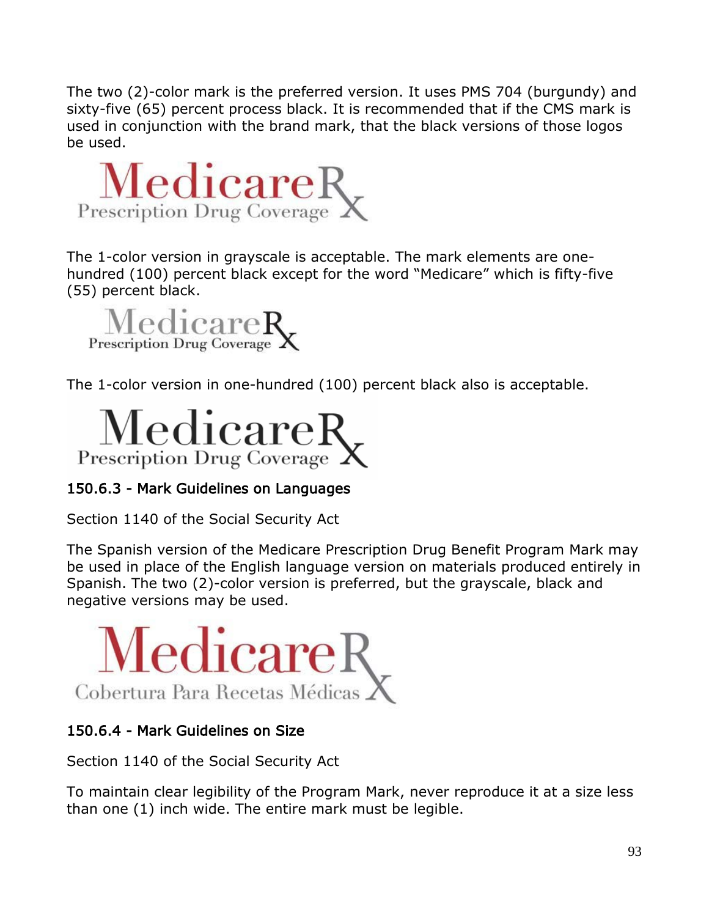The two (2)-color mark is the preferred version. It uses PMS 704 (burgundy) and sixty-five (65) percent process black. It is recommended that if the CMS mark is used in conjunction with the brand mark, that the black versions of those logos be used.

The 1-color version in grayscale is acceptable. The mark elements are one-hundred (100) percent black except for the word “Medicare” which is fifty-five (55) percent black.

The 1-color version in one-hundred (100) percent black also is acceptable.

### 150.6.3 - Mark Guidelines on Languages

Section 1140 of the Social Security Act

The Spanish version of the Medicare Prescription Drug Benefit Program Mark may be used in place of the English language version on materials produced entirely in Spanish. The two (2)-color version is preferred, but the grayscale, black and negative versions may be used.

### 150.6.4 - Mark Guidelines on Size

Section 1140 of the Social Security Act

To maintain clear legibility of the Program Mark, never reproduce it at a size less than one (1) inch wide. The entire mark must be legible.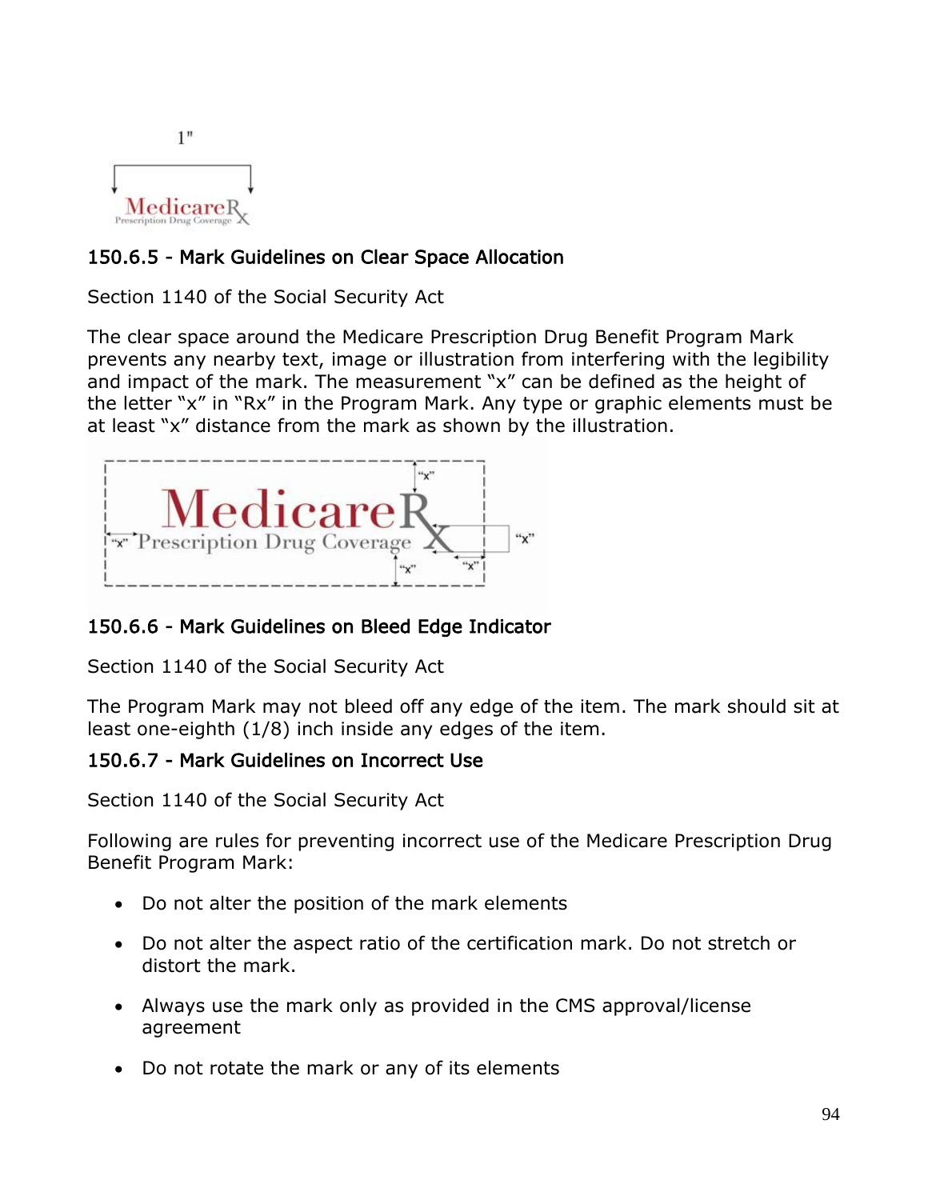### 150.6.5 - Mark Guidelines on Clear Space Allocation

Section 1140 of the Social Security Act

The clear space around the Medicare Prescription Drug Benefit Program Mark prevents any nearby text, image or illustration from interfering with the legibility and impact of the mark. The measurement "x" can be defined as the height of the letter "x" in "Rx" in the Program Mark. Any type or graphic elements must be at least "x" distance from the mark as shown by the illustration.

### 150.6.6 - Mark Guidelines on Bleed Edge Indicator

Section 1140 of the Social Security Act

The Program Mark may not bleed off any edge of the item. The mark should sit at least one-eighth (1/8) inch inside any edges of the item.

### 150.6.7 - Mark Guidelines on Incorrect Use

Section 1140 of the Social Security Act

Following are rules for preventing incorrect use of the Medicare Prescription Drug Benefit Program Mark:

- Do not alter the position of the mark elements
- Do not alter the aspect ratio of the certification mark. Do not stretch or distort the mark.
- Always use the mark only as provided in the CMS approval/license agreement
- Do not rotate the mark or any of its elements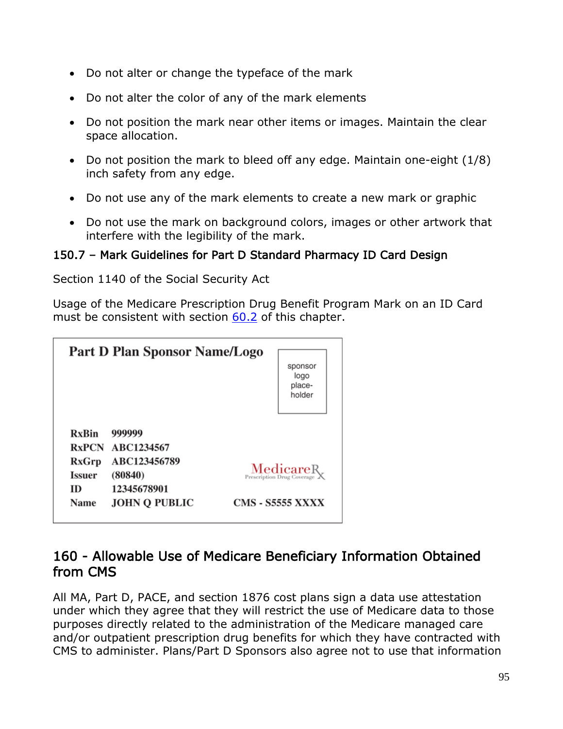- Do not alter or change the typeface of the mark
- Do not alter the color of any of the mark elements
- Do not position the mark near other items or images. Maintain the clear space allocation.
- Do not position the mark to bleed off any edge. Maintain one-eight (1/8) inch safety from any edge.
- Do not use any of the mark elements to create a new mark or graphic
- Do not use the mark on background colors, images or other artwork that interfere with the legibility of the mark.

### 150.7 – Mark Guidelines for Part D Standard Pharmacy ID Card Design

Section 1140 of the Social Security Act

Usage of the Medicare Prescription Drug Benefit Program Mark on an ID Card must be consistent with section 60.2 of this chapter.

**Part D Plan Sponsor Name/Logo**

sponsor logo place-holder

| | |
|---|---|
| **RxBin** | **999999** |
| **RxPCN** | **ABC1234567** |
| **RxGrp** | **ABC123456789** |
| **Issuer** | **(80840)** |
| **ID** | **12345678901** |
| **Name** | **JOHN Q PUBLIC** |

MedicareRx Prescription Drug Coverage

**CMS - S5555 XXXX**

## 160 - Allowable Use of Medicare Beneficiary Information Obtained from CMS

All MA, Part D, PACE, and section 1876 cost plans sign a data use attestation under which they agree that they will restrict the use of Medicare data to those purposes directly related to the administration of the Medicare managed care and/or outpatient prescription drug benefits for which they have contracted with CMS to administer. Plans/Part D Sponsors also agree not to use that information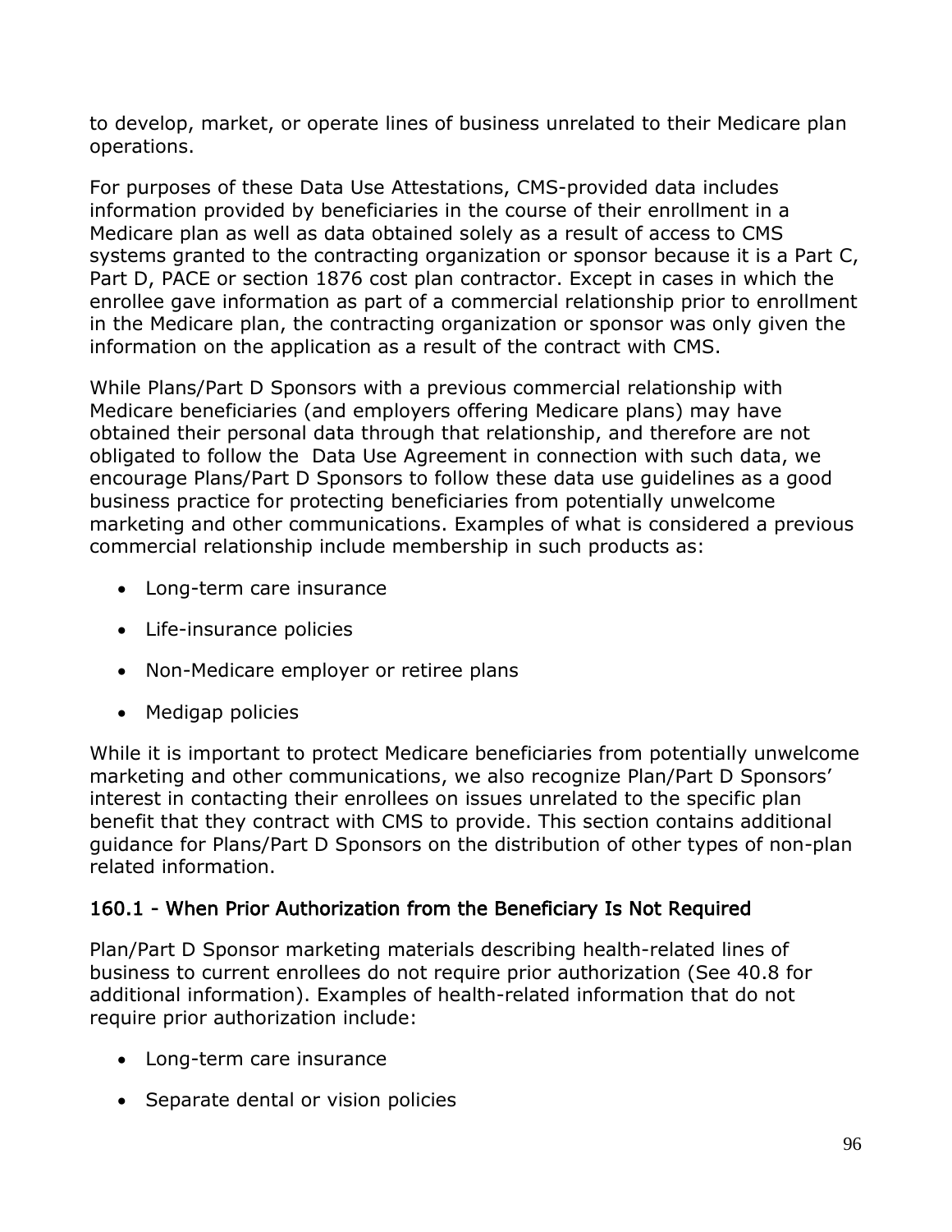to develop, market, or operate lines of business unrelated to their Medicare plan operations.

For purposes of these Data Use Attestations, CMS-provided data includes information provided by beneficiaries in the course of their enrollment in a Medicare plan as well as data obtained solely as a result of access to CMS systems granted to the contracting organization or sponsor because it is a Part C, Part D, PACE or section 1876 cost plan contractor. Except in cases in which the enrollee gave information as part of a commercial relationship prior to enrollment in the Medicare plan, the contracting organization or sponsor was only given the information on the application as a result of the contract with CMS.

While Plans/Part D Sponsors with a previous commercial relationship with Medicare beneficiaries (and employers offering Medicare plans) may have obtained their personal data through that relationship, and therefore are not obligated to follow the Data Use Agreement in connection with such data, we encourage Plans/Part D Sponsors to follow these data use guidelines as a good business practice for protecting beneficiaries from potentially unwelcome marketing and other communications. Examples of what is considered a previous commercial relationship include membership in such products as:

- Long-term care insurance
- Life-insurance policies
- Non-Medicare employer or retiree plans
- Medigap policies

While it is important to protect Medicare beneficiaries from potentially unwelcome marketing and other communications, we also recognize Plan/Part D Sponsors' interest in contacting their enrollees on issues unrelated to the specific plan benefit that they contract with CMS to provide. This section contains additional guidance for Plans/Part D Sponsors on the distribution of other types of non-plan related information.

### 160.1 - When Prior Authorization from the Beneficiary Is Not Required

Plan/Part D Sponsor marketing materials describing health-related lines of business to current enrollees do not require prior authorization (See 40.8 for additional information). Examples of health-related information that do not require prior authorization include:

- Long-term care insurance
- Separate dental or vision policies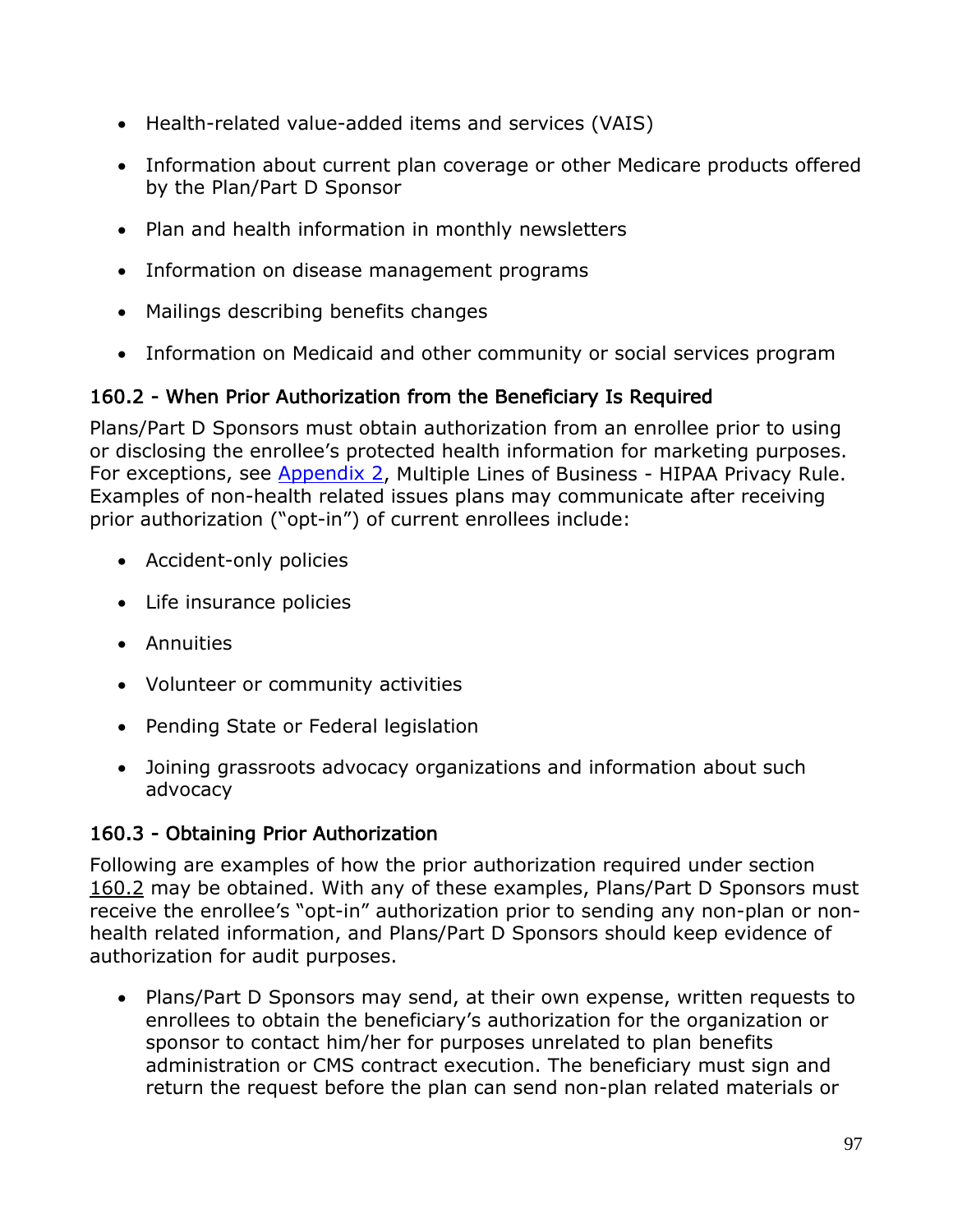- Health-related value-added items and services (VAIS)
- Information about current plan coverage or other Medicare products offered by the Plan/Part D Sponsor
- Plan and health information in monthly newsletters
- Information on disease management programs
- Mailings describing benefits changes
- Information on Medicaid and other community or social services program

### 160.2 - When Prior Authorization from the Beneficiary Is Required

Plans/Part D Sponsors must obtain authorization from an enrollee prior to using or disclosing the enrollee's protected health information for marketing purposes. For exceptions, see Appendix 2, Multiple Lines of Business - HIPAA Privacy Rule. Examples of non-health related issues plans may communicate after receiving prior authorization ("opt-in") of current enrollees include:

- Accident-only policies
- Life insurance policies
- Annuities
- Volunteer or community activities
- Pending State or Federal legislation
- Joining grassroots advocacy organizations and information about such advocacy

### 160.3 - Obtaining Prior Authorization

Following are examples of how the prior authorization required under section 160.2 may be obtained. With any of these examples, Plans/Part D Sponsors must receive the enrollee's "opt-in" authorization prior to sending any non-plan or non-health related information, and Plans/Part D Sponsors should keep evidence of authorization for audit purposes.

- Plans/Part D Sponsors may send, at their own expense, written requests to enrollees to obtain the beneficiary's authorization for the organization or sponsor to contact him/her for purposes unrelated to plan benefits administration or CMS contract execution. The beneficiary must sign and return the request before the plan can send non-plan related materials or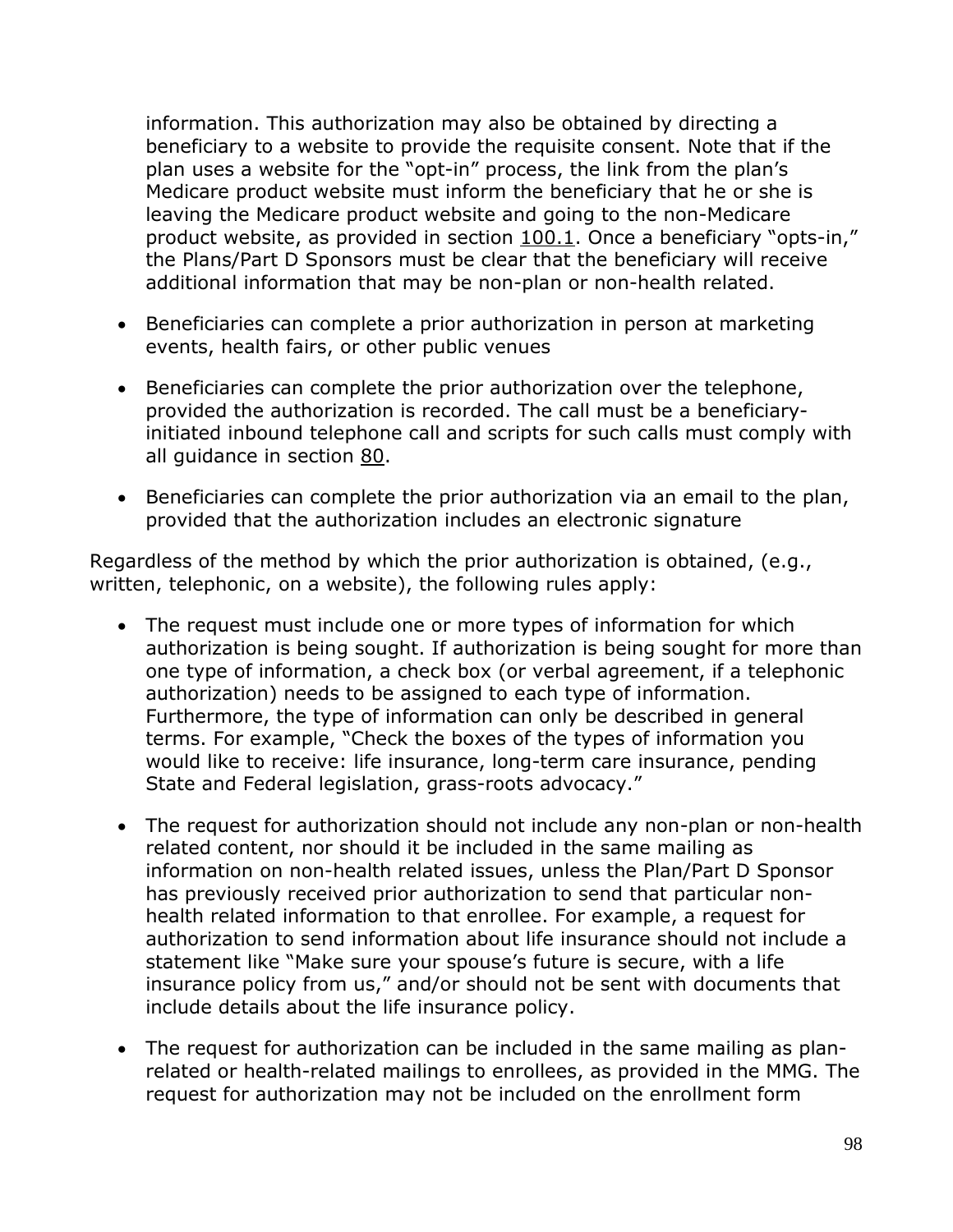information. This authorization may also be obtained by directing a beneficiary to a website to provide the requisite consent. Note that if the plan uses a website for the "opt-in" process, the link from the plan's Medicare product website must inform the beneficiary that he or she is leaving the Medicare product website and going to the non-Medicare product website, as provided in section 100.1. Once a beneficiary "opts-in," the Plans/Part D Sponsors must be clear that the beneficiary will receive additional information that may be non-plan or non-health related.

- Beneficiaries can complete a prior authorization in person at marketing events, health fairs, or other public venues
- Beneficiaries can complete the prior authorization over the telephone, provided the authorization is recorded. The call must be a beneficiary-initiated inbound telephone call and scripts for such calls must comply with all guidance in section 80.
- Beneficiaries can complete the prior authorization via an email to the plan, provided that the authorization includes an electronic signature

Regardless of the method by which the prior authorization is obtained, (e.g., written, telephonic, on a website), the following rules apply:

- The request must include one or more types of information for which authorization is being sought. If authorization is being sought for more than one type of information, a check box (or verbal agreement, if a telephonic authorization) needs to be assigned to each type of information. Furthermore, the type of information can only be described in general terms. For example, "Check the boxes of the types of information you would like to receive: life insurance, long-term care insurance, pending State and Federal legislation, grass-roots advocacy."
- The request for authorization should not include any non-plan or non-health related content, nor should it be included in the same mailing as information on non-health related issues, unless the Plan/Part D Sponsor has previously received prior authorization to send that particular non-health related information to that enrollee. For example, a request for authorization to send information about life insurance should not include a statement like "Make sure your spouse's future is secure, with a life insurance policy from us," and/or should not be sent with documents that include details about the life insurance policy.
- The request for authorization can be included in the same mailing as plan-related or health-related mailings to enrollees, as provided in the MMG. The request for authorization may not be included on the enrollment form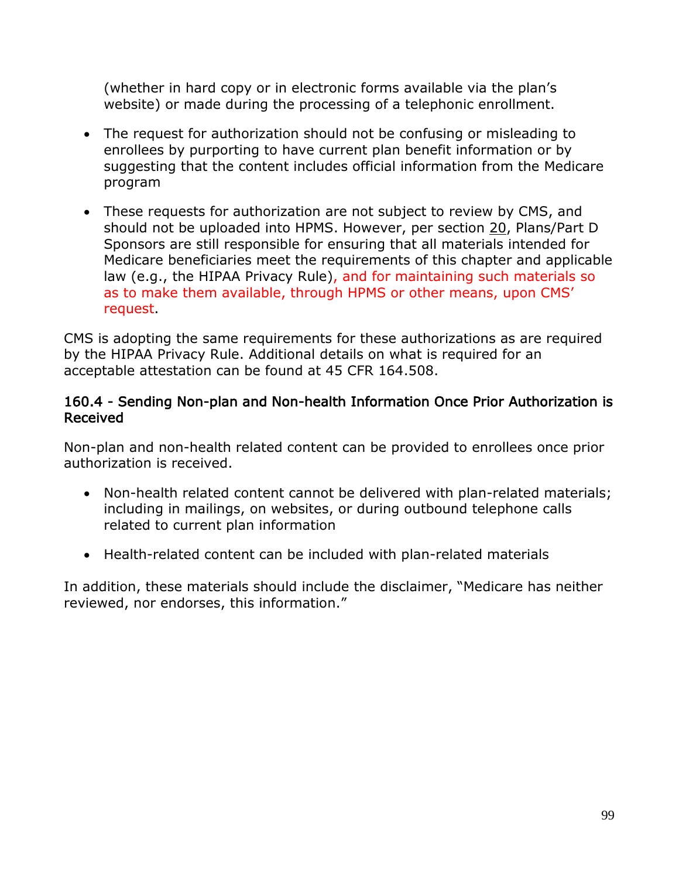(whether in hard copy or in electronic forms available via the plan's website) or made during the processing of a telephonic enrollment.

- The request for authorization should not be confusing or misleading to enrollees by purporting to have current plan benefit information or by suggesting that the content includes official information from the Medicare program
- These requests for authorization are not subject to review by CMS, and should not be uploaded into HPMS. However, per section 20, Plans/Part D Sponsors are still responsible for ensuring that all materials intended for Medicare beneficiaries meet the requirements of this chapter and applicable law (e.g., the HIPAA Privacy Rule), and for maintaining such materials so as to make them available, through HPMS or other means, upon CMS' request.

CMS is adopting the same requirements for these authorizations as are required by the HIPAA Privacy Rule. Additional details on what is required for an acceptable attestation can be found at 45 CFR 164.508.

### 160.4 - Sending Non-plan and Non-health Information Once Prior Authorization is Received

Non-plan and non-health related content can be provided to enrollees once prior authorization is received.

- Non-health related content cannot be delivered with plan-related materials; including in mailings, on websites, or during outbound telephone calls related to current plan information
- Health-related content can be included with plan-related materials

In addition, these materials should include the disclaimer, "Medicare has neither reviewed, nor endorses, this information."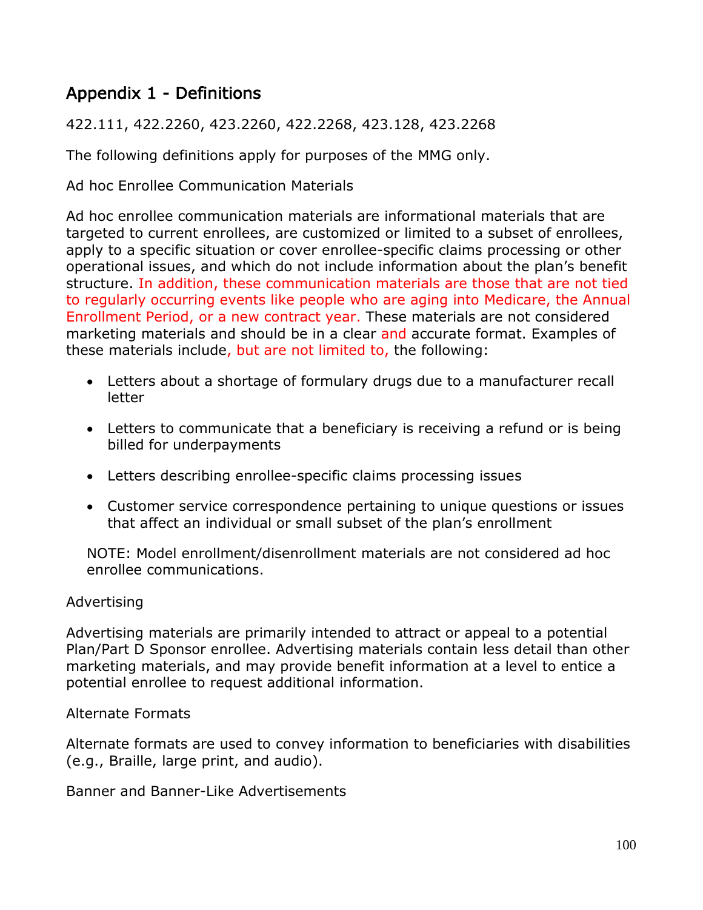## Appendix 1 - Definitions

422.111, 422.2260, 423.2260, 422.2268, 423.128, 423.2268

The following definitions apply for purposes of the MMG only.

Ad hoc Enrollee Communication Materials

Ad hoc enrollee communication materials are informational materials that are targeted to current enrollees, are customized or limited to a subset of enrollees, apply to a specific situation or cover enrollee-specific claims processing or other operational issues, and which do not include information about the plan's benefit structure. In addition, these communication materials are those that are not tied to regularly occurring events like people who are aging into Medicare, the Annual Enrollment Period, or a new contract year. These materials are not considered marketing materials and should be in a clear and accurate format. Examples of these materials include, but are not limited to, the following:

- Letters about a shortage of formulary drugs due to a manufacturer recall letter
- Letters to communicate that a beneficiary is receiving a refund or is being billed for underpayments
- Letters describing enrollee-specific claims processing issues
- Customer service correspondence pertaining to unique questions or issues that affect an individual or small subset of the plan's enrollment

NOTE: Model enrollment/disenrollment materials are not considered ad hoc enrollee communications.

Advertising

Advertising materials are primarily intended to attract or appeal to a potential Plan/Part D Sponsor enrollee. Advertising materials contain less detail than other marketing materials, and may provide benefit information at a level to entice a potential enrollee to request additional information.

Alternate Formats

Alternate formats are used to convey information to beneficiaries with disabilities (e.g., Braille, large print, and audio).

Banner and Banner-Like Advertisements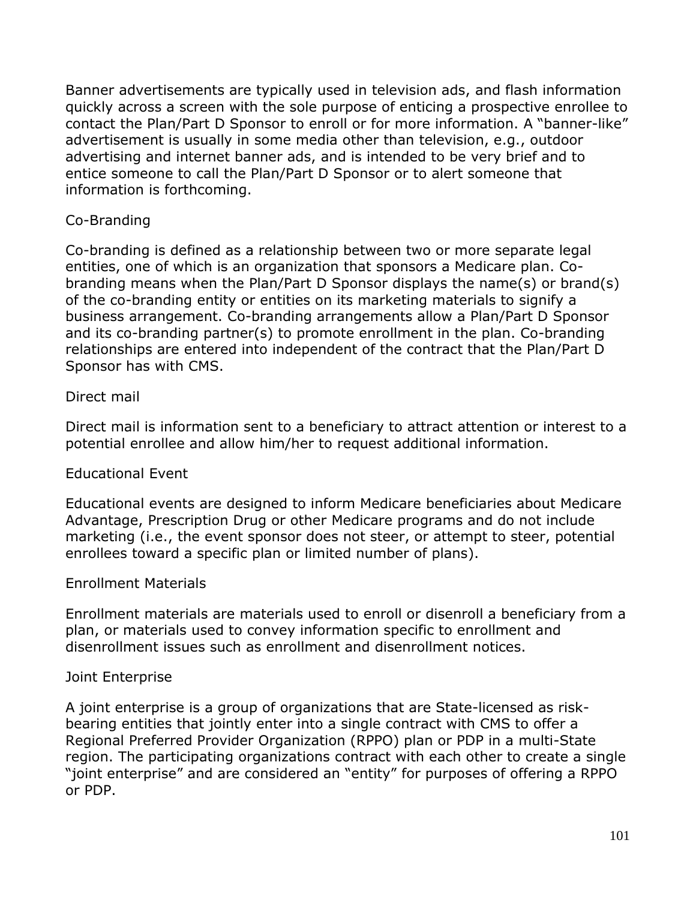Banner advertisements are typically used in television ads, and flash information quickly across a screen with the sole purpose of enticing a prospective enrollee to contact the Plan/Part D Sponsor to enroll or for more information. A "banner-like" advertisement is usually in some media other than television, e.g., outdoor advertising and internet banner ads, and is intended to be very brief and to entice someone to call the Plan/Part D Sponsor or to alert someone that information is forthcoming.

### Co-Branding

Co-branding is defined as a relationship between two or more separate legal entities, one of which is an organization that sponsors a Medicare plan. Co-branding means when the Plan/Part D Sponsor displays the name(s) or brand(s) of the co-branding entity or entities on its marketing materials to signify a business arrangement. Co-branding arrangements allow a Plan/Part D Sponsor and its co-branding partner(s) to promote enrollment in the plan. Co-branding relationships are entered into independent of the contract that the Plan/Part D Sponsor has with CMS.

### Direct mail

Direct mail is information sent to a beneficiary to attract attention or interest to a potential enrollee and allow him/her to request additional information.

### Educational Event

Educational events are designed to inform Medicare beneficiaries about Medicare Advantage, Prescription Drug or other Medicare programs and do not include marketing (i.e., the event sponsor does not steer, or attempt to steer, potential enrollees toward a specific plan or limited number of plans).

### Enrollment Materials

Enrollment materials are materials used to enroll or disenroll a beneficiary from a plan, or materials used to convey information specific to enrollment and disenrollment issues such as enrollment and disenrollment notices.

### Joint Enterprise

A joint enterprise is a group of organizations that are State-licensed as risk-bearing entities that jointly enter into a single contract with CMS to offer a Regional Preferred Provider Organization (RPPO) plan or PDP in a multi-State region. The participating organizations contract with each other to create a single "joint enterprise" and are considered an "entity" for purposes of offering a RPPO or PDP.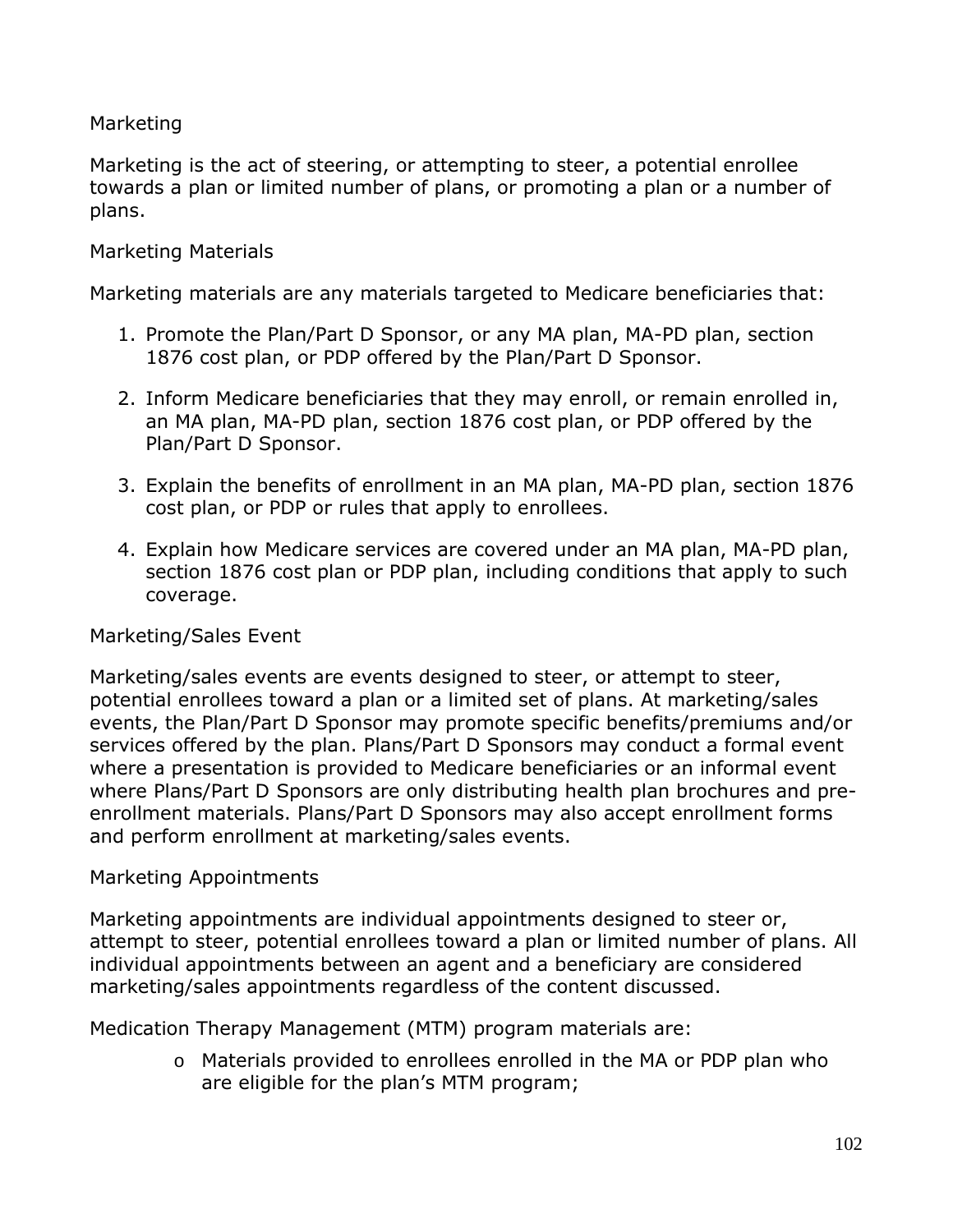Marketing

Marketing is the act of steering, or attempting to steer, a potential enrollee towards a plan or limited number of plans, or promoting a plan or a number of plans.

Marketing Materials

Marketing materials are any materials targeted to Medicare beneficiaries that:

1. Promote the Plan/Part D Sponsor, or any MA plan, MA-PD plan, section 1876 cost plan, or PDP offered by the Plan/Part D Sponsor.

2. Inform Medicare beneficiaries that they may enroll, or remain enrolled in, an MA plan, MA-PD plan, section 1876 cost plan, or PDP offered by the Plan/Part D Sponsor.

3. Explain the benefits of enrollment in an MA plan, MA-PD plan, section 1876 cost plan, or PDP or rules that apply to enrollees.

4. Explain how Medicare services are covered under an MA plan, MA-PD plan, section 1876 cost plan or PDP plan, including conditions that apply to such coverage.

Marketing/Sales Event

Marketing/sales events are events designed to steer, or attempt to steer, potential enrollees toward a plan or a limited set of plans. At marketing/sales events, the Plan/Part D Sponsor may promote specific benefits/premiums and/or services offered by the plan. Plans/Part D Sponsors may conduct a formal event where a presentation is provided to Medicare beneficiaries or an informal event where Plans/Part D Sponsors are only distributing health plan brochures and pre-enrollment materials. Plans/Part D Sponsors may also accept enrollment forms and perform enrollment at marketing/sales events.

Marketing Appointments

Marketing appointments are individual appointments designed to steer or, attempt to steer, potential enrollees toward a plan or limited number of plans. All individual appointments between an agent and a beneficiary are considered marketing/sales appointments regardless of the content discussed.

Medication Therapy Management (MTM) program materials are:

- Materials provided to enrollees enrolled in the MA or PDP plan who are eligible for the plan's MTM program;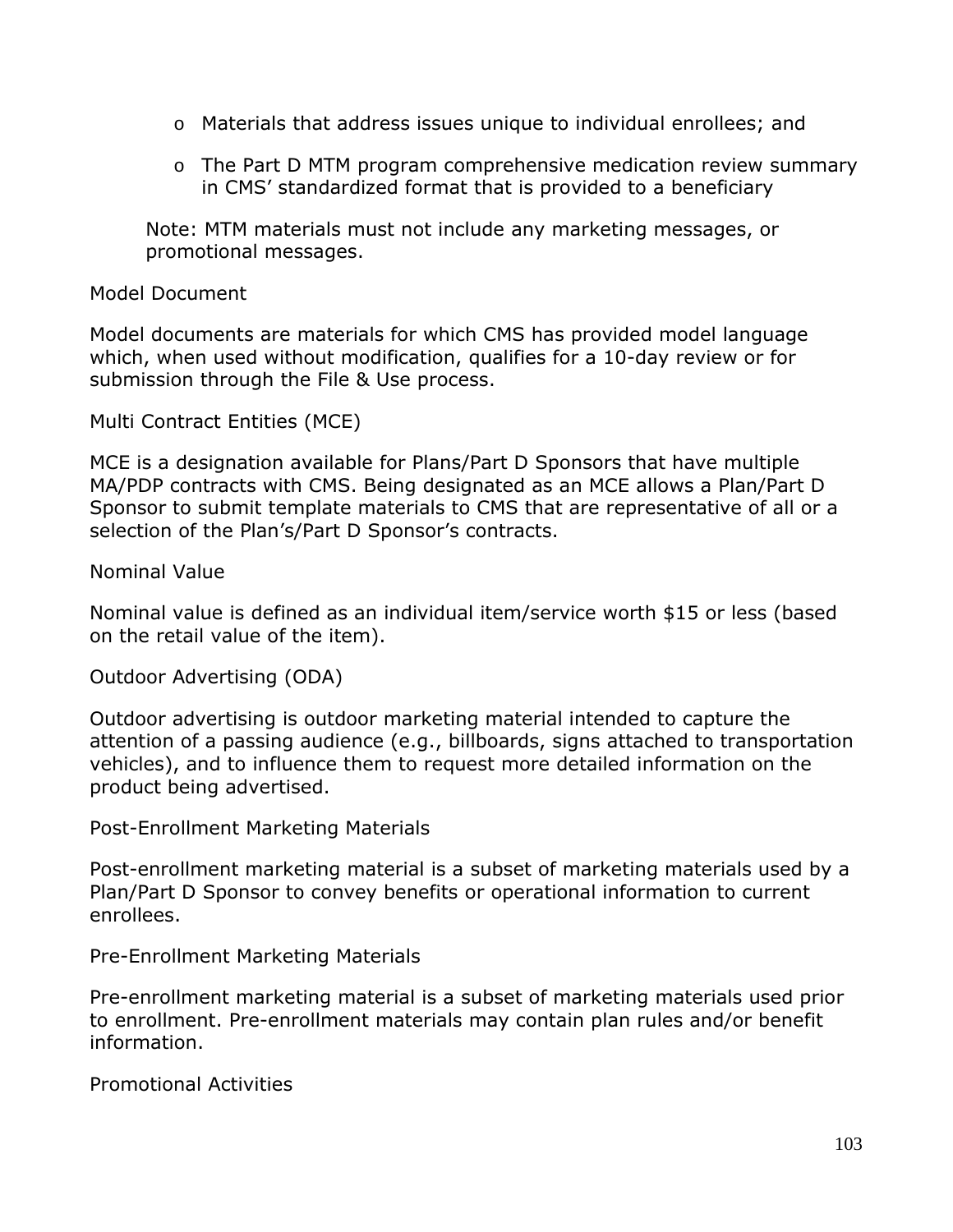- Materials that address issues unique to individual enrollees; and
- The Part D MTM program comprehensive medication review summary in CMS' standardized format that is provided to a beneficiary

Note: MTM materials must not include any marketing messages, or promotional messages.

Model Document

Model documents are materials for which CMS has provided model language which, when used without modification, qualifies for a 10-day review or for submission through the File & Use process.

Multi Contract Entities (MCE)

MCE is a designation available for Plans/Part D Sponsors that have multiple MA/PDP contracts with CMS. Being designated as an MCE allows a Plan/Part D Sponsor to submit template materials to CMS that are representative of all or a selection of the Plan's/Part D Sponsor's contracts.

Nominal Value

Nominal value is defined as an individual item/service worth $15 or less (based on the retail value of the item).

Outdoor Advertising (ODA)

Outdoor advertising is outdoor marketing material intended to capture the attention of a passing audience (e.g., billboards, signs attached to transportation vehicles), and to influence them to request more detailed information on the product being advertised.

Post-Enrollment Marketing Materials

Post-enrollment marketing material is a subset of marketing materials used by a Plan/Part D Sponsor to convey benefits or operational information to current enrollees.

Pre-Enrollment Marketing Materials

Pre-enrollment marketing material is a subset of marketing materials used prior to enrollment. Pre-enrollment materials may contain plan rules and/or benefit information.

Promotional Activities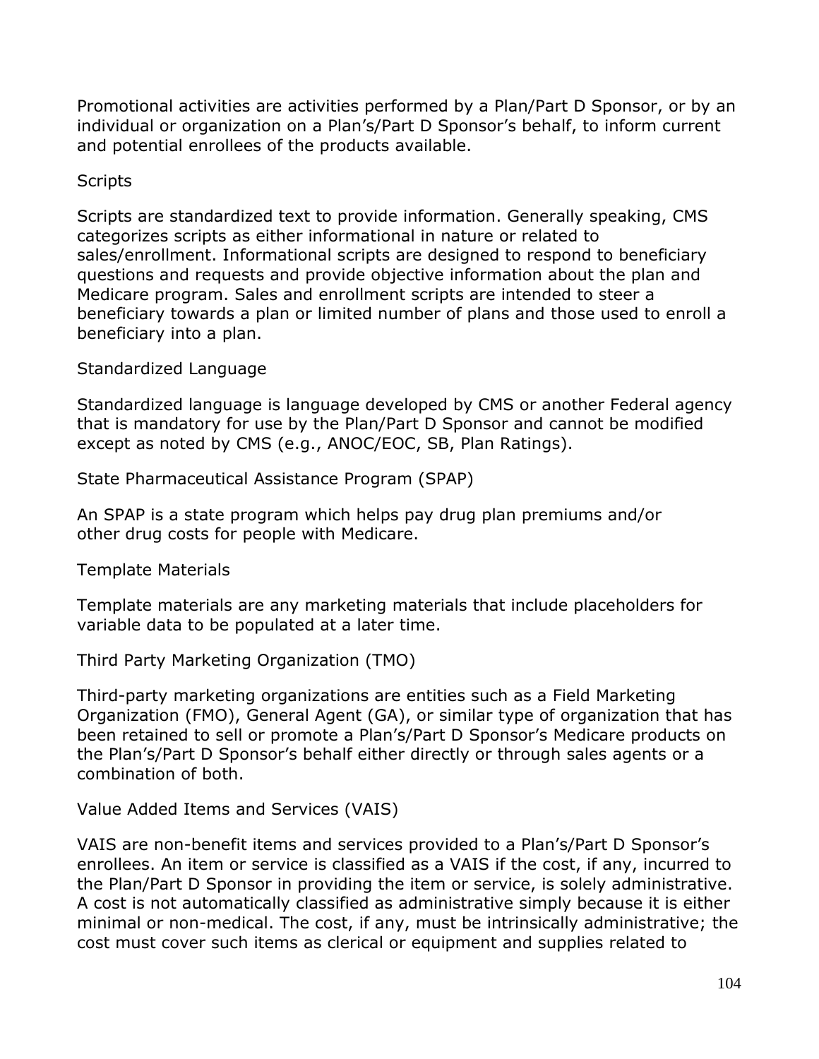Promotional activities are activities performed by a Plan/Part D Sponsor, or by an individual or organization on a Plan's/Part D Sponsor's behalf, to inform current and potential enrollees of the products available.

Scripts

Scripts are standardized text to provide information. Generally speaking, CMS categorizes scripts as either informational in nature or related to sales/enrollment. Informational scripts are designed to respond to beneficiary questions and requests and provide objective information about the plan and Medicare program. Sales and enrollment scripts are intended to steer a beneficiary towards a plan or limited number of plans and those used to enroll a beneficiary into a plan.

Standardized Language

Standardized language is language developed by CMS or another Federal agency that is mandatory for use by the Plan/Part D Sponsor and cannot be modified except as noted by CMS (e.g., ANOC/EOC, SB, Plan Ratings).

State Pharmaceutical Assistance Program (SPAP)

An SPAP is a state program which helps pay drug plan premiums and/or other drug costs for people with Medicare.

Template Materials

Template materials are any marketing materials that include placeholders for variable data to be populated at a later time.

Third Party Marketing Organization (TMO)

Third-party marketing organizations are entities such as a Field Marketing Organization (FMO), General Agent (GA), or similar type of organization that has been retained to sell or promote a Plan's/Part D Sponsor's Medicare products on the Plan's/Part D Sponsor's behalf either directly or through sales agents or a combination of both.

Value Added Items and Services (VAIS)

VAIS are non-benefit items and services provided to a Plan's/Part D Sponsor's enrollees. An item or service is classified as a VAIS if the cost, if any, incurred to the Plan/Part D Sponsor in providing the item or service, is solely administrative. A cost is not automatically classified as administrative simply because it is either minimal or non-medical. The cost, if any, must be intrinsically administrative; the cost must cover such items as clerical or equipment and supplies related to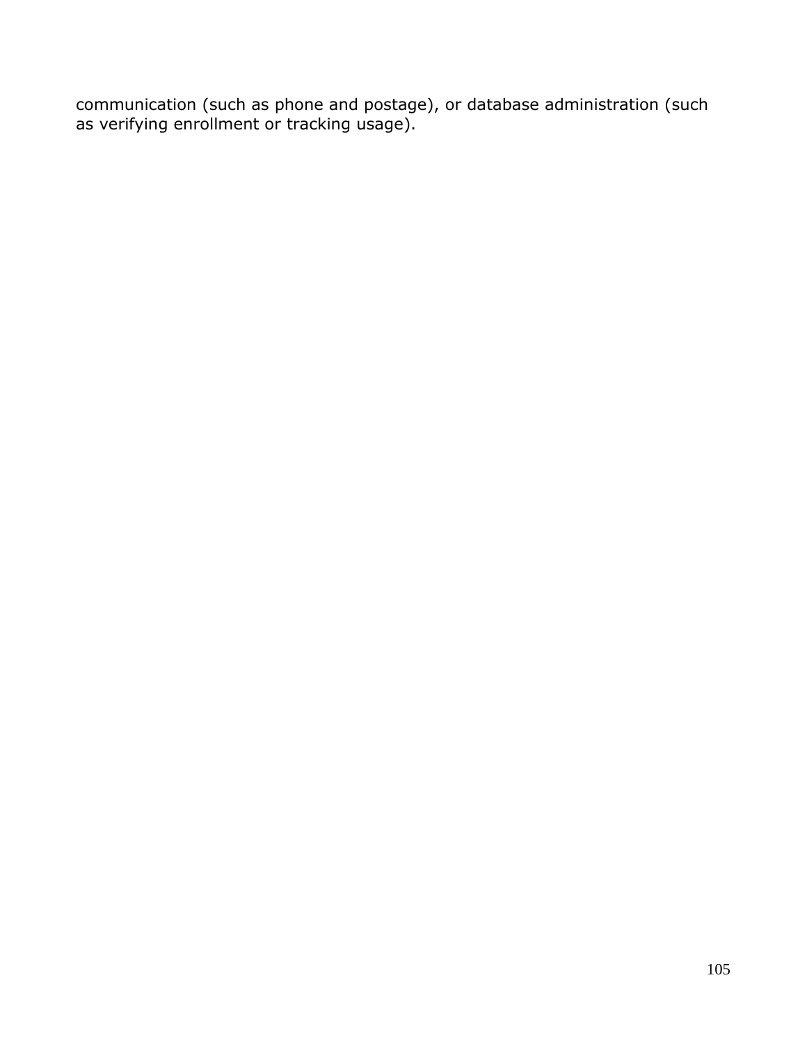communication (such as phone and postage), or database administration (such as verifying enrollment or tracking usage).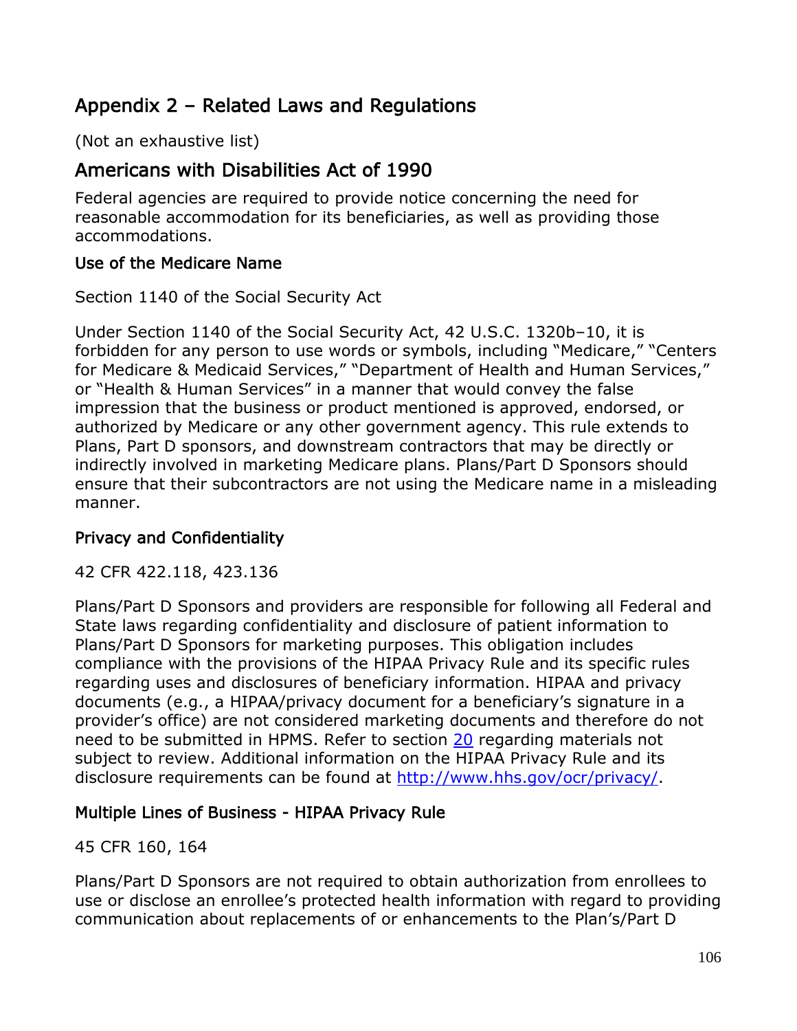# Appendix 2 – Related Laws and Regulations

(Not an exhaustive list)

## Americans with Disabilities Act of 1990

Federal agencies are required to provide notice concerning the need for reasonable accommodation for its beneficiaries, as well as providing those accommodations.

### Use of the Medicare Name

Section 1140 of the Social Security Act

Under Section 1140 of the Social Security Act, 42 U.S.C. 1320b–10, it is forbidden for any person to use words or symbols, including "Medicare," "Centers for Medicare & Medicaid Services," "Department of Health and Human Services," or "Health & Human Services" in a manner that would convey the false impression that the business or product mentioned is approved, endorsed, or authorized by Medicare or any other government agency. This rule extends to Plans, Part D sponsors, and downstream contractors that may be directly or indirectly involved in marketing Medicare plans. Plans/Part D Sponsors should ensure that their subcontractors are not using the Medicare name in a misleading manner.

### Privacy and Confidentiality

42 CFR 422.118, 423.136

Plans/Part D Sponsors and providers are responsible for following all Federal and State laws regarding confidentiality and disclosure of patient information to Plans/Part D Sponsors for marketing purposes. This obligation includes compliance with the provisions of the HIPAA Privacy Rule and its specific rules regarding uses and disclosures of beneficiary information. HIPAA and privacy documents (e.g., a HIPAA/privacy document for a beneficiary's signature in a provider's office) are not considered marketing documents and therefore do not need to be submitted in HPMS. Refer to section 20 regarding materials not subject to review. Additional information on the HIPAA Privacy Rule and its disclosure requirements can be found at http://www.hhs.gov/ocr/privacy/.

### Multiple Lines of Business - HIPAA Privacy Rule

45 CFR 160, 164

Plans/Part D Sponsors are not required to obtain authorization from enrollees to use or disclose an enrollee's protected health information with regard to providing communication about replacements of or enhancements to the Plan's/Part D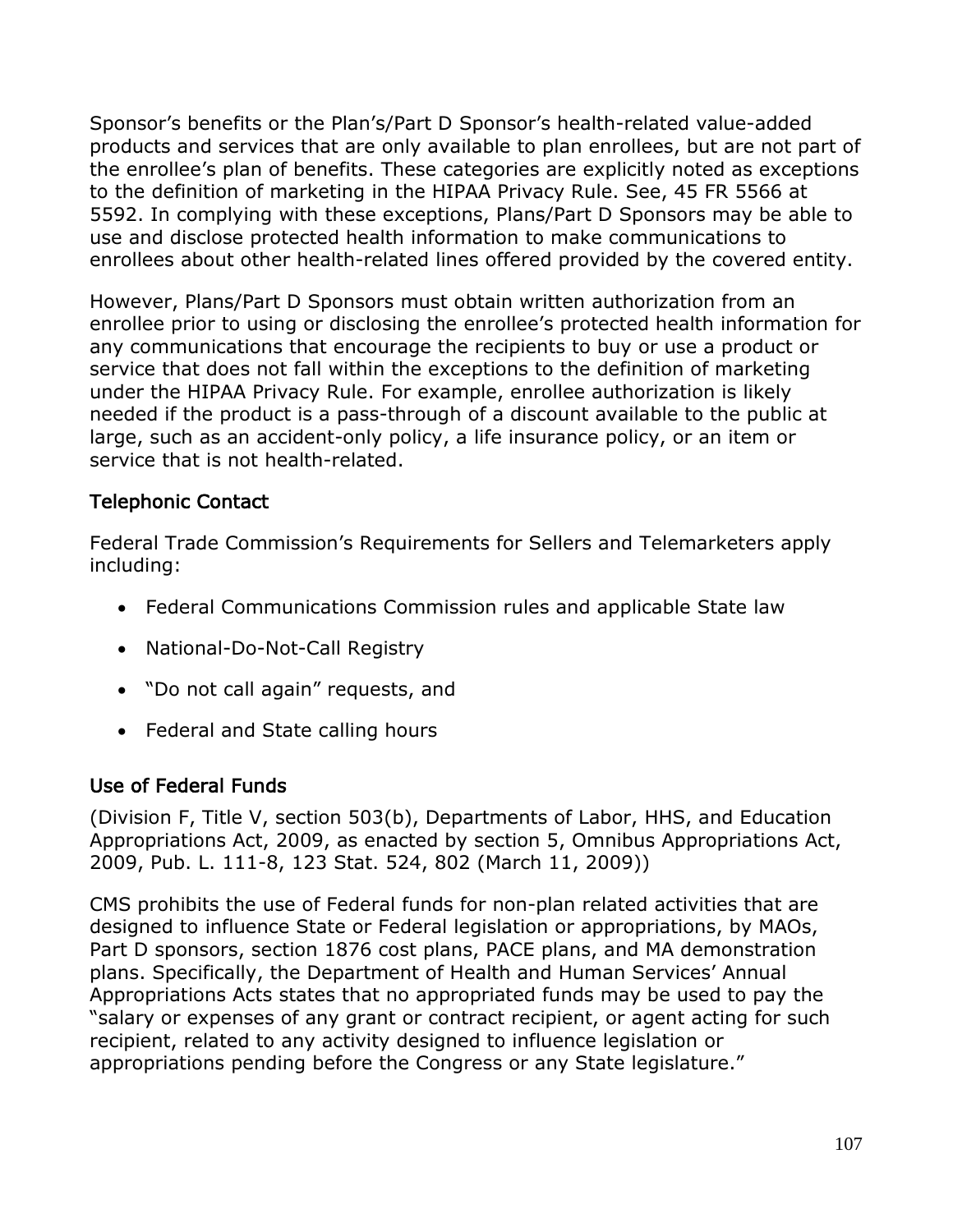Sponsor's benefits or the Plan's/Part D Sponsor's health-related value-added products and services that are only available to plan enrollees, but are not part of the enrollee's plan of benefits. These categories are explicitly noted as exceptions to the definition of marketing in the HIPAA Privacy Rule. See, 45 FR 5566 at 5592. In complying with these exceptions, Plans/Part D Sponsors may be able to use and disclose protected health information to make communications to enrollees about other health-related lines offered provided by the covered entity.

However, Plans/Part D Sponsors must obtain written authorization from an enrollee prior to using or disclosing the enrollee's protected health information for any communications that encourage the recipients to buy or use a product or service that does not fall within the exceptions to the definition of marketing under the HIPAA Privacy Rule. For example, enrollee authorization is likely needed if the product is a pass-through of a discount available to the public at large, such as an accident-only policy, a life insurance policy, or an item or service that is not health-related.

### Telephonic Contact

Federal Trade Commission's Requirements for Sellers and Telemarketers apply including:

- Federal Communications Commission rules and applicable State law
- National-Do-Not-Call Registry
- "Do not call again" requests, and
- Federal and State calling hours

### Use of Federal Funds

(Division F, Title V, section 503(b), Departments of Labor, HHS, and Education Appropriations Act, 2009, as enacted by section 5, Omnibus Appropriations Act, 2009, Pub. L. 111-8, 123 Stat. 524, 802 (March 11, 2009))

CMS prohibits the use of Federal funds for non-plan related activities that are designed to influence State or Federal legislation or appropriations, by MAOs, Part D sponsors, section 1876 cost plans, PACE plans, and MA demonstration plans. Specifically, the Department of Health and Human Services' Annual Appropriations Acts states that no appropriated funds may be used to pay the "salary or expenses of any grant or contract recipient, or agent acting for such recipient, related to any activity designed to influence legislation or appropriations pending before the Congress or any State legislature."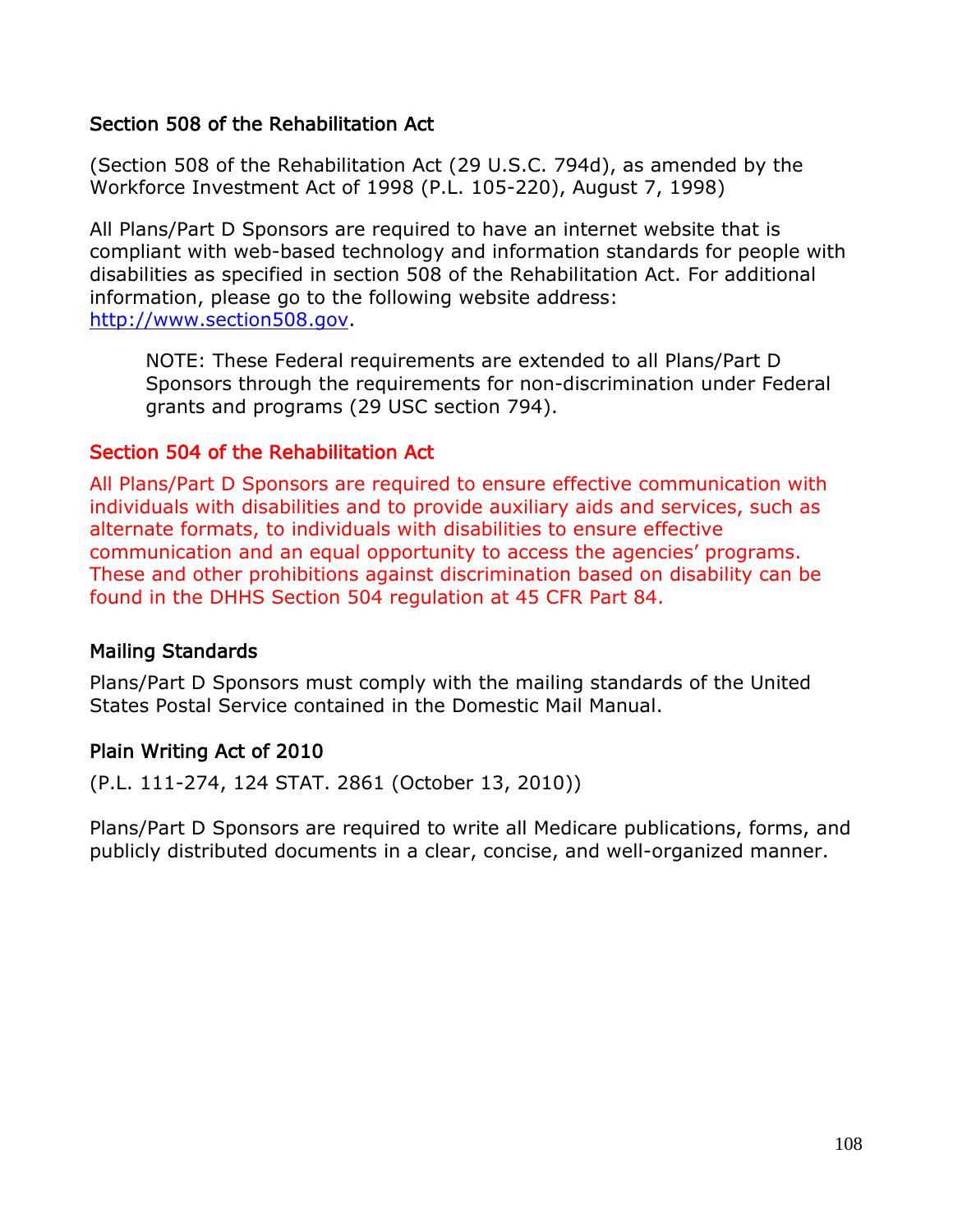### Section 508 of the Rehabilitation Act

(Section 508 of the Rehabilitation Act (29 U.S.C. 794d), as amended by the Workforce Investment Act of 1998 (P.L. 105-220), August 7, 1998)

All Plans/Part D Sponsors are required to have an internet website that is compliant with web-based technology and information standards for people with disabilities as specified in section 508 of the Rehabilitation Act. For additional information, please go to the following website address: [http://www.section508.gov](http://www.section508.gov).

> NOTE: These Federal requirements are extended to all Plans/Part D Sponsors through the requirements for non-discrimination under Federal grants and programs (29 USC section 794).

### Section 504 of the Rehabilitation Act

All Plans/Part D Sponsors are required to ensure effective communication with individuals with disabilities and to provide auxiliary aids and services, such as alternate formats, to individuals with disabilities to ensure effective communication and an equal opportunity to access the agencies' programs. These and other prohibitions against discrimination based on disability can be found in the DHHS Section 504 regulation at 45 CFR Part 84.

### Mailing Standards

Plans/Part D Sponsors must comply with the mailing standards of the United States Postal Service contained in the Domestic Mail Manual.

### Plain Writing Act of 2010

(P.L. 111-274, 124 STAT. 2861 (October 13, 2010))

Plans/Part D Sponsors are required to write all Medicare publications, forms, and publicly distributed documents in a clear, concise, and well-organized manner.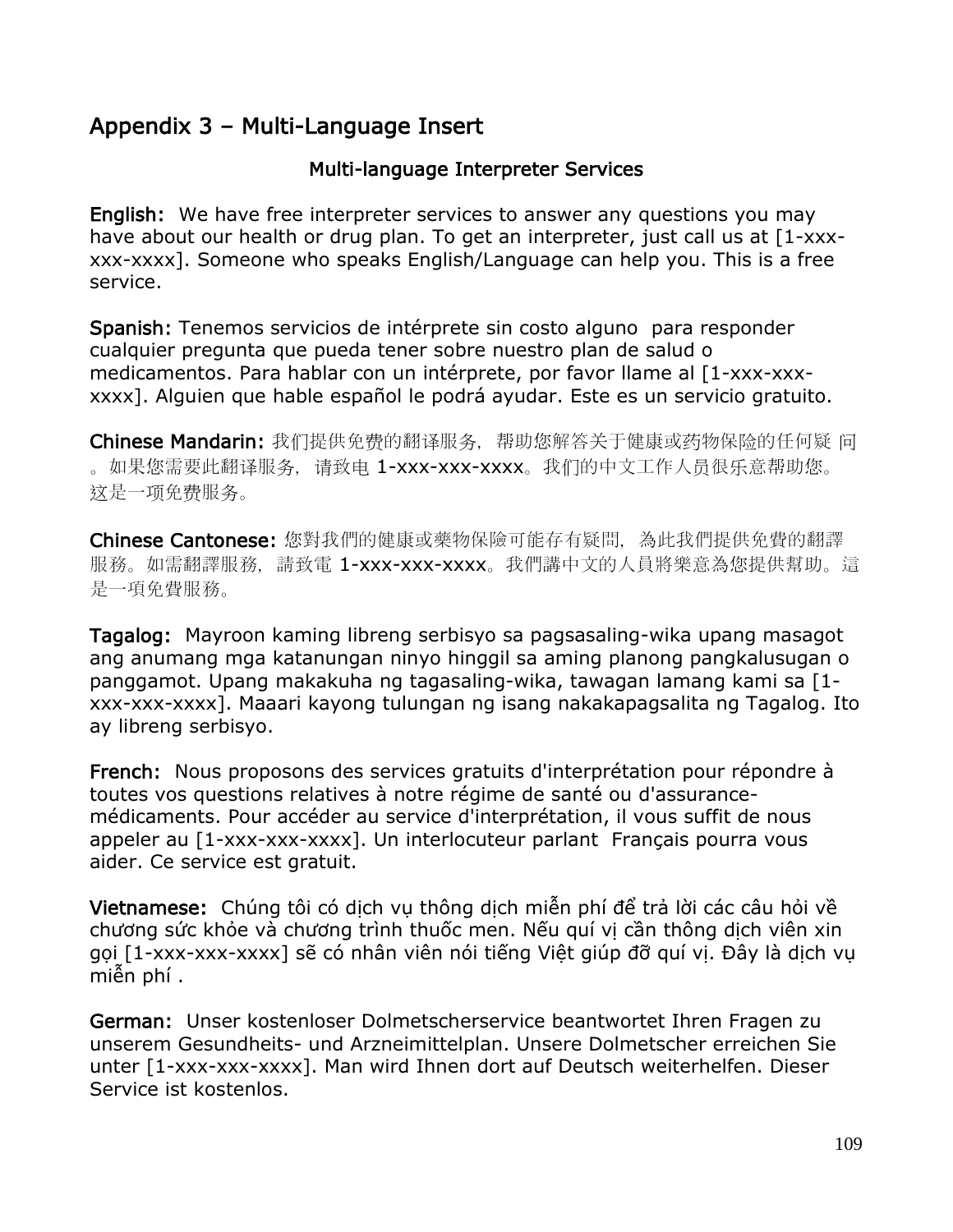## Appendix 3 – Multi-Language Insert

### Multi-language Interpreter Services

**English:** We have free interpreter services to answer any questions you may have about our health or drug plan. To get an interpreter, just call us at [1-xxx-xxx-xxxx]. Someone who speaks English/Language can help you. This is a free service.

**Spanish:** Tenemos servicios de intérprete sin costo alguno para responder cualquier pregunta que pueda tener sobre nuestro plan de salud o medicamentos. Para hablar con un intérprete, por favor llame al [1-xxx-xxx-xxxx]. Alguien que hable español le podrá ayudar. Este es un servicio gratuito.

**Chinese Mandarin:** 我们提供免费的翻译服务，帮助您解答关于健康或药物保险的任何疑 问。如果您需要此翻译服务，请致电 1-xxx-xxx-xxxx。我们的中文工作人员很乐意帮助您。这是一项免费服务。

**Chinese Cantonese:** 您對我們的健康或藥物保險可能存有疑問，為此我們提供免費的翻譯服務。如需翻譯服務，請致電 1-xxx-xxx-xxxx。我們講中文的人員將樂意為您提供幫助。這是一項免費服務。

**Tagalog:** Mayroon kaming libreng serbisyo sa pagsasaling-wika upang masagot ang anumang mga katanungan ninyo hinggil sa aming planong pangkalusugan o panggamot. Upang makakuha ng tagasaling-wika, tawagan lamang kami sa [1-xxx-xxx-xxxx]. Maaari kayong tulungan ng isang nakakapagsalita ng Tagalog. Ito ay libreng serbisyo.

**French:** Nous proposons des services gratuits d'interprétation pour répondre à toutes vos questions relatives à notre régime de santé ou d'assurance-médicaments. Pour accéder au service d'interprétation, il vous suffit de nous appeler au [1-xxx-xxx-xxxx]. Un interlocuteur parlant Français pourra vous aider. Ce service est gratuit.

**Vietnamese:** Chúng tôi có dịch vụ thông dịch miễn phí để trả lời các câu hỏi về chương sức khỏe và chương trình thuốc men. Nếu quí vị cần thông dịch viên xin gọi [1-xxx-xxx-xxxx] sẽ có nhân viên nói tiếng Việt giúp đỡ quí vị. Đây là dịch vụ miễn phí .

**German:** Unser kostenloser Dolmetscherservice beantwortet Ihren Fragen zu unserem Gesundheits- und Arzneimittelplan. Unsere Dolmetscher erreichen Sie unter [1-xxx-xxx-xxxx]. Man wird Ihnen dort auf Deutsch weiterhelfen. Dieser Service ist kostenlos.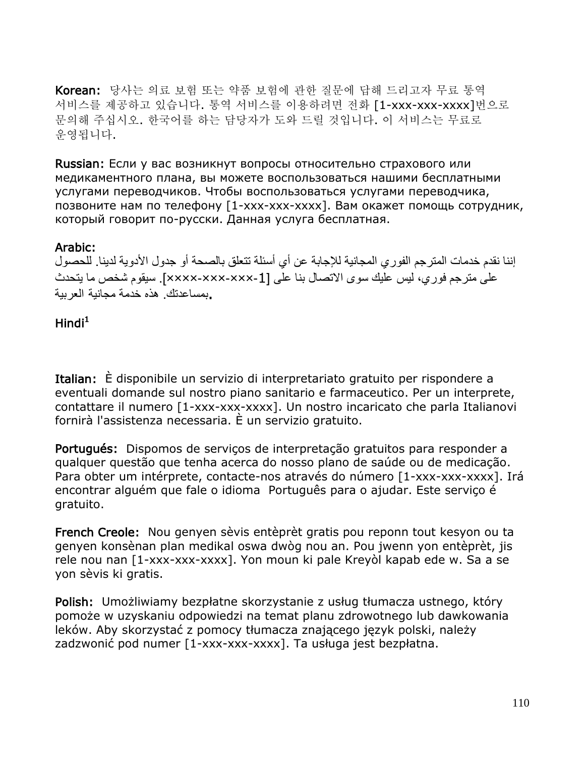**Korean:** 당사는 의료 보험 또는 약품 보험에 관한 질문에 답해 드리고자 무료 통역 서비스를 제공하고 있습니다. 통역 서비스를 이용하려면 전화 [1-xxx-xxx-xxxx]번으로 문의해 주십시오. 한국어를 하는 담당자가 도와 드릴 것입니다. 이 서비스는 무료로 운영됩니다.

**Russian:** Если у вас возникнут вопросы относительно страхового или медикаментного плана, вы можете воспользоваться нашими бесплатными услугами переводчиков. Чтобы воспользоваться услугами переводчика, позвоните нам по телефону [1-xxx-xxx-xxxx]. Вам окажет помощь сотрудник, который говорит по-русски. Данная услуга бесплатная.

**Arabic:**
إننا نقدم خدمات المترجم الفوري المجانية للإجابة عن أي أسئلة تتعلق بالصحة أو جدول الأدوية لدينا. للحصول على مترجم فوري، ليس عليك سوى الاتصال بنا على [1-xxx-xxx-xxxx]. سيقوم شخص ما يتحدث العربية بمساعدتك. هذه خدمة مجانية.

**Hindi**[1]

**Italian:** È disponibile un servizio di interpretariato gratuito per rispondere a eventuali domande sul nostro piano sanitario e farmaceutico. Per un interprete, contattare il numero [1-xxx-xxx-xxxx]. Un nostro incaricato che parla Italianovi fornirà l'assistenza necessaria. È un servizio gratuito.

**Portugués:** Dispomos de serviços de interpretação gratuitos para responder a qualquer questão que tenha acerca do nosso plano de saúde ou de medicação. Para obter um intérprete, contacte-nos através do número [1-xxx-xxx-xxxx]. Irá encontrar alguém que fale o idioma Português para o ajudar. Este serviço é gratuito.

**French Creole:** Nou genyen sèvis entèprèt gratis pou reponn tout kesyon ou ta genyen konsènan plan medikal oswa dwòg nou an. Pou jwenn yon entèprèt, jis rele nou nan [1-xxx-xxx-xxxx]. Yon moun ki pale Kreyòl kapab ede w. Sa a se yon sèvis ki gratis.

**Polish:** Umożliwiamy bezpłatne skorzystanie z usług tłumacza ustnego, który pomoże w uzyskaniu odpowiedzi na temat planu zdrowotnego lub dawkowania leków. Aby skorzystać z pomocy tłumacza znającego język polski, należy zadzwonić pod numer [1-xxx-xxx-xxxx]. Ta usługa jest bezpłatna.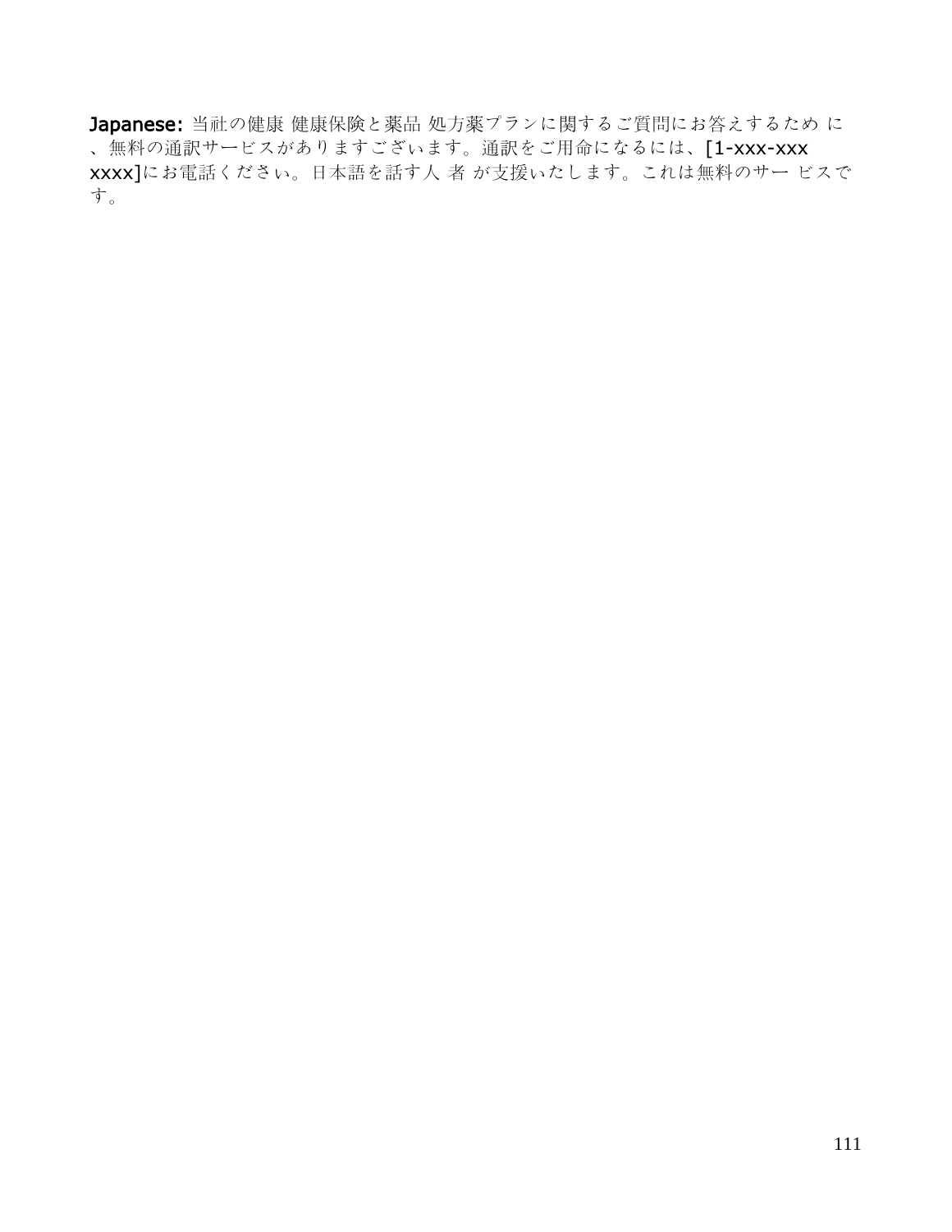**Japanese:** 当社の健康 健康保険と薬品 処方薬プランに関するご質問にお答えするため に、無料の通訳サービスがありますございます。通訳をご用命になるには、[1-xxx-xxx xxxx]にお電話ください。日本語を話す人 者 が支援いたします。これは無料のサー ビスです。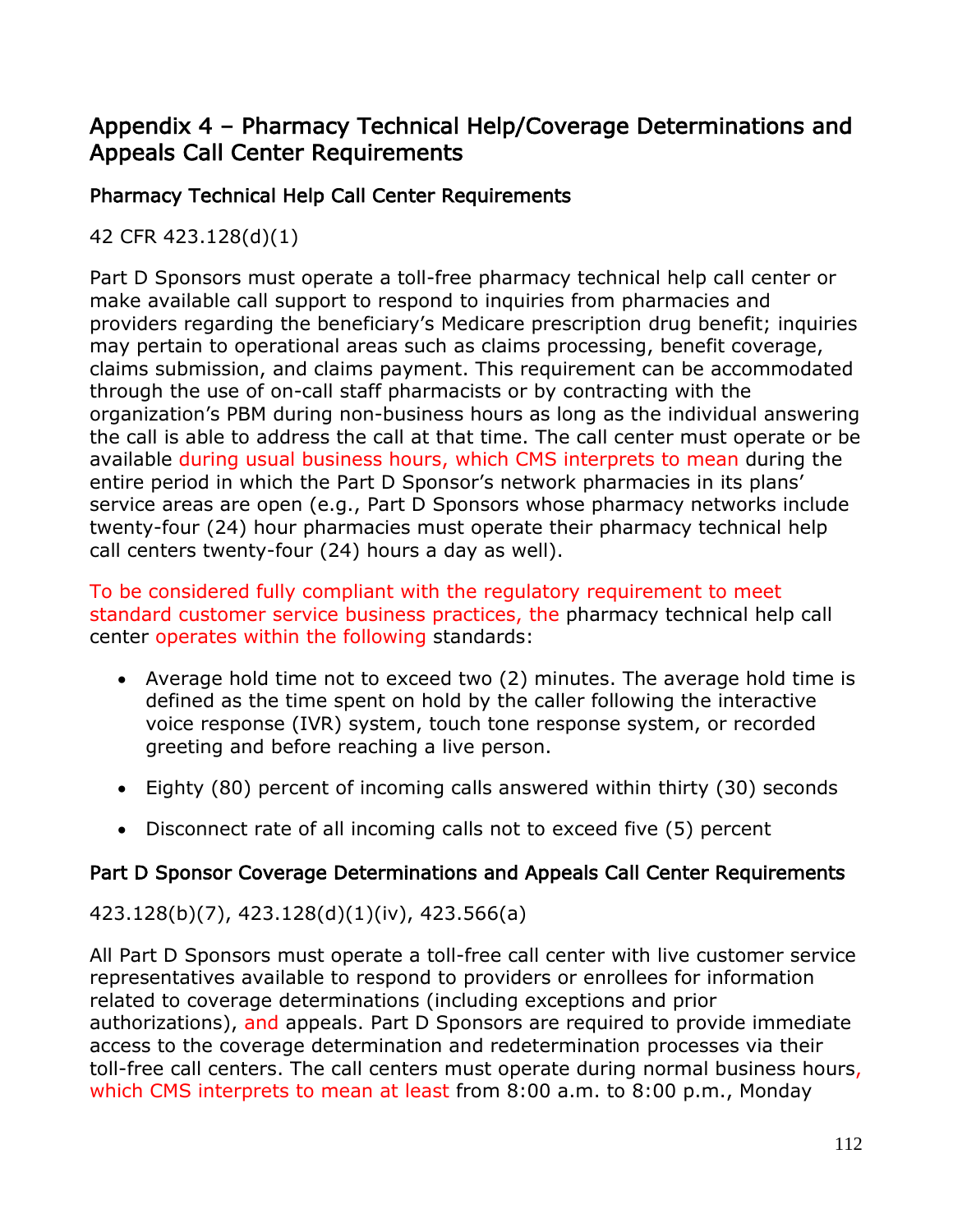## Appendix 4 – Pharmacy Technical Help/Coverage Determinations and Appeals Call Center Requirements

### Pharmacy Technical Help Call Center Requirements

42 CFR 423.128(d)(1)

Part D Sponsors must operate a toll-free pharmacy technical help call center or make available call support to respond to inquiries from pharmacies and providers regarding the beneficiary's Medicare prescription drug benefit; inquiries may pertain to operational areas such as claims processing, benefit coverage, claims submission, and claims payment. This requirement can be accommodated through the use of on-call staff pharmacists or by contracting with the organization's PBM during non-business hours as long as the individual answering the call is able to address the call at that time. The call center must operate or be available during usual business hours, which CMS interprets to mean during the entire period in which the Part D Sponsor's network pharmacies in its plans' service areas are open (e.g., Part D Sponsors whose pharmacy networks include twenty-four (24) hour pharmacies must operate their pharmacy technical help call centers twenty-four (24) hours a day as well).

To be considered fully compliant with the regulatory requirement to meet standard customer service business practices, the pharmacy technical help call center operates within the following standards:

- Average hold time not to exceed two (2) minutes. The average hold time is defined as the time spent on hold by the caller following the interactive voice response (IVR) system, touch tone response system, or recorded greeting and before reaching a live person.
- Eighty (80) percent of incoming calls answered within thirty (30) seconds
- Disconnect rate of all incoming calls not to exceed five (5) percent

### Part D Sponsor Coverage Determinations and Appeals Call Center Requirements

423.128(b)(7), 423.128(d)(1)(iv), 423.566(a)

All Part D Sponsors must operate a toll-free call center with live customer service representatives available to respond to providers or enrollees for information related to coverage determinations (including exceptions and prior authorizations), and appeals. Part D Sponsors are required to provide immediate access to the coverage determination and redetermination processes via their toll-free call centers. The call centers must operate during normal business hours, which CMS interprets to mean at least from 8:00 a.m. to 8:00 p.m., Monday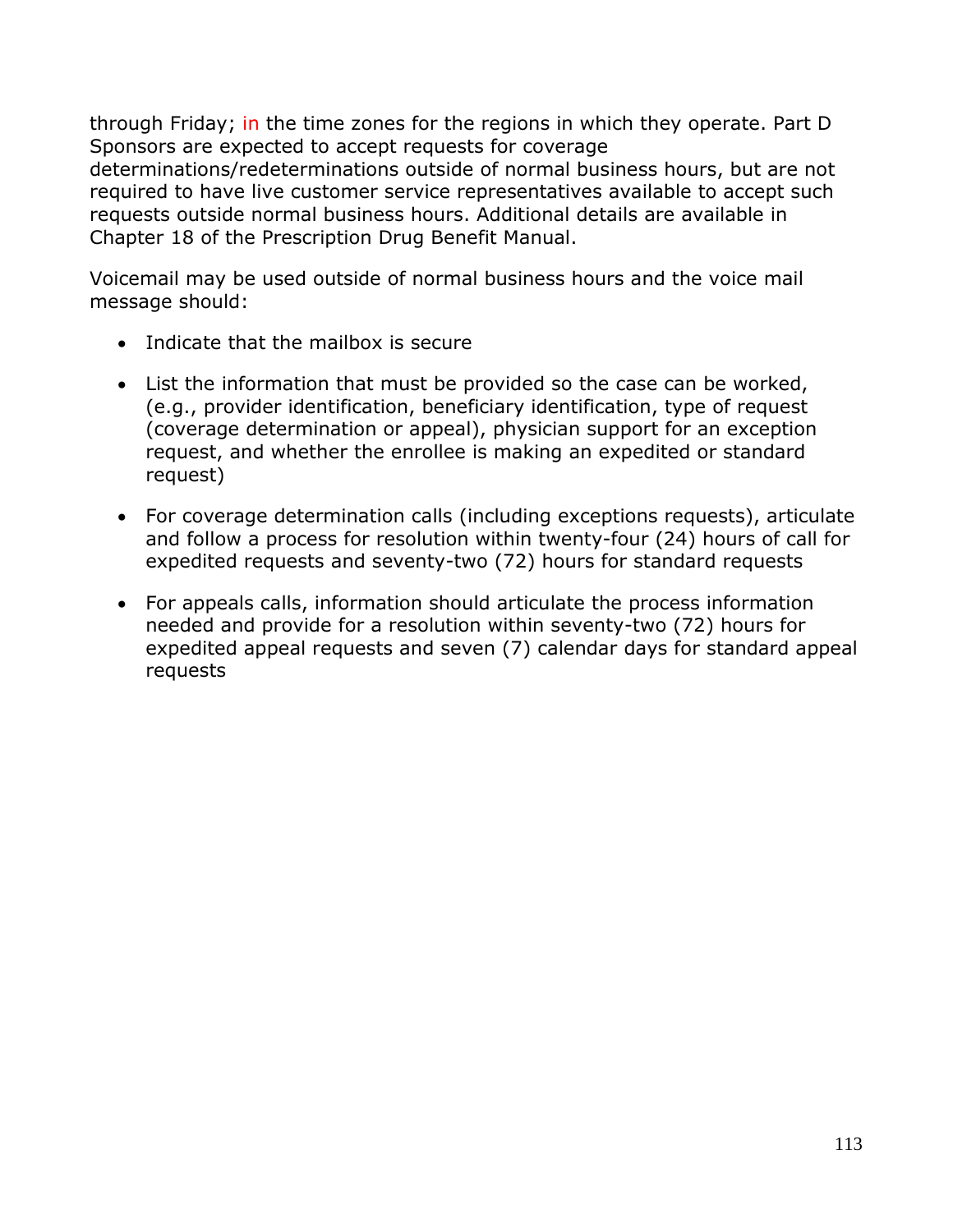through Friday; in the time zones for the regions in which they operate. Part D Sponsors are expected to accept requests for coverage determinations/redeterminations outside of normal business hours, but are not required to have live customer service representatives available to accept such requests outside normal business hours. Additional details are available in Chapter 18 of the Prescription Drug Benefit Manual.

Voicemail may be used outside of normal business hours and the voice mail message should:

- Indicate that the mailbox is secure
- List the information that must be provided so the case can be worked, (e.g., provider identification, beneficiary identification, type of request (coverage determination or appeal), physician support for an exception request, and whether the enrollee is making an expedited or standard request)
- For coverage determination calls (including exceptions requests), articulate and follow a process for resolution within twenty-four (24) hours of call for expedited requests and seventy-two (72) hours for standard requests
- For appeals calls, information should articulate the process information needed and provide for a resolution within seventy-two (72) hours for expedited appeal requests and seven (7) calendar days for standard appeal requests